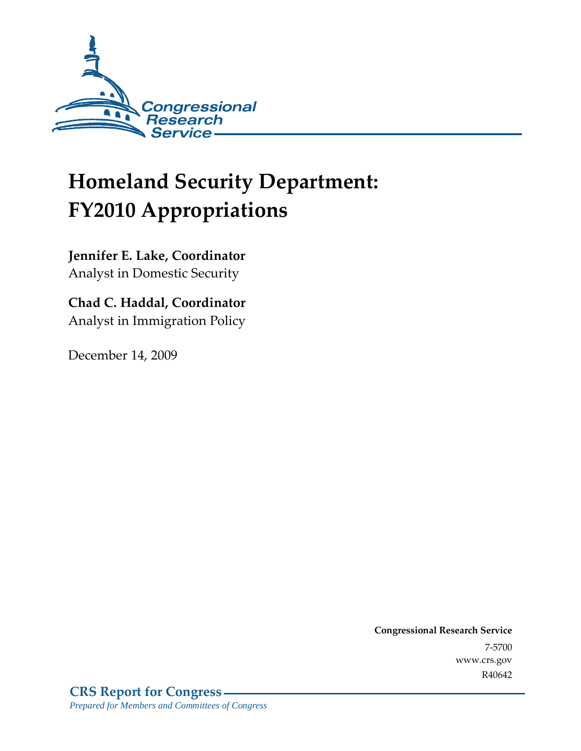Congressional Research Service

# Homeland Security Department: FY2010 Appropriations

**Jennifer E. Lake, Coordinator**
Analyst in Domestic Security

**Chad C. Haddal, Coordinator**
Analyst in Immigration Policy

December 14, 2009

**Congressional Research Service**
7-5700
www.crs.gov
R40642

**CRS Report for Congress**
*Prepared for Members and Committees of Congress*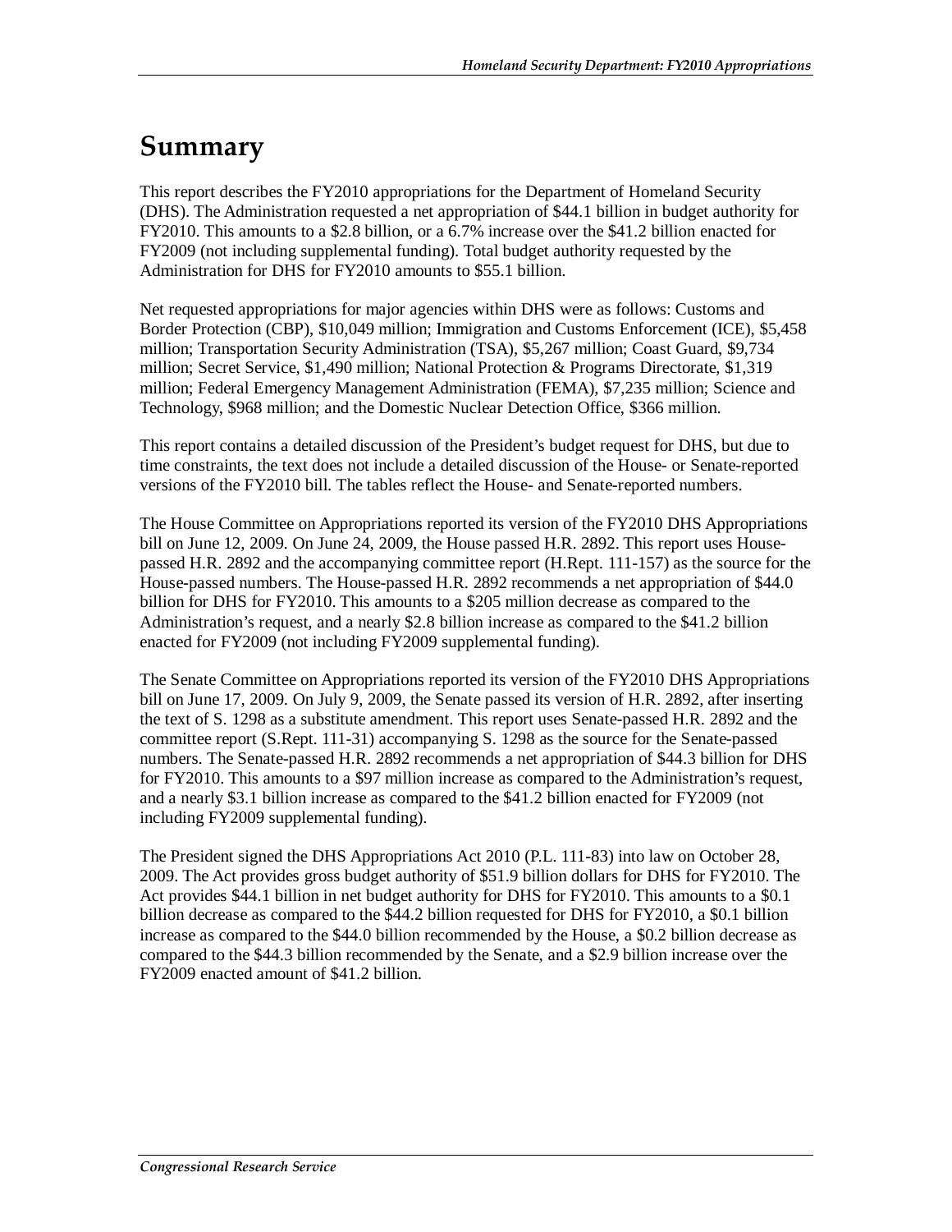# Summary

This report describes the FY2010 appropriations for the Department of Homeland Security (DHS). The Administration requested a net appropriation of $44.1 billion in budget authority for FY2010. This amounts to a $2.8 billion, or a 6.7% increase over the $41.2 billion enacted for FY2009 (not including supplemental funding). Total budget authority requested by the Administration for DHS for FY2010 amounts to $55.1 billion.

Net requested appropriations for major agencies within DHS were as follows: Customs and Border Protection (CBP), $10,049 million; Immigration and Customs Enforcement (ICE), $5,458 million; Transportation Security Administration (TSA), $5,267 million; Coast Guard, $9,734 million; Secret Service, $1,490 million; National Protection & Programs Directorate, $1,319 million; Federal Emergency Management Administration (FEMA), $7,235 million; Science and Technology, $968 million; and the Domestic Nuclear Detection Office, $366 million.

This report contains a detailed discussion of the President's budget request for DHS, but due to time constraints, the text does not include a detailed discussion of the House- or Senate-reported versions of the FY2010 bill. The tables reflect the House- and Senate-reported numbers.

The House Committee on Appropriations reported its version of the FY2010 DHS Appropriations bill on June 12, 2009. On June 24, 2009, the House passed H.R. 2892. This report uses House-passed H.R. 2892 and the accompanying committee report (H.Rept. 111-157) as the source for the House-passed numbers. The House-passed H.R. 2892 recommends a net appropriation of $44.0 billion for DHS for FY2010. This amounts to a $205 million decrease as compared to the Administration's request, and a nearly $2.8 billion increase as compared to the $41.2 billion enacted for FY2009 (not including FY2009 supplemental funding).

The Senate Committee on Appropriations reported its version of the FY2010 DHS Appropriations bill on June 17, 2009. On July 9, 2009, the Senate passed its version of H.R. 2892, after inserting the text of S. 1298 as a substitute amendment. This report uses Senate-passed H.R. 2892 and the committee report (S.Rept. 111-31) accompanying S. 1298 as the source for the Senate-passed numbers. The Senate-passed H.R. 2892 recommends a net appropriation of $44.3 billion for DHS for FY2010. This amounts to a $97 million increase as compared to the Administration's request, and a nearly $3.1 billion increase as compared to the $41.2 billion enacted for FY2009 (not including FY2009 supplemental funding).

The President signed the DHS Appropriations Act 2010 (P.L. 111-83) into law on October 28, 2009. The Act provides gross budget authority of $51.9 billion dollars for DHS for FY2010. The Act provides $44.1 billion in net budget authority for DHS for FY2010. This amounts to a $0.1 billion decrease as compared to the $44.2 billion requested for DHS for FY2010, a $0.1 billion increase as compared to the $44.0 billion recommended by the House, a $0.2 billion decrease as compared to the $44.3 billion recommended by the Senate, and a $2.9 billion increase over the FY2009 enacted amount of $41.2 billion.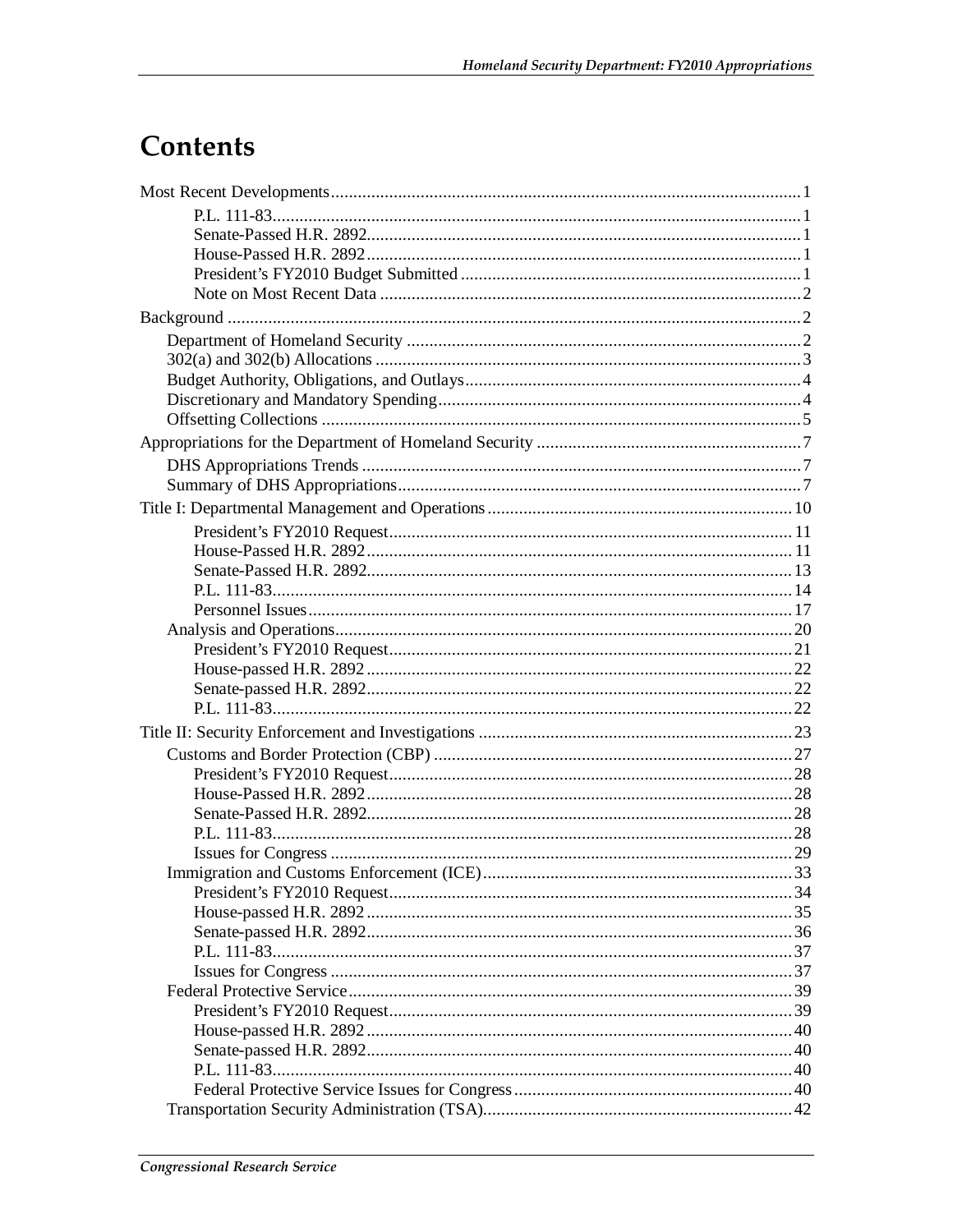# Contents

Most Recent Developments ........ 1
- P.L. 111-83 ........ 1
- Senate-Passed H.R. 2892 ........ 1
- House-Passed H.R. 2892 ........ 1
- President's FY2010 Budget Submitted ........ 1
- Note on Most Recent Data ........ 2

Background ........ 2
- Department of Homeland Security ........ 2
- 302(a) and 302(b) Allocations ........ 3
- Budget Authority, Obligations, and Outlays ........ 4
- Discretionary and Mandatory Spending ........ 4
- Offsetting Collections ........ 5

Appropriations for the Department of Homeland Security ........ 7
- DHS Appropriations Trends ........ 7
- Summary of DHS Appropriations ........ 7

Title I: Departmental Management and Operations ........ 10
- President's FY2010 Request ........ 11
- House-Passed H.R. 2892 ........ 11
- Senate-Passed H.R. 2892 ........ 13
- P.L. 111-83 ........ 14
- Personnel Issues ........ 17
- Analysis and Operations ........ 20
  - President's FY2010 Request ........ 21
  - House-passed H.R. 2892 ........ 22
  - Senate-passed H.R. 2892 ........ 22
  - P.L. 111-83 ........ 22

Title II: Security Enforcement and Investigations ........ 23
- Customs and Border Protection (CBP) ........ 27
  - President's FY2010 Request ........ 28
  - House-Passed H.R. 2892 ........ 28
  - Senate-Passed H.R. 2892 ........ 28
  - P.L. 111-83 ........ 28
  - Issues for Congress ........ 29
- Immigration and Customs Enforcement (ICE) ........ 33
  - President's FY2010 Request ........ 34
  - House-passed H.R. 2892 ........ 35
  - Senate-passed H.R. 2892 ........ 36
  - P.L. 111-83 ........ 37
  - Issues for Congress ........ 37
- Federal Protective Service ........ 39
  - President's FY2010 Request ........ 39
  - House-passed H.R. 2892 ........ 40
  - Senate-passed H.R. 2892 ........ 40
  - P.L. 111-83 ........ 40
  - Federal Protective Service Issues for Congress ........ 40
- Transportation Security Administration (TSA) ........ 42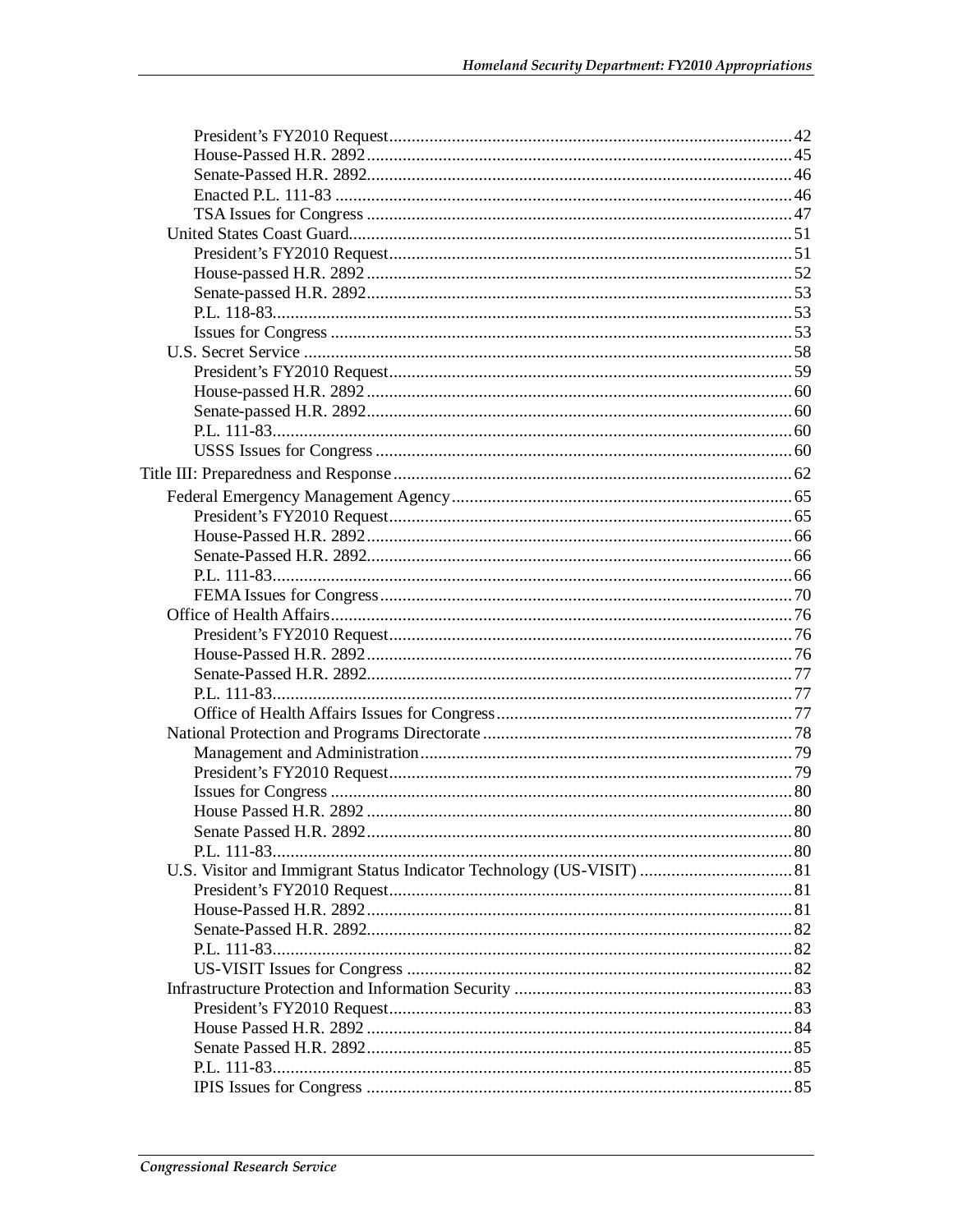- President's FY2010 Request ... 42
- House-Passed H.R. 2892 ... 45
- Senate-Passed H.R. 2892 ... 46
- Enacted P.L. 111-83 ... 46
- TSA Issues for Congress ... 47

United States Coast Guard ... 51

- President's FY2010 Request ... 51
- House-passed H.R. 2892 ... 52
- Senate-passed H.R. 2892 ... 53
- P.L. 118-83 ... 53
- Issues for Congress ... 53

U.S. Secret Service ... 58

- President's FY2010 Request ... 59
- House-passed H.R. 2892 ... 60
- Senate-passed H.R. 2892 ... 60
- P.L. 111-83 ... 60
- USSS Issues for Congress ... 60

Title III: Preparedness and Response ... 62

Federal Emergency Management Agency ... 65

- President's FY2010 Request ... 65
- House-Passed H.R. 2892 ... 66
- Senate-Passed H.R. 2892 ... 66
- P.L. 111-83 ... 66
- FEMA Issues for Congress ... 70

Office of Health Affairs ... 76

- President's FY2010 Request ... 76
- House-Passed H.R. 2892 ... 76
- Senate-Passed H.R. 2892 ... 77
- P.L. 111-83 ... 77
- Office of Health Affairs Issues for Congress ... 77

National Protection and Programs Directorate ... 78

- Management and Administration ... 79
- President's FY2010 Request ... 79
- Issues for Congress ... 80
- House Passed H.R. 2892 ... 80
- Senate Passed H.R. 2892 ... 80
- P.L. 111-83 ... 80

U.S. Visitor and Immigrant Status Indicator Technology (US-VISIT) ... 81

- President's FY2010 Request ... 81
- House-Passed H.R. 2892 ... 81
- Senate-Passed H.R. 2892 ... 82
- P.L. 111-83 ... 82
- US-VISIT Issues for Congress ... 82

Infrastructure Protection and Information Security ... 83

- President's FY2010 Request ... 83
- House Passed H.R. 2892 ... 84
- Senate Passed H.R. 2892 ... 85
- P.L. 111-83 ... 85
- IPIS Issues for Congress ... 85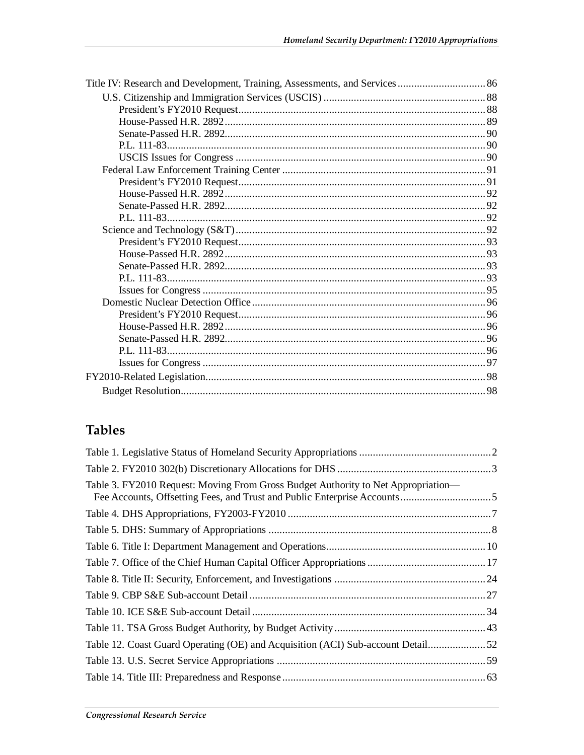Title IV: Research and Development, Training, Assessments, and Services ............................... 86
- U.S. Citizenship and Immigration Services (USCIS) ........................................................ 88
  - President's FY2010 Request........................................................................ 88
  - House-Passed H.R. 2892............................................................................. 89
  - Senate-Passed H.R. 2892............................................................................. 90
  - P.L. 111-83.................................................................................................. 90
  - USCIS Issues for Congress .......................................................................... 90
- Federal Law Enforcement Training Center ........................................................................ 91
  - President's FY2010 Request........................................................................ 91
  - House-Passed H.R. 2892............................................................................. 92
  - Senate-Passed H.R. 2892............................................................................. 92
  - P.L. 111-83.................................................................................................. 92
- Science and Technology (S&T).......................................................................................... 92
  - President's FY2010 Request........................................................................ 93
  - House-Passed H.R. 2892............................................................................. 93
  - Senate-Passed H.R. 2892............................................................................. 93
  - P.L. 111-83.................................................................................................. 93
  - Issues for Congress ...................................................................................... 95
- Domestic Nuclear Detection Office.................................................................................... 96
  - President's FY2010 Request........................................................................ 96
  - House-Passed H.R. 2892............................................................................. 96
  - Senate-Passed H.R. 2892............................................................................. 96
  - P.L. 111-83.................................................................................................. 96
  - Issues for Congress ...................................................................................... 97

FY2010-Related Legislation.................................................................................................... 98
- Budget Resolution............................................................................................................. 98

## Tables

Table 1. Legislative Status of Homeland Security Appropriations ............................................... 2

Table 2. FY2010 302(b) Discretionary Allocations for DHS ........................................................ 3

Table 3. FY2010 Request: Moving From Gross Budget Authority to Net Appropriation—Fee Accounts, Offsetting Fees, and Trust and Public Enterprise Accounts................................. 5

Table 4. DHS Appropriations, FY2003-FY2010 .......................................................................... 7

Table 5. DHS: Summary of Appropriations ................................................................................. 8

Table 6. Title I: Department Management and Operations.......................................................... 10

Table 7. Office of the Chief Human Capital Officer Appropriations ........................................... 17

Table 8. Title II: Security, Enforcement, and Investigations ....................................................... 24

Table 9. CBP S&E Sub-account Detail ...................................................................................... 27

Table 10. ICE S&E Sub-account Detail ..................................................................................... 34

Table 11. TSA Gross Budget Authority, by Budget Activity....................................................... 43

Table 12. Coast Guard Operating (OE) and Acquisition (ACI) Sub-account Detail..................... 52

Table 13. U.S. Secret Service Appropriations ............................................................................ 59

Table 14. Title III: Preparedness and Response.......................................................................... 63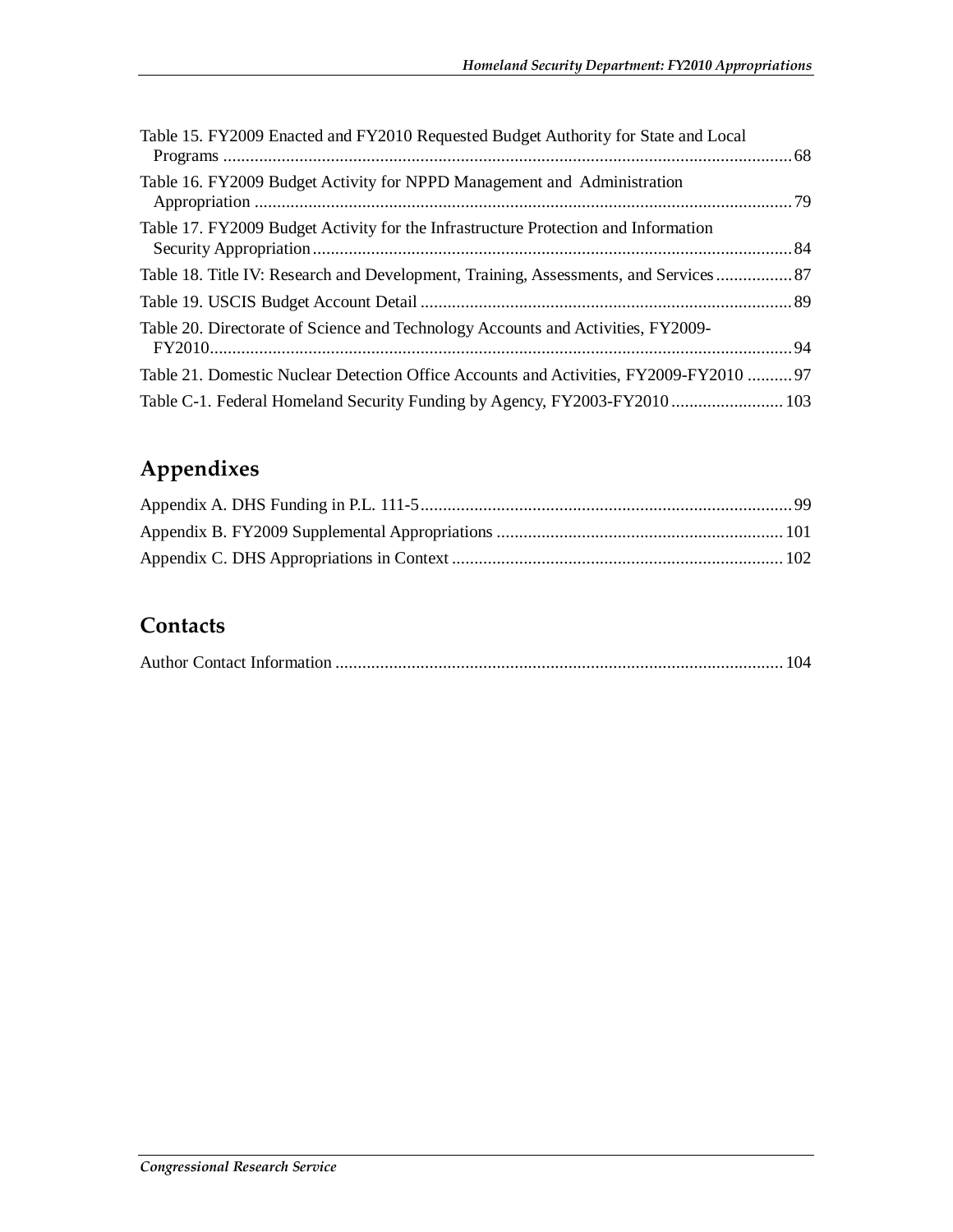Table 15. FY2009 Enacted and FY2010 Requested Budget Authority for State and Local Programs ............................................................................................................................ 68

Table 16. FY2009 Budget Activity for NPPD Management and Administration Appropriation ..................................................................................................................... 79

Table 17. FY2009 Budget Activity for the Infrastructure Protection and Information Security Appropriation ........................................................................................................ 84

Table 18. Title IV: Research and Development, Training, Assessments, and Services ................. 87

Table 19. USCIS Budget Account Detail ..................................................................................... 89

Table 20. Directorate of Science and Technology Accounts and Activities, FY2009-FY2010 ............................................................................................................................... 94

Table 21. Domestic Nuclear Detection Office Accounts and Activities, FY2009-FY2010 .......... 97

Table C-1. Federal Homeland Security Funding by Agency, FY2003-FY2010 ......................... 103

## Appendixes

Appendix A. DHS Funding in P.L. 111-5 ................................................................................... 99

Appendix B. FY2009 Supplemental Appropriations ................................................................ 101

Appendix C. DHS Appropriations in Context .......................................................................... 102

## Contacts

Author Contact Information ..................................................................................................... 104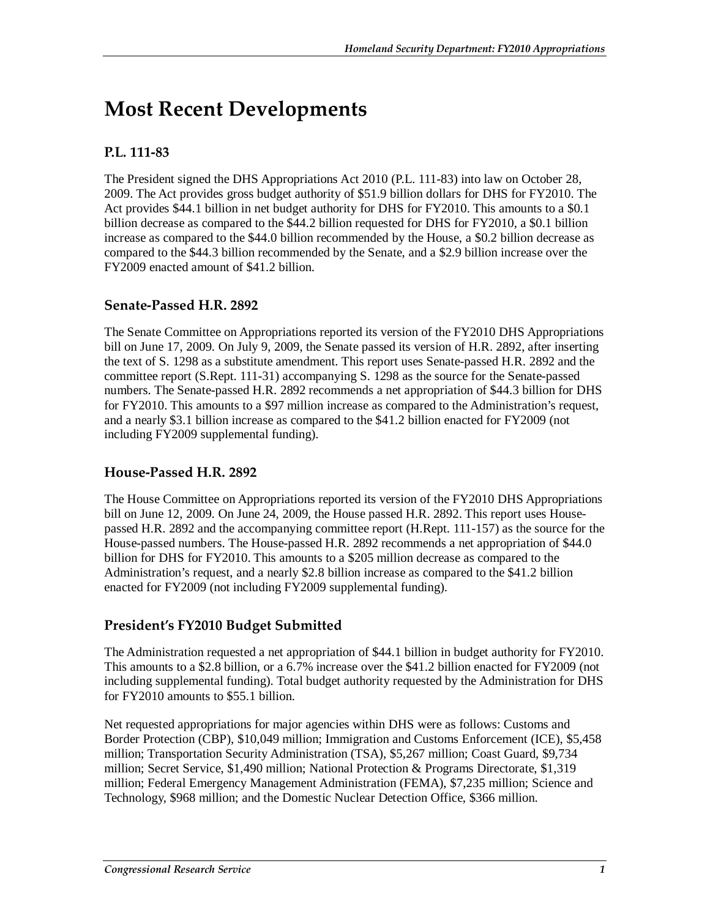# Most Recent Developments

## P.L. 111-83

The President signed the DHS Appropriations Act 2010 (P.L. 111-83) into law on October 28, 2009. The Act provides gross budget authority of $51.9 billion dollars for DHS for FY2010. The Act provides $44.1 billion in net budget authority for DHS for FY2010. This amounts to a $0.1 billion decrease as compared to the $44.2 billion requested for DHS for FY2010, a $0.1 billion increase as compared to the $44.0 billion recommended by the House, a $0.2 billion decrease as compared to the $44.3 billion recommended by the Senate, and a $2.9 billion increase over the FY2009 enacted amount of $41.2 billion.

### Senate-Passed H.R. 2892

The Senate Committee on Appropriations reported its version of the FY2010 DHS Appropriations bill on June 17, 2009. On July 9, 2009, the Senate passed its version of H.R. 2892, after inserting the text of S. 1298 as a substitute amendment. This report uses Senate-passed H.R. 2892 and the committee report (S.Rept. 111-31) accompanying S. 1298 as the source for the Senate-passed numbers. The Senate-passed H.R. 2892 recommends a net appropriation of $44.3 billion for DHS for FY2010. This amounts to a $97 million increase as compared to the Administration's request, and a nearly $3.1 billion increase as compared to the $41.2 billion enacted for FY2009 (not including FY2009 supplemental funding).

### House-Passed H.R. 2892

The House Committee on Appropriations reported its version of the FY2010 DHS Appropriations bill on June 12, 2009. On June 24, 2009, the House passed H.R. 2892. This report uses House-passed H.R. 2892 and the accompanying committee report (H.Rept. 111-157) as the source for the House-passed numbers. The House-passed H.R. 2892 recommends a net appropriation of $44.0 billion for DHS for FY2010. This amounts to a $205 million decrease as compared to the Administration's request, and a nearly $2.8 billion increase as compared to the $41.2 billion enacted for FY2009 (not including FY2009 supplemental funding).

### President's FY2010 Budget Submitted

The Administration requested a net appropriation of $44.1 billion in budget authority for FY2010. This amounts to a $2.8 billion, or a 6.7% increase over the $41.2 billion enacted for FY2009 (not including supplemental funding). Total budget authority requested by the Administration for DHS for FY2010 amounts to $55.1 billion.

Net requested appropriations for major agencies within DHS were as follows: Customs and Border Protection (CBP), $10,049 million; Immigration and Customs Enforcement (ICE), $5,458 million; Transportation Security Administration (TSA), $5,267 million; Coast Guard, $9,734 million; Secret Service, $1,490 million; National Protection & Programs Directorate, $1,319 million; Federal Emergency Management Administration (FEMA), $7,235 million; Science and Technology, $968 million; and the Domestic Nuclear Detection Office, $366 million.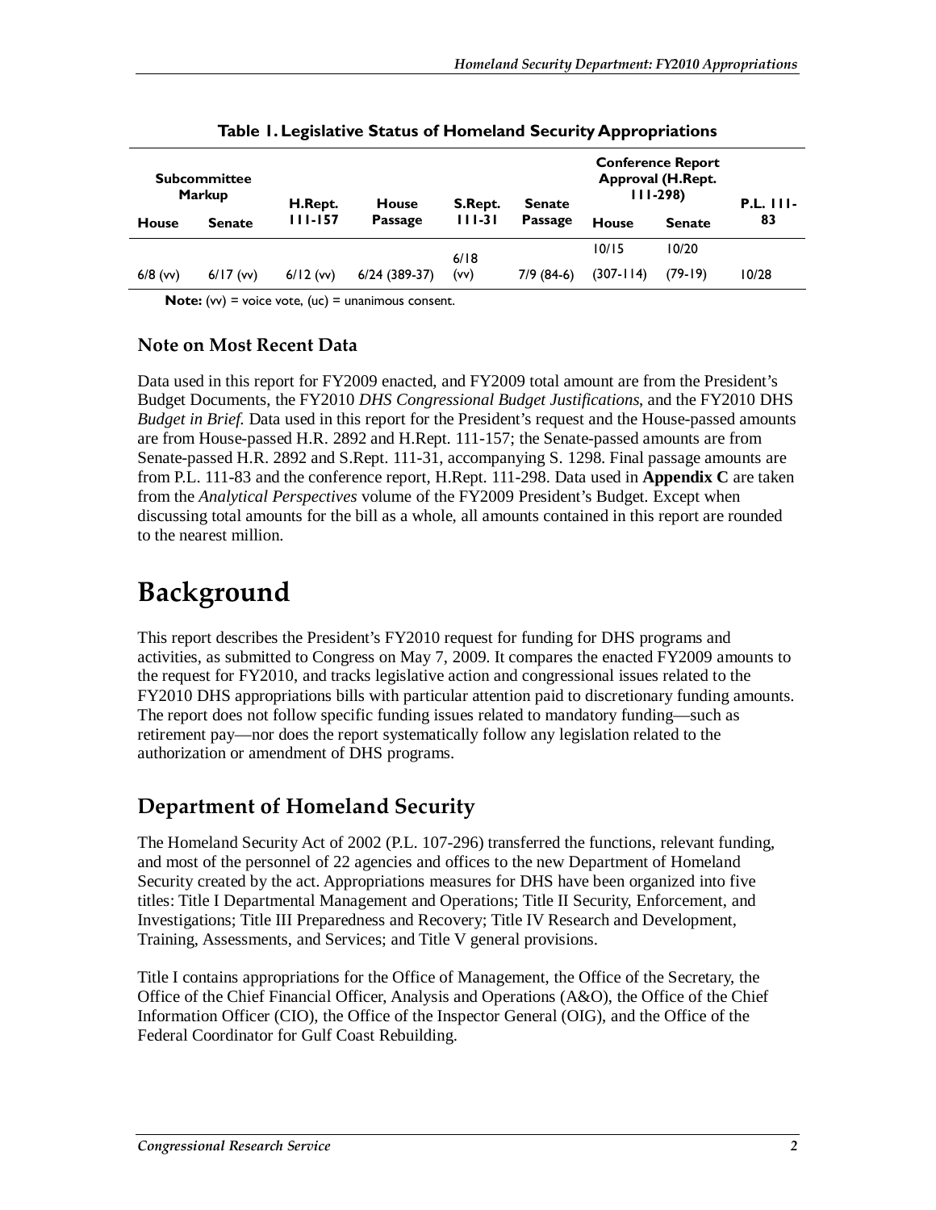**Table 1. Legislative Status of Homeland Security Appropriations**

| Subcommittee Markup | | H.Rept. 111-157 | House Passage | S.Rept. 111-31 | Senate Passage | Conference Report Approval (H.Rept. 111-298) | | P.L. 111-83 |
|---|---|---|---|---|---|---|---|---|
| House | Senate | | | | | House | Senate | |
| 6/8 (vv) | 6/17 (vv) | 6/12 (vv) | 6/24 (389-37) | 6/18 (vv) | 7/9 (84-6) | 10/15 (307-114) | 10/20 (79-19) | 10/28 |

**Note:** (vv) = voice vote, (uc) = unanimous consent.

### Note on Most Recent Data

Data used in this report for FY2009 enacted, and FY2009 total amount are from the President's Budget Documents, the FY2010 *DHS Congressional Budget Justifications*, and the FY2010 DHS *Budget in Brief.* Data used in this report for the President's request and the House-passed amounts are from House-passed H.R. 2892 and H.Rept. 111-157; the Senate-passed amounts are from Senate-passed H.R. 2892 and S.Rept. 111-31, accompanying S. 1298. Final passage amounts are from P.L. 111-83 and the conference report, H.Rept. 111-298. Data used in **Appendix C** are taken from the *Analytical Perspectives* volume of the FY2009 President's Budget. Except when discussing total amounts for the bill as a whole, all amounts contained in this report are rounded to the nearest million.

# Background

This report describes the President's FY2010 request for funding for DHS programs and activities, as submitted to Congress on May 7, 2009. It compares the enacted FY2009 amounts to the request for FY2010, and tracks legislative action and congressional issues related to the FY2010 DHS appropriations bills with particular attention paid to discretionary funding amounts. The report does not follow specific funding issues related to mandatory funding—such as retirement pay—nor does the report systematically follow any legislation related to the authorization or amendment of DHS programs.

## Department of Homeland Security

The Homeland Security Act of 2002 (P.L. 107-296) transferred the functions, relevant funding, and most of the personnel of 22 agencies and offices to the new Department of Homeland Security created by the act. Appropriations measures for DHS have been organized into five titles: Title I Departmental Management and Operations; Title II Security, Enforcement, and Investigations; Title III Preparedness and Recovery; Title IV Research and Development, Training, Assessments, and Services; and Title V general provisions.

Title I contains appropriations for the Office of Management, the Office of the Secretary, the Office of the Chief Financial Officer, Analysis and Operations (A&O), the Office of the Chief Information Officer (CIO), the Office of the Inspector General (OIG), and the Office of the Federal Coordinator for Gulf Coast Rebuilding.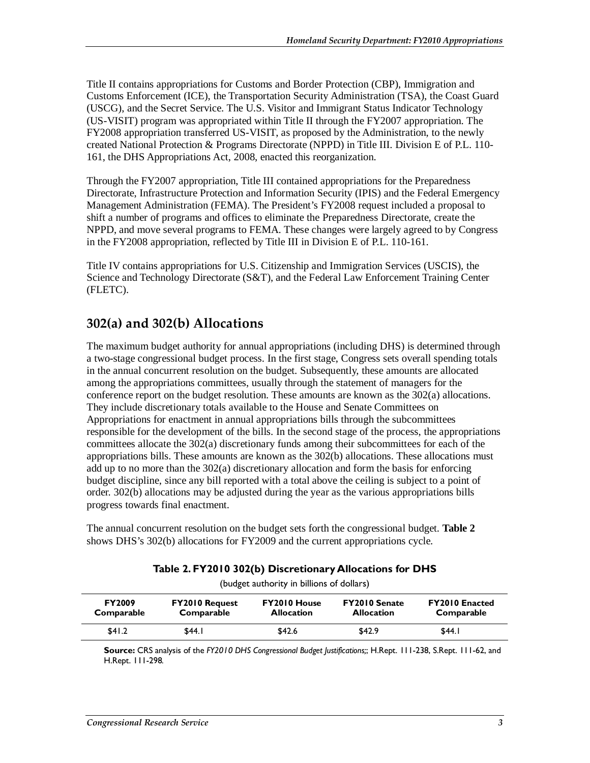Title II contains appropriations for Customs and Border Protection (CBP), Immigration and Customs Enforcement (ICE), the Transportation Security Administration (TSA), the Coast Guard (USCG), and the Secret Service. The U.S. Visitor and Immigrant Status Indicator Technology (US-VISIT) program was appropriated within Title II through the FY2007 appropriation. The FY2008 appropriation transferred US-VISIT, as proposed by the Administration, to the newly created National Protection & Programs Directorate (NPPD) in Title III. Division E of P.L. 110-161, the DHS Appropriations Act, 2008, enacted this reorganization.

Through the FY2007 appropriation, Title III contained appropriations for the Preparedness Directorate, Infrastructure Protection and Information Security (IPIS) and the Federal Emergency Management Administration (FEMA). The President's FY2008 request included a proposal to shift a number of programs and offices to eliminate the Preparedness Directorate, create the NPPD, and move several programs to FEMA. These changes were largely agreed to by Congress in the FY2008 appropriation, reflected by Title III in Division E of P.L. 110-161.

Title IV contains appropriations for U.S. Citizenship and Immigration Services (USCIS), the Science and Technology Directorate (S&T), and the Federal Law Enforcement Training Center (FLETC).

## 302(a) and 302(b) Allocations

The maximum budget authority for annual appropriations (including DHS) is determined through a two-stage congressional budget process. In the first stage, Congress sets overall spending totals in the annual concurrent resolution on the budget. Subsequently, these amounts are allocated among the appropriations committees, usually through the statement of managers for the conference report on the budget resolution. These amounts are known as the 302(a) allocations. They include discretionary totals available to the House and Senate Committees on Appropriations for enactment in annual appropriations bills through the subcommittees responsible for the development of the bills. In the second stage of the process, the appropriations committees allocate the 302(a) discretionary funds among their subcommittees for each of the appropriations bills. These amounts are known as the 302(b) allocations. These allocations must add up to no more than the 302(a) discretionary allocation and form the basis for enforcing budget discipline, since any bill reported with a total above the ceiling is subject to a point of order. 302(b) allocations may be adjusted during the year as the various appropriations bills progress towards final enactment.

The annual concurrent resolution on the budget sets forth the congressional budget. **Table 2** shows DHS's 302(b) allocations for FY2009 and the current appropriations cycle.

**Table 2. FY2010 302(b) Discretionary Allocations for DHS**

(budget authority in billions of dollars)

| FY2009 Comparable | FY2010 Request Comparable | FY2010 House Allocation | FY2010 Senate Allocation | FY2010 Enacted Comparable |
|---|---|---|---|---|
| $41.2 | $44.1 | $42.6 | $42.9 | $44.1 |

**Source:** CRS analysis of the *FY2010 DHS Congressional Budget Justifications*;; H.Rept. 111-238, S.Rept. 111-62, and H.Rept. 111-298.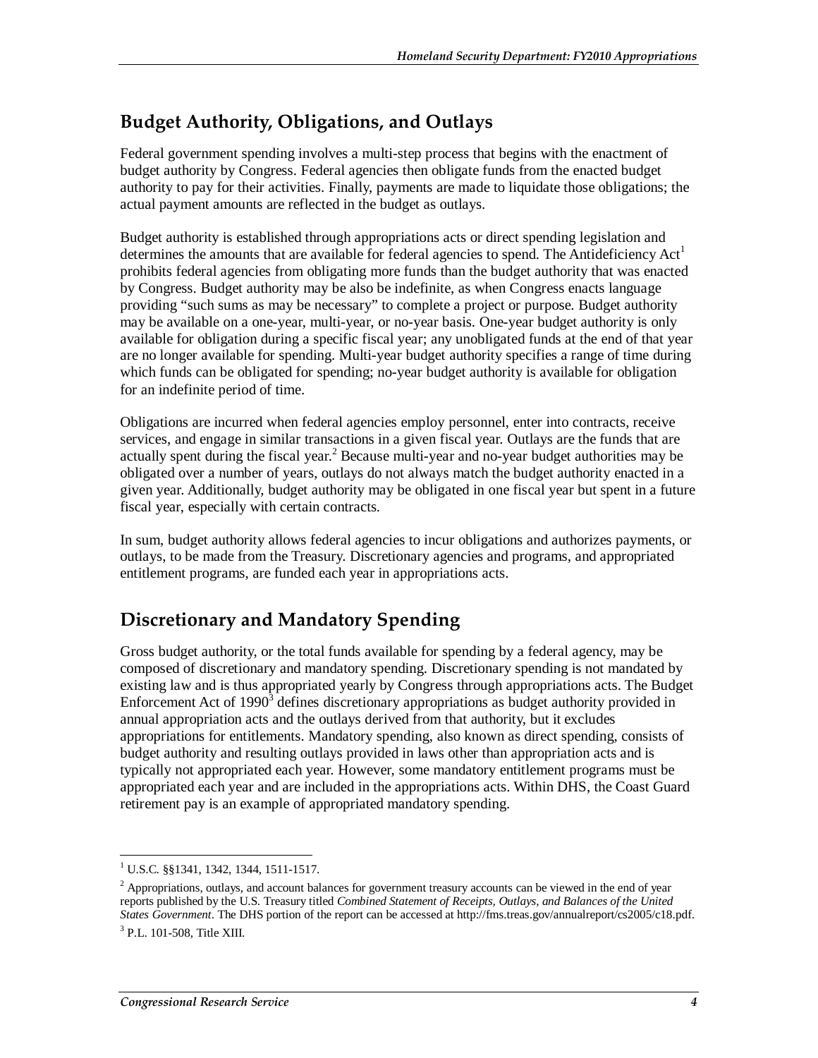## Budget Authority, Obligations, and Outlays

Federal government spending involves a multi-step process that begins with the enactment of budget authority by Congress. Federal agencies then obligate funds from the enacted budget authority to pay for their activities. Finally, payments are made to liquidate those obligations; the actual payment amounts are reflected in the budget as outlays.

Budget authority is established through appropriations acts or direct spending legislation and determines the amounts that are available for federal agencies to spend. The Antideficiency Act[1] prohibits federal agencies from obligating more funds than the budget authority that was enacted by Congress. Budget authority may be also be indefinite, as when Congress enacts language providing "such sums as may be necessary" to complete a project or purpose. Budget authority may be available on a one-year, multi-year, or no-year basis. One-year budget authority is only available for obligation during a specific fiscal year; any unobligated funds at the end of that year are no longer available for spending. Multi-year budget authority specifies a range of time during which funds can be obligated for spending; no-year budget authority is available for obligation for an indefinite period of time.

Obligations are incurred when federal agencies employ personnel, enter into contracts, receive services, and engage in similar transactions in a given fiscal year. Outlays are the funds that are actually spent during the fiscal year.[2] Because multi-year and no-year budget authorities may be obligated over a number of years, outlays do not always match the budget authority enacted in a given year. Additionally, budget authority may be obligated in one fiscal year but spent in a future fiscal year, especially with certain contracts.

In sum, budget authority allows federal agencies to incur obligations and authorizes payments, or outlays, to be made from the Treasury. Discretionary agencies and programs, and appropriated entitlement programs, are funded each year in appropriations acts.

## Discretionary and Mandatory Spending

Gross budget authority, or the total funds available for spending by a federal agency, may be composed of discretionary and mandatory spending. Discretionary spending is not mandated by existing law and is thus appropriated yearly by Congress through appropriations acts. The Budget Enforcement Act of 1990[3] defines discretionary appropriations as budget authority provided in annual appropriation acts and the outlays derived from that authority, but it excludes appropriations for entitlements. Mandatory spending, also known as direct spending, consists of budget authority and resulting outlays provided in laws other than appropriation acts and is typically not appropriated each year. However, some mandatory entitlement programs must be appropriated each year and are included in the appropriations acts. Within DHS, the Coast Guard retirement pay is an example of appropriated mandatory spending.

---

[1] U.S.C. §§1341, 1342, 1344, 1511-1517.

[2] Appropriations, outlays, and account balances for government treasury accounts can be viewed in the end of year reports published by the U.S. Treasury titled *Combined Statement of Receipts, Outlays, and Balances of the United States Government*. The DHS portion of the report can be accessed at http://fms.treas.gov/annualreport/cs2005/c18.pdf.

[3] P.L. 101-508, Title XIII.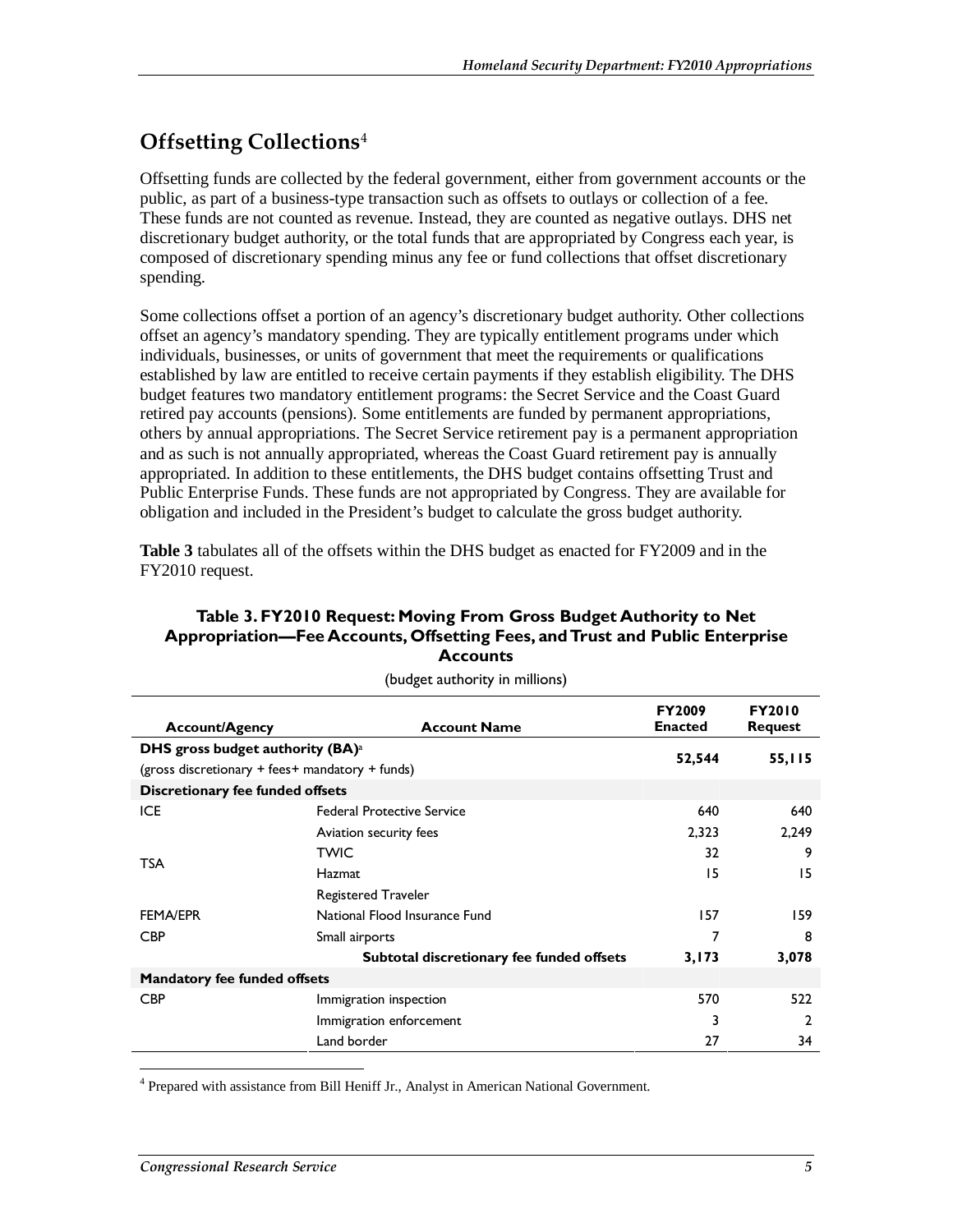## Offsetting Collections[4]

Offsetting funds are collected by the federal government, either from government accounts or the public, as part of a business-type transaction such as offsets to outlays or collection of a fee. These funds are not counted as revenue. Instead, they are counted as negative outlays. DHS net discretionary budget authority, or the total funds that are appropriated by Congress each year, is composed of discretionary spending minus any fee or fund collections that offset discretionary spending.

Some collections offset a portion of an agency's discretionary budget authority. Other collections offset an agency's mandatory spending. They are typically entitlement programs under which individuals, businesses, or units of government that meet the requirements or qualifications established by law are entitled to receive certain payments if they establish eligibility. The DHS budget features two mandatory entitlement programs: the Secret Service and the Coast Guard retired pay accounts (pensions). Some entitlements are funded by permanent appropriations, others by annual appropriations. The Secret Service retirement pay is a permanent appropriation and as such is not annually appropriated, whereas the Coast Guard retirement pay is annually appropriated. In addition to these entitlements, the DHS budget contains offsetting Trust and Public Enterprise Funds. These funds are not appropriated by Congress. They are available for obligation and included in the President's budget to calculate the gross budget authority.

**Table 3** tabulates all of the offsets within the DHS budget as enacted for FY2009 and in the FY2010 request.

**Table 3. FY2010 Request: Moving From Gross Budget Authority to Net Appropriation—Fee Accounts, Offsetting Fees, and Trust and Public Enterprise Accounts**

(budget authority in millions)

| Account/Agency | Account Name | FY2009 Enacted | FY2010 Request |
|---|---|---|---|
| **DHS gross budget authority (BA)**[a] (gross discretionary + fees+ mandatory + funds) | | **52,544** | **55,115** |
| **Discretionary fee funded offsets** | | | |
| ICE | Federal Protective Service | 640 | 640 |
| TSA | Aviation security fees | 2,323 | 2,249 |
| | TWIC | 32 | 9 |
| | Hazmat | 15 | 15 |
| | Registered Traveler | | |
| FEMA/EPR | National Flood Insurance Fund | 157 | 159 |
| CBP | Small airports | 7 | 8 |
| | **Subtotal discretionary fee funded offsets** | **3,173** | **3,078** |
| **Mandatory fee funded offsets** | | | |
| CBP | Immigration inspection | 570 | 522 |
| | Immigration enforcement | 3 | 2 |
| | Land border | 27 | 34 |

[4] Prepared with assistance from Bill Heniff Jr., Analyst in American National Government.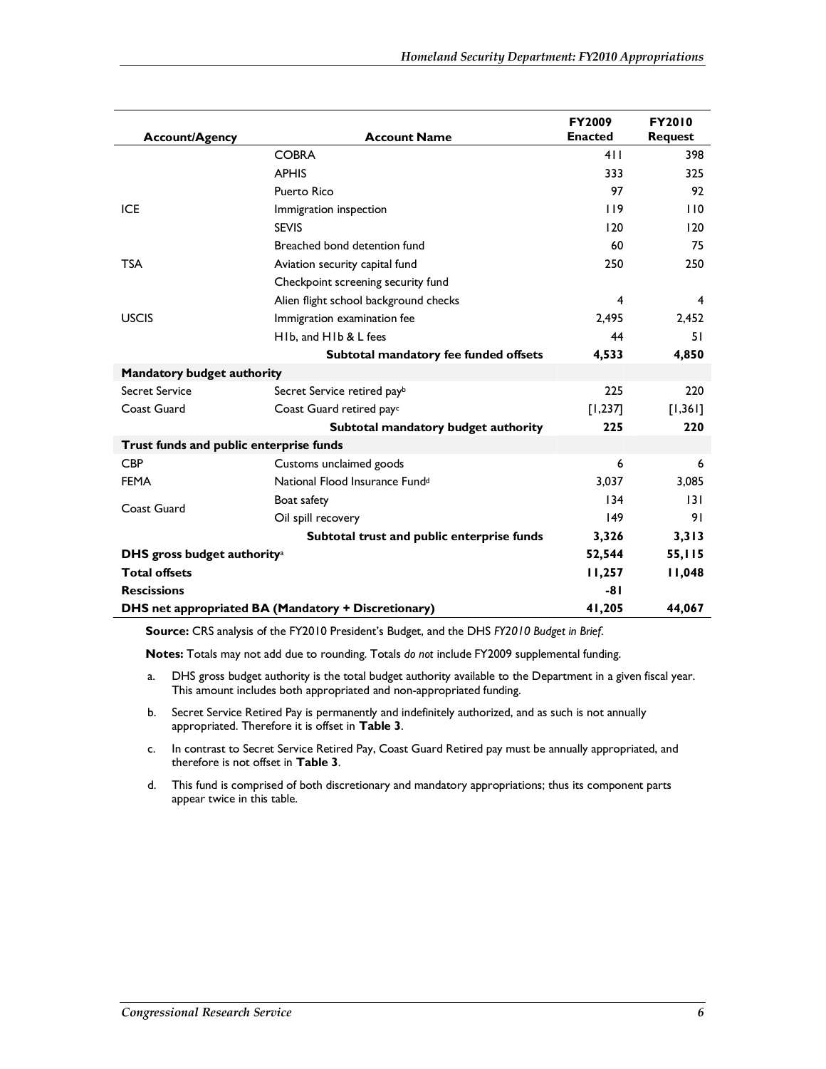| Account/Agency | Account Name | FY2009 Enacted | FY2010 Request |
|---|---|---|---|
| | COBRA | 411 | 398 |
| | APHIS | 333 | 325 |
| | Puerto Rico | 97 | 92 |
| ICE | Immigration inspection | 119 | 110 |
| | SEVIS | 120 | 120 |
| | Breached bond detention fund | 60 | 75 |
| TSA | Aviation security capital fund | 250 | 250 |
| | Checkpoint screening security fund | | |
| | Alien flight school background checks | 4 | 4 |
| USCIS | Immigration examination fee | 2,495 | 2,452 |
| | H1b, and H1b & L fees | 44 | 51 |
| | **Subtotal mandatory fee funded offsets** | **4,533** | **4,850** |
| **Mandatory budget authority** | | | |
| Secret Service | Secret Service retired pay[b] | 225 | 220 |
| Coast Guard | Coast Guard retired pay[c] | [1,237] | [1,361] |
| | **Subtotal mandatory budget authority** | **225** | **220** |
| **Trust funds and public enterprise funds** | | | |
| CBP | Customs unclaimed goods | 6 | 6 |
| FEMA | National Flood Insurance Fund[d] | 3,037 | 3,085 |
| Coast Guard | Boat safety | 134 | 131 |
| | Oil spill recovery | 149 | 91 |
| | **Subtotal trust and public enterprise funds** | **3,326** | **3,313** |
| **DHS gross budget authority[a]** | | **52,544** | **55,115** |
| **Total offsets** | | **11,257** | **11,048** |
| **Rescissions** | | **-81** | |
| **DHS net appropriated BA (Mandatory + Discretionary)** | | **41,205** | **44,067** |

**Source:** CRS analysis of the FY2010 President's Budget, and the DHS *FY2010 Budget in Brief*.

**Notes:** Totals may not add due to rounding. Totals *do not* include FY2009 supplemental funding.

a. DHS gross budget authority is the total budget authority available to the Department in a given fiscal year. This amount includes both appropriated and non-appropriated funding.

b. Secret Service Retired Pay is permanently and indefinitely authorized, and as such is not annually appropriated. Therefore it is offset in **Table 3**.

c. In contrast to Secret Service Retired Pay, Coast Guard Retired pay must be annually appropriated, and therefore is not offset in **Table 3**.

d. This fund is comprised of both discretionary and mandatory appropriations; thus its component parts appear twice in this table.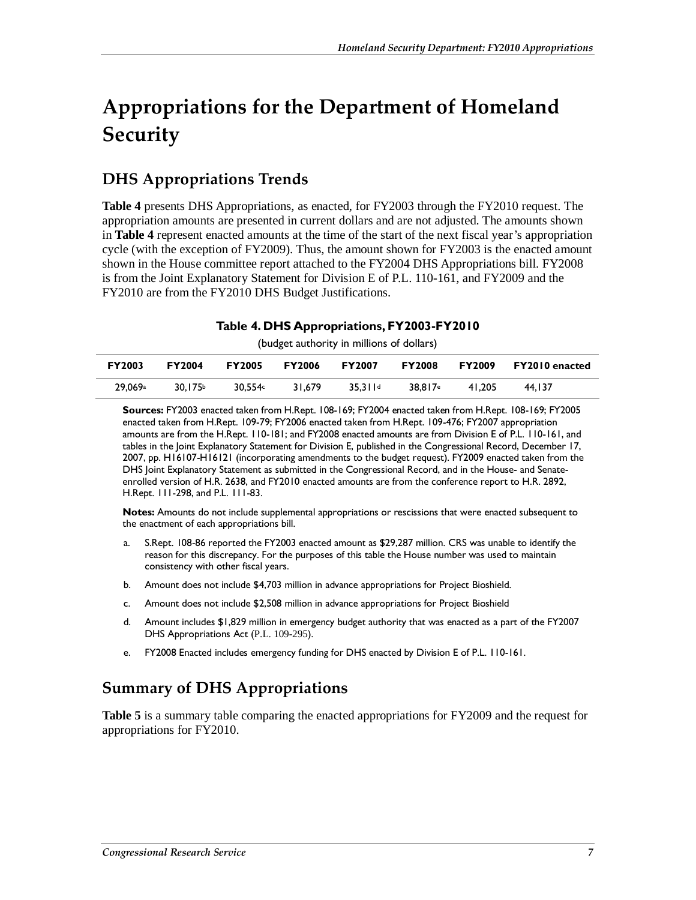# Appropriations for the Department of Homeland Security

## DHS Appropriations Trends

**Table 4** presents DHS Appropriations, as enacted, for FY2003 through the FY2010 request. The appropriation amounts are presented in current dollars and are not adjusted. The amounts shown in **Table 4** represent enacted amounts at the time of the start of the next fiscal year's appropriation cycle (with the exception of FY2009). Thus, the amount shown for FY2003 is the enacted amount shown in the House committee report attached to the FY2004 DHS Appropriations bill. FY2008 is from the Joint Explanatory Statement for Division E of P.L. 110-161, and FY2009 and the FY2010 are from the FY2010 DHS Budget Justifications.

**Table 4. DHS Appropriations, FY2003-FY2010**

(budget authority in millions of dollars)

| FY2003 | FY2004 | FY2005 | FY2006 | FY2007 | FY2008 | FY2009 | FY2010 enacted |
|---|---|---|---|---|---|---|---|
| 29,069[a] | 30,175[b] | 30,554[c] | 31,679 | 35,311[d] | 38,817[e] | 41,205 | 44,137 |

**Sources:** FY2003 enacted taken from H.Rept. 108-169; FY2004 enacted taken from H.Rept. 108-169; FY2005 enacted taken from H.Rept. 109-79; FY2006 enacted taken from H.Rept. 109-476; FY2007 appropriation amounts are from the H.Rept. 110-181; and FY2008 enacted amounts are from Division E of P.L. 110-161, and tables in the Joint Explanatory Statement for Division E, published in the Congressional Record, December 17, 2007, pp. H16107-H16121 (incorporating amendments to the budget request). FY2009 enacted taken from the DHS Joint Explanatory Statement as submitted in the Congressional Record, and in the House- and Senate-enrolled version of H.R. 2638, and FY2010 enacted amounts are from the conference report to H.R. 2892, H.Rept. 111-298, and P.L. 111-83.

**Notes:** Amounts do not include supplemental appropriations or rescissions that were enacted subsequent to the enactment of each appropriations bill.

a. S.Rept. 108-86 reported the FY2003 enacted amount as $29,287 million. CRS was unable to identify the reason for this discrepancy. For the purposes of this table the House number was used to maintain consistency with other fiscal years.

b. Amount does not include $4,703 million in advance appropriations for Project Bioshield.

c. Amount does not include $2,508 million in advance appropriations for Project Bioshield

d. Amount includes $1,829 million in emergency budget authority that was enacted as a part of the FY2007 DHS Appropriations Act (P.L. 109-295).

e. FY2008 Enacted includes emergency funding for DHS enacted by Division E of P.L. 110-161.

## Summary of DHS Appropriations

**Table 5** is a summary table comparing the enacted appropriations for FY2009 and the request for appropriations for FY2010.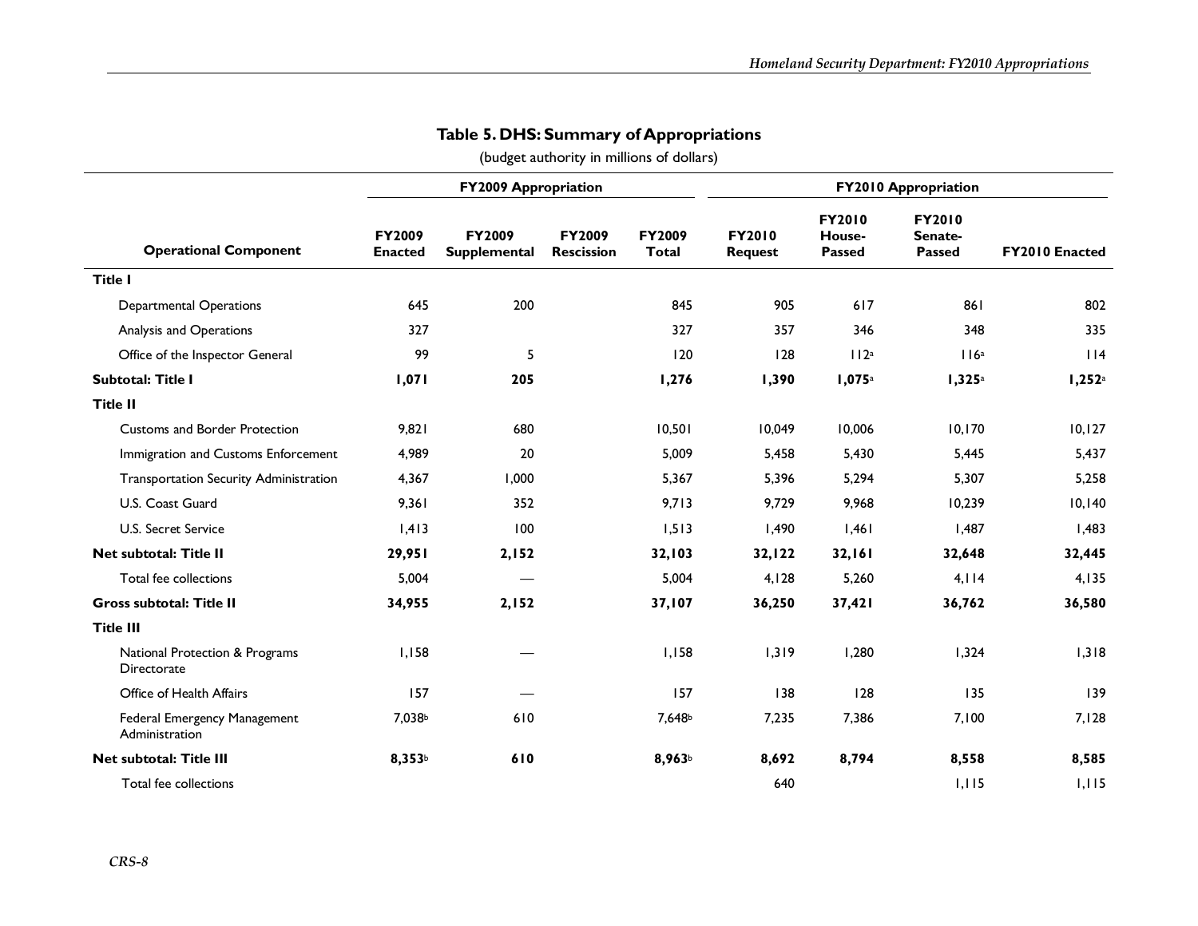## Table 5. DHS: Summary of Appropriations

(budget authority in millions of dollars)

| Operational Component | FY2009 Appropriation | | | | FY2010 Appropriation | | | |
|---|---|---|---|---|---|---|---|---|
| | FY2009 Enacted | FY2009 Supplemental | FY2009 Rescission | FY2009 Total | FY2010 Request | FY2010 House-Passed | FY2010 Senate-Passed | FY2010 Enacted |
| **Title I** | | | | | | | | |
| Departmental Operations | 645 | 200 | | 845 | 905 | 617 | 861 | 802 |
| Analysis and Operations | 327 | | | 327 | 357 | 346 | 348 | 335 |
| Office of the Inspector General | 99 | 5 | | 120 | 128 | 112[a] | 116[a] | 114 |
| **Subtotal: Title I** | **1,071** | **205** | | **1,276** | **1,390** | **1,075**[a] | **1,325**[a] | **1,252**[a] |
| **Title II** | | | | | | | | |
| Customs and Border Protection | 9,821 | 680 | | 10,501 | 10,049 | 10,006 | 10,170 | 10,127 |
| Immigration and Customs Enforcement | 4,989 | 20 | | 5,009 | 5,458 | 5,430 | 5,445 | 5,437 |
| Transportation Security Administration | 4,367 | 1,000 | | 5,367 | 5,396 | 5,294 | 5,307 | 5,258 |
| U.S. Coast Guard | 9,361 | 352 | | 9,713 | 9,729 | 9,968 | 10,239 | 10,140 |
| U.S. Secret Service | 1,413 | 100 | | 1,513 | 1,490 | 1,461 | 1,487 | 1,483 |
| **Net subtotal: Title II** | **29,951** | **2,152** | | **32,103** | **32,122** | **32,161** | **32,648** | **32,445** |
| Total fee collections | 5,004 | — | | 5,004 | 4,128 | 5,260 | 4,114 | 4,135 |
| **Gross subtotal: Title II** | **34,955** | **2,152** | | **37,107** | **36,250** | **37,421** | **36,762** | **36,580** |
| **Title III** | | | | | | | | |
| National Protection & Programs Directorate | 1,158 | — | | 1,158 | 1,319 | 1,280 | 1,324 | 1,318 |
| Office of Health Affairs | 157 | — | | 157 | 138 | 128 | 135 | 139 |
| Federal Emergency Management Administration | 7,038[b] | 610 | | 7,648[b] | 7,235 | 7,386 | 7,100 | 7,128 |
| **Net subtotal: Title III** | **8,353**[b] | **610** | | **8,963**[b] | **8,692** | **8,794** | **8,558** | **8,585** |
| Total fee collections | | | | | 640 | | 1,115 | 1,115 |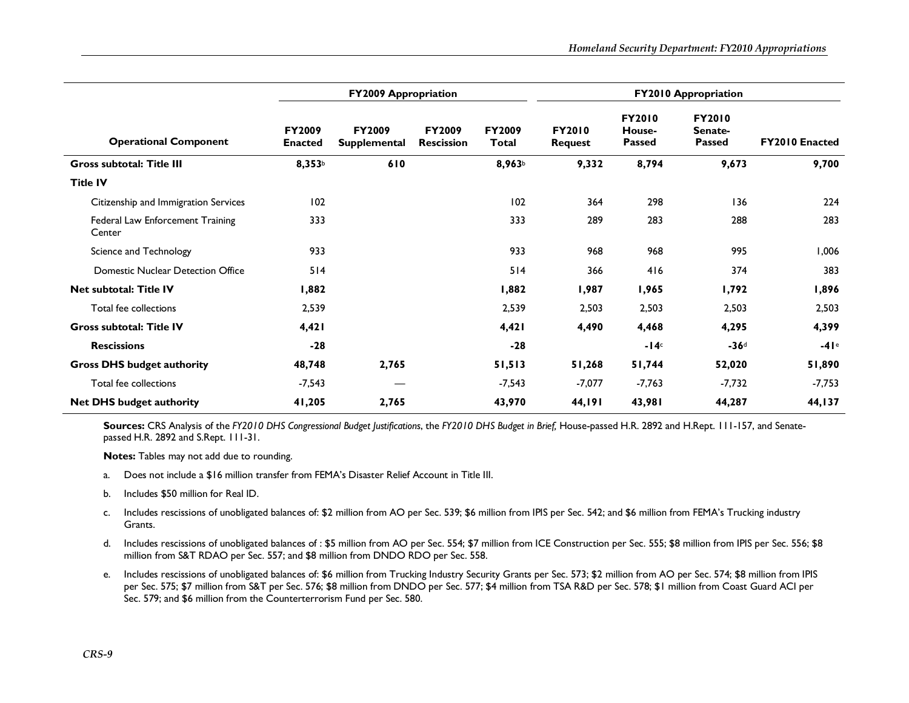| Operational Component | FY2009 Appropriation | | | | FY2010 Appropriation | | | |
|---|---|---|---|---|---|---|---|---|
| | FY2009 Enacted | FY2009 Supplemental | FY2009 Rescission | FY2009 Total | FY2010 Request | FY2010 House-Passed | FY2010 Senate-Passed | FY2010 Enacted |
| **Gross subtotal: Title III** | **8,353**[b] | **610** | | **8,963**[b] | **9,332** | **8,794** | **9,673** | **9,700** |
| **Title IV** | | | | | | | | |
| Citizenship and Immigration Services | 102 | | | 102 | 364 | 298 | 136 | 224 |
| Federal Law Enforcement Training Center | 333 | | | 333 | 289 | 283 | 288 | 283 |
| Science and Technology | 933 | | | 933 | 968 | 968 | 995 | 1,006 |
| Domestic Nuclear Detection Office | 514 | | | 514 | 366 | 416 | 374 | 383 |
| **Net subtotal: Title IV** | **1,882** | | | **1,882** | **1,987** | **1,965** | **1,792** | **1,896** |
| Total fee collections | 2,539 | | | 2,539 | 2,503 | 2,503 | 2,503 | 2,503 |
| **Gross subtotal: Title IV** | **4,421** | | | **4,421** | **4,490** | **4,468** | **4,295** | **4,399** |
| **Rescissions** | **-28** | | | **-28** | | **-14**[c] | **-36**[d] | **-41**[e] |
| **Gross DHS budget authority** | **48,748** | **2,765** | | **51,513** | **51,268** | **51,744** | **52,020** | **51,890** |
| Total fee collections | -7,543 | — | | -7,543 | -7,077 | -7,763 | -7,732 | -7,753 |
| **Net DHS budget authority** | **41,205** | **2,765** | | **43,970** | **44,191** | **43,981** | **44,287** | **44,137** |

**Sources:** CRS Analysis of the *FY2010 DHS Congressional Budget Justifications*, the *FY2010 DHS Budget in Brief,* House-passed H.R. 2892 and H.Rept. 111-157, and Senate-passed H.R. 2892 and S.Rept. 111-31.

**Notes:** Tables may not add due to rounding.

a. Does not include a $16 million transfer from FEMA's Disaster Relief Account in Title III.

b. Includes $50 million for Real ID.

c. Includes rescissions of unobligated balances of: $2 million from AO per Sec. 539; $6 million from IPIS per Sec. 542; and $6 million from FEMA's Trucking industry Grants.

d. Includes rescissions of unobligated balances of : $5 million from AO per Sec. 554; $7 million from ICE Construction per Sec. 555; $8 million from IPIS per Sec. 556; $8 million from S&T RDAO per Sec. 557; and $8 million from DNDO RDO per Sec. 558.

e. Includes rescissions of unobligated balances of: $6 million from Trucking Industry Security Grants per Sec. 573; $2 million from AO per Sec. 574; $8 million from IPIS per Sec. 575; $7 million from S&T per Sec. 576; $8 million from DNDO per Sec. 577; $4 million from TSA R&D per Sec. 578; $1 million from Coast Guard ACI per Sec. 579; and $6 million from the Counterterrorism Fund per Sec. 580.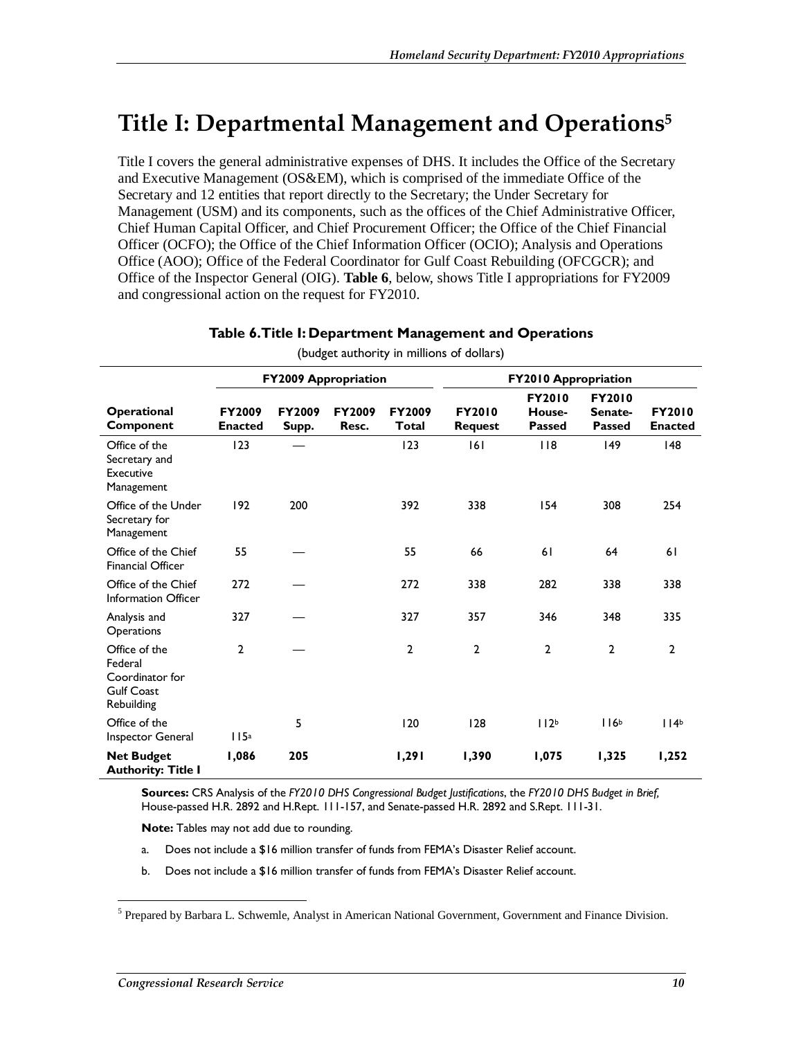# Title I: Departmental Management and Operations[5]

Title I covers the general administrative expenses of DHS. It includes the Office of the Secretary and Executive Management (OS&EM), which is comprised of the immediate Office of the Secretary and 12 entities that report directly to the Secretary; the Under Secretary for Management (USM) and its components, such as the offices of the Chief Administrative Officer, Chief Human Capital Officer, and Chief Procurement Officer; the Office of the Chief Financial Officer (OCFO); the Office of the Chief Information Officer (OCIO); Analysis and Operations Office (AOO); Office of the Federal Coordinator for Gulf Coast Rebuilding (OFCGCR); and Office of the Inspector General (OIG). **Table 6**, below, shows Title I appropriations for FY2009 and congressional action on the request for FY2010.

**Table 6. Title I: Department Management and Operations**

(budget authority in millions of dollars)

| | FY2009 Appropriation | | | | FY2010 Appropriation | | | |
|---|---|---|---|---|---|---|---|---|
| **Operational Component** | **FY2009 Enacted** | **FY2009 Supp.** | **FY2009 Resc.** | **FY2009 Total** | **FY2010 Request** | **FY2010 House-Passed** | **FY2010 Senate-Passed** | **FY2010 Enacted** |
| Office of the Secretary and Executive Management | 123 | — | | 123 | 161 | 118 | 149 | 148 |
| Office of the Under Secretary for Management | 192 | 200 | | 392 | 338 | 154 | 308 | 254 |
| Office of the Chief Financial Officer | 55 | — | | 55 | 66 | 61 | 64 | 61 |
| Office of the Chief Information Officer | 272 | — | | 272 | 338 | 282 | 338 | 338 |
| Analysis and Operations | 327 | — | | 327 | 357 | 346 | 348 | 335 |
| Office of the Federal Coordinator for Gulf Coast Rebuilding | 2 | — | | 2 | 2 | 2 | 2 | 2 |
| Office of the Inspector General | 115[a] | 5 | | 120 | 128 | 112[b] | 116[b] | 114[b] |
| **Net Budget Authority: Title I** | **1,086** | **205** | | **1,291** | **1,390** | **1,075** | **1,325** | **1,252** |

**Sources:** CRS Analysis of the *FY2010 DHS Congressional Budget Justifications*, the *FY2010 DHS Budget in Brief,* House-passed H.R. 2892 and H.Rept. 111-157, and Senate-passed H.R. 2892 and S.Rept. 111-31.

**Note:** Tables may not add due to rounding.

a. Does not include a $16 million transfer of funds from FEMA's Disaster Relief account.

b. Does not include a $16 million transfer of funds from FEMA's Disaster Relief account.

[5] Prepared by Barbara L. Schwemle, Analyst in American National Government, Government and Finance Division.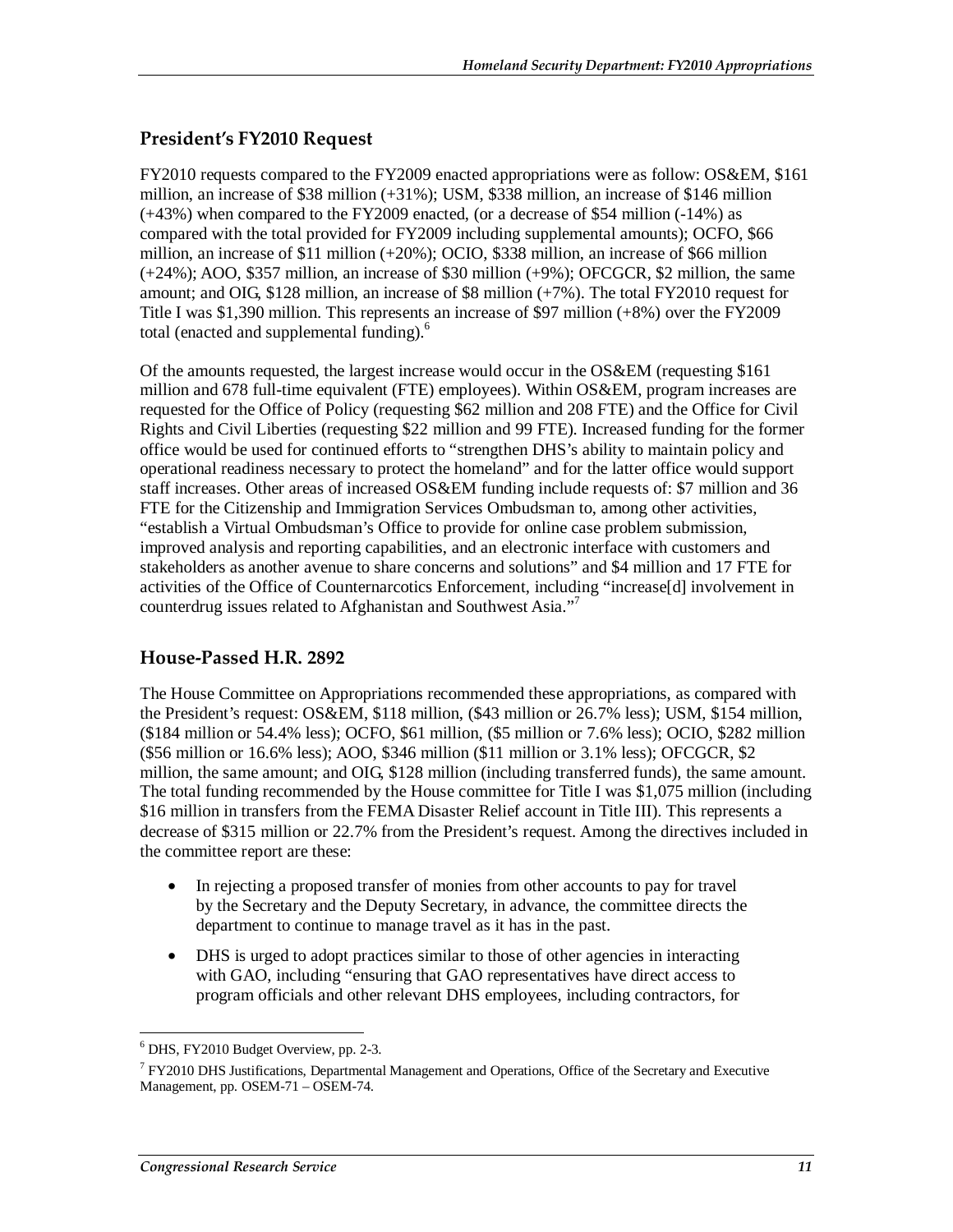## President's FY2010 Request

FY2010 requests compared to the FY2009 enacted appropriations were as follow: OS&EM, $161 million, an increase of $38 million (+31%); USM, $338 million, an increase of $146 million (+43%) when compared to the FY2009 enacted, (or a decrease of $54 million (-14%) as compared with the total provided for FY2009 including supplemental amounts); OCFO, $66 million, an increase of $11 million (+20%); OCIO, $338 million, an increase of $66 million (+24%); AOO, $357 million, an increase of $30 million (+9%); OFCGCR, $2 million, the same amount; and OIG, $128 million, an increase of $8 million (+7%). The total FY2010 request for Title I was $1,390 million. This represents an increase of $97 million (+8%) over the FY2009 total (enacted and supplemental funding).[6]

Of the amounts requested, the largest increase would occur in the OS&EM (requesting $161 million and 678 full-time equivalent (FTE) employees). Within OS&EM, program increases are requested for the Office of Policy (requesting $62 million and 208 FTE) and the Office for Civil Rights and Civil Liberties (requesting $22 million and 99 FTE). Increased funding for the former office would be used for continued efforts to "strengthen DHS's ability to maintain policy and operational readiness necessary to protect the homeland" and for the latter office would support staff increases. Other areas of increased OS&EM funding include requests of: $7 million and 36 FTE for the Citizenship and Immigration Services Ombudsman to, among other activities, "establish a Virtual Ombudsman's Office to provide for online case problem submission, improved analysis and reporting capabilities, and an electronic interface with customers and stakeholders as another avenue to share concerns and solutions" and $4 million and 17 FTE for activities of the Office of Counternarcotics Enforcement, including "increase[d] involvement in counterdrug issues related to Afghanistan and Southwest Asia."[7]

## House-Passed H.R. 2892

The House Committee on Appropriations recommended these appropriations, as compared with the President's request: OS&EM, $118 million, ($43 million or 26.7% less); USM, $154 million, ($184 million or 54.4% less); OCFO, $61 million, ($5 million or 7.6% less); OCIO, $282 million ($56 million or 16.6% less); AOO, $346 million ($11 million or 3.1% less); OFCGCR, $2 million, the same amount; and OIG, $128 million (including transferred funds), the same amount. The total funding recommended by the House committee for Title I was $1,075 million (including $16 million in transfers from the FEMA Disaster Relief account in Title III). This represents a decrease of $315 million or 22.7% from the President's request. Among the directives included in the committee report are these:

- In rejecting a proposed transfer of monies from other accounts to pay for travel by the Secretary and the Deputy Secretary, in advance, the committee directs the department to continue to manage travel as it has in the past.
- DHS is urged to adopt practices similar to those of other agencies in interacting with GAO, including "ensuring that GAO representatives have direct access to program officials and other relevant DHS employees, including contractors, for

---

[6] DHS, FY2010 Budget Overview, pp. 2-3.

[7] FY2010 DHS Justifications, Departmental Management and Operations, Office of the Secretary and Executive Management, pp. OSEM-71 – OSEM-74.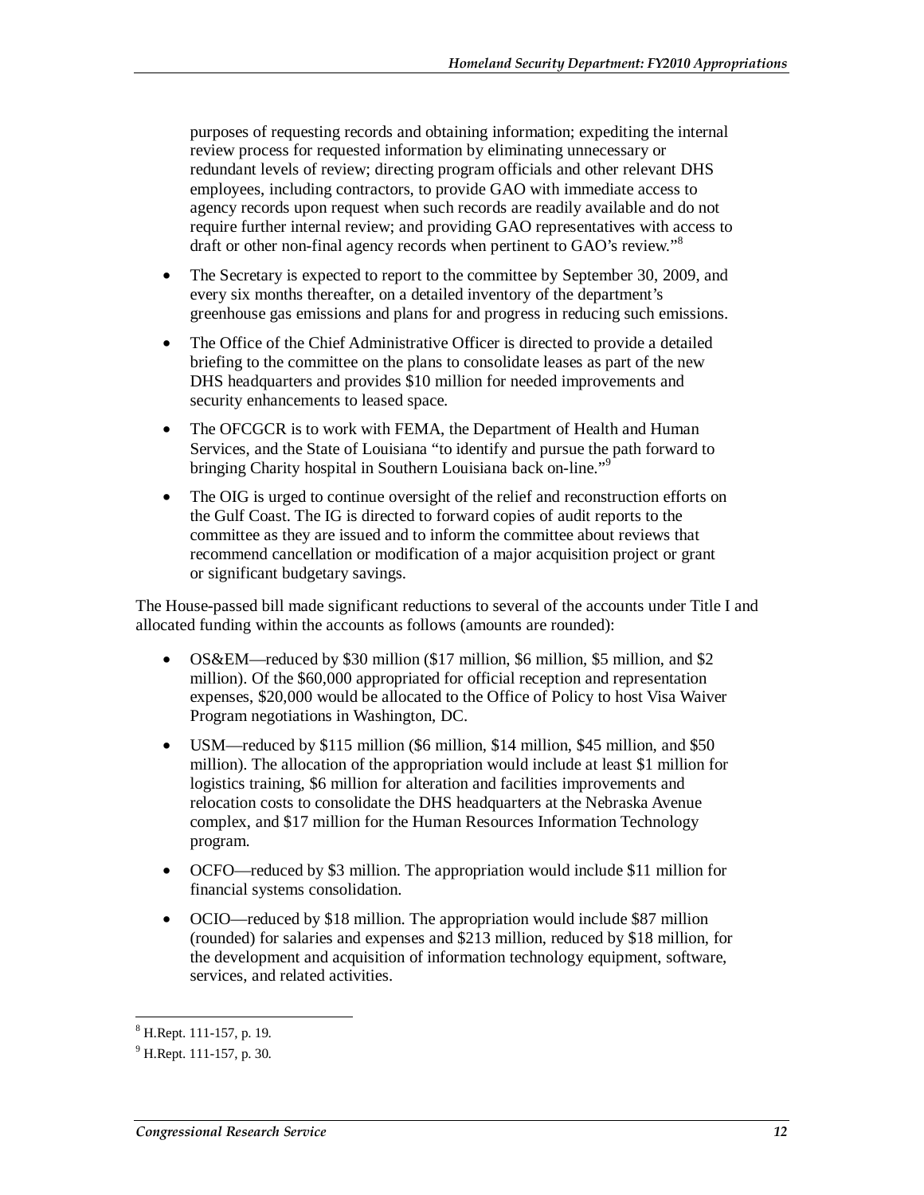purposes of requesting records and obtaining information; expediting the internal review process for requested information by eliminating unnecessary or redundant levels of review; directing program officials and other relevant DHS employees, including contractors, to provide GAO with immediate access to agency records upon request when such records are readily available and do not require further internal review; and providing GAO representatives with access to draft or other non-final agency records when pertinent to GAO's review."[8]

- The Secretary is expected to report to the committee by September 30, 2009, and every six months thereafter, on a detailed inventory of the department's greenhouse gas emissions and plans for and progress in reducing such emissions.
- The Office of the Chief Administrative Officer is directed to provide a detailed briefing to the committee on the plans to consolidate leases as part of the new DHS headquarters and provides $10 million for needed improvements and security enhancements to leased space.
- The OFCGCR is to work with FEMA, the Department of Health and Human Services, and the State of Louisiana "to identify and pursue the path forward to bringing Charity hospital in Southern Louisiana back on-line."[9]
- The OIG is urged to continue oversight of the relief and reconstruction efforts on the Gulf Coast. The IG is directed to forward copies of audit reports to the committee as they are issued and to inform the committee about reviews that recommend cancellation or modification of a major acquisition project or grant or significant budgetary savings.

The House-passed bill made significant reductions to several of the accounts under Title I and allocated funding within the accounts as follows (amounts are rounded):

- OS&EM—reduced by $30 million ($17 million, $6 million, $5 million, and $2 million). Of the $60,000 appropriated for official reception and representation expenses, $20,000 would be allocated to the Office of Policy to host Visa Waiver Program negotiations in Washington, DC.
- USM—reduced by $115 million ($6 million, $14 million, $45 million, and $50 million). The allocation of the appropriation would include at least $1 million for logistics training, $6 million for alteration and facilities improvements and relocation costs to consolidate the DHS headquarters at the Nebraska Avenue complex, and $17 million for the Human Resources Information Technology program.
- OCFO—reduced by $3 million. The appropriation would include $11 million for financial systems consolidation.
- OCIO—reduced by $18 million. The appropriation would include $87 million (rounded) for salaries and expenses and $213 million, reduced by $18 million, for the development and acquisition of information technology equipment, software, services, and related activities.

---

[8] H.Rept. 111-157, p. 19.

[9] H.Rept. 111-157, p. 30.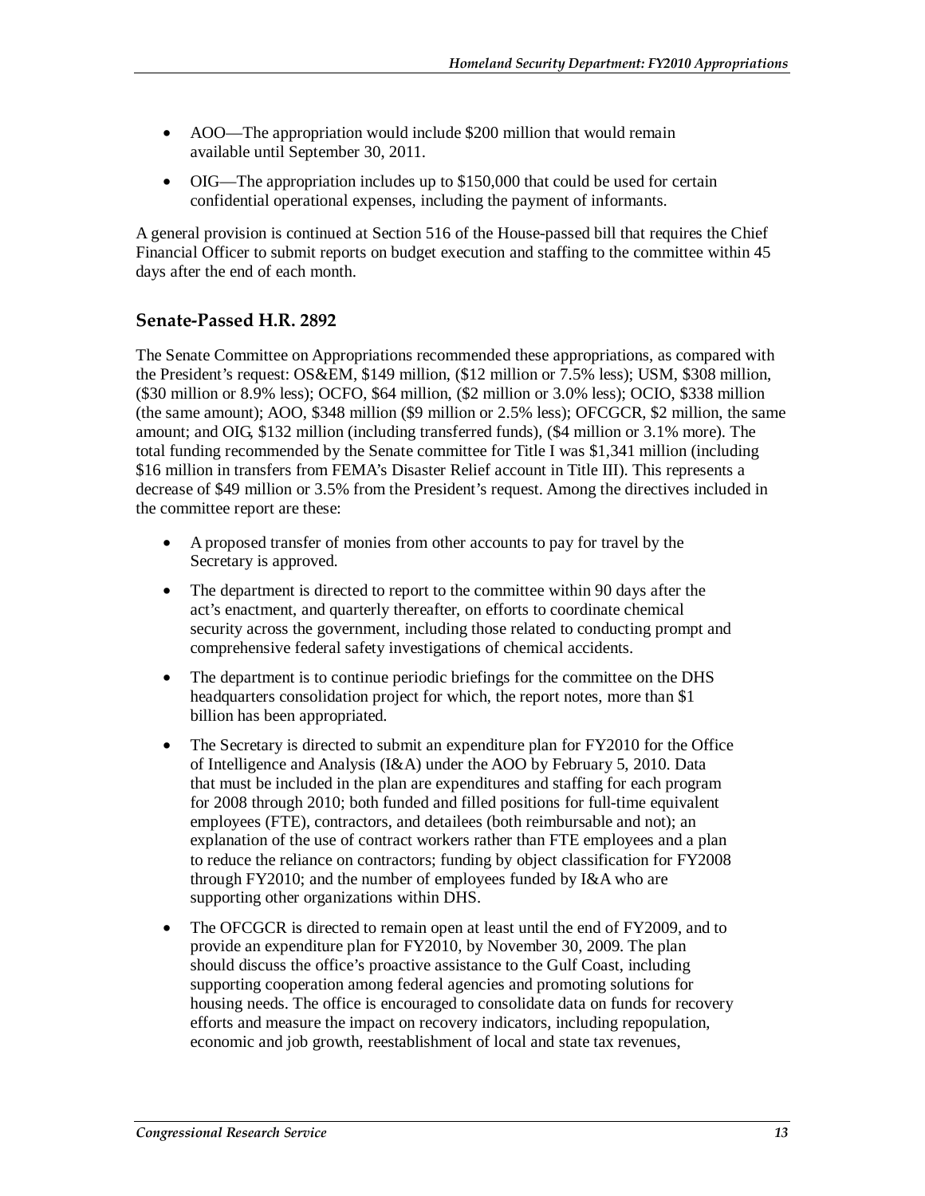- AOO—The appropriation would include $200 million that would remain available until September 30, 2011.
- OIG—The appropriation includes up to $150,000 that could be used for certain confidential operational expenses, including the payment of informants.

A general provision is continued at Section 516 of the House-passed bill that requires the Chief Financial Officer to submit reports on budget execution and staffing to the committee within 45 days after the end of each month.

### Senate-Passed H.R. 2892

The Senate Committee on Appropriations recommended these appropriations, as compared with the President's request: OS&EM, $149 million, ($12 million or 7.5% less); USM, $308 million, ($30 million or 8.9% less); OCFO, $64 million, ($2 million or 3.0% less); OCIO, $338 million (the same amount); AOO, $348 million ($9 million or 2.5% less); OFCGCR, $2 million, the same amount; and OIG, $132 million (including transferred funds), ($4 million or 3.1% more). The total funding recommended by the Senate committee for Title I was $1,341 million (including $16 million in transfers from FEMA's Disaster Relief account in Title III). This represents a decrease of $49 million or 3.5% from the President's request. Among the directives included in the committee report are these:

- A proposed transfer of monies from other accounts to pay for travel by the Secretary is approved.
- The department is directed to report to the committee within 90 days after the act's enactment, and quarterly thereafter, on efforts to coordinate chemical security across the government, including those related to conducting prompt and comprehensive federal safety investigations of chemical accidents.
- The department is to continue periodic briefings for the committee on the DHS headquarters consolidation project for which, the report notes, more than $1 billion has been appropriated.
- The Secretary is directed to submit an expenditure plan for FY2010 for the Office of Intelligence and Analysis (I&A) under the AOO by February 5, 2010. Data that must be included in the plan are expenditures and staffing for each program for 2008 through 2010; both funded and filled positions for full-time equivalent employees (FTE), contractors, and detailees (both reimbursable and not); an explanation of the use of contract workers rather than FTE employees and a plan to reduce the reliance on contractors; funding by object classification for FY2008 through FY2010; and the number of employees funded by I&A who are supporting other organizations within DHS.
- The OFCGCR is directed to remain open at least until the end of FY2009, and to provide an expenditure plan for FY2010, by November 30, 2009. The plan should discuss the office's proactive assistance to the Gulf Coast, including supporting cooperation among federal agencies and promoting solutions for housing needs. The office is encouraged to consolidate data on funds for recovery efforts and measure the impact on recovery indicators, including repopulation, economic and job growth, reestablishment of local and state tax revenues,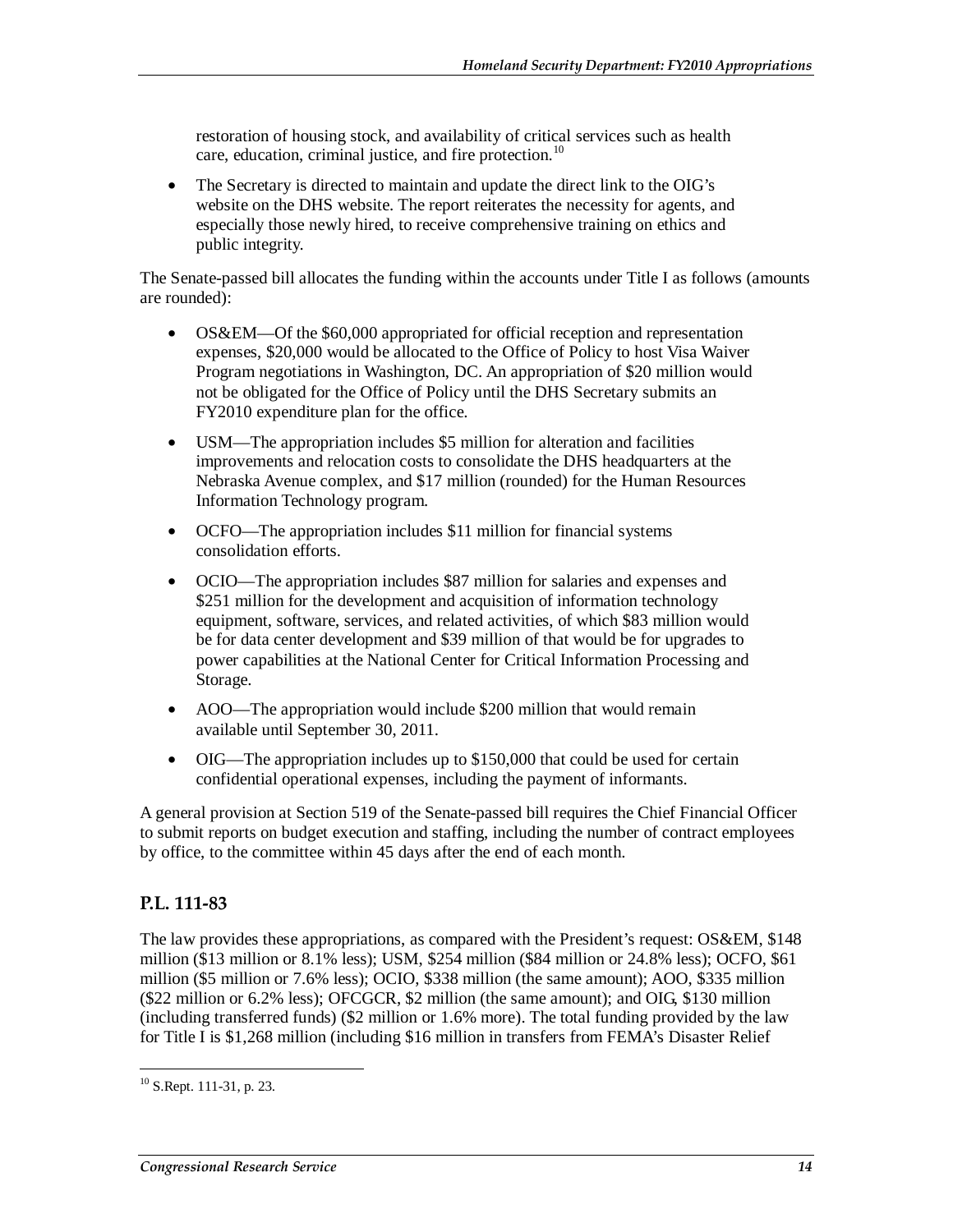restoration of housing stock, and availability of critical services such as health care, education, criminal justice, and fire protection.[10]

- The Secretary is directed to maintain and update the direct link to the OIG's website on the DHS website. The report reiterates the necessity for agents, and especially those newly hired, to receive comprehensive training on ethics and public integrity.

The Senate-passed bill allocates the funding within the accounts under Title I as follows (amounts are rounded):

- OS&EM—Of the $60,000 appropriated for official reception and representation expenses, $20,000 would be allocated to the Office of Policy to host Visa Waiver Program negotiations in Washington, DC. An appropriation of $20 million would not be obligated for the Office of Policy until the DHS Secretary submits an FY2010 expenditure plan for the office.
- USM—The appropriation includes $5 million for alteration and facilities improvements and relocation costs to consolidate the DHS headquarters at the Nebraska Avenue complex, and $17 million (rounded) for the Human Resources Information Technology program.
- OCFO—The appropriation includes $11 million for financial systems consolidation efforts.
- OCIO—The appropriation includes $87 million for salaries and expenses and $251 million for the development and acquisition of information technology equipment, software, services, and related activities, of which $83 million would be for data center development and $39 million of that would be for upgrades to power capabilities at the National Center for Critical Information Processing and Storage.
- AOO—The appropriation would include $200 million that would remain available until September 30, 2011.
- OIG—The appropriation includes up to $150,000 that could be used for certain confidential operational expenses, including the payment of informants.

A general provision at Section 519 of the Senate-passed bill requires the Chief Financial Officer to submit reports on budget execution and staffing, including the number of contract employees by office, to the committee within 45 days after the end of each month.

## P.L. 111-83

The law provides these appropriations, as compared with the President's request: OS&EM, $148 million ($13 million or 8.1% less); USM, $254 million ($84 million or 24.8% less); OCFO, $61 million ($5 million or 7.6% less); OCIO, $338 million (the same amount); AOO, $335 million ($22 million or 6.2% less); OFCGCR, $2 million (the same amount); and OIG, $130 million (including transferred funds) ($2 million or 1.6% more). The total funding provided by the law for Title I is $1,268 million (including $16 million in transfers from FEMA's Disaster Relief

---

[10] S.Rept. 111-31, p. 23.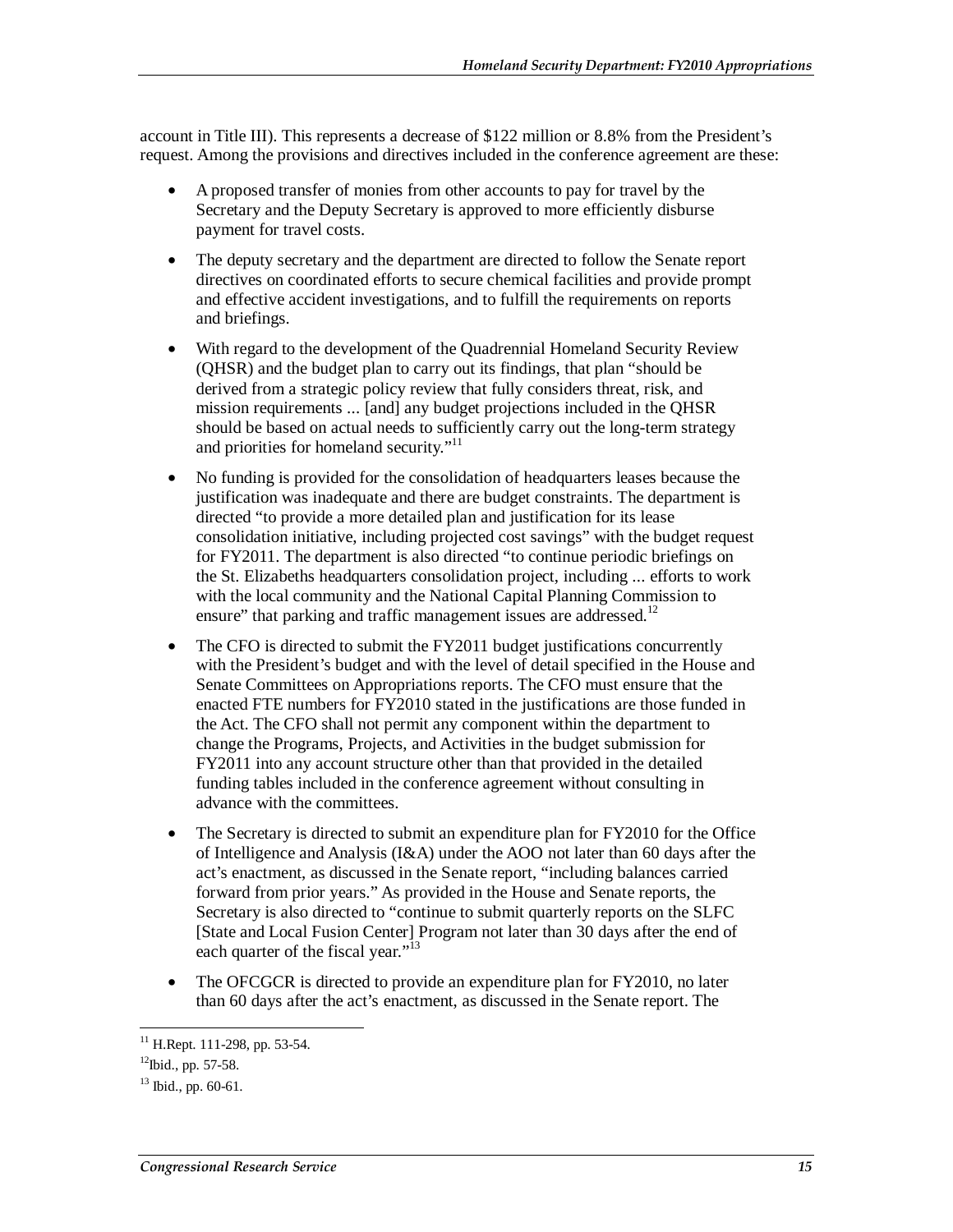account in Title III). This represents a decrease of $122 million or 8.8% from the President's request. Among the provisions and directives included in the conference agreement are these:

- A proposed transfer of monies from other accounts to pay for travel by the Secretary and the Deputy Secretary is approved to more efficiently disburse payment for travel costs.
- The deputy secretary and the department are directed to follow the Senate report directives on coordinated efforts to secure chemical facilities and provide prompt and effective accident investigations, and to fulfill the requirements on reports and briefings.
- With regard to the development of the Quadrennial Homeland Security Review (QHSR) and the budget plan to carry out its findings, that plan "should be derived from a strategic policy review that fully considers threat, risk, and mission requirements ... [and] any budget projections included in the QHSR should be based on actual needs to sufficiently carry out the long-term strategy and priorities for homeland security."[11]
- No funding is provided for the consolidation of headquarters leases because the justification was inadequate and there are budget constraints. The department is directed "to provide a more detailed plan and justification for its lease consolidation initiative, including projected cost savings" with the budget request for FY2011. The department is also directed "to continue periodic briefings on the St. Elizabeths headquarters consolidation project, including ... efforts to work with the local community and the National Capital Planning Commission to ensure" that parking and traffic management issues are addressed.[12]
- The CFO is directed to submit the FY2011 budget justifications concurrently with the President's budget and with the level of detail specified in the House and Senate Committees on Appropriations reports. The CFO must ensure that the enacted FTE numbers for FY2010 stated in the justifications are those funded in the Act. The CFO shall not permit any component within the department to change the Programs, Projects, and Activities in the budget submission for FY2011 into any account structure other than that provided in the detailed funding tables included in the conference agreement without consulting in advance with the committees.
- The Secretary is directed to submit an expenditure plan for FY2010 for the Office of Intelligence and Analysis (I&A) under the AOO not later than 60 days after the act's enactment, as discussed in the Senate report, "including balances carried forward from prior years." As provided in the House and Senate reports, the Secretary is also directed to "continue to submit quarterly reports on the SLFC [State and Local Fusion Center] Program not later than 30 days after the end of each quarter of the fiscal year."[13]
- The OFCGCR is directed to provide an expenditure plan for FY2010, no later than 60 days after the act's enactment, as discussed in the Senate report. The

[11] H.Rept. 111-298, pp. 53-54.

[12] Ibid., pp. 57-58.

[13] Ibid., pp. 60-61.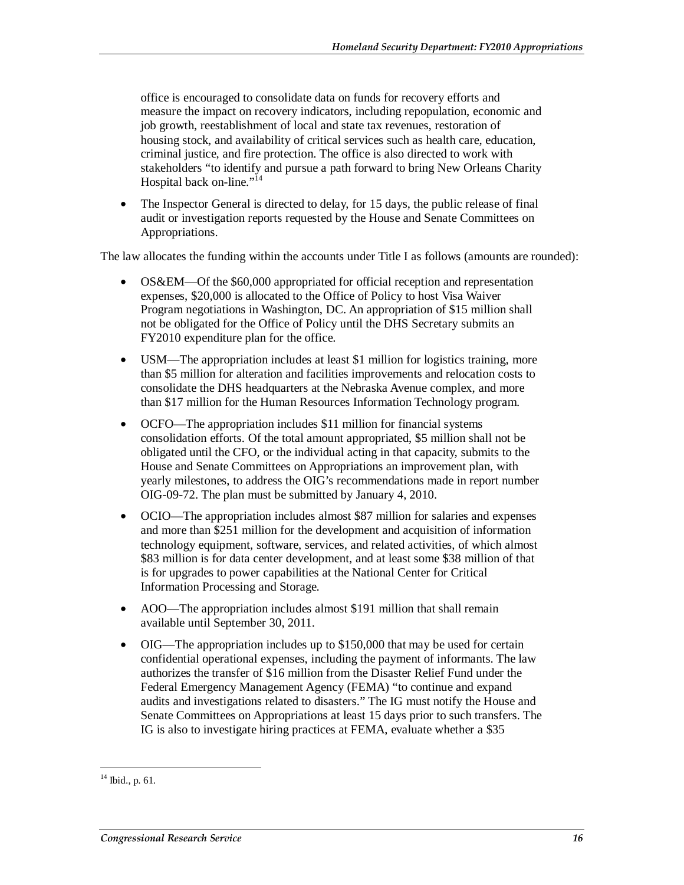office is encouraged to consolidate data on funds for recovery efforts and measure the impact on recovery indicators, including repopulation, economic and job growth, reestablishment of local and state tax revenues, restoration of housing stock, and availability of critical services such as health care, education, criminal justice, and fire protection. The office is also directed to work with stakeholders "to identify and pursue a path forward to bring New Orleans Charity Hospital back on-line."[14]

- The Inspector General is directed to delay, for 15 days, the public release of final audit or investigation reports requested by the House and Senate Committees on Appropriations.

The law allocates the funding within the accounts under Title I as follows (amounts are rounded):

- OS&EM—Of the $60,000 appropriated for official reception and representation expenses, $20,000 is allocated to the Office of Policy to host Visa Waiver Program negotiations in Washington, DC. An appropriation of $15 million shall not be obligated for the Office of Policy until the DHS Secretary submits an FY2010 expenditure plan for the office.
- USM—The appropriation includes at least $1 million for logistics training, more than $5 million for alteration and facilities improvements and relocation costs to consolidate the DHS headquarters at the Nebraska Avenue complex, and more than $17 million for the Human Resources Information Technology program.
- OCFO—The appropriation includes $11 million for financial systems consolidation efforts. Of the total amount appropriated, $5 million shall not be obligated until the CFO, or the individual acting in that capacity, submits to the House and Senate Committees on Appropriations an improvement plan, with yearly milestones, to address the OIG's recommendations made in report number OIG-09-72. The plan must be submitted by January 4, 2010.
- OCIO—The appropriation includes almost $87 million for salaries and expenses and more than $251 million for the development and acquisition of information technology equipment, software, services, and related activities, of which almost $83 million is for data center development, and at least some $38 million of that is for upgrades to power capabilities at the National Center for Critical Information Processing and Storage.
- AOO—The appropriation includes almost $191 million that shall remain available until September 30, 2011.
- OIG—The appropriation includes up to $150,000 that may be used for certain confidential operational expenses, including the payment of informants. The law authorizes the transfer of $16 million from the Disaster Relief Fund under the Federal Emergency Management Agency (FEMA) "to continue and expand audits and investigations related to disasters." The IG must notify the House and Senate Committees on Appropriations at least 15 days prior to such transfers. The IG is also to investigate hiring practices at FEMA, evaluate whether a $35

[14] Ibid., p. 61.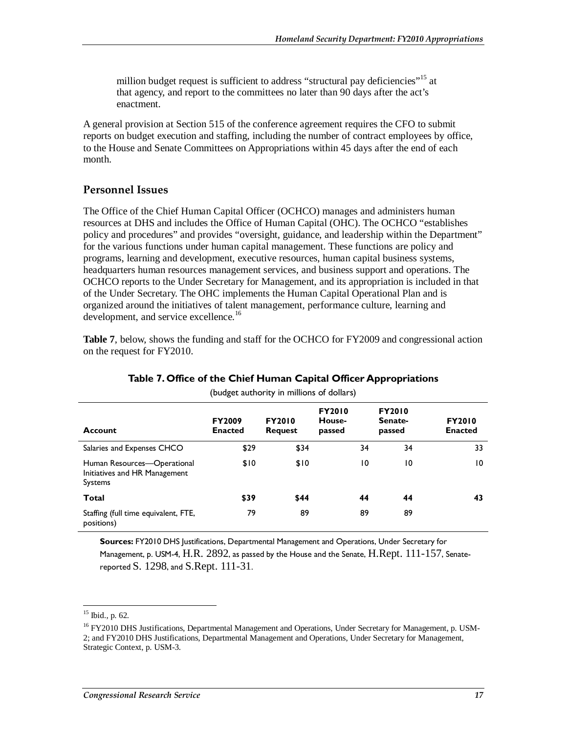million budget request is sufficient to address "structural pay deficiencies"[15] at that agency, and report to the committees no later than 90 days after the act's enactment.

A general provision at Section 515 of the conference agreement requires the CFO to submit reports on budget execution and staffing, including the number of contract employees by office, to the House and Senate Committees on Appropriations within 45 days after the end of each month.

## Personnel Issues

The Office of the Chief Human Capital Officer (OCHCO) manages and administers human resources at DHS and includes the Office of Human Capital (OHC). The OCHCO "establishes policy and procedures" and provides "oversight, guidance, and leadership within the Department" for the various functions under human capital management. These functions are policy and programs, learning and development, executive resources, human capital business systems, headquarters human resources management services, and business support and operations. The OCHCO reports to the Under Secretary for Management, and its appropriation is included in that of the Under Secretary. The OHC implements the Human Capital Operational Plan and is organized around the initiatives of talent management, performance culture, learning and development, and service excellence.[16]

**Table 7**, below, shows the funding and staff for the OCHCO for FY2009 and congressional action on the request for FY2010.

**Table 7. Office of the Chief Human Capital Officer Appropriations**

(budget authority in millions of dollars)

| Account | FY2009 Enacted | FY2010 Request | FY2010 House-passed | FY2010 Senate-passed | FY2010 Enacted |
|---|---|---|---|---|---|
| Salaries and Expenses CHCO | $29 | $34 | 34 | 34 | 33 |
| Human Resources—Operational Initiatives and HR Management Systems | $10 | $10 | 10 | 10 | 10 |
| **Total** | **$39** | **$44** | **44** | **44** | **43** |
| Staffing (full time equivalent, FTE, positions) | 79 | 89 | 89 | 89 | |

**Sources:** FY2010 DHS Justifications, Departmental Management and Operations, Under Secretary for Management, p. USM-4, H.R. 2892, as passed by the House and the Senate, H.Rept. 111-157, Senate-reported S. 1298, and S.Rept. 111-31.

[15] Ibid., p. 62.

[16] FY2010 DHS Justifications, Departmental Management and Operations, Under Secretary for Management, p. USM-2; and FY2010 DHS Justifications, Departmental Management and Operations, Under Secretary for Management, Strategic Context, p. USM-3.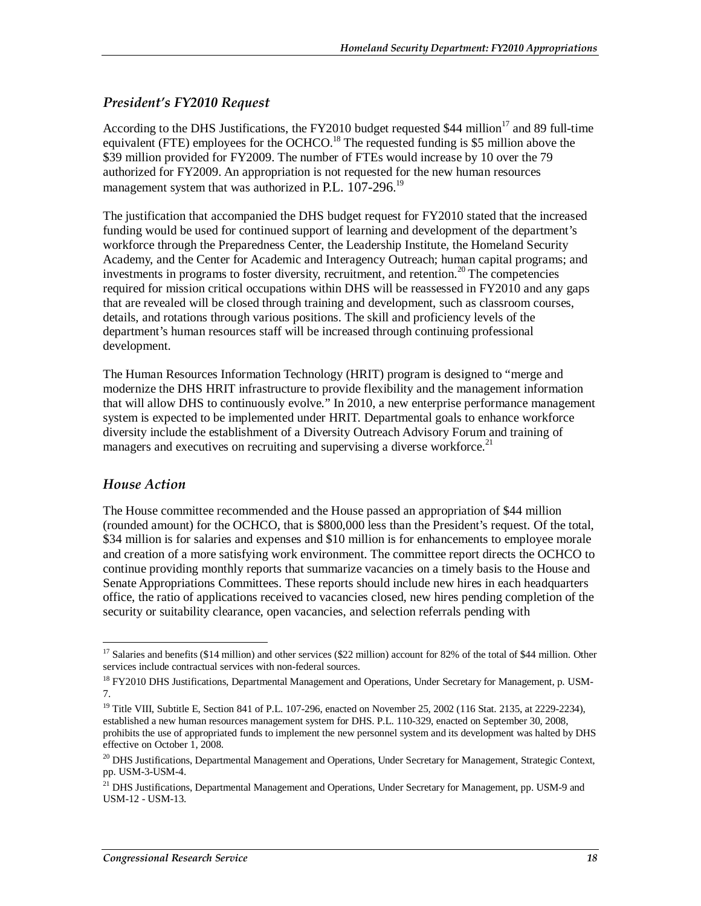### *President's FY2010 Request*

According to the DHS Justifications, the FY2010 budget requested \$44 million[17] and 89 full-time equivalent (FTE) employees for the OCHCO.[18] The requested funding is \$5 million above the \$39 million provided for FY2009. The number of FTEs would increase by 10 over the 79 authorized for FY2009. An appropriation is not requested for the new human resources management system that was authorized in P.L. 107-296.[19]

The justification that accompanied the DHS budget request for FY2010 stated that the increased funding would be used for continued support of learning and development of the department's workforce through the Preparedness Center, the Leadership Institute, the Homeland Security Academy, and the Center for Academic and Interagency Outreach; human capital programs; and investments in programs to foster diversity, recruitment, and retention.[20] The competencies required for mission critical occupations within DHS will be reassessed in FY2010 and any gaps that are revealed will be closed through training and development, such as classroom courses, details, and rotations through various positions. The skill and proficiency levels of the department's human resources staff will be increased through continuing professional development.

The Human Resources Information Technology (HRIT) program is designed to "merge and modernize the DHS HRIT infrastructure to provide flexibility and the management information that will allow DHS to continuously evolve." In 2010, a new enterprise performance management system is expected to be implemented under HRIT. Departmental goals to enhance workforce diversity include the establishment of a Diversity Outreach Advisory Forum and training of managers and executives on recruiting and supervising a diverse workforce.[21]

### *House Action*

The House committee recommended and the House passed an appropriation of \$44 million (rounded amount) for the OCHCO, that is \$800,000 less than the President's request. Of the total, \$34 million is for salaries and expenses and \$10 million is for enhancements to employee morale and creation of a more satisfying work environment. The committee report directs the OCHCO to continue providing monthly reports that summarize vacancies on a timely basis to the House and Senate Appropriations Committees. These reports should include new hires in each headquarters office, the ratio of applications received to vacancies closed, new hires pending completion of the security or suitability clearance, open vacancies, and selection referrals pending with

---

[17] Salaries and benefits (\$14 million) and other services (\$22 million) account for 82% of the total of \$44 million. Other services include contractual services with non-federal sources.

[18] FY2010 DHS Justifications, Departmental Management and Operations, Under Secretary for Management, p. USM-7.

[19] Title VIII, Subtitle E, Section 841 of P.L. 107-296, enacted on November 25, 2002 (116 Stat. 2135, at 2229-2234), established a new human resources management system for DHS. P.L. 110-329, enacted on September 30, 2008, prohibits the use of appropriated funds to implement the new personnel system and its development was halted by DHS effective on October 1, 2008.

[20] DHS Justifications, Departmental Management and Operations, Under Secretary for Management, Strategic Context, pp. USM-3-USM-4.

[21] DHS Justifications, Departmental Management and Operations, Under Secretary for Management, pp. USM-9 and USM-12 - USM-13.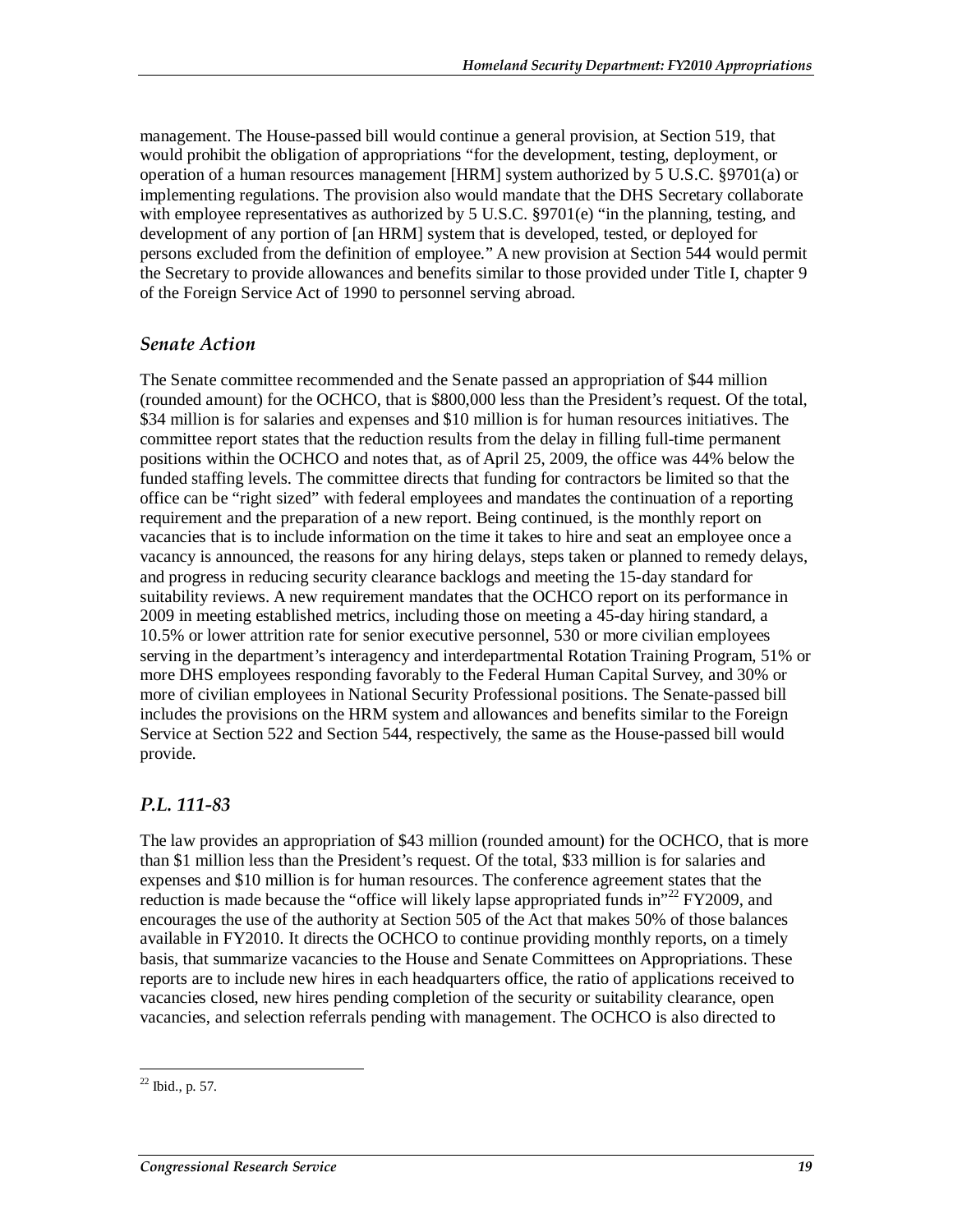management. The House-passed bill would continue a general provision, at Section 519, that would prohibit the obligation of appropriations "for the development, testing, deployment, or operation of a human resources management [HRM] system authorized by 5 U.S.C. §9701(a) or implementing regulations. The provision also would mandate that the DHS Secretary collaborate with employee representatives as authorized by 5 U.S.C. §9701(e) "in the planning, testing, and development of any portion of [an HRM] system that is developed, tested, or deployed for persons excluded from the definition of employee." A new provision at Section 544 would permit the Secretary to provide allowances and benefits similar to those provided under Title I, chapter 9 of the Foreign Service Act of 1990 to personnel serving abroad.

### *Senate Action*

The Senate committee recommended and the Senate passed an appropriation of $44 million (rounded amount) for the OCHCO, that is $800,000 less than the President's request. Of the total, $34 million is for salaries and expenses and $10 million is for human resources initiatives. The committee report states that the reduction results from the delay in filling full-time permanent positions within the OCHCO and notes that, as of April 25, 2009, the office was 44% below the funded staffing levels. The committee directs that funding for contractors be limited so that the office can be "right sized" with federal employees and mandates the continuation of a reporting requirement and the preparation of a new report. Being continued, is the monthly report on vacancies that is to include information on the time it takes to hire and seat an employee once a vacancy is announced, the reasons for any hiring delays, steps taken or planned to remedy delays, and progress in reducing security clearance backlogs and meeting the 15-day standard for suitability reviews. A new requirement mandates that the OCHCO report on its performance in 2009 in meeting established metrics, including those on meeting a 45-day hiring standard, a 10.5% or lower attrition rate for senior executive personnel, 530 or more civilian employees serving in the department's interagency and interdepartmental Rotation Training Program, 51% or more DHS employees responding favorably to the Federal Human Capital Survey, and 30% or more of civilian employees in National Security Professional positions. The Senate-passed bill includes the provisions on the HRM system and allowances and benefits similar to the Foreign Service at Section 522 and Section 544, respectively, the same as the House-passed bill would provide.

### *P.L. 111-83*

The law provides an appropriation of $43 million (rounded amount) for the OCHCO, that is more than $1 million less than the President's request. Of the total, $33 million is for salaries and expenses and $10 million is for human resources. The conference agreement states that the reduction is made because the "office will likely lapse appropriated funds in"[22] FY2009, and encourages the use of the authority at Section 505 of the Act that makes 50% of those balances available in FY2010. It directs the OCHCO to continue providing monthly reports, on a timely basis, that summarize vacancies to the House and Senate Committees on Appropriations. These reports are to include new hires in each headquarters office, the ratio of applications received to vacancies closed, new hires pending completion of the security or suitability clearance, open vacancies, and selection referrals pending with management. The OCHCO is also directed to

---

[22] Ibid., p. 57.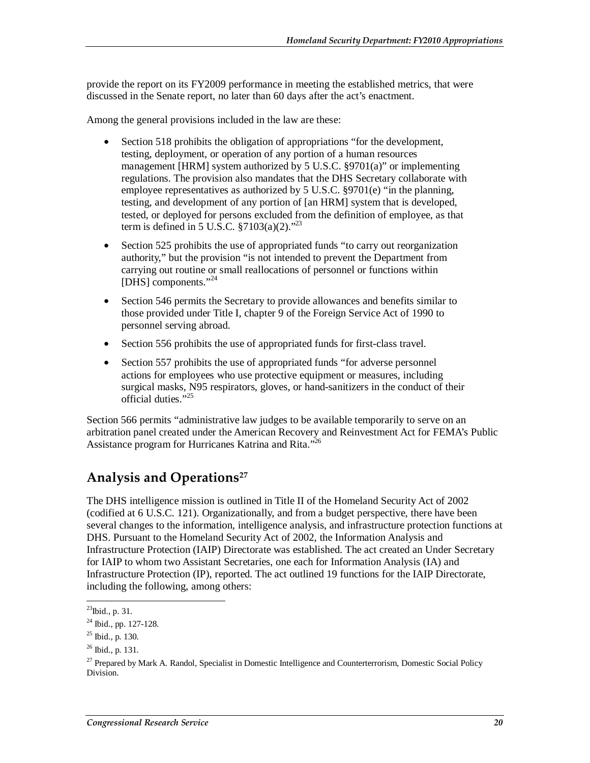provide the report on its FY2009 performance in meeting the established metrics, that were discussed in the Senate report, no later than 60 days after the act's enactment.

Among the general provisions included in the law are these:

- Section 518 prohibits the obligation of appropriations "for the development, testing, deployment, or operation of any portion of a human resources management [HRM] system authorized by 5 U.S.C. §9701(a)" or implementing regulations. The provision also mandates that the DHS Secretary collaborate with employee representatives as authorized by 5 U.S.C. §9701(e) "in the planning, testing, and development of any portion of [an HRM] system that is developed, tested, or deployed for persons excluded from the definition of employee, as that term is defined in 5 U.S.C. §7103(a)(2)."[23]
- Section 525 prohibits the use of appropriated funds "to carry out reorganization authority," but the provision "is not intended to prevent the Department from carrying out routine or small reallocations of personnel or functions within [DHS] components."[24]
- Section 546 permits the Secretary to provide allowances and benefits similar to those provided under Title I, chapter 9 of the Foreign Service Act of 1990 to personnel serving abroad.
- Section 556 prohibits the use of appropriated funds for first-class travel.
- Section 557 prohibits the use of appropriated funds "for adverse personnel actions for employees who use protective equipment or measures, including surgical masks, N95 respirators, gloves, or hand-sanitizers in the conduct of their official duties."[25]

Section 566 permits "administrative law judges to be available temporarily to serve on an arbitration panel created under the American Recovery and Reinvestment Act for FEMA's Public Assistance program for Hurricanes Katrina and Rita."[26]

## Analysis and Operations[27]

The DHS intelligence mission is outlined in Title II of the Homeland Security Act of 2002 (codified at 6 U.S.C. 121). Organizationally, and from a budget perspective, there have been several changes to the information, intelligence analysis, and infrastructure protection functions at DHS. Pursuant to the Homeland Security Act of 2002, the Information Analysis and Infrastructure Protection (IAIP) Directorate was established. The act created an Under Secretary for IAIP to whom two Assistant Secretaries, one each for Information Analysis (IA) and Infrastructure Protection (IP), reported. The act outlined 19 functions for the IAIP Directorate, including the following, among others:

---

[23] Ibid., p. 31.

[24] Ibid., pp. 127-128.

[25] Ibid., p. 130.

[26] Ibid., p. 131.

[27] Prepared by Mark A. Randol, Specialist in Domestic Intelligence and Counterterrorism, Domestic Social Policy Division.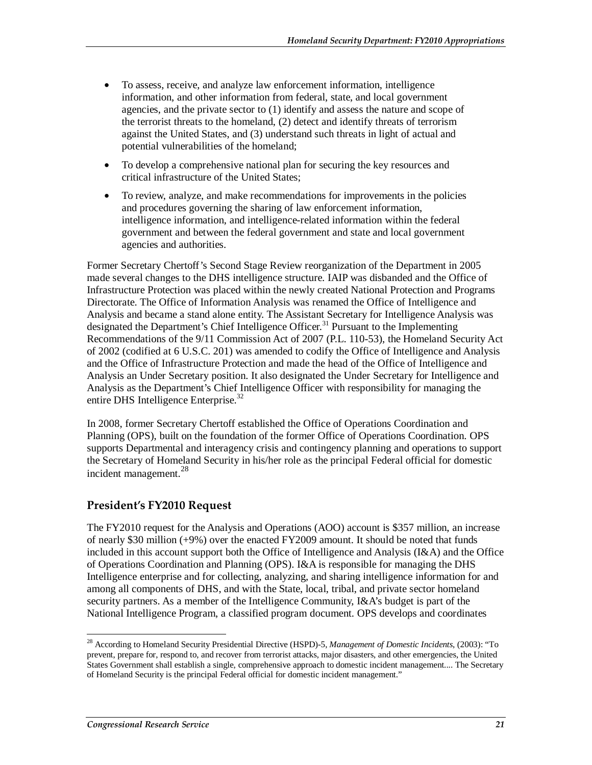- To assess, receive, and analyze law enforcement information, intelligence information, and other information from federal, state, and local government agencies, and the private sector to (1) identify and assess the nature and scope of the terrorist threats to the homeland, (2) detect and identify threats of terrorism against the United States, and (3) understand such threats in light of actual and potential vulnerabilities of the homeland;
- To develop a comprehensive national plan for securing the key resources and critical infrastructure of the United States;
- To review, analyze, and make recommendations for improvements in the policies and procedures governing the sharing of law enforcement information, intelligence information, and intelligence-related information within the federal government and between the federal government and state and local government agencies and authorities.

Former Secretary Chertoff's Second Stage Review reorganization of the Department in 2005 made several changes to the DHS intelligence structure. IAIP was disbanded and the Office of Infrastructure Protection was placed within the newly created National Protection and Programs Directorate. The Office of Information Analysis was renamed the Office of Intelligence and Analysis and became a stand alone entity. The Assistant Secretary for Intelligence Analysis was designated the Department's Chief Intelligence Officer.[31] Pursuant to the Implementing Recommendations of the 9/11 Commission Act of 2007 (P.L. 110-53), the Homeland Security Act of 2002 (codified at 6 U.S.C. 201) was amended to codify the Office of Intelligence and Analysis and the Office of Infrastructure Protection and made the head of the Office of Intelligence and Analysis an Under Secretary position. It also designated the Under Secretary for Intelligence and Analysis as the Department's Chief Intelligence Officer with responsibility for managing the entire DHS Intelligence Enterprise.[32]

In 2008, former Secretary Chertoff established the Office of Operations Coordination and Planning (OPS), built on the foundation of the former Office of Operations Coordination. OPS supports Departmental and interagency crisis and contingency planning and operations to support the Secretary of Homeland Security in his/her role as the principal Federal official for domestic incident management.[28]

## President's FY2010 Request

The FY2010 request for the Analysis and Operations (AOO) account is $357 million, an increase of nearly $30 million (+9%) over the enacted FY2009 amount. It should be noted that funds included in this account support both the Office of Intelligence and Analysis (I&A) and the Office of Operations Coordination and Planning (OPS). I&A is responsible for managing the DHS Intelligence enterprise and for collecting, analyzing, and sharing intelligence information for and among all components of DHS, and with the State, local, tribal, and private sector homeland security partners. As a member of the Intelligence Community, I&A's budget is part of the National Intelligence Program, a classified program document. OPS develops and coordinates

---

[28] According to Homeland Security Presidential Directive (HSPD)-5, *Management of Domestic Incidents*, (2003): "To prevent, prepare for, respond to, and recover from terrorist attacks, major disasters, and other emergencies, the United States Government shall establish a single, comprehensive approach to domestic incident management.... The Secretary of Homeland Security is the principal Federal official for domestic incident management."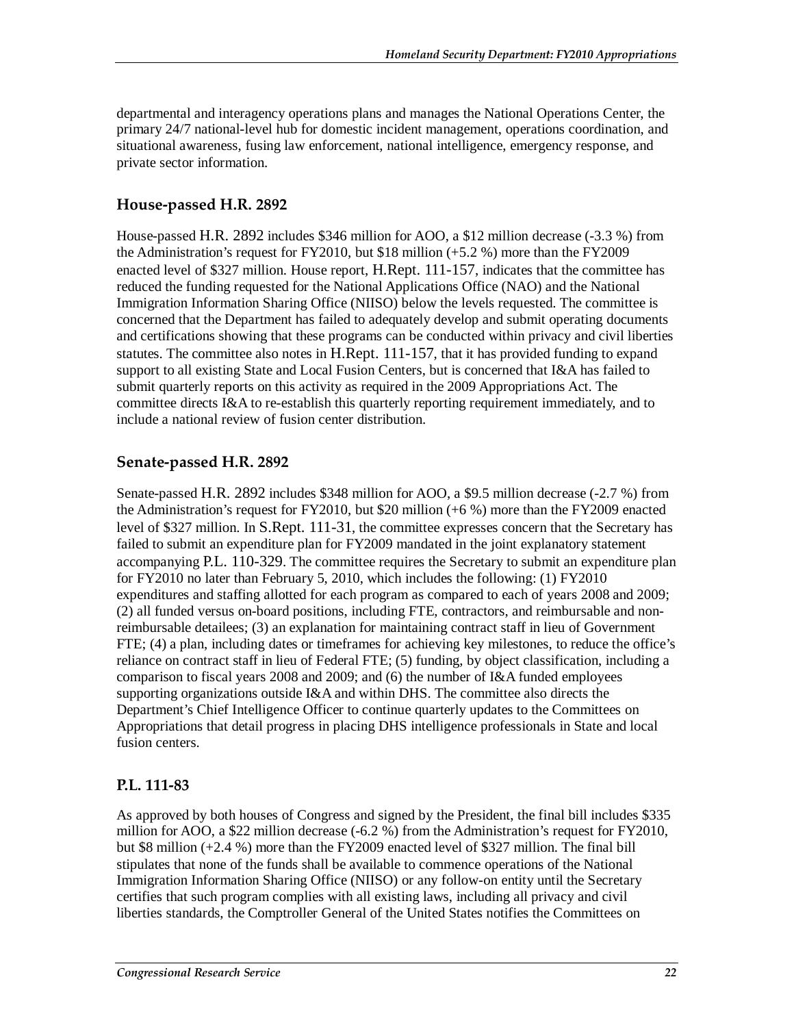departmental and interagency operations plans and manages the National Operations Center, the primary 24/7 national-level hub for domestic incident management, operations coordination, and situational awareness, fusing law enforcement, national intelligence, emergency response, and private sector information.

### House-passed H.R. 2892

House-passed H.R. 2892 includes $346 million for AOO, a $12 million decrease (-3.3 %) from the Administration's request for FY2010, but $18 million (+5.2 %) more than the FY2009 enacted level of $327 million. House report, H.Rept. 111-157, indicates that the committee has reduced the funding requested for the National Applications Office (NAO) and the National Immigration Information Sharing Office (NIISO) below the levels requested. The committee is concerned that the Department has failed to adequately develop and submit operating documents and certifications showing that these programs can be conducted within privacy and civil liberties statutes. The committee also notes in H.Rept. 111-157, that it has provided funding to expand support to all existing State and Local Fusion Centers, but is concerned that I&A has failed to submit quarterly reports on this activity as required in the 2009 Appropriations Act. The committee directs I&A to re-establish this quarterly reporting requirement immediately, and to include a national review of fusion center distribution.

### Senate-passed H.R. 2892

Senate-passed H.R. 2892 includes $348 million for AOO, a $9.5 million decrease (-2.7 %) from the Administration's request for FY2010, but $20 million (+6 %) more than the FY2009 enacted level of $327 million. In S.Rept. 111-31, the committee expresses concern that the Secretary has failed to submit an expenditure plan for FY2009 mandated in the joint explanatory statement accompanying P.L. 110-329. The committee requires the Secretary to submit an expenditure plan for FY2010 no later than February 5, 2010, which includes the following: (1) FY2010 expenditures and staffing allotted for each program as compared to each of years 2008 and 2009; (2) all funded versus on-board positions, including FTE, contractors, and reimbursable and non-reimbursable detailees; (3) an explanation for maintaining contract staff in lieu of Government FTE; (4) a plan, including dates or timeframes for achieving key milestones, to reduce the office's reliance on contract staff in lieu of Federal FTE; (5) funding, by object classification, including a comparison to fiscal years 2008 and 2009; and (6) the number of I&A funded employees supporting organizations outside I&A and within DHS. The committee also directs the Department's Chief Intelligence Officer to continue quarterly updates to the Committees on Appropriations that detail progress in placing DHS intelligence professionals in State and local fusion centers.

### P.L. 111-83

As approved by both houses of Congress and signed by the President, the final bill includes $335 million for AOO, a $22 million decrease (-6.2 %) from the Administration's request for FY2010, but $8 million (+2.4 %) more than the FY2009 enacted level of $327 million. The final bill stipulates that none of the funds shall be available to commence operations of the National Immigration Information Sharing Office (NIISO) or any follow-on entity until the Secretary certifies that such program complies with all existing laws, including all privacy and civil liberties standards, the Comptroller General of the United States notifies the Committees on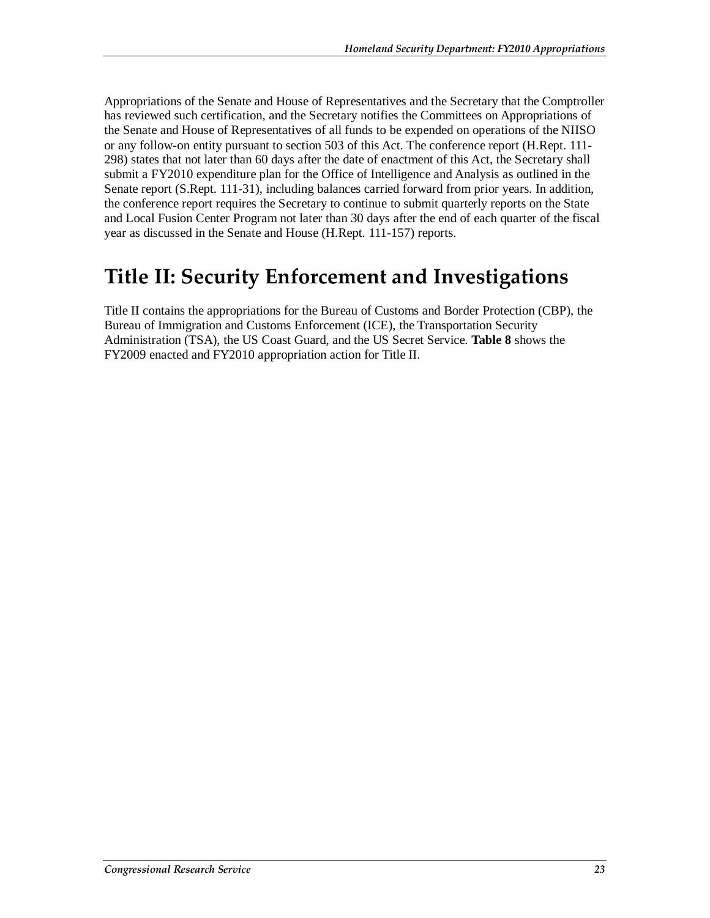Appropriations of the Senate and House of Representatives and the Secretary that the Comptroller has reviewed such certification, and the Secretary notifies the Committees on Appropriations of the Senate and House of Representatives of all funds to be expended on operations of the NIISO or any follow-on entity pursuant to section 503 of this Act. The conference report (H.Rept. 111-298) states that not later than 60 days after the date of enactment of this Act, the Secretary shall submit a FY2010 expenditure plan for the Office of Intelligence and Analysis as outlined in the Senate report (S.Rept. 111-31), including balances carried forward from prior years. In addition, the conference report requires the Secretary to continue to submit quarterly reports on the State and Local Fusion Center Program not later than 30 days after the end of each quarter of the fiscal year as discussed in the Senate and House (H.Rept. 111-157) reports.

# Title II: Security Enforcement and Investigations

Title II contains the appropriations for the Bureau of Customs and Border Protection (CBP), the Bureau of Immigration and Customs Enforcement (ICE), the Transportation Security Administration (TSA), the US Coast Guard, and the US Secret Service. **Table 8** shows the FY2009 enacted and FY2010 appropriation action for Title II.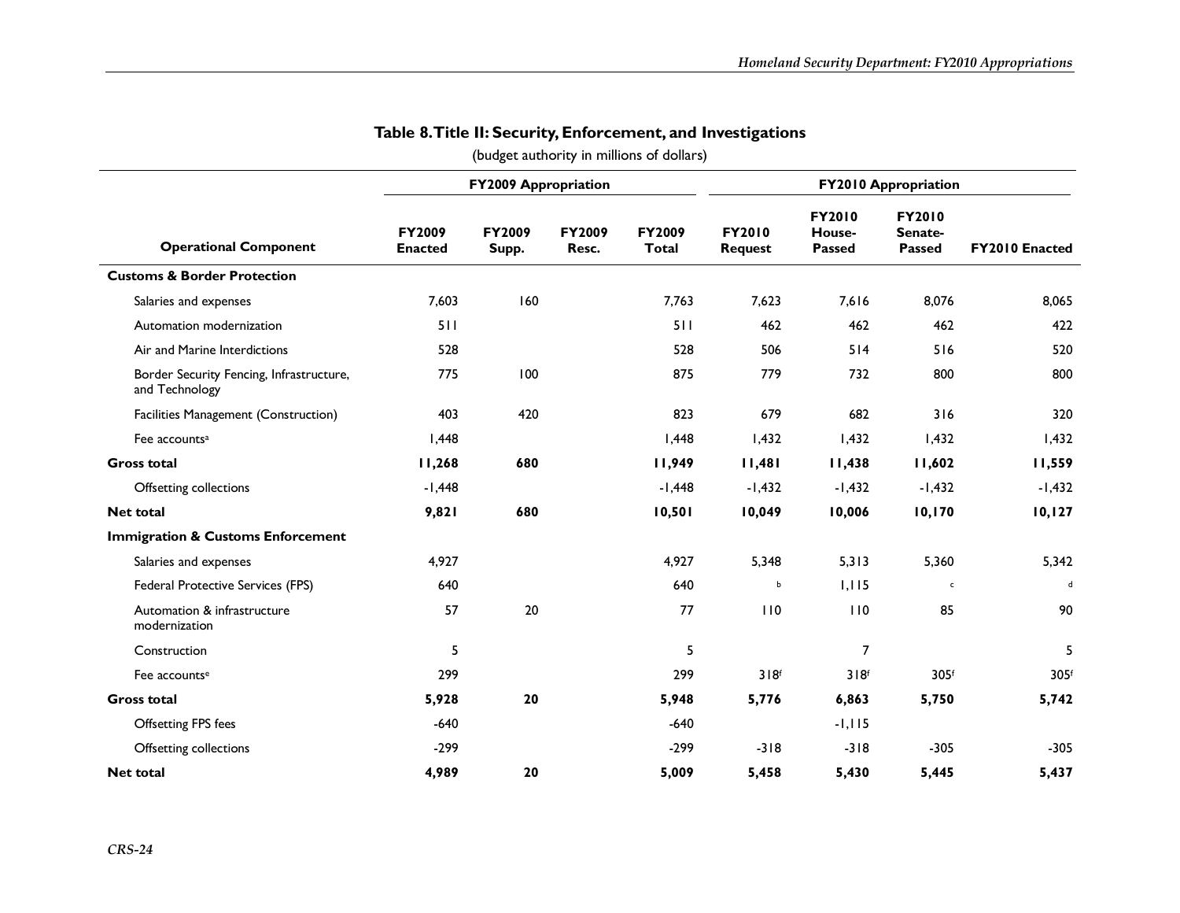## Table 8. Title II: Security, Enforcement, and Investigations

(budget authority in millions of dollars)

| Operational Component | FY2009 Appropriation | | | | FY2010 Appropriation | | | |
|---|---|---|---|---|---|---|---|---|
| | FY2009 Enacted | FY2009 Supp. | FY2009 Resc. | FY2009 Total | FY2010 Request | FY2010 House-Passed | FY2010 Senate-Passed | FY2010 Enacted |
| **Customs & Border Protection** | | | | | | | | |
| Salaries and expenses | 7,603 | 160 | | 7,763 | 7,623 | 7,616 | 8,076 | 8,065 |
| Automation modernization | 511 | | | 511 | 462 | 462 | 462 | 422 |
| Air and Marine Interdictions | 528 | | | 528 | 506 | 514 | 516 | 520 |
| Border Security Fencing, Infrastructure, and Technology | 775 | 100 | | 875 | 779 | 732 | 800 | 800 |
| Facilities Management (Construction) | 403 | 420 | | 823 | 679 | 682 | 316 | 320 |
| Fee accounts[a] | 1,448 | | | 1,448 | 1,432 | 1,432 | 1,432 | 1,432 |
| **Gross total** | **11,268** | **680** | | **11,949** | **11,481** | **11,438** | **11,602** | **11,559** |
| Offsetting collections | -1,448 | | | -1,448 | -1,432 | -1,432 | -1,432 | -1,432 |
| **Net total** | **9,821** | **680** | | **10,501** | **10,049** | **10,006** | **10,170** | **10,127** |
| **Immigration & Customs Enforcement** | | | | | | | | |
| Salaries and expenses | 4,927 | | | 4,927 | 5,348 | 5,313 | 5,360 | 5,342 |
| Federal Protective Services (FPS) | 640 | | | 640 | [b] | 1,115 | [c] | [d] |
| Automation & infrastructure modernization | 57 | 20 | | 77 | 110 | 110 | 85 | 90 |
| Construction | 5 | | | 5 | | 7 | | 5 |
| Fee accounts[e] | 299 | | | 299 | 318[f] | 318[f] | 305[f] | 305[f] |
| **Gross total** | **5,928** | **20** | | **5,948** | **5,776** | **6,863** | **5,750** | **5,742** |
| Offsetting FPS fees | -640 | | | -640 | | -1,115 | | |
| Offsetting collections | -299 | | | -299 | -318 | -318 | -305 | -305 |
| **Net total** | **4,989** | **20** | | **5,009** | **5,458** | **5,430** | **5,445** | **5,437** |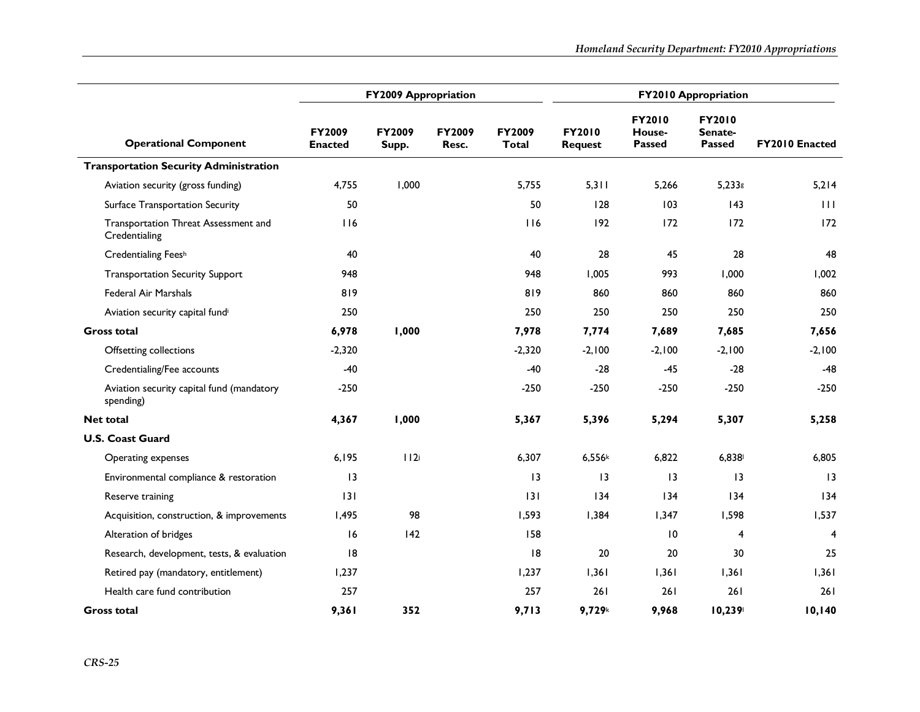| Operational Component | FY2009 Appropriation | | | | FY2010 Appropriation | | | |
|---|---|---|---|---|---|---|---|---|
| | FY2009 Enacted | FY2009 Supp. | FY2009 Resc. | FY2009 Total | FY2010 Request | FY2010 House-Passed | FY2010 Senate-Passed | FY2010 Enacted |
| **Transportation Security Administration** | | | | | | | | |
| Aviation security (gross funding) | 4,755 | 1,000 | | 5,755 | 5,311 | 5,266 | 5,233[g] | 5,214 |
| Surface Transportation Security | 50 | | | 50 | 128 | 103 | 143 | 111 |
| Transportation Threat Assessment and Credentialing | 116 | | | 116 | 192 | 172 | 172 | 172 |
| Credentialing Fees[h] | 40 | | | 40 | 28 | 45 | 28 | 48 |
| Transportation Security Support | 948 | | | 948 | 1,005 | 993 | 1,000 | 1,002 |
| Federal Air Marshals | 819 | | | 819 | 860 | 860 | 860 | 860 |
| Aviation security capital fund[i] | 250 | | | 250 | 250 | 250 | 250 | 250 |
| **Gross total** | **6,978** | **1,000** | | **7,978** | **7,774** | **7,689** | **7,685** | **7,656** |
| Offsetting collections | -2,320 | | | -2,320 | -2,100 | -2,100 | -2,100 | -2,100 |
| Credentialing/Fee accounts | -40 | | | -40 | -28 | -45 | -28 | -48 |
| Aviation security capital fund (mandatory spending) | -250 | | | -250 | -250 | -250 | -250 | -250 |
| **Net total** | **4,367** | **1,000** | | **5,367** | **5,396** | **5,294** | **5,307** | **5,258** |
| **U.S. Coast Guard** | | | | | | | | |
| Operating expenses | 6,195 | 112[j] | | 6,307 | 6,556[k] | 6,822 | 6,838[l] | 6,805 |
| Environmental compliance & restoration | 13 | | | 13 | 13 | 13 | 13 | 13 |
| Reserve training | 131 | | | 131 | 134 | 134 | 134 | 134 |
| Acquisition, construction, & improvements | 1,495 | 98 | | 1,593 | 1,384 | 1,347 | 1,598 | 1,537 |
| Alteration of bridges | 16 | 142 | | 158 | | 10 | 4 | 4 |
| Research, development, tests, & evaluation | 18 | | | 18 | 20 | 20 | 30 | 25 |
| Retired pay (mandatory, entitlement) | 1,237 | | | 1,237 | 1,361 | 1,361 | 1,361 | 1,361 |
| Health care fund contribution | 257 | | | 257 | 261 | 261 | 261 | 261 |
| **Gross total** | **9,361** | **352** | | **9,713** | **9,729**[k] | **9,968** | **10,239**[l] | **10,140** |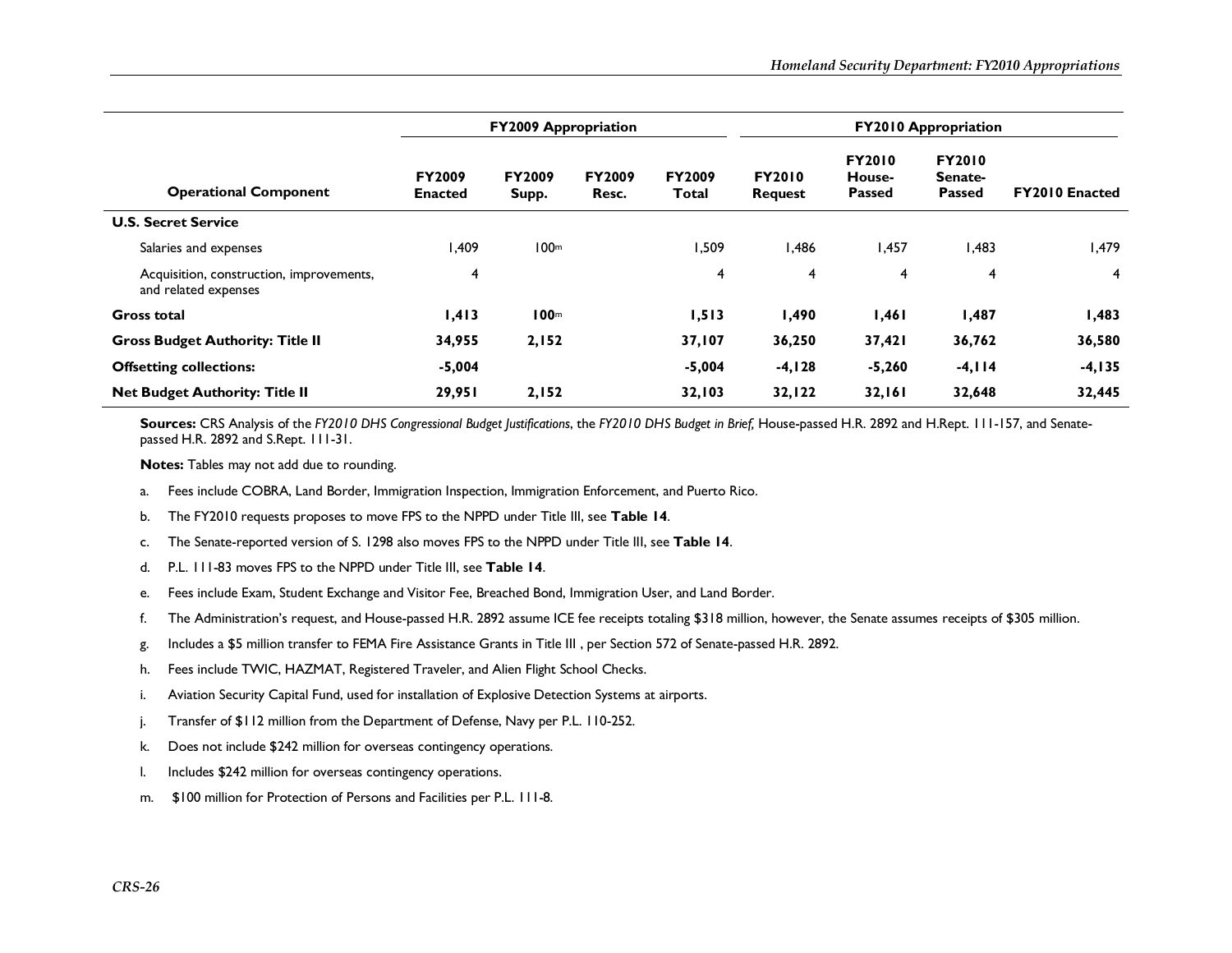| Operational Component | FY2009 Appropriation | | | | FY2010 Appropriation | | | |
|---|---|---|---|---|---|---|---|---|
| | FY2009 Enacted | FY2009 Supp. | FY2009 Resc. | FY2009 Total | FY2010 Request | FY2010 House-Passed | FY2010 Senate-Passed | FY2010 Enacted |
| **U.S. Secret Service** | | | | | | | | |
| Salaries and expenses | 1,409 | 100[m] | | 1,509 | 1,486 | 1,457 | 1,483 | 1,479 |
| Acquisition, construction, improvements, and related expenses | 4 | | | 4 | 4 | 4 | 4 | 4 |
| **Gross total** | **1,413** | **100[m]** | | **1,513** | **1,490** | **1,461** | **1,487** | **1,483** |
| **Gross Budget Authority: Title II** | **34,955** | **2,152** | | **37,107** | **36,250** | **37,421** | **36,762** | **36,580** |
| **Offsetting collections:** | **-5,004** | | | **-5,004** | **-4,128** | **-5,260** | **-4,114** | **-4,135** |
| **Net Budget Authority: Title II** | **29,951** | **2,152** | | **32,103** | **32,122** | **32,161** | **32,648** | **32,445** |

**Sources:** CRS Analysis of the *FY2010 DHS Congressional Budget Justifications*, the *FY2010 DHS Budget in Brief,* House-passed H.R. 2892 and H.Rept. 111-157, and Senate-passed H.R. 2892 and S.Rept. 111-31.

**Notes:** Tables may not add due to rounding.

a. Fees include COBRA, Land Border, Immigration Inspection, Immigration Enforcement, and Puerto Rico.

b. The FY2010 requests proposes to move FPS to the NPPD under Title III, see **Table 14**.

c. The Senate-reported version of S. 1298 also moves FPS to the NPPD under Title III, see **Table 14**.

d. P.L. 111-83 moves FPS to the NPPD under Title III, see **Table 14**.

e. Fees include Exam, Student Exchange and Visitor Fee, Breached Bond, Immigration User, and Land Border.

f. The Administration's request, and House-passed H.R. 2892 assume ICE fee receipts totaling $318 million, however, the Senate assumes receipts of $305 million.

g. Includes a $5 million transfer to FEMA Fire Assistance Grants in Title III , per Section 572 of Senate-passed H.R. 2892.

h. Fees include TWIC, HAZMAT, Registered Traveler, and Alien Flight School Checks.

i. Aviation Security Capital Fund, used for installation of Explosive Detection Systems at airports.

j. Transfer of $112 million from the Department of Defense, Navy per P.L. 110-252.

k. Does not include $242 million for overseas contingency operations.

l. Includes $242 million for overseas contingency operations.

m. $100 million for Protection of Persons and Facilities per P.L. 111-8.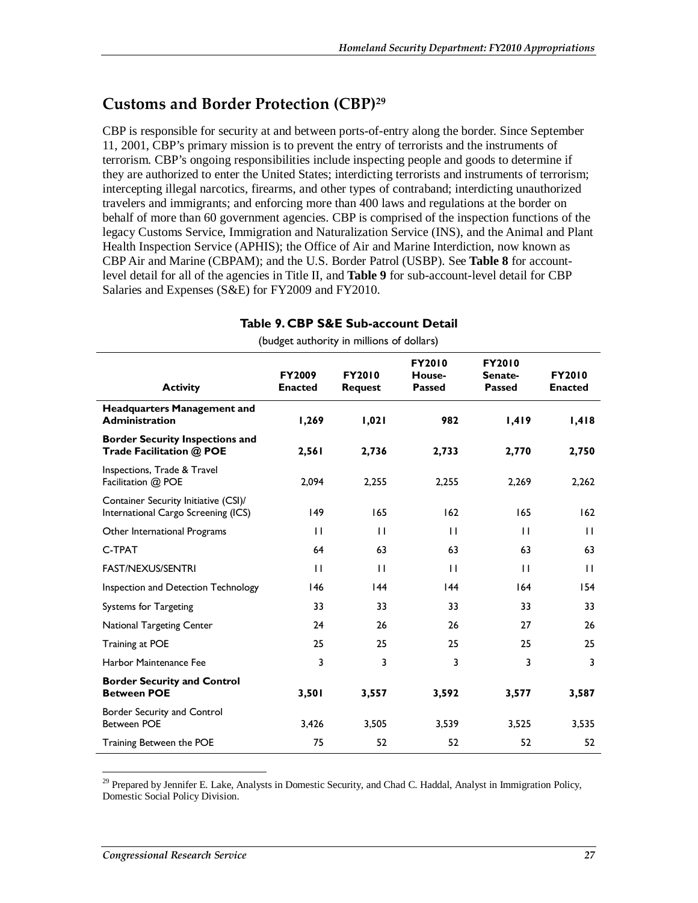## Customs and Border Protection (CBP)[29]

CBP is responsible for security at and between ports-of-entry along the border. Since September 11, 2001, CBP's primary mission is to prevent the entry of terrorists and the instruments of terrorism. CBP's ongoing responsibilities include inspecting people and goods to determine if they are authorized to enter the United States; interdicting terrorists and instruments of terrorism; intercepting illegal narcotics, firearms, and other types of contraband; interdicting unauthorized travelers and immigrants; and enforcing more than 400 laws and regulations at the border on behalf of more than 60 government agencies. CBP is comprised of the inspection functions of the legacy Customs Service, Immigration and Naturalization Service (INS), and the Animal and Plant Health Inspection Service (APHIS); the Office of Air and Marine Interdiction, now known as CBP Air and Marine (CBPAM); and the U.S. Border Patrol (USBP). See **Table 8** for account-level detail for all of the agencies in Title II, and **Table 9** for sub-account-level detail for CBP Salaries and Expenses (S&E) for FY2009 and FY2010.

**Table 9. CBP S&E Sub-account Detail**

(budget authority in millions of dollars)

| Activity | FY2009 Enacted | FY2010 Request | FY2010 House-Passed | FY2010 Senate-Passed | FY2010 Enacted |
|---|---|---|---|---|---|
| **Headquarters Management and Administration** | **1,269** | **1,021** | **982** | **1,419** | **1,418** |
| **Border Security Inspections and Trade Facilitation @ POE** | **2,561** | **2,736** | **2,733** | **2,770** | **2,750** |
| Inspections, Trade & Travel Facilitation @ POE | 2,094 | 2,255 | 2,255 | 2,269 | 2,262 |
| Container Security Initiative (CSI)/ International Cargo Screening (ICS) | 149 | 165 | 162 | 165 | 162 |
| Other International Programs | 11 | 11 | 11 | 11 | 11 |
| C-TPAT | 64 | 63 | 63 | 63 | 63 |
| FAST/NEXUS/SENTRI | 11 | 11 | 11 | 11 | 11 |
| Inspection and Detection Technology | 146 | 144 | 144 | 164 | 154 |
| Systems for Targeting | 33 | 33 | 33 | 33 | 33 |
| National Targeting Center | 24 | 26 | 26 | 27 | 26 |
| Training at POE | 25 | 25 | 25 | 25 | 25 |
| Harbor Maintenance Fee | 3 | 3 | 3 | 3 | 3 |
| **Border Security and Control Between POE** | **3,501** | **3,557** | **3,592** | **3,577** | **3,587** |
| Border Security and Control Between POE | 3,426 | 3,505 | 3,539 | 3,525 | 3,535 |
| Training Between the POE | 75 | 52 | 52 | 52 | 52 |

[29] Prepared by Jennifer E. Lake, Analysts in Domestic Security, and Chad C. Haddal, Analyst in Immigration Policy, Domestic Social Policy Division.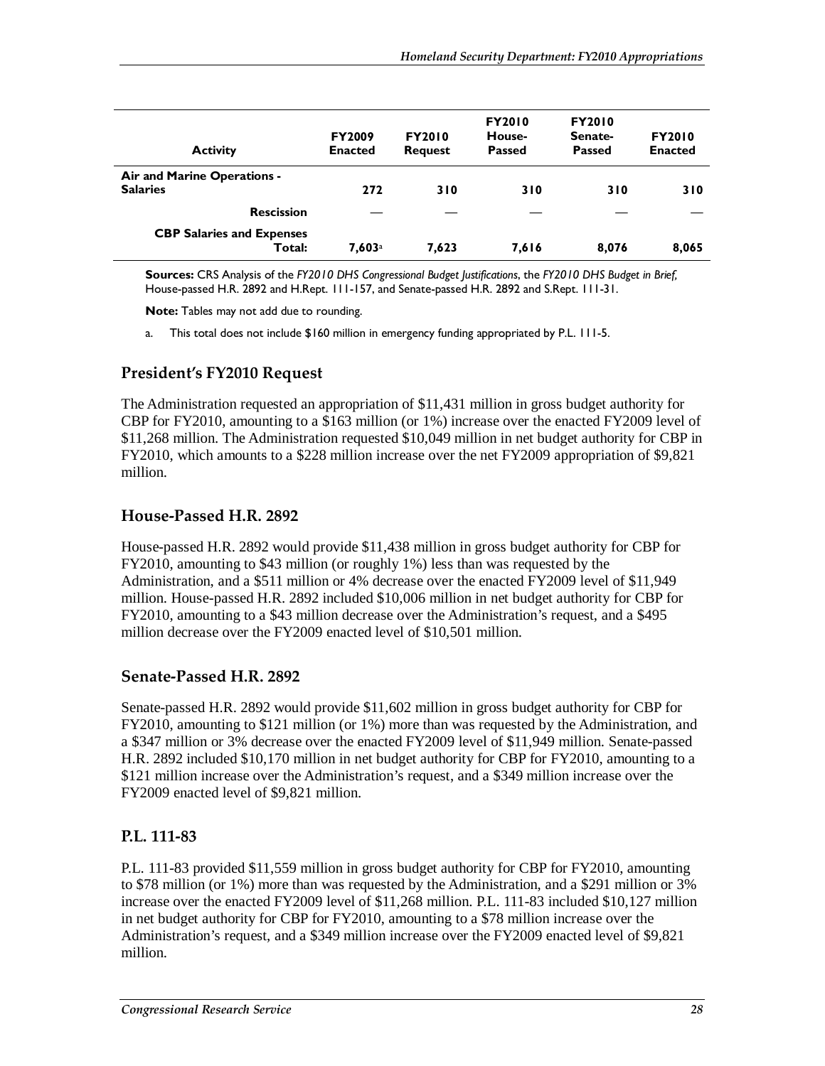| Activity | FY2009 Enacted | FY2010 Request | FY2010 House-Passed | FY2010 Senate-Passed | FY2010 Enacted |
|---|---|---|---|---|---|
| **Air and Marine Operations - Salaries** | 272 | 310 | 310 | 310 | 310 |
| Rescission | — | — | — | — | — |
| **CBP Salaries and Expenses Total:** | 7,603[a] | 7,623 | 7,616 | 8,076 | 8,065 |

**Sources:** CRS Analysis of the *FY2010 DHS Congressional Budget Justifications*, the *FY2010 DHS Budget in Brief*, House-passed H.R. 2892 and H.Rept. 111-157, and Senate-passed H.R. 2892 and S.Rept. 111-31.

**Note:** Tables may not add due to rounding.

a. This total does not include $160 million in emergency funding appropriated by P.L. 111-5.

## President's FY2010 Request

The Administration requested an appropriation of $11,431 million in gross budget authority for CBP for FY2010, amounting to a $163 million (or 1%) increase over the enacted FY2009 level of $11,268 million. The Administration requested $10,049 million in net budget authority for CBP in FY2010, which amounts to a $228 million increase over the net FY2009 appropriation of $9,821 million.

## House-Passed H.R. 2892

House-passed H.R. 2892 would provide $11,438 million in gross budget authority for CBP for FY2010, amounting to $43 million (or roughly 1%) less than was requested by the Administration, and a $511 million or 4% decrease over the enacted FY2009 level of $11,949 million. House-passed H.R. 2892 included $10,006 million in net budget authority for CBP for FY2010, amounting to a $43 million decrease over the Administration's request, and a $495 million decrease over the FY2009 enacted level of $10,501 million.

## Senate-Passed H.R. 2892

Senate-passed H.R. 2892 would provide $11,602 million in gross budget authority for CBP for FY2010, amounting to $121 million (or 1%) more than was requested by the Administration, and a $347 million or 3% decrease over the enacted FY2009 level of $11,949 million. Senate-passed H.R. 2892 included $10,170 million in net budget authority for CBP for FY2010, amounting to a $121 million increase over the Administration's request, and a $349 million increase over the FY2009 enacted level of $9,821 million.

## P.L. 111-83

P.L. 111-83 provided $11,559 million in gross budget authority for CBP for FY2010, amounting to $78 million (or 1%) more than was requested by the Administration, and a $291 million or 3% increase over the enacted FY2009 level of $11,268 million. P.L. 111-83 included $10,127 million in net budget authority for CBP for FY2010, amounting to a $78 million increase over the Administration's request, and a $349 million increase over the FY2009 enacted level of $9,821 million.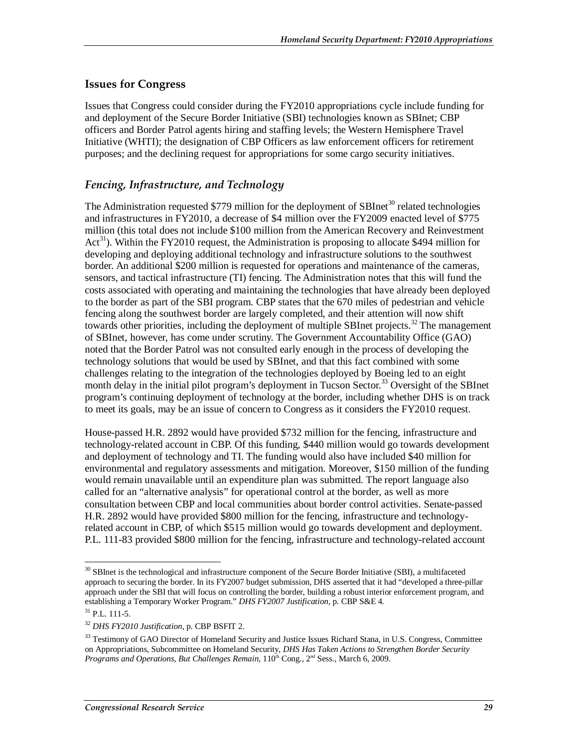## Issues for Congress

Issues that Congress could consider during the FY2010 appropriations cycle include funding for and deployment of the Secure Border Initiative (SBI) technologies known as SBInet; CBP officers and Border Patrol agents hiring and staffing levels; the Western Hemisphere Travel Initiative (WHTI); the designation of CBP Officers as law enforcement officers for retirement purposes; and the declining request for appropriations for some cargo security initiatives.

### *Fencing, Infrastructure, and Technology*

The Administration requested $779 million for the deployment of SBInet[30] related technologies and infrastructures in FY2010, a decrease of $4 million over the FY2009 enacted level of $775 million (this total does not include $100 million from the American Recovery and Reinvestment Act[31]). Within the FY2010 request, the Administration is proposing to allocate $494 million for developing and deploying additional technology and infrastructure solutions to the southwest border. An additional $200 million is requested for operations and maintenance of the cameras, sensors, and tactical infrastructure (TI) fencing. The Administration notes that this will fund the costs associated with operating and maintaining the technologies that have already been deployed to the border as part of the SBI program. CBP states that the 670 miles of pedestrian and vehicle fencing along the southwest border are largely completed, and their attention will now shift towards other priorities, including the deployment of multiple SBInet projects.[32] The management of SBInet, however, has come under scrutiny. The Government Accountability Office (GAO) noted that the Border Patrol was not consulted early enough in the process of developing the technology solutions that would be used by SBInet, and that this fact combined with some challenges relating to the integration of the technologies deployed by Boeing led to an eight month delay in the initial pilot program's deployment in Tucson Sector.[33] Oversight of the SBInet program's continuing deployment of technology at the border, including whether DHS is on track to meet its goals, may be an issue of concern to Congress as it considers the FY2010 request.

House-passed H.R. 2892 would have provided $732 million for the fencing, infrastructure and technology-related account in CBP. Of this funding, $440 million would go towards development and deployment of technology and TI. The funding would also have included $40 million for environmental and regulatory assessments and mitigation. Moreover, $150 million of the funding would remain unavailable until an expenditure plan was submitted. The report language also called for an "alternative analysis" for operational control at the border, as well as more consultation between CBP and local communities about border control activities. Senate-passed H.R. 2892 would have provided $800 million for the fencing, infrastructure and technology-related account in CBP, of which $515 million would go towards development and deployment. P.L. 111-83 provided $800 million for the fencing, infrastructure and technology-related account

---

[30] SBInet is the technological and infrastructure component of the Secure Border Initiative (SBI), a multifaceted approach to securing the border. In its FY2007 budget submission, DHS asserted that it had "developed a three-pillar approach under the SBI that will focus on controlling the border, building a robust interior enforcement program, and establishing a Temporary Worker Program." *DHS FY2007 Justification,* p. CBP S&E 4.

[31] P.L. 111-5.

[32] *DHS FY2010 Justification,* p. CBP BSFIT 2.

[33] Testimony of GAO Director of Homeland Security and Justice Issues Richard Stana, in U.S. Congress, Committee on Appropriations, Subcommittee on Homeland Security, *DHS Has Taken Actions to Strengthen Border Security Programs and Operations, But Challenges Remain,* 110th Cong., 2nd Sess., March 6, 2009.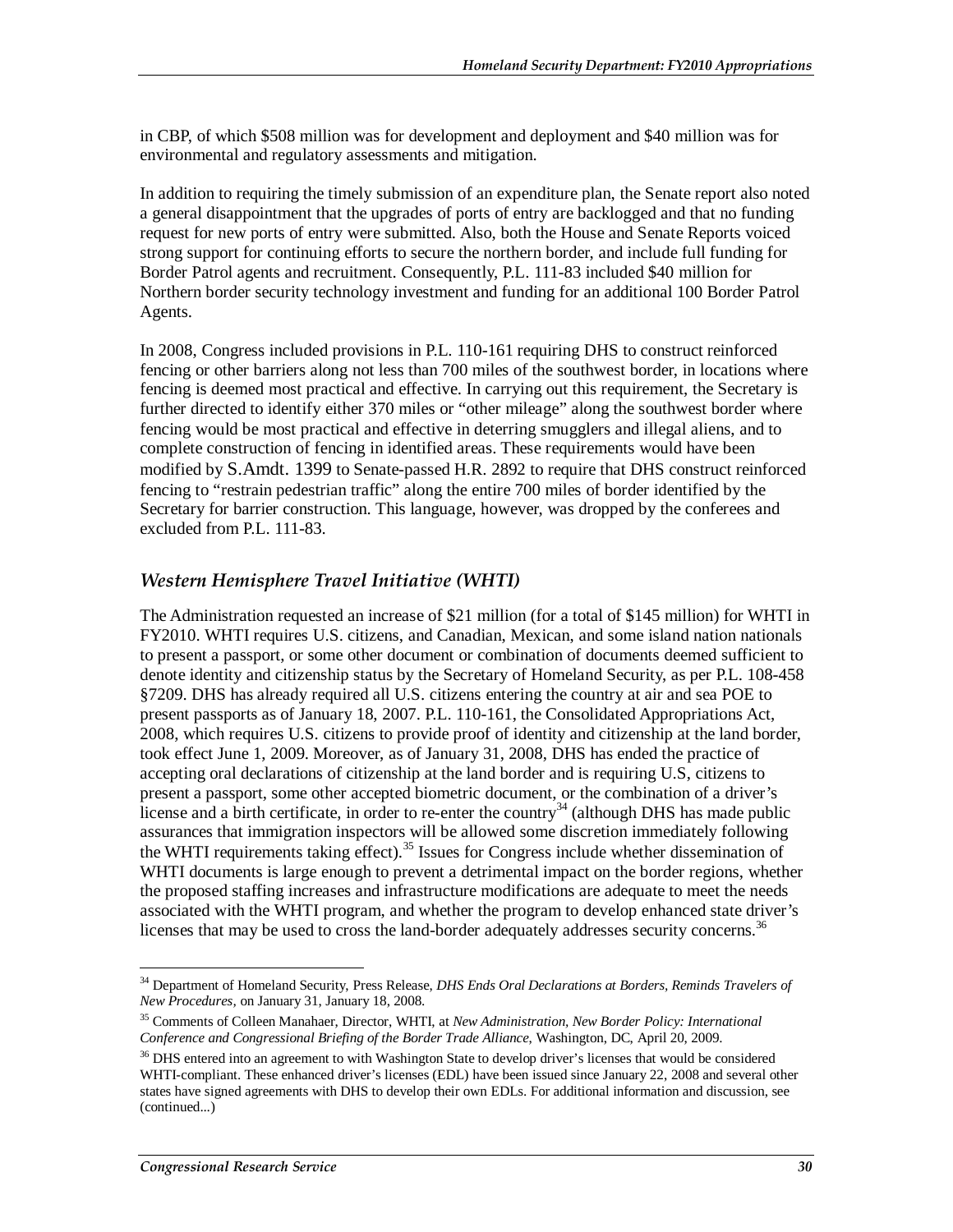in CBP, of which $508 million was for development and deployment and $40 million was for environmental and regulatory assessments and mitigation.

In addition to requiring the timely submission of an expenditure plan, the Senate report also noted a general disappointment that the upgrades of ports of entry are backlogged and that no funding request for new ports of entry were submitted. Also, both the House and Senate Reports voiced strong support for continuing efforts to secure the northern border, and include full funding for Border Patrol agents and recruitment. Consequently, P.L. 111-83 included $40 million for Northern border security technology investment and funding for an additional 100 Border Patrol Agents.

In 2008, Congress included provisions in P.L. 110-161 requiring DHS to construct reinforced fencing or other barriers along not less than 700 miles of the southwest border, in locations where fencing is deemed most practical and effective. In carrying out this requirement, the Secretary is further directed to identify either 370 miles or "other mileage" along the southwest border where fencing would be most practical and effective in deterring smugglers and illegal aliens, and to complete construction of fencing in identified areas. These requirements would have been modified by S.Amdt. 1399 to Senate-passed H.R. 2892 to require that DHS construct reinforced fencing to "restrain pedestrian traffic" along the entire 700 miles of border identified by the Secretary for barrier construction. This language, however, was dropped by the conferees and excluded from P.L. 111-83.

### *Western Hemisphere Travel Initiative (WHTI)*

The Administration requested an increase of $21 million (for a total of $145 million) for WHTI in FY2010. WHTI requires U.S. citizens, and Canadian, Mexican, and some island nation nationals to present a passport, or some other document or combination of documents deemed sufficient to denote identity and citizenship status by the Secretary of Homeland Security, as per P.L. 108-458 §7209. DHS has already required all U.S. citizens entering the country at air and sea POE to present passports as of January 18, 2007. P.L. 110-161, the Consolidated Appropriations Act, 2008, which requires U.S. citizens to provide proof of identity and citizenship at the land border, took effect June 1, 2009. Moreover, as of January 31, 2008, DHS has ended the practice of accepting oral declarations of citizenship at the land border and is requiring U.S, citizens to present a passport, some other accepted biometric document, or the combination of a driver's license and a birth certificate, in order to re-enter the country[34] (although DHS has made public assurances that immigration inspectors will be allowed some discretion immediately following the WHTI requirements taking effect).[35] Issues for Congress include whether dissemination of WHTI documents is large enough to prevent a detrimental impact on the border regions, whether the proposed staffing increases and infrastructure modifications are adequate to meet the needs associated with the WHTI program, and whether the program to develop enhanced state driver's licenses that may be used to cross the land-border adequately addresses security concerns.[36]

---

[34] Department of Homeland Security, Press Release, *DHS Ends Oral Declarations at Borders, Reminds Travelers of New Procedures,* on January 31, January 18, 2008.

[35] Comments of Colleen Manahaer, Director, WHTI, at *New Administration, New Border Policy: International Conference and Congressional Briefing of the Border Trade Alliance,* Washington, DC, April 20, 2009.

[36] DHS entered into an agreement to with Washington State to develop driver's licenses that would be considered WHTI-compliant. These enhanced driver's licenses (EDL) have been issued since January 22, 2008 and several other states have signed agreements with DHS to develop their own EDLs. For additional information and discussion, see (continued...)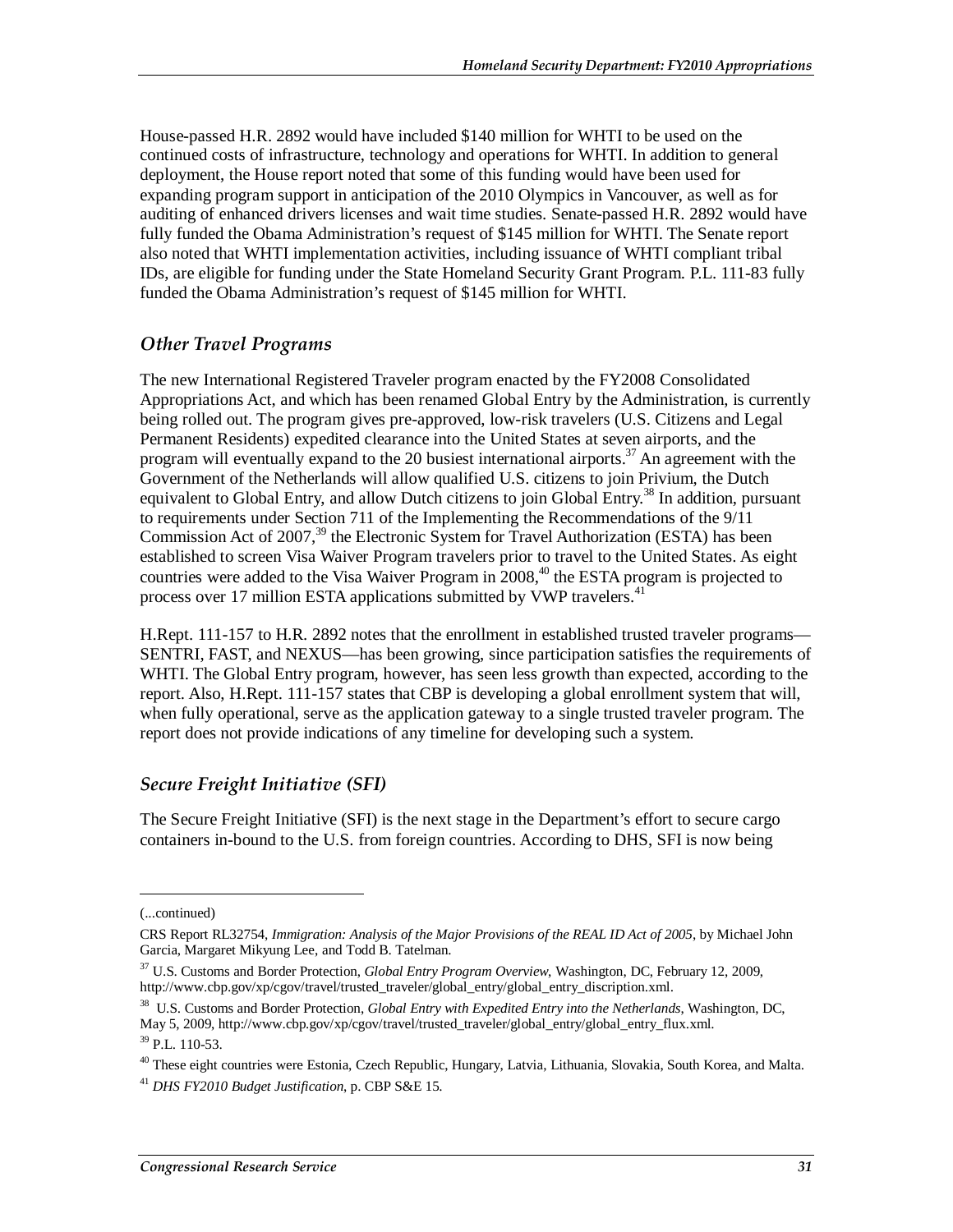House-passed H.R. 2892 would have included $140 million for WHTI to be used on the continued costs of infrastructure, technology and operations for WHTI. In addition to general deployment, the House report noted that some of this funding would have been used for expanding program support in anticipation of the 2010 Olympics in Vancouver, as well as for auditing of enhanced drivers licenses and wait time studies. Senate-passed H.R. 2892 would have fully funded the Obama Administration's request of $145 million for WHTI. The Senate report also noted that WHTI implementation activities, including issuance of WHTI compliant tribal IDs, are eligible for funding under the State Homeland Security Grant Program. P.L. 111-83 fully funded the Obama Administration's request of $145 million for WHTI.

### *Other Travel Programs*

The new International Registered Traveler program enacted by the FY2008 Consolidated Appropriations Act, and which has been renamed Global Entry by the Administration, is currently being rolled out. The program gives pre-approved, low-risk travelers (U.S. Citizens and Legal Permanent Residents) expedited clearance into the United States at seven airports, and the program will eventually expand to the 20 busiest international airports.[37] An agreement with the Government of the Netherlands will allow qualified U.S. citizens to join Privium, the Dutch equivalent to Global Entry, and allow Dutch citizens to join Global Entry.[38] In addition, pursuant to requirements under Section 711 of the Implementing the Recommendations of the 9/11 Commission Act of 2007,[39] the Electronic System for Travel Authorization (ESTA) has been established to screen Visa Waiver Program travelers prior to travel to the United States. As eight countries were added to the Visa Waiver Program in 2008,[40] the ESTA program is projected to process over 17 million ESTA applications submitted by VWP travelers.[41]

H.Rept. 111-157 to H.R. 2892 notes that the enrollment in established trusted traveler programs—SENTRI, FAST, and NEXUS—has been growing, since participation satisfies the requirements of WHTI. The Global Entry program, however, has seen less growth than expected, according to the report. Also, H.Rept. 111-157 states that CBP is developing a global enrollment system that will, when fully operational, serve as the application gateway to a single trusted traveler program. The report does not provide indications of any timeline for developing such a system.

### *Secure Freight Initiative (SFI)*

The Secure Freight Initiative (SFI) is the next stage in the Department's effort to secure cargo containers in-bound to the U.S. from foreign countries. According to DHS, SFI is now being

---

(...continued)

CRS Report RL32754, *Immigration: Analysis of the Major Provisions of the REAL ID Act of 2005*, by Michael John Garcia, Margaret Mikyung Lee, and Todd B. Tatelman.

[37] U.S. Customs and Border Protection, *Global Entry Program Overview*, Washington, DC, February 12, 2009, http://www.cbp.gov/xp/cgov/travel/trusted_traveler/global_entry/global_entry_discription.xml.

[38] U.S. Customs and Border Protection, *Global Entry with Expedited Entry into the Netherlands*, Washington, DC, May 5, 2009, http://www.cbp.gov/xp/cgov/travel/trusted_traveler/global_entry/global_entry_flux.xml.

[39] P.L. 110-53.

[40] These eight countries were Estonia, Czech Republic, Hungary, Latvia, Lithuania, Slovakia, South Korea, and Malta.

[41] *DHS FY2010 Budget Justification*, p. CBP S&E 15.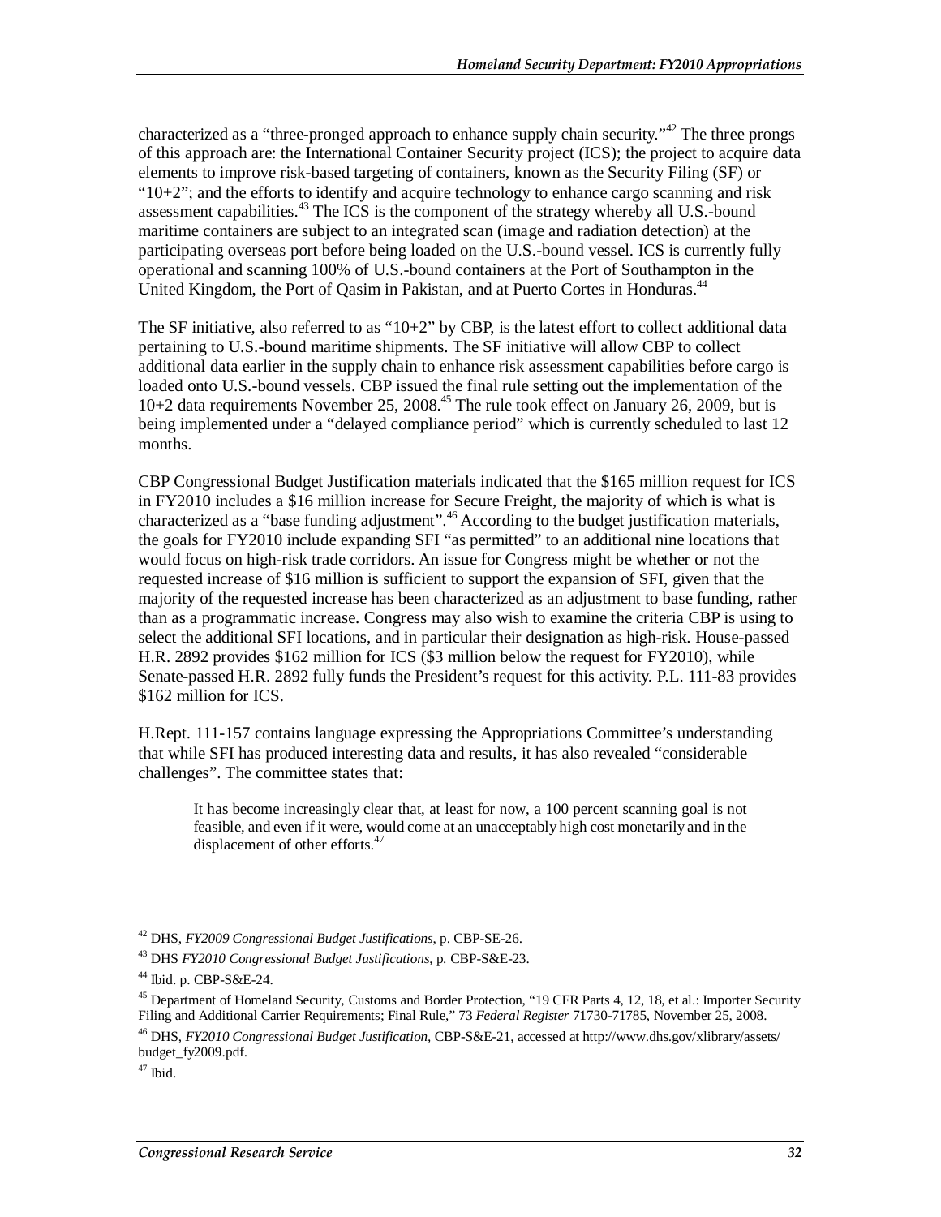characterized as a "three-pronged approach to enhance supply chain security."[42] The three prongs of this approach are: the International Container Security project (ICS); the project to acquire data elements to improve risk-based targeting of containers, known as the Security Filing (SF) or "10+2"; and the efforts to identify and acquire technology to enhance cargo scanning and risk assessment capabilities.[43] The ICS is the component of the strategy whereby all U.S.-bound maritime containers are subject to an integrated scan (image and radiation detection) at the participating overseas port before being loaded on the U.S.-bound vessel. ICS is currently fully operational and scanning 100% of U.S.-bound containers at the Port of Southampton in the United Kingdom, the Port of Qasim in Pakistan, and at Puerto Cortes in Honduras.[44]

The SF initiative, also referred to as "10+2" by CBP, is the latest effort to collect additional data pertaining to U.S.-bound maritime shipments. The SF initiative will allow CBP to collect additional data earlier in the supply chain to enhance risk assessment capabilities before cargo is loaded onto U.S.-bound vessels. CBP issued the final rule setting out the implementation of the 10+2 data requirements November 25, 2008.[45] The rule took effect on January 26, 2009, but is being implemented under a "delayed compliance period" which is currently scheduled to last 12 months.

CBP Congressional Budget Justification materials indicated that the $165 million request for ICS in FY2010 includes a $16 million increase for Secure Freight, the majority of which is what is characterized as a "base funding adjustment".[46] According to the budget justification materials, the goals for FY2010 include expanding SFI "as permitted" to an additional nine locations that would focus on high-risk trade corridors. An issue for Congress might be whether or not the requested increase of $16 million is sufficient to support the expansion of SFI, given that the majority of the requested increase has been characterized as an adjustment to base funding, rather than as a programmatic increase. Congress may also wish to examine the criteria CBP is using to select the additional SFI locations, and in particular their designation as high-risk. House-passed H.R. 2892 provides $162 million for ICS ($3 million below the request for FY2010), while Senate-passed H.R. 2892 fully funds the President's request for this activity. P.L. 111-83 provides $162 million for ICS.

H.Rept. 111-157 contains language expressing the Appropriations Committee's understanding that while SFI has produced interesting data and results, it has also revealed "considerable challenges". The committee states that:

> It has become increasingly clear that, at least for now, a 100 percent scanning goal is not feasible, and even if it were, would come at an unacceptably high cost monetarily and in the displacement of other efforts.[47]

---

[42] DHS, *FY2009 Congressional Budget Justifications*, p. CBP-SE-26.

[43] DHS *FY2010 Congressional Budget Justifications*, p. CBP-S&E-23.

[44] Ibid. p. CBP-S&E-24.

[45] Department of Homeland Security, Customs and Border Protection, "19 CFR Parts 4, 12, 18, et al.: Importer Security Filing and Additional Carrier Requirements; Final Rule," 73 *Federal Register* 71730-71785, November 25, 2008.

[46] DHS, *FY2010 Congressional Budget Justification*, CBP-S&E-21, accessed at http://www.dhs.gov/xlibrary/assets/budget_fy2009.pdf.

[47] Ibid.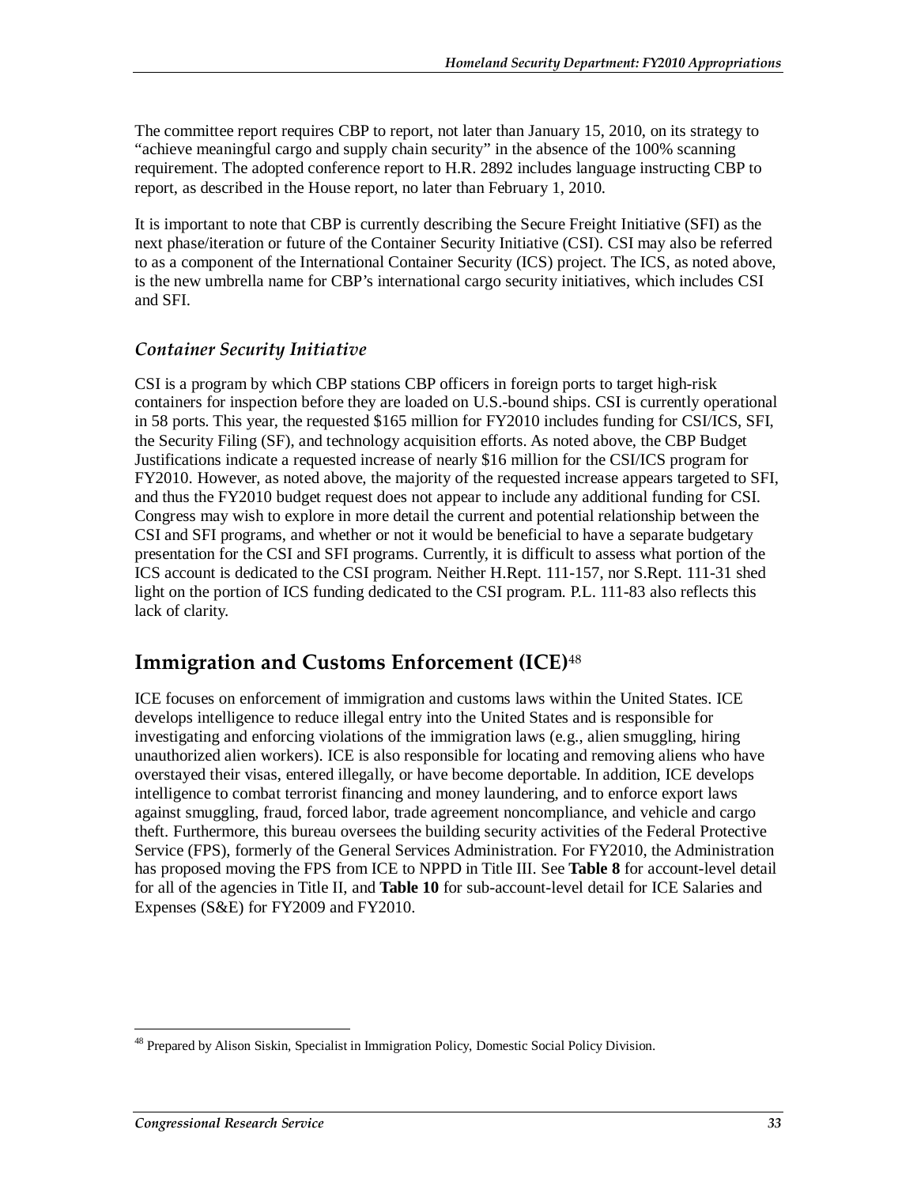The committee report requires CBP to report, not later than January 15, 2010, on its strategy to "achieve meaningful cargo and supply chain security" in the absence of the 100% scanning requirement. The adopted conference report to H.R. 2892 includes language instructing CBP to report, as described in the House report, no later than February 1, 2010.

It is important to note that CBP is currently describing the Secure Freight Initiative (SFI) as the next phase/iteration or future of the Container Security Initiative (CSI). CSI may also be referred to as a component of the International Container Security (ICS) project. The ICS, as noted above, is the new umbrella name for CBP's international cargo security initiatives, which includes CSI and SFI.

### *Container Security Initiative*

CSI is a program by which CBP stations CBP officers in foreign ports to target high-risk containers for inspection before they are loaded on U.S.-bound ships. CSI is currently operational in 58 ports. This year, the requested $165 million for FY2010 includes funding for CSI/ICS, SFI, the Security Filing (SF), and technology acquisition efforts. As noted above, the CBP Budget Justifications indicate a requested increase of nearly $16 million for the CSI/ICS program for FY2010. However, as noted above, the majority of the requested increase appears targeted to SFI, and thus the FY2010 budget request does not appear to include any additional funding for CSI. Congress may wish to explore in more detail the current and potential relationship between the CSI and SFI programs, and whether or not it would be beneficial to have a separate budgetary presentation for the CSI and SFI programs. Currently, it is difficult to assess what portion of the ICS account is dedicated to the CSI program. Neither H.Rept. 111-157, nor S.Rept. 111-31 shed light on the portion of ICS funding dedicated to the CSI program. P.L. 111-83 also reflects this lack of clarity.

## Immigration and Customs Enforcement (ICE)[48]

ICE focuses on enforcement of immigration and customs laws within the United States. ICE develops intelligence to reduce illegal entry into the United States and is responsible for investigating and enforcing violations of the immigration laws (e.g., alien smuggling, hiring unauthorized alien workers). ICE is also responsible for locating and removing aliens who have overstayed their visas, entered illegally, or have become deportable. In addition, ICE develops intelligence to combat terrorist financing and money laundering, and to enforce export laws against smuggling, fraud, forced labor, trade agreement noncompliance, and vehicle and cargo theft. Furthermore, this bureau oversees the building security activities of the Federal Protective Service (FPS), formerly of the General Services Administration. For FY2010, the Administration has proposed moving the FPS from ICE to NPPD in Title III. See **Table 8** for account-level detail for all of the agencies in Title II, and **Table 10** for sub-account-level detail for ICE Salaries and Expenses (S&E) for FY2009 and FY2010.

---

[48] Prepared by Alison Siskin, Specialist in Immigration Policy, Domestic Social Policy Division.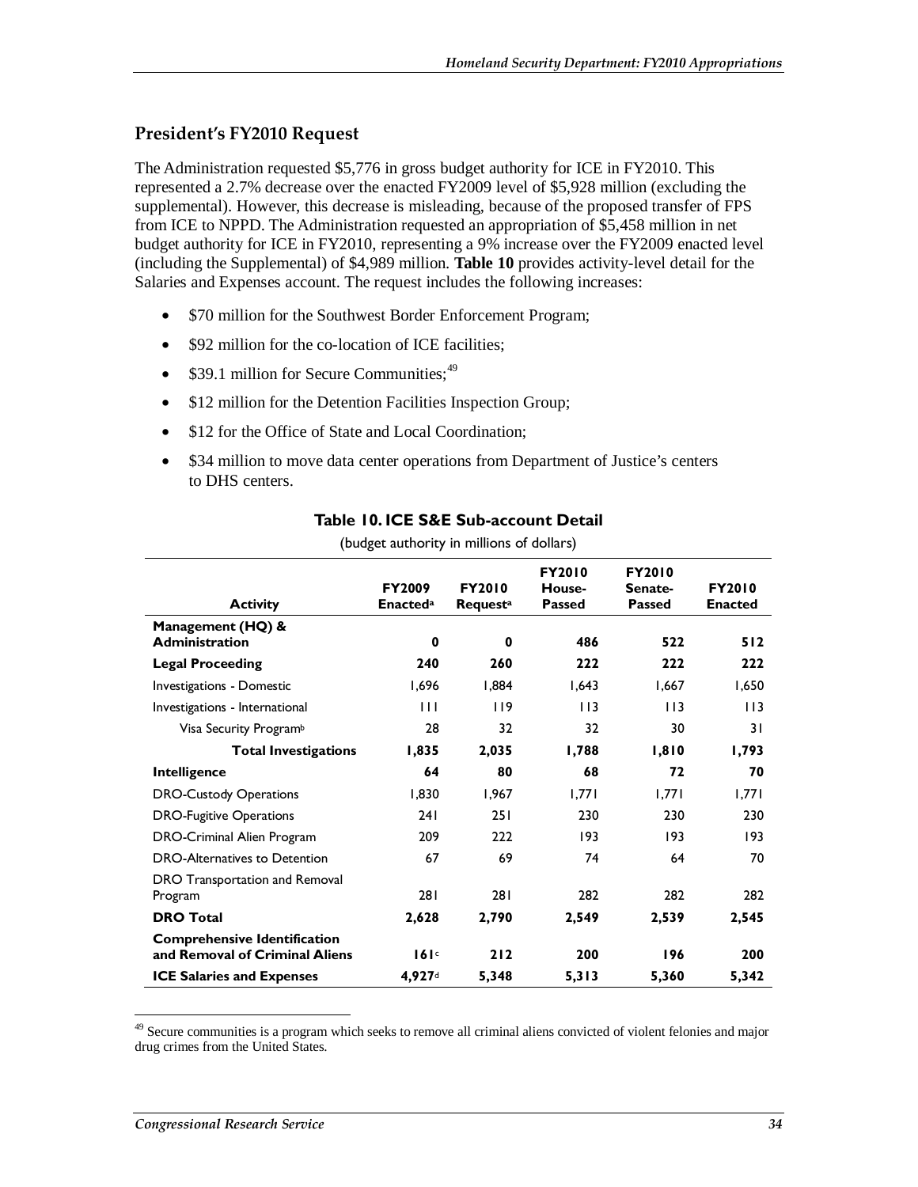## President's FY2010 Request

The Administration requested $5,776 in gross budget authority for ICE in FY2010. This represented a 2.7% decrease over the enacted FY2009 level of $5,928 million (excluding the supplemental). However, this decrease is misleading, because of the proposed transfer of FPS from ICE to NPPD. The Administration requested an appropriation of $5,458 million in net budget authority for ICE in FY2010, representing a 9% increase over the FY2009 enacted level (including the Supplemental) of $4,989 million. **Table 10** provides activity-level detail for the Salaries and Expenses account. The request includes the following increases:

- $70 million for the Southwest Border Enforcement Program;
- $92 million for the co-location of ICE facilities;
- $39.1 million for Secure Communities;[49]
- $12 million for the Detention Facilities Inspection Group;
- $12 for the Office of State and Local Coordination;
- $34 million to move data center operations from Department of Justice's centers to DHS centers.

**Table 10. ICE S&E Sub-account Detail**

(budget authority in millions of dollars)

| Activity | FY2009 Enacted[a] | FY2010 Request[a] | FY2010 House-Passed | FY2010 Senate-Passed | FY2010 Enacted |
|---|---|---|---|---|---|
| **Management (HQ) & Administration** | **0** | **0** | **486** | **522** | **512** |
| **Legal Proceeding** | **240** | **260** | **222** | **222** | **222** |
| Investigations - Domestic | 1,696 | 1,884 | 1,643 | 1,667 | 1,650 |
| Investigations - International | 111 | 119 | 113 | 113 | 113 |
| Visa Security Program[b] | 28 | 32 | 32 | 30 | 31 |
| **Total Investigations** | **1,835** | **2,035** | **1,788** | **1,810** | **1,793** |
| **Intelligence** | **64** | **80** | **68** | **72** | **70** |
| DRO-Custody Operations | 1,830 | 1,967 | 1,771 | 1,771 | 1,771 |
| DRO-Fugitive Operations | 241 | 251 | 230 | 230 | 230 |
| DRO-Criminal Alien Program | 209 | 222 | 193 | 193 | 193 |
| DRO-Alternatives to Detention | 67 | 69 | 74 | 64 | 70 |
| DRO Transportation and Removal Program | 281 | 281 | 282 | 282 | 282 |
| **DRO Total** | **2,628** | **2,790** | **2,549** | **2,539** | **2,545** |
| **Comprehensive Identification and Removal of Criminal Aliens** | **161**[c] | **212** | **200** | **196** | **200** |
| **ICE Salaries and Expenses** | **4,927**[d] | **5,348** | **5,313** | **5,360** | **5,342** |

[49] Secure communities is a program which seeks to remove all criminal aliens convicted of violent felonies and major drug crimes from the United States.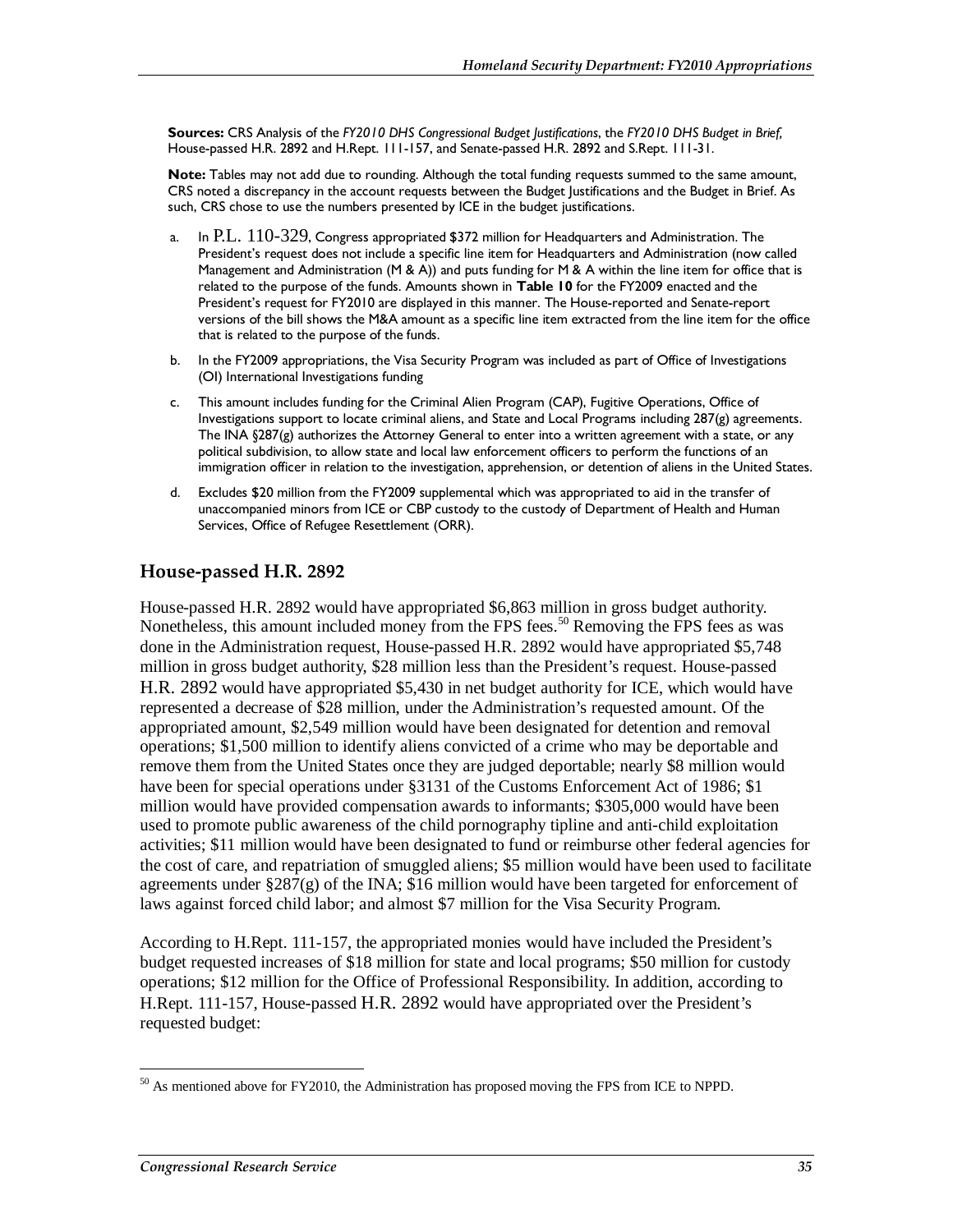**Sources:** CRS Analysis of the *FY2010 DHS Congressional Budget Justifications*, the *FY2010 DHS Budget in Brief,* House-passed H.R. 2892 and H.Rept. 111-157, and Senate-passed H.R. 2892 and S.Rept. 111-31.

**Note:** Tables may not add due to rounding. Although the total funding requests summed to the same amount, CRS noted a discrepancy in the account requests between the Budget Justifications and the Budget in Brief. As such, CRS chose to use the numbers presented by ICE in the budget justifications.

a. In P.L. 110-329, Congress appropriated $372 million for Headquarters and Administration. The President's request does not include a specific line item for Headquarters and Administration (now called Management and Administration (M & A)) and puts funding for M & A within the line item for office that is related to the purpose of the funds. Amounts shown in **Table 10** for the FY2009 enacted and the President's request for FY2010 are displayed in this manner. The House-reported and Senate-report versions of the bill shows the M&A amount as a specific line item extracted from the line item for the office that is related to the purpose of the funds.

b. In the FY2009 appropriations, the Visa Security Program was included as part of Office of Investigations (OI) International Investigations funding

c. This amount includes funding for the Criminal Alien Program (CAP), Fugitive Operations, Office of Investigations support to locate criminal aliens, and State and Local Programs including 287(g) agreements. The INA §287(g) authorizes the Attorney General to enter into a written agreement with a state, or any political subdivision, to allow state and local law enforcement officers to perform the functions of an immigration officer in relation to the investigation, apprehension, or detention of aliens in the United States.

d. Excludes $20 million from the FY2009 supplemental which was appropriated to aid in the transfer of unaccompanied minors from ICE or CBP custody to the custody of Department of Health and Human Services, Office of Refugee Resettlement (ORR).

### House-passed H.R. 2892

House-passed H.R. 2892 would have appropriated $6,863 million in gross budget authority. Nonetheless, this amount included money from the FPS fees.[50] Removing the FPS fees as was done in the Administration request, House-passed H.R. 2892 would have appropriated $5,748 million in gross budget authority, $28 million less than the President's request. House-passed H.R. 2892 would have appropriated $5,430 in net budget authority for ICE, which would have represented a decrease of $28 million, under the Administration's requested amount. Of the appropriated amount, $2,549 million would have been designated for detention and removal operations; $1,500 million to identify aliens convicted of a crime who may be deportable and remove them from the United States once they are judged deportable; nearly $8 million would have been for special operations under §3131 of the Customs Enforcement Act of 1986; $1 million would have provided compensation awards to informants; $305,000 would have been used to promote public awareness of the child pornography tipline and anti-child exploitation activities; $11 million would have been designated to fund or reimburse other federal agencies for the cost of care, and repatriation of smuggled aliens; $5 million would have been used to facilitate agreements under §287(g) of the INA; $16 million would have been targeted for enforcement of laws against forced child labor; and almost $7 million for the Visa Security Program.

According to H.Rept. 111-157, the appropriated monies would have included the President's budget requested increases of $18 million for state and local programs; $50 million for custody operations; $12 million for the Office of Professional Responsibility. In addition, according to H.Rept. 111-157, House-passed H.R. 2892 would have appropriated over the President's requested budget:

[50] As mentioned above for FY2010, the Administration has proposed moving the FPS from ICE to NPPD.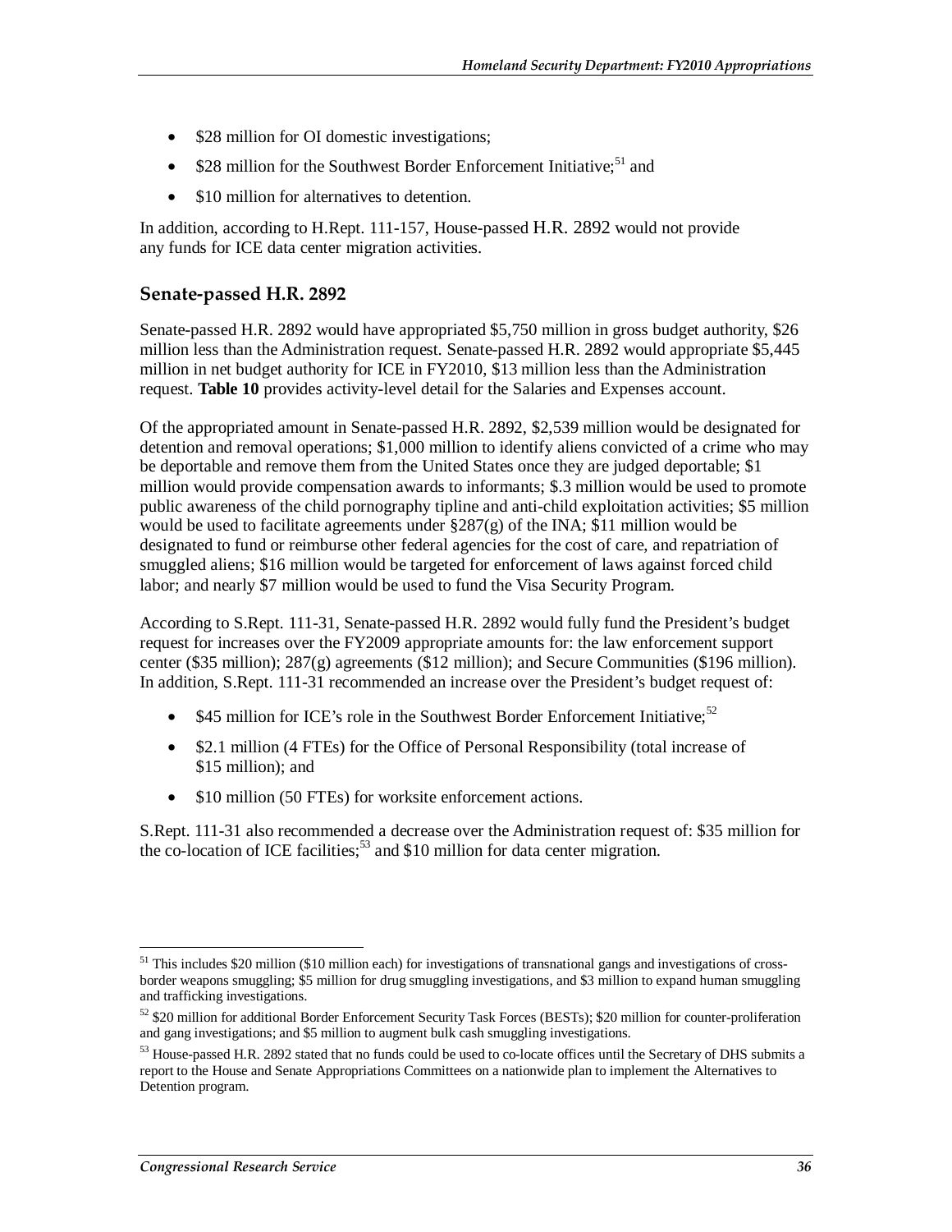- $28 million for OI domestic investigations;
- $28 million for the Southwest Border Enforcement Initiative;[51] and
- $10 million for alternatives to detention.

In addition, according to H.Rept. 111-157, House-passed H.R. 2892 would not provide any funds for ICE data center migration activities.

### Senate-passed H.R. 2892

Senate-passed H.R. 2892 would have appropriated $5,750 million in gross budget authority, $26 million less than the Administration request. Senate-passed H.R. 2892 would appropriate $5,445 million in net budget authority for ICE in FY2010, $13 million less than the Administration request. **Table 10** provides activity-level detail for the Salaries and Expenses account.

Of the appropriated amount in Senate-passed H.R. 2892, $2,539 million would be designated for detention and removal operations; $1,000 million to identify aliens convicted of a crime who may be deportable and remove them from the United States once they are judged deportable; $1 million would provide compensation awards to informants; $.3 million would be used to promote public awareness of the child pornography tipline and anti-child exploitation activities; $5 million would be used to facilitate agreements under §287(g) of the INA; $11 million would be designated to fund or reimburse other federal agencies for the cost of care, and repatriation of smuggled aliens; $16 million would be targeted for enforcement of laws against forced child labor; and nearly $7 million would be used to fund the Visa Security Program.

According to S.Rept. 111-31, Senate-passed H.R. 2892 would fully fund the President's budget request for increases over the FY2009 appropriate amounts for: the law enforcement support center ($35 million); 287(g) agreements ($12 million); and Secure Communities ($196 million). In addition, S.Rept. 111-31 recommended an increase over the President's budget request of:

- $45 million for ICE's role in the Southwest Border Enforcement Initiative;[52]
- $2.1 million (4 FTEs) for the Office of Personal Responsibility (total increase of $15 million); and
- $10 million (50 FTEs) for worksite enforcement actions.

S.Rept. 111-31 also recommended a decrease over the Administration request of: $35 million for the co-location of ICE facilities;[53] and $10 million for data center migration.

---

[51] This includes $20 million ($10 million each) for investigations of transnational gangs and investigations of cross-border weapons smuggling; $5 million for drug smuggling investigations, and $3 million to expand human smuggling and trafficking investigations.

[52] $20 million for additional Border Enforcement Security Task Forces (BESTs); $20 million for counter-proliferation and gang investigations; and $5 million to augment bulk cash smuggling investigations.

[53] House-passed H.R. 2892 stated that no funds could be used to co-locate offices until the Secretary of DHS submits a report to the House and Senate Appropriations Committees on a nationwide plan to implement the Alternatives to Detention program.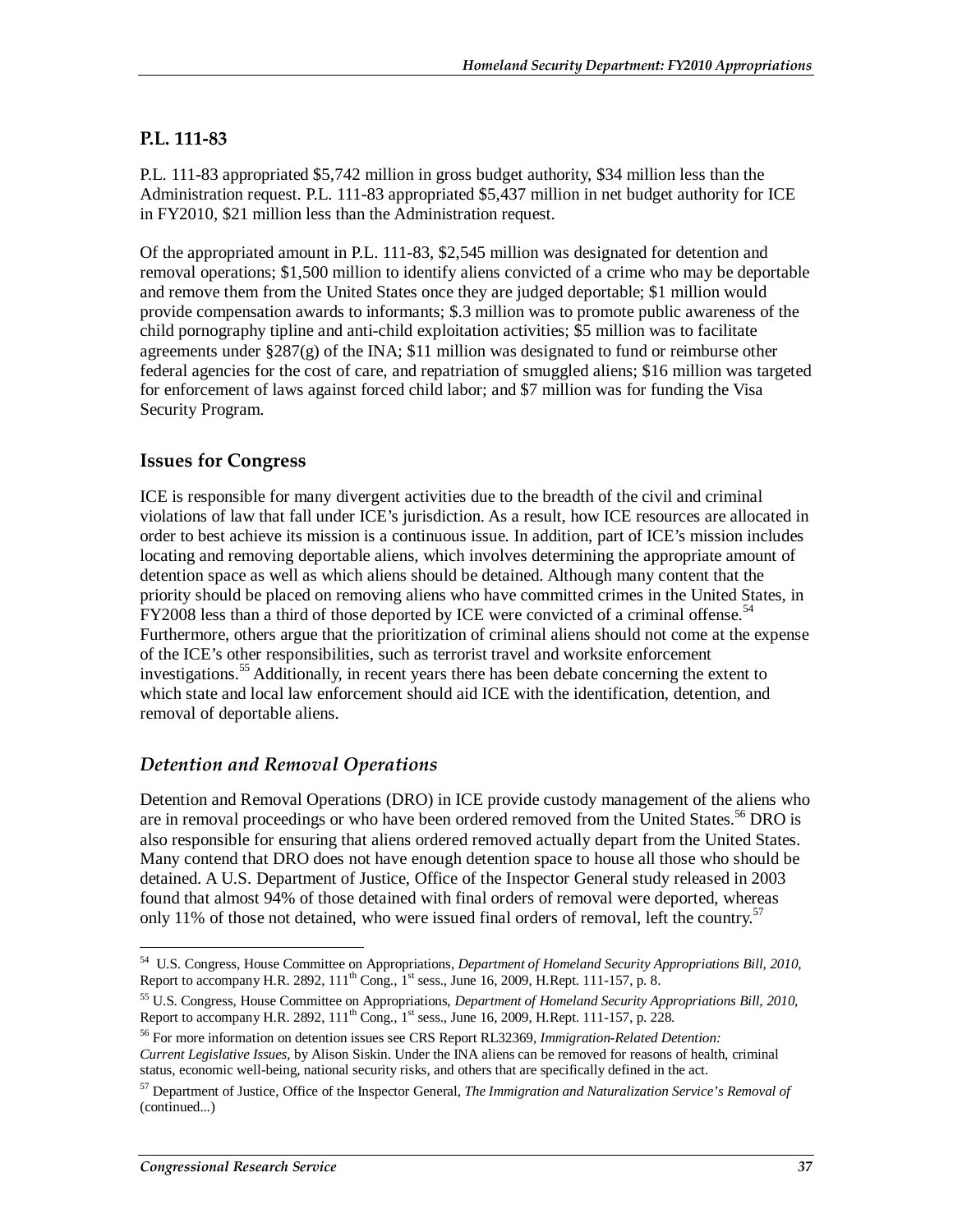## P.L. 111-83

P.L. 111-83 appropriated $5,742 million in gross budget authority, $34 million less than the Administration request. P.L. 111-83 appropriated $5,437 million in net budget authority for ICE in FY2010, $21 million less than the Administration request.

Of the appropriated amount in P.L. 111-83, $2,545 million was designated for detention and removal operations; $1,500 million to identify aliens convicted of a crime who may be deportable and remove them from the United States once they are judged deportable; $1 million would provide compensation awards to informants; $.3 million was to promote public awareness of the child pornography tipline and anti-child exploitation activities; $5 million was to facilitate agreements under §287(g) of the INA; $11 million was designated to fund or reimburse other federal agencies for the cost of care, and repatriation of smuggled aliens; $16 million was targeted for enforcement of laws against forced child labor; and $7 million was for funding the Visa Security Program.

## Issues for Congress

ICE is responsible for many divergent activities due to the breadth of the civil and criminal violations of law that fall under ICE's jurisdiction. As a result, how ICE resources are allocated in order to best achieve its mission is a continuous issue. In addition, part of ICE's mission includes locating and removing deportable aliens, which involves determining the appropriate amount of detention space as well as which aliens should be detained. Although many content that the priority should be placed on removing aliens who have committed crimes in the United States, in FY2008 less than a third of those deported by ICE were convicted of a criminal offense.[54] Furthermore, others argue that the prioritization of criminal aliens should not come at the expense of the ICE's other responsibilities, such as terrorist travel and worksite enforcement investigations.[55] Additionally, in recent years there has been debate concerning the extent to which state and local law enforcement should aid ICE with the identification, detention, and removal of deportable aliens.

### *Detention and Removal Operations*

Detention and Removal Operations (DRO) in ICE provide custody management of the aliens who are in removal proceedings or who have been ordered removed from the United States.[56] DRO is also responsible for ensuring that aliens ordered removed actually depart from the United States. Many contend that DRO does not have enough detention space to house all those who should be detained. A U.S. Department of Justice, Office of the Inspector General study released in 2003 found that almost 94% of those detained with final orders of removal were deported, whereas only 11% of those not detained, who were issued final orders of removal, left the country.[57]

---

[54] U.S. Congress, House Committee on Appropriations, *Department of Homeland Security Appropriations Bill, 2010*, Report to accompany H.R. 2892, 111th Cong., 1st sess., June 16, 2009, H.Rept. 111-157, p. 8.

[55] U.S. Congress, House Committee on Appropriations, *Department of Homeland Security Appropriations Bill, 2010*, Report to accompany H.R. 2892, 111th Cong., 1st sess., June 16, 2009, H.Rept. 111-157, p. 228.

[56] For more information on detention issues see CRS Report RL32369, *Immigration-Related Detention: Current Legislative Issues*, by Alison Siskin. Under the INA aliens can be removed for reasons of health, criminal status, economic well-being, national security risks, and others that are specifically defined in the act.

[57] Department of Justice, Office of the Inspector General, *The Immigration and Naturalization Service's Removal of* (continued...)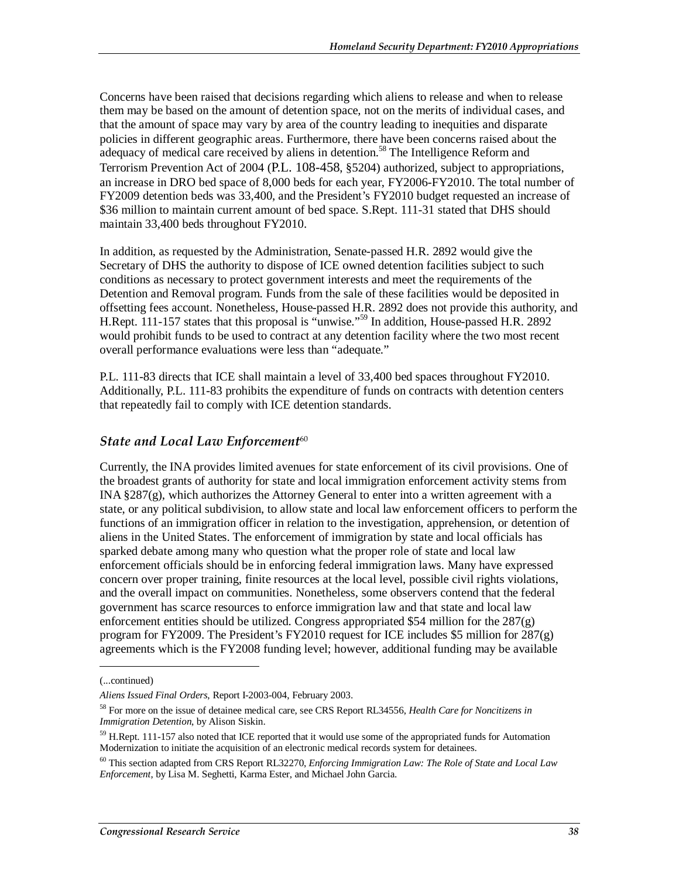Concerns have been raised that decisions regarding which aliens to release and when to release them may be based on the amount of detention space, not on the merits of individual cases, and that the amount of space may vary by area of the country leading to inequities and disparate policies in different geographic areas. Furthermore, there have been concerns raised about the adequacy of medical care received by aliens in detention.[58] The Intelligence Reform and Terrorism Prevention Act of 2004 (P.L. 108-458, §5204) authorized, subject to appropriations, an increase in DRO bed space of 8,000 beds for each year, FY2006-FY2010. The total number of FY2009 detention beds was 33,400, and the President's FY2010 budget requested an increase of $36 million to maintain current amount of bed space. S.Rept. 111-31 stated that DHS should maintain 33,400 beds throughout FY2010.

In addition, as requested by the Administration, Senate-passed H.R. 2892 would give the Secretary of DHS the authority to dispose of ICE owned detention facilities subject to such conditions as necessary to protect government interests and meet the requirements of the Detention and Removal program. Funds from the sale of these facilities would be deposited in offsetting fees account. Nonetheless, House-passed H.R. 2892 does not provide this authority, and H.Rept. 111-157 states that this proposal is "unwise."[59] In addition, House-passed H.R. 2892 would prohibit funds to be used to contract at any detention facility where the two most recent overall performance evaluations were less than "adequate."

P.L. 111-83 directs that ICE shall maintain a level of 33,400 bed spaces throughout FY2010. Additionally, P.L. 111-83 prohibits the expenditure of funds on contracts with detention centers that repeatedly fail to comply with ICE detention standards.

### *State and Local Law Enforcement*[60]

Currently, the INA provides limited avenues for state enforcement of its civil provisions. One of the broadest grants of authority for state and local immigration enforcement activity stems from INA §287(g), which authorizes the Attorney General to enter into a written agreement with a state, or any political subdivision, to allow state and local law enforcement officers to perform the functions of an immigration officer in relation to the investigation, apprehension, or detention of aliens in the United States. The enforcement of immigration by state and local officials has sparked debate among many who question what the proper role of state and local law enforcement officials should be in enforcing federal immigration laws. Many have expressed concern over proper training, finite resources at the local level, possible civil rights violations, and the overall impact on communities. Nonetheless, some observers contend that the federal government has scarce resources to enforce immigration law and that state and local law enforcement entities should be utilized. Congress appropriated $54 million for the 287(g) program for FY2009. The President's FY2010 request for ICE includes $5 million for 287(g) agreements which is the FY2008 funding level; however, additional funding may be available

---

(...continued)

*Aliens Issued Final Orders*, Report I-2003-004, February 2003.

[58] For more on the issue of detainee medical care, see CRS Report RL34556, *Health Care for Noncitizens in Immigration Detention*, by Alison Siskin.

[59] H.Rept. 111-157 also noted that ICE reported that it would use some of the appropriated funds for Automation Modernization to initiate the acquisition of an electronic medical records system for detainees.

[60] This section adapted from CRS Report RL32270, *Enforcing Immigration Law: The Role of State and Local Law Enforcement*, by Lisa M. Seghetti, Karma Ester, and Michael John Garcia.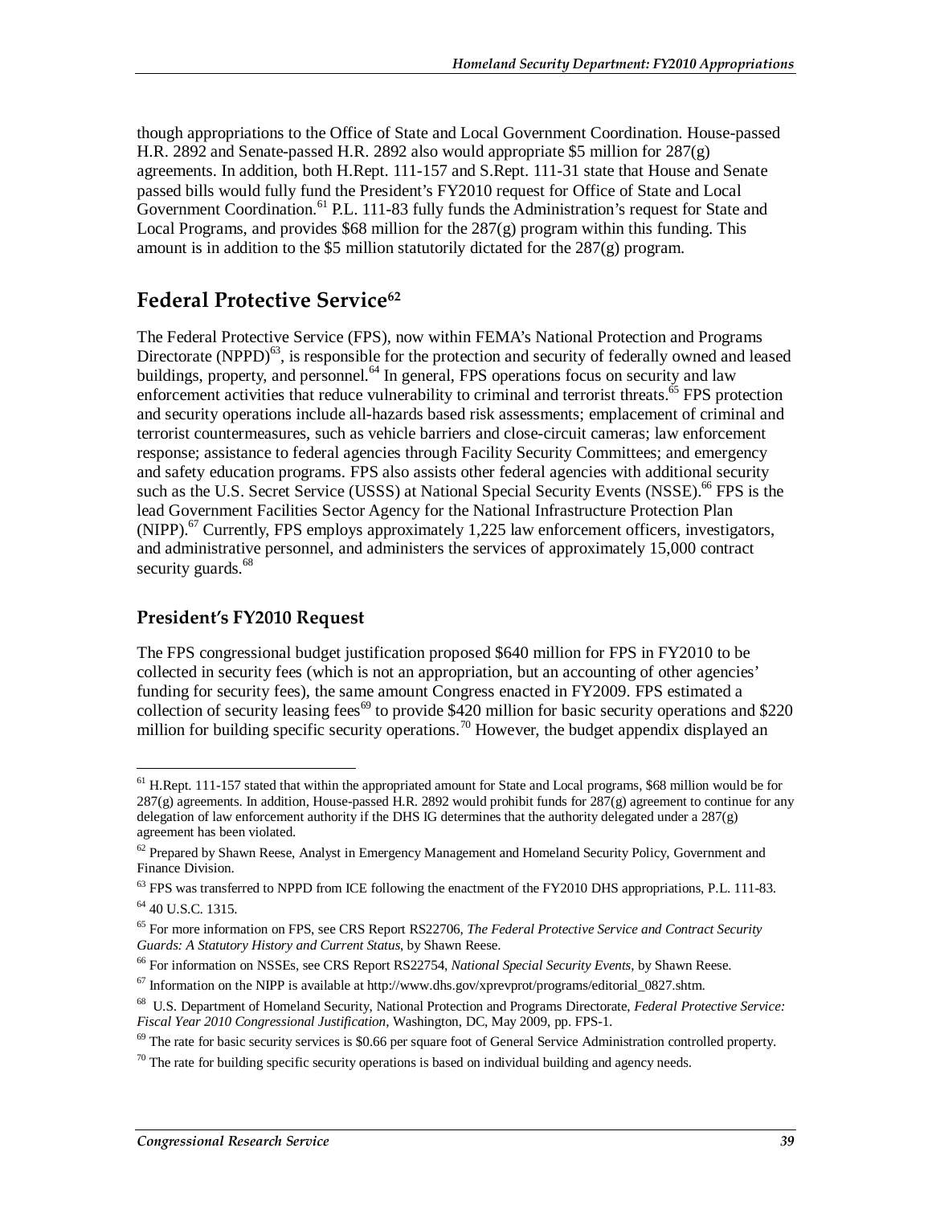though appropriations to the Office of State and Local Government Coordination. House-passed H.R. 2892 and Senate-passed H.R. 2892 also would appropriate $5 million for 287(g) agreements. In addition, both H.Rept. 111-157 and S.Rept. 111-31 state that House and Senate passed bills would fully fund the President's FY2010 request for Office of State and Local Government Coordination.[61] P.L. 111-83 fully funds the Administration's request for State and Local Programs, and provides $68 million for the 287(g) program within this funding. This amount is in addition to the $5 million statutorily dictated for the 287(g) program.

## Federal Protective Service[62]

The Federal Protective Service (FPS), now within FEMA's National Protection and Programs Directorate (NPPD)[63], is responsible for the protection and security of federally owned and leased buildings, property, and personnel.[64] In general, FPS operations focus on security and law enforcement activities that reduce vulnerability to criminal and terrorist threats.[65] FPS protection and security operations include all-hazards based risk assessments; emplacement of criminal and terrorist countermeasures, such as vehicle barriers and close-circuit cameras; law enforcement response; assistance to federal agencies through Facility Security Committees; and emergency and safety education programs. FPS also assists other federal agencies with additional security such as the U.S. Secret Service (USSS) at National Special Security Events (NSSE).[66] FPS is the lead Government Facilities Sector Agency for the National Infrastructure Protection Plan (NIPP).[67] Currently, FPS employs approximately 1,225 law enforcement officers, investigators, and administrative personnel, and administers the services of approximately 15,000 contract security guards.[68]

### President's FY2010 Request

The FPS congressional budget justification proposed $640 million for FPS in FY2010 to be collected in security fees (which is not an appropriation, but an accounting of other agencies' funding for security fees), the same amount Congress enacted in FY2009. FPS estimated a collection of security leasing fees[69] to provide $420 million for basic security operations and $220 million for building specific security operations.[70] However, the budget appendix displayed an

---

[61] H.Rept. 111-157 stated that within the appropriated amount for State and Local programs, $68 million would be for 287(g) agreements. In addition, House-passed H.R. 2892 would prohibit funds for 287(g) agreement to continue for any delegation of law enforcement authority if the DHS IG determines that the authority delegated under a 287(g) agreement has been violated.

[62] Prepared by Shawn Reese, Analyst in Emergency Management and Homeland Security Policy, Government and Finance Division.

[63] FPS was transferred to NPPD from ICE following the enactment of the FY2010 DHS appropriations, P.L. 111-83.

[64] 40 U.S.C. 1315.

[65] For more information on FPS, see CRS Report RS22706, *The Federal Protective Service and Contract Security Guards: A Statutory History and Current Status*, by Shawn Reese.

[66] For information on NSSEs, see CRS Report RS22754, *National Special Security Events*, by Shawn Reese.

[67] Information on the NIPP is available at http://www.dhs.gov/xprevprot/programs/editorial_0827.shtm.

[68] U.S. Department of Homeland Security, National Protection and Programs Directorate, *Federal Protective Service: Fiscal Year 2010 Congressional Justification*, Washington, DC, May 2009, pp. FPS-1.

[69] The rate for basic security services is $0.66 per square foot of General Service Administration controlled property.

[70] The rate for building specific security operations is based on individual building and agency needs.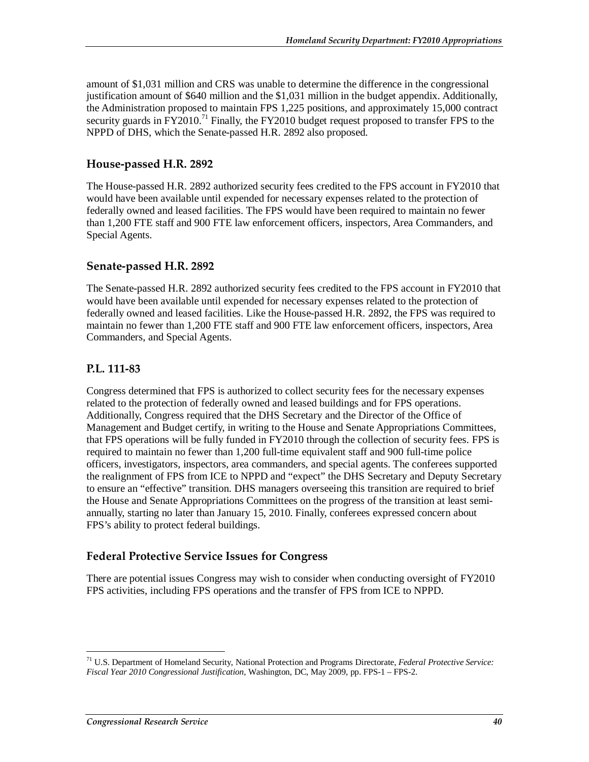amount of $1,031 million and CRS was unable to determine the difference in the congressional justification amount of $640 million and the $1,031 million in the budget appendix. Additionally, the Administration proposed to maintain FPS 1,225 positions, and approximately 15,000 contract security guards in FY2010.[71] Finally, the FY2010 budget request proposed to transfer FPS to the NPPD of DHS, which the Senate-passed H.R. 2892 also proposed.

### House-passed H.R. 2892

The House-passed H.R. 2892 authorized security fees credited to the FPS account in FY2010 that would have been available until expended for necessary expenses related to the protection of federally owned and leased facilities. The FPS would have been required to maintain no fewer than 1,200 FTE staff and 900 FTE law enforcement officers, inspectors, Area Commanders, and Special Agents.

### Senate-passed H.R. 2892

The Senate-passed H.R. 2892 authorized security fees credited to the FPS account in FY2010 that would have been available until expended for necessary expenses related to the protection of federally owned and leased facilities. Like the House-passed H.R. 2892, the FPS was required to maintain no fewer than 1,200 FTE staff and 900 FTE law enforcement officers, inspectors, Area Commanders, and Special Agents.

### P.L. 111-83

Congress determined that FPS is authorized to collect security fees for the necessary expenses related to the protection of federally owned and leased buildings and for FPS operations. Additionally, Congress required that the DHS Secretary and the Director of the Office of Management and Budget certify, in writing to the House and Senate Appropriations Committees, that FPS operations will be fully funded in FY2010 through the collection of security fees. FPS is required to maintain no fewer than 1,200 full-time equivalent staff and 900 full-time police officers, investigators, inspectors, area commanders, and special agents. The conferees supported the realignment of FPS from ICE to NPPD and "expect" the DHS Secretary and Deputy Secretary to ensure an "effective" transition. DHS managers overseeing this transition are required to brief the House and Senate Appropriations Committees on the progress of the transition at least semi-annually, starting no later than January 15, 2010. Finally, conferees expressed concern about FPS's ability to protect federal buildings.

### Federal Protective Service Issues for Congress

There are potential issues Congress may wish to consider when conducting oversight of FY2010 FPS activities, including FPS operations and the transfer of FPS from ICE to NPPD.

---

[71] U.S. Department of Homeland Security, National Protection and Programs Directorate, *Federal Protective Service: Fiscal Year 2010 Congressional Justification*, Washington, DC, May 2009, pp. FPS-1 – FPS-2.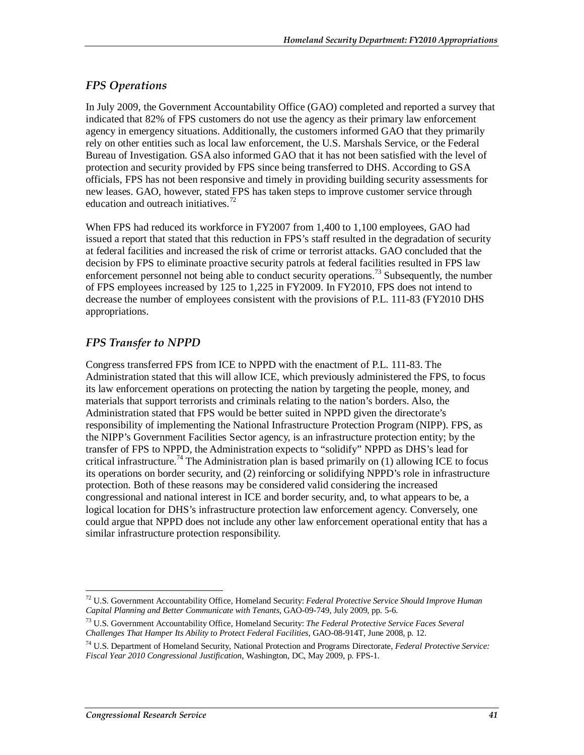### *FPS Operations*

In July 2009, the Government Accountability Office (GAO) completed and reported a survey that indicated that 82% of FPS customers do not use the agency as their primary law enforcement agency in emergency situations. Additionally, the customers informed GAO that they primarily rely on other entities such as local law enforcement, the U.S. Marshals Service, or the Federal Bureau of Investigation. GSA also informed GAO that it has not been satisfied with the level of protection and security provided by FPS since being transferred to DHS. According to GSA officials, FPS has not been responsive and timely in providing building security assessments for new leases. GAO, however, stated FPS has taken steps to improve customer service through education and outreach initiatives.[72]

When FPS had reduced its workforce in FY2007 from 1,400 to 1,100 employees, GAO had issued a report that stated that this reduction in FPS's staff resulted in the degradation of security at federal facilities and increased the risk of crime or terrorist attacks. GAO concluded that the decision by FPS to eliminate proactive security patrols at federal facilities resulted in FPS law enforcement personnel not being able to conduct security operations.[73] Subsequently, the number of FPS employees increased by 125 to 1,225 in FY2009. In FY2010, FPS does not intend to decrease the number of employees consistent with the provisions of P.L. 111-83 (FY2010 DHS appropriations.

### *FPS Transfer to NPPD*

Congress transferred FPS from ICE to NPPD with the enactment of P.L. 111-83. The Administration stated that this will allow ICE, which previously administered the FPS, to focus its law enforcement operations on protecting the nation by targeting the people, money, and materials that support terrorists and criminals relating to the nation's borders. Also, the Administration stated that FPS would be better suited in NPPD given the directorate's responsibility of implementing the National Infrastructure Protection Program (NIPP). FPS, as the NIPP's Government Facilities Sector agency, is an infrastructure protection entity; by the transfer of FPS to NPPD, the Administration expects to "solidify" NPPD as DHS's lead for critical infrastructure.[74] The Administration plan is based primarily on (1) allowing ICE to focus its operations on border security, and (2) reinforcing or solidifying NPPD's role in infrastructure protection. Both of these reasons may be considered valid considering the increased congressional and national interest in ICE and border security, and, to what appears to be, a logical location for DHS's infrastructure protection law enforcement agency. Conversely, one could argue that NPPD does not include any other law enforcement operational entity that has a similar infrastructure protection responsibility.

---

[72] U.S. Government Accountability Office, Homeland Security: *Federal Protective Service Should Improve Human Capital Planning and Better Communicate with Tenants*, GAO-09-749, July 2009, pp. 5-6.

[73] U.S. Government Accountability Office, Homeland Security: *The Federal Protective Service Faces Several Challenges That Hamper Its Ability to Protect Federal Facilities*, GAO-08-914T, June 2008, p. 12.

[74] U.S. Department of Homeland Security, National Protection and Programs Directorate, *Federal Protective Service: Fiscal Year 2010 Congressional Justification*, Washington, DC, May 2009, p. FPS-1.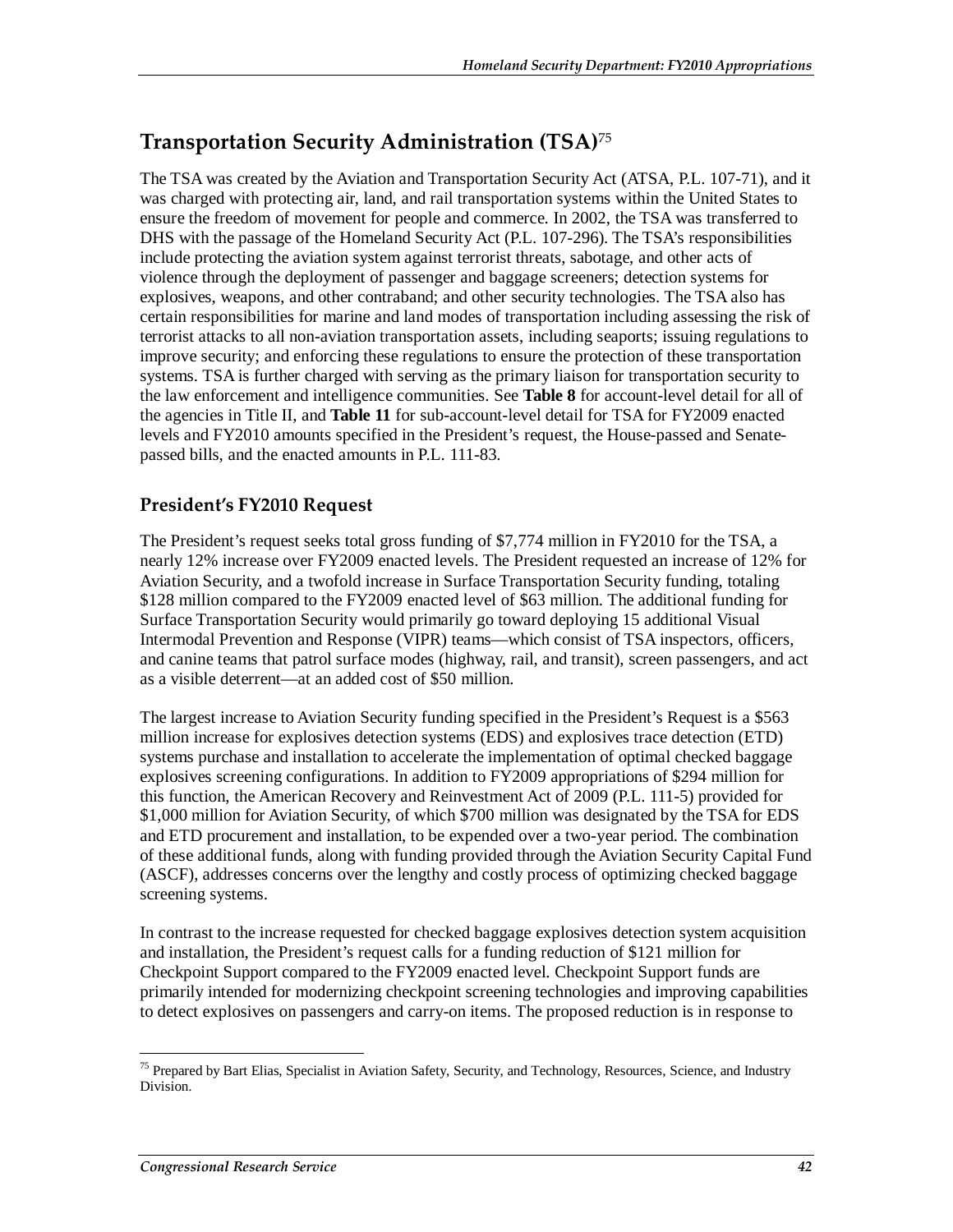## Transportation Security Administration (TSA)[75]

The TSA was created by the Aviation and Transportation Security Act (ATSA, P.L. 107-71), and it was charged with protecting air, land, and rail transportation systems within the United States to ensure the freedom of movement for people and commerce. In 2002, the TSA was transferred to DHS with the passage of the Homeland Security Act (P.L. 107-296). The TSA's responsibilities include protecting the aviation system against terrorist threats, sabotage, and other acts of violence through the deployment of passenger and baggage screeners; detection systems for explosives, weapons, and other contraband; and other security technologies. The TSA also has certain responsibilities for marine and land modes of transportation including assessing the risk of terrorist attacks to all non-aviation transportation assets, including seaports; issuing regulations to improve security; and enforcing these regulations to ensure the protection of these transportation systems. TSA is further charged with serving as the primary liaison for transportation security to the law enforcement and intelligence communities. See **Table 8** for account-level detail for all of the agencies in Title II, and **Table 11** for sub-account-level detail for TSA for FY2009 enacted levels and FY2010 amounts specified in the President's request, the House-passed and Senate-passed bills, and the enacted amounts in P.L. 111-83.

### President's FY2010 Request

The President's request seeks total gross funding of $7,774 million in FY2010 for the TSA, a nearly 12% increase over FY2009 enacted levels. The President requested an increase of 12% for Aviation Security, and a twofold increase in Surface Transportation Security funding, totaling $128 million compared to the FY2009 enacted level of $63 million. The additional funding for Surface Transportation Security would primarily go toward deploying 15 additional Visual Intermodal Prevention and Response (VIPR) teams—which consist of TSA inspectors, officers, and canine teams that patrol surface modes (highway, rail, and transit), screen passengers, and act as a visible deterrent—at an added cost of $50 million.

The largest increase to Aviation Security funding specified in the President's Request is a $563 million increase for explosives detection systems (EDS) and explosives trace detection (ETD) systems purchase and installation to accelerate the implementation of optimal checked baggage explosives screening configurations. In addition to FY2009 appropriations of $294 million for this function, the American Recovery and Reinvestment Act of 2009 (P.L. 111-5) provided for $1,000 million for Aviation Security, of which $700 million was designated by the TSA for EDS and ETD procurement and installation, to be expended over a two-year period. The combination of these additional funds, along with funding provided through the Aviation Security Capital Fund (ASCF), addresses concerns over the lengthy and costly process of optimizing checked baggage screening systems.

In contrast to the increase requested for checked baggage explosives detection system acquisition and installation, the President's request calls for a funding reduction of $121 million for Checkpoint Support compared to the FY2009 enacted level. Checkpoint Support funds are primarily intended for modernizing checkpoint screening technologies and improving capabilities to detect explosives on passengers and carry-on items. The proposed reduction is in response to

[75] Prepared by Bart Elias, Specialist in Aviation Safety, Security, and Technology, Resources, Science, and Industry Division.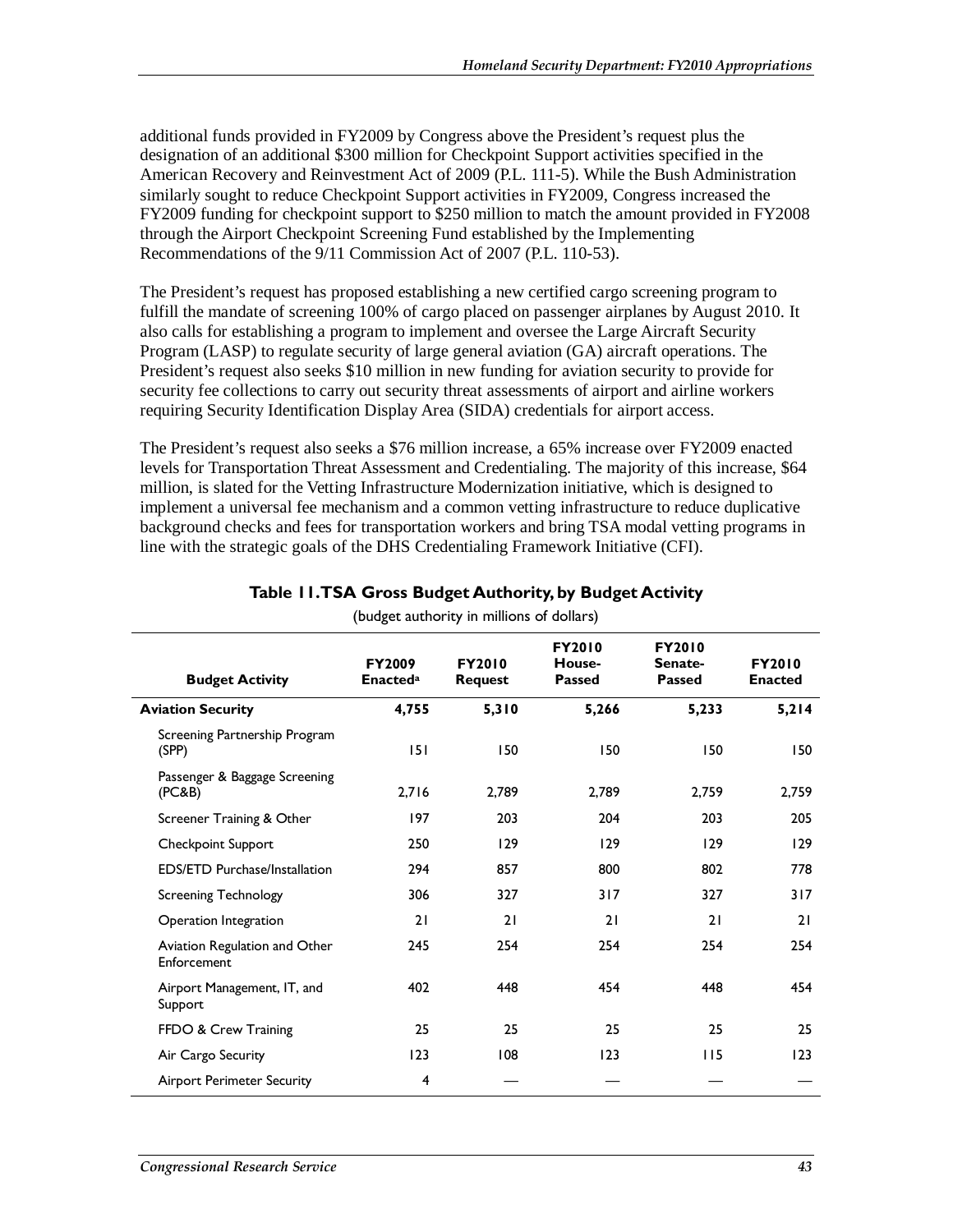additional funds provided in FY2009 by Congress above the President's request plus the designation of an additional $300 million for Checkpoint Support activities specified in the American Recovery and Reinvestment Act of 2009 (P.L. 111-5). While the Bush Administration similarly sought to reduce Checkpoint Support activities in FY2009, Congress increased the FY2009 funding for checkpoint support to $250 million to match the amount provided in FY2008 through the Airport Checkpoint Screening Fund established by the Implementing Recommendations of the 9/11 Commission Act of 2007 (P.L. 110-53).

The President's request has proposed establishing a new certified cargo screening program to fulfill the mandate of screening 100% of cargo placed on passenger airplanes by August 2010. It also calls for establishing a program to implement and oversee the Large Aircraft Security Program (LASP) to regulate security of large general aviation (GA) aircraft operations. The President's request also seeks $10 million in new funding for aviation security to provide for security fee collections to carry out security threat assessments of airport and airline workers requiring Security Identification Display Area (SIDA) credentials for airport access.

The President's request also seeks a $76 million increase, a 65% increase over FY2009 enacted levels for Transportation Threat Assessment and Credentialing. The majority of this increase, $64 million, is slated for the Vetting Infrastructure Modernization initiative, which is designed to implement a universal fee mechanism and a common vetting infrastructure to reduce duplicative background checks and fees for transportation workers and bring TSA modal vetting programs in line with the strategic goals of the DHS Credentialing Framework Initiative (CFI).

**Table 11. TSA Gross Budget Authority, by Budget Activity**

(budget authority in millions of dollars)

| Budget Activity | FY2009 Enacted[a] | FY2010 Request | FY2010 House-Passed | FY2010 Senate-Passed | FY2010 Enacted |
|---|---|---|---|---|---|
| **Aviation Security** | **4,755** | **5,310** | **5,266** | **5,233** | **5,214** |
| Screening Partnership Program (SPP) | 151 | 150 | 150 | 150 | 150 |
| Passenger & Baggage Screening (PC&B) | 2,716 | 2,789 | 2,789 | 2,759 | 2,759 |
| Screener Training & Other | 197 | 203 | 204 | 203 | 205 |
| Checkpoint Support | 250 | 129 | 129 | 129 | 129 |
| EDS/ETD Purchase/Installation | 294 | 857 | 800 | 802 | 778 |
| Screening Technology | 306 | 327 | 317 | 327 | 317 |
| Operation Integration | 21 | 21 | 21 | 21 | 21 |
| Aviation Regulation and Other Enforcement | 245 | 254 | 254 | 254 | 254 |
| Airport Management, IT, and Support | 402 | 448 | 454 | 448 | 454 |
| FFDO & Crew Training | 25 | 25 | 25 | 25 | 25 |
| Air Cargo Security | 123 | 108 | 123 | 115 | 123 |
| Airport Perimeter Security | 4 | — | — | — | — |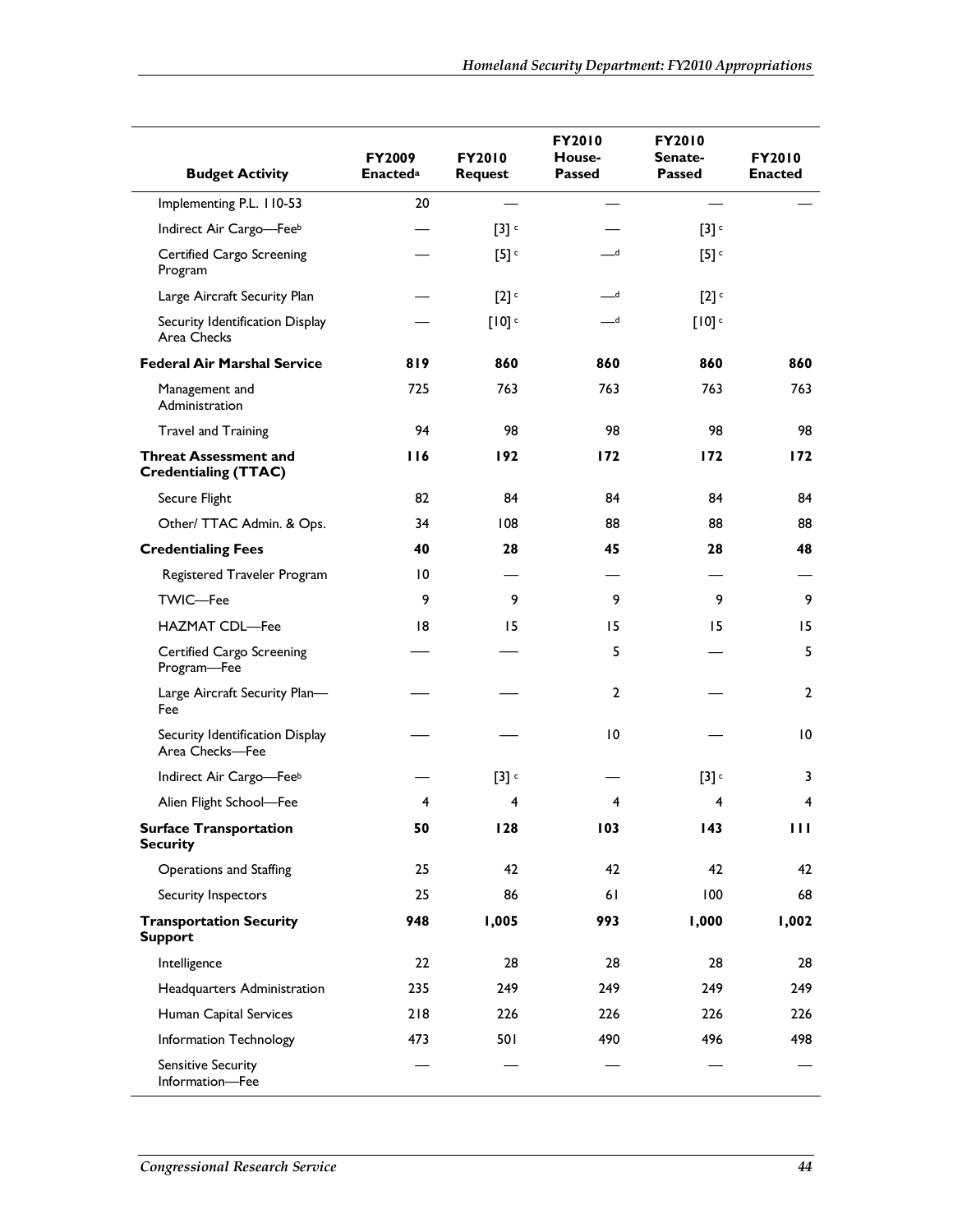| Budget Activity | FY2009 Enacted[a] | FY2010 Request | FY2010 House-Passed | FY2010 Senate-Passed | FY2010 Enacted |
|---|---|---|---|---|---|
| Implementing P.L. 110-53 | 20 | — | — | — | — |
| Indirect Air Cargo—Fee[b] | — | [3] [c] | — | [3] [c] | |
| Certified Cargo Screening Program | — | [5] [c] | — [d] | [5] [c] | |
| Large Aircraft Security Plan | — | [2] [c] | — [d] | [2] [c] | |
| Security Identification Display Area Checks | — | [10] [c] | — [d] | [10] [c] | |
| **Federal Air Marshal Service** | **819** | **860** | **860** | **860** | **860** |
| Management and Administration | 725 | 763 | 763 | 763 | 763 |
| Travel and Training | 94 | 98 | 98 | 98 | 98 |
| **Threat Assessment and Credentialing (TTAC)** | **116** | **192** | **172** | **172** | **172** |
| Secure Flight | 82 | 84 | 84 | 84 | 84 |
| Other/ TTAC Admin. & Ops. | 34 | 108 | 88 | 88 | 88 |
| **Credentialing Fees** | **40** | **28** | **45** | **28** | **48** |
| Registered Traveler Program | 10 | — | — | — | — |
| TWIC—Fee | 9 | 9 | 9 | 9 | 9 |
| HAZMAT CDL—Fee | 18 | 15 | 15 | 15 | 15 |
| Certified Cargo Screening Program—Fee | — | — | 5 | — | 5 |
| Large Aircraft Security Plan—Fee | — | — | 2 | — | 2 |
| Security Identification Display Area Checks—Fee | — | — | 10 | — | 10 |
| Indirect Air Cargo—Fee[b] | — | [3] [c] | — | [3] [c] | 3 |
| Alien Flight School—Fee | 4 | 4 | 4 | 4 | 4 |
| **Surface Transportation Security** | **50** | **128** | **103** | **143** | **111** |
| Operations and Staffing | 25 | 42 | 42 | 42 | 42 |
| Security Inspectors | 25 | 86 | 61 | 100 | 68 |
| **Transportation Security Support** | **948** | **1,005** | **993** | **1,000** | **1,002** |
| Intelligence | 22 | 28 | 28 | 28 | 28 |
| Headquarters Administration | 235 | 249 | 249 | 249 | 249 |
| Human Capital Services | 218 | 226 | 226 | 226 | 226 |
| Information Technology | 473 | 501 | 490 | 496 | 498 |
| Sensitive Security Information—Fee | — | — | — | — | — |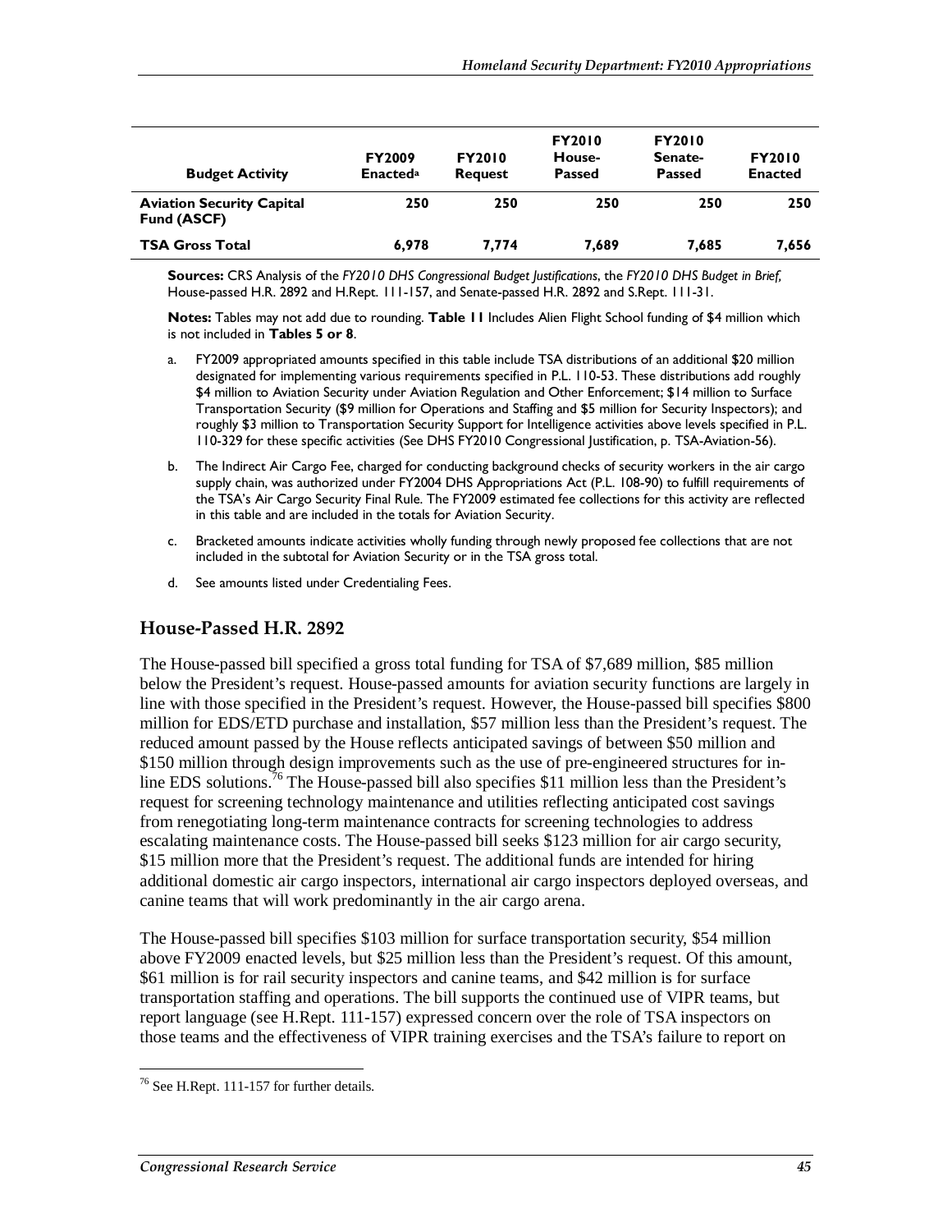| Budget Activity | FY2009 Enacted[a] | FY2010 Request | FY2010 House-Passed | FY2010 Senate-Passed | FY2010 Enacted |
|---|---|---|---|---|---|
| **Aviation Security Capital Fund (ASCF)** | **250** | **250** | **250** | **250** | **250** |
| **TSA Gross Total** | **6,978** | **7,774** | **7,689** | **7,685** | **7,656** |

**Sources:** CRS Analysis of the *FY2010 DHS Congressional Budget Justifications*, the *FY2010 DHS Budget in Brief*, House-passed H.R. 2892 and H.Rept. 111-157, and Senate-passed H.R. 2892 and S.Rept. 111-31.

**Notes:** Tables may not add due to rounding. **Table 11** Includes Alien Flight School funding of $4 million which is not included in **Tables 5 or 8**.

a. FY2009 appropriated amounts specified in this table include TSA distributions of an additional $20 million designated for implementing various requirements specified in P.L. 110-53. These distributions add roughly $4 million to Aviation Security under Aviation Regulation and Other Enforcement; $14 million to Surface Transportation Security ($9 million for Operations and Staffing and $5 million for Security Inspectors); and roughly $3 million to Transportation Security Support for Intelligence activities above levels specified in P.L. 110-329 for these specific activities (See DHS FY2010 Congressional Justification, p. TSA-Aviation-56).

b. The Indirect Air Cargo Fee, charged for conducting background checks of security workers in the air cargo supply chain, was authorized under FY2004 DHS Appropriations Act (P.L. 108-90) to fulfill requirements of the TSA's Air Cargo Security Final Rule. The FY2009 estimated fee collections for this activity are reflected in this table and are included in the totals for Aviation Security.

c. Bracketed amounts indicate activities wholly funding through newly proposed fee collections that are not included in the subtotal for Aviation Security or in the TSA gross total.

d. See amounts listed under Credentialing Fees.

## House-Passed H.R. 2892

The House-passed bill specified a gross total funding for TSA of $7,689 million, $85 million below the President's request. House-passed amounts for aviation security functions are largely in line with those specified in the President's request. However, the House-passed bill specifies $800 million for EDS/ETD purchase and installation, $57 million less than the President's request. The reduced amount passed by the House reflects anticipated savings of between $50 million and $150 million through design improvements such as the use of pre-engineered structures for in-line EDS solutions.[76] The House-passed bill also specifies $11 million less than the President's request for screening technology maintenance and utilities reflecting anticipated cost savings from renegotiating long-term maintenance contracts for screening technologies to address escalating maintenance costs. The House-passed bill seeks $123 million for air cargo security, $15 million more that the President's request. The additional funds are intended for hiring additional domestic air cargo inspectors, international air cargo inspectors deployed overseas, and canine teams that will work predominantly in the air cargo arena.

The House-passed bill specifies $103 million for surface transportation security, $54 million above FY2009 enacted levels, but $25 million less than the President's request. Of this amount, $61 million is for rail security inspectors and canine teams, and $42 million is for surface transportation staffing and operations. The bill supports the continued use of VIPR teams, but report language (see H.Rept. 111-157) expressed concern over the role of TSA inspectors on those teams and the effectiveness of VIPR training exercises and the TSA's failure to report on

[76] See H.Rept. 111-157 for further details.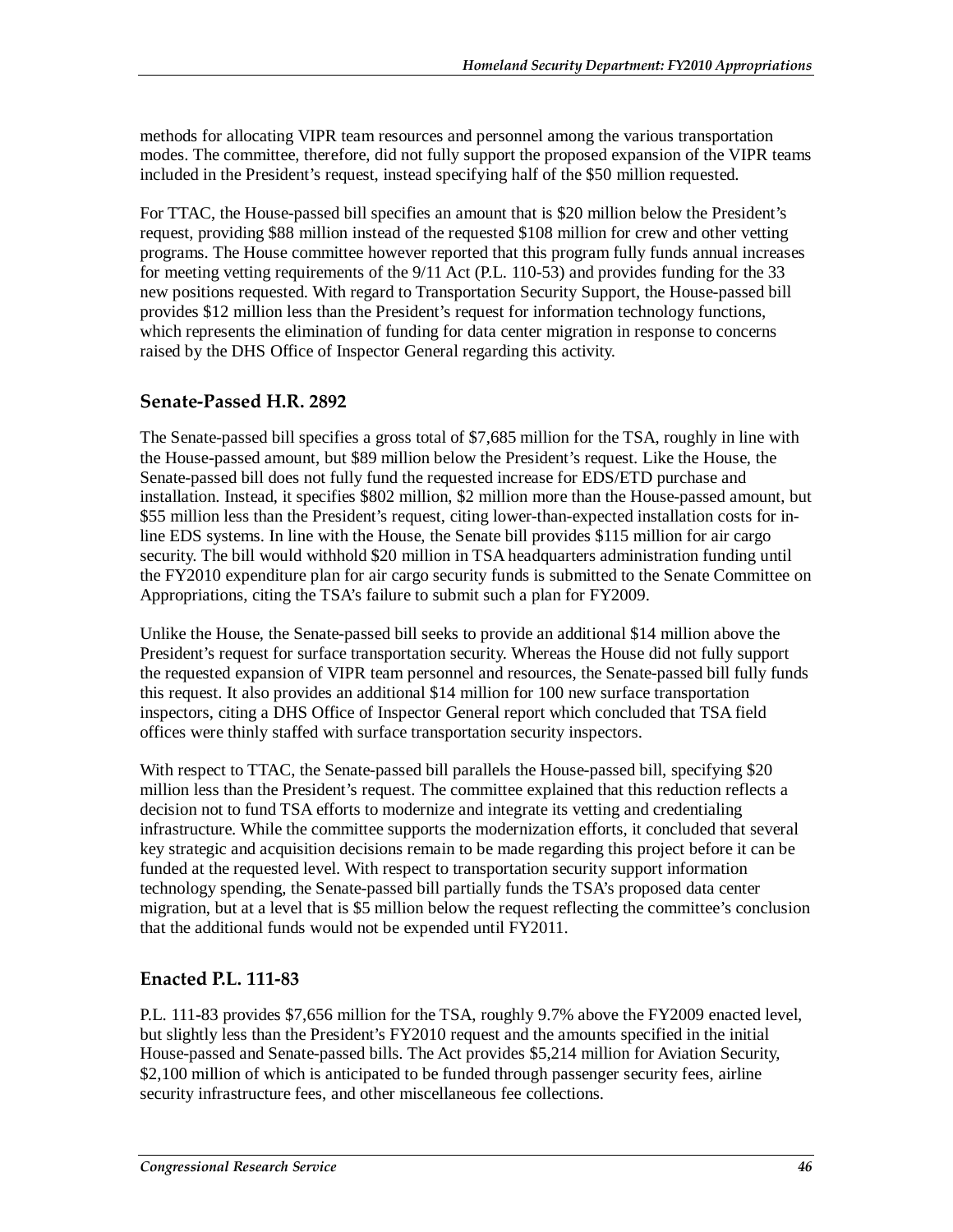methods for allocating VIPR team resources and personnel among the various transportation modes. The committee, therefore, did not fully support the proposed expansion of the VIPR teams included in the President's request, instead specifying half of the $50 million requested.

For TTAC, the House-passed bill specifies an amount that is $20 million below the President's request, providing $88 million instead of the requested $108 million for crew and other vetting programs. The House committee however reported that this program fully funds annual increases for meeting vetting requirements of the 9/11 Act (P.L. 110-53) and provides funding for the 33 new positions requested. With regard to Transportation Security Support, the House-passed bill provides $12 million less than the President's request for information technology functions, which represents the elimination of funding for data center migration in response to concerns raised by the DHS Office of Inspector General regarding this activity.

### Senate-Passed H.R. 2892

The Senate-passed bill specifies a gross total of $7,685 million for the TSA, roughly in line with the House-passed amount, but $89 million below the President's request. Like the House, the Senate-passed bill does not fully fund the requested increase for EDS/ETD purchase and installation. Instead, it specifies $802 million, $2 million more than the House-passed amount, but $55 million less than the President's request, citing lower-than-expected installation costs for in-line EDS systems. In line with the House, the Senate bill provides $115 million for air cargo security. The bill would withhold $20 million in TSA headquarters administration funding until the FY2010 expenditure plan for air cargo security funds is submitted to the Senate Committee on Appropriations, citing the TSA's failure to submit such a plan for FY2009.

Unlike the House, the Senate-passed bill seeks to provide an additional $14 million above the President's request for surface transportation security. Whereas the House did not fully support the requested expansion of VIPR team personnel and resources, the Senate-passed bill fully funds this request. It also provides an additional $14 million for 100 new surface transportation inspectors, citing a DHS Office of Inspector General report which concluded that TSA field offices were thinly staffed with surface transportation security inspectors.

With respect to TTAC, the Senate-passed bill parallels the House-passed bill, specifying $20 million less than the President's request. The committee explained that this reduction reflects a decision not to fund TSA efforts to modernize and integrate its vetting and credentialing infrastructure. While the committee supports the modernization efforts, it concluded that several key strategic and acquisition decisions remain to be made regarding this project before it can be funded at the requested level. With respect to transportation security support information technology spending, the Senate-passed bill partially funds the TSA's proposed data center migration, but at a level that is $5 million below the request reflecting the committee's conclusion that the additional funds would not be expended until FY2011.

### Enacted P.L. 111-83

P.L. 111-83 provides $7,656 million for the TSA, roughly 9.7% above the FY2009 enacted level, but slightly less than the President's FY2010 request and the amounts specified in the initial House-passed and Senate-passed bills. The Act provides $5,214 million for Aviation Security, $2,100 million of which is anticipated to be funded through passenger security fees, airline security infrastructure fees, and other miscellaneous fee collections.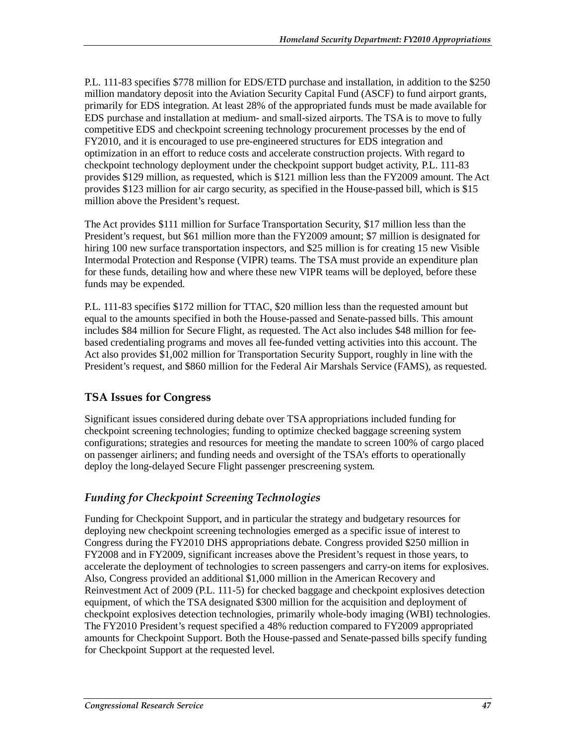P.L. 111-83 specifies $778 million for EDS/ETD purchase and installation, in addition to the $250 million mandatory deposit into the Aviation Security Capital Fund (ASCF) to fund airport grants, primarily for EDS integration. At least 28% of the appropriated funds must be made available for EDS purchase and installation at medium- and small-sized airports. The TSA is to move to fully competitive EDS and checkpoint screening technology procurement processes by the end of FY2010, and it is encouraged to use pre-engineered structures for EDS integration and optimization in an effort to reduce costs and accelerate construction projects. With regard to checkpoint technology deployment under the checkpoint support budget activity, P.L. 111-83 provides $129 million, as requested, which is $121 million less than the FY2009 amount. The Act provides $123 million for air cargo security, as specified in the House-passed bill, which is $15 million above the President's request.

The Act provides $111 million for Surface Transportation Security, $17 million less than the President's request, but $61 million more than the FY2009 amount; $7 million is designated for hiring 100 new surface transportation inspectors, and $25 million is for creating 15 new Visible Intermodal Protection and Response (VIPR) teams. The TSA must provide an expenditure plan for these funds, detailing how and where these new VIPR teams will be deployed, before these funds may be expended.

P.L. 111-83 specifies $172 million for TTAC, $20 million less than the requested amount but equal to the amounts specified in both the House-passed and Senate-passed bills. This amount includes $84 million for Secure Flight, as requested. The Act also includes $48 million for fee-based credentialing programs and moves all fee-funded vetting activities into this account. The Act also provides $1,002 million for Transportation Security Support, roughly in line with the President's request, and $860 million for the Federal Air Marshals Service (FAMS), as requested.

## TSA Issues for Congress

Significant issues considered during debate over TSA appropriations included funding for checkpoint screening technologies; funding to optimize checked baggage screening system configurations; strategies and resources for meeting the mandate to screen 100% of cargo placed on passenger airliners; and funding needs and oversight of the TSA's efforts to operationally deploy the long-delayed Secure Flight passenger prescreening system.

### *Funding for Checkpoint Screening Technologies*

Funding for Checkpoint Support, and in particular the strategy and budgetary resources for deploying new checkpoint screening technologies emerged as a specific issue of interest to Congress during the FY2010 DHS appropriations debate. Congress provided $250 million in FY2008 and in FY2009, significant increases above the President's request in those years, to accelerate the deployment of technologies to screen passengers and carry-on items for explosives. Also, Congress provided an additional $1,000 million in the American Recovery and Reinvestment Act of 2009 (P.L. 111-5) for checked baggage and checkpoint explosives detection equipment, of which the TSA designated $300 million for the acquisition and deployment of checkpoint explosives detection technologies, primarily whole-body imaging (WBI) technologies. The FY2010 President's request specified a 48% reduction compared to FY2009 appropriated amounts for Checkpoint Support. Both the House-passed and Senate-passed bills specify funding for Checkpoint Support at the requested level.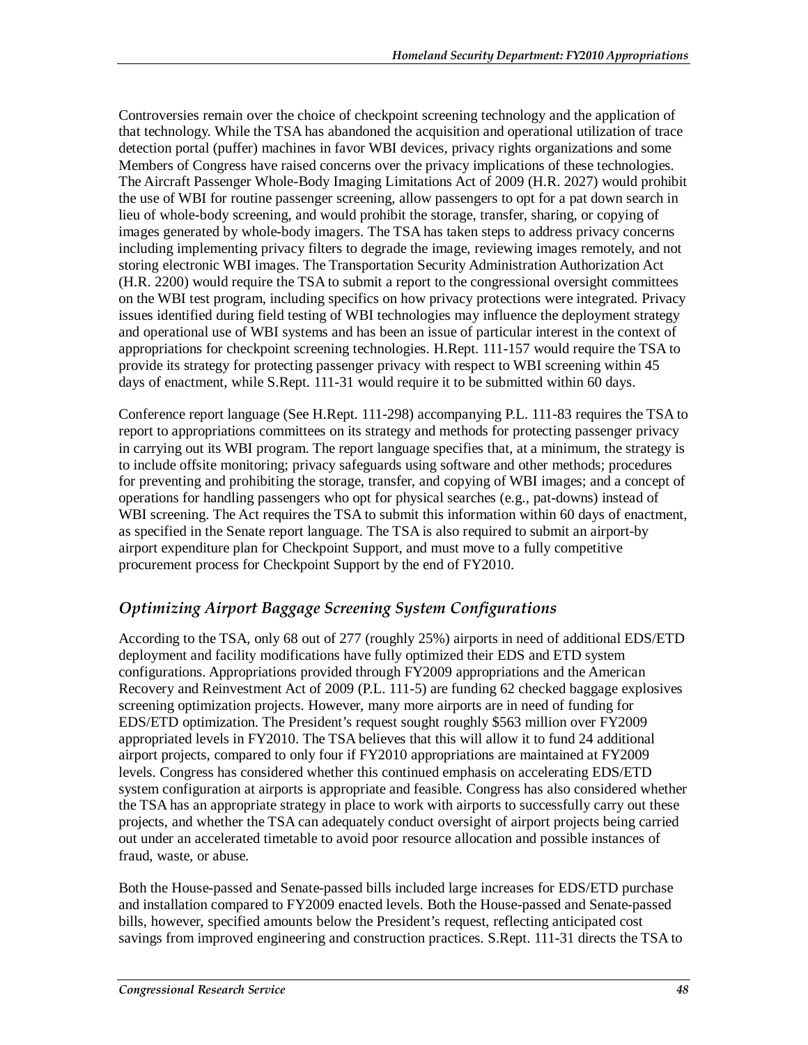Controversies remain over the choice of checkpoint screening technology and the application of that technology. While the TSA has abandoned the acquisition and operational utilization of trace detection portal (puffer) machines in favor WBI devices, privacy rights organizations and some Members of Congress have raised concerns over the privacy implications of these technologies. The Aircraft Passenger Whole-Body Imaging Limitations Act of 2009 (H.R. 2027) would prohibit the use of WBI for routine passenger screening, allow passengers to opt for a pat down search in lieu of whole-body screening, and would prohibit the storage, transfer, sharing, or copying of images generated by whole-body imagers. The TSA has taken steps to address privacy concerns including implementing privacy filters to degrade the image, reviewing images remotely, and not storing electronic WBI images. The Transportation Security Administration Authorization Act (H.R. 2200) would require the TSA to submit a report to the congressional oversight committees on the WBI test program, including specifics on how privacy protections were integrated. Privacy issues identified during field testing of WBI technologies may influence the deployment strategy and operational use of WBI systems and has been an issue of particular interest in the context of appropriations for checkpoint screening technologies. H.Rept. 111-157 would require the TSA to provide its strategy for protecting passenger privacy with respect to WBI screening within 45 days of enactment, while S.Rept. 111-31 would require it to be submitted within 60 days.

Conference report language (See H.Rept. 111-298) accompanying P.L. 111-83 requires the TSA to report to appropriations committees on its strategy and methods for protecting passenger privacy in carrying out its WBI program. The report language specifies that, at a minimum, the strategy is to include offsite monitoring; privacy safeguards using software and other methods; procedures for preventing and prohibiting the storage, transfer, and copying of WBI images; and a concept of operations for handling passengers who opt for physical searches (e.g., pat-downs) instead of WBI screening. The Act requires the TSA to submit this information within 60 days of enactment, as specified in the Senate report language. The TSA is also required to submit an airport-by airport expenditure plan for Checkpoint Support, and must move to a fully competitive procurement process for Checkpoint Support by the end of FY2010.

### *Optimizing Airport Baggage Screening System Configurations*

According to the TSA, only 68 out of 277 (roughly 25%) airports in need of additional EDS/ETD deployment and facility modifications have fully optimized their EDS and ETD system configurations. Appropriations provided through FY2009 appropriations and the American Recovery and Reinvestment Act of 2009 (P.L. 111-5) are funding 62 checked baggage explosives screening optimization projects. However, many more airports are in need of funding for EDS/ETD optimization. The President's request sought roughly $563 million over FY2009 appropriated levels in FY2010. The TSA believes that this will allow it to fund 24 additional airport projects, compared to only four if FY2010 appropriations are maintained at FY2009 levels. Congress has considered whether this continued emphasis on accelerating EDS/ETD system configuration at airports is appropriate and feasible. Congress has also considered whether the TSA has an appropriate strategy in place to work with airports to successfully carry out these projects, and whether the TSA can adequately conduct oversight of airport projects being carried out under an accelerated timetable to avoid poor resource allocation and possible instances of fraud, waste, or abuse.

Both the House-passed and Senate-passed bills included large increases for EDS/ETD purchase and installation compared to FY2009 enacted levels. Both the House-passed and Senate-passed bills, however, specified amounts below the President's request, reflecting anticipated cost savings from improved engineering and construction practices. S.Rept. 111-31 directs the TSA to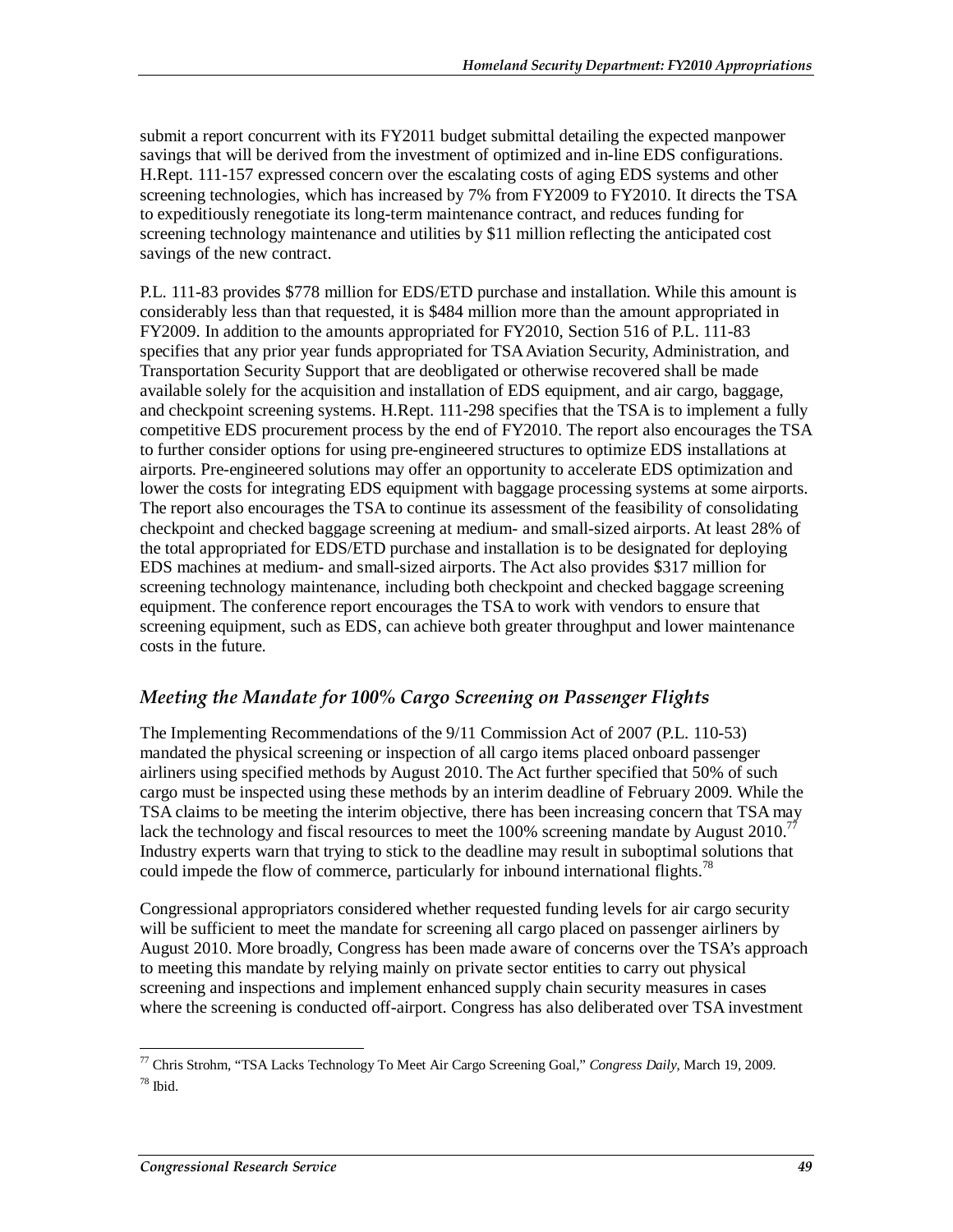submit a report concurrent with its FY2011 budget submittal detailing the expected manpower savings that will be derived from the investment of optimized and in-line EDS configurations. H.Rept. 111-157 expressed concern over the escalating costs of aging EDS systems and other screening technologies, which has increased by 7% from FY2009 to FY2010. It directs the TSA to expeditiously renegotiate its long-term maintenance contract, and reduces funding for screening technology maintenance and utilities by $11 million reflecting the anticipated cost savings of the new contract.

P.L. 111-83 provides $778 million for EDS/ETD purchase and installation. While this amount is considerably less than that requested, it is $484 million more than the amount appropriated in FY2009. In addition to the amounts appropriated for FY2010, Section 516 of P.L. 111-83 specifies that any prior year funds appropriated for TSA Aviation Security, Administration, and Transportation Security Support that are deobligated or otherwise recovered shall be made available solely for the acquisition and installation of EDS equipment, and air cargo, baggage, and checkpoint screening systems. H.Rept. 111-298 specifies that the TSA is to implement a fully competitive EDS procurement process by the end of FY2010. The report also encourages the TSA to further consider options for using pre-engineered structures to optimize EDS installations at airports. Pre-engineered solutions may offer an opportunity to accelerate EDS optimization and lower the costs for integrating EDS equipment with baggage processing systems at some airports. The report also encourages the TSA to continue its assessment of the feasibility of consolidating checkpoint and checked baggage screening at medium- and small-sized airports. At least 28% of the total appropriated for EDS/ETD purchase and installation is to be designated for deploying EDS machines at medium- and small-sized airports. The Act also provides $317 million for screening technology maintenance, including both checkpoint and checked baggage screening equipment. The conference report encourages the TSA to work with vendors to ensure that screening equipment, such as EDS, can achieve both greater throughput and lower maintenance costs in the future.

### *Meeting the Mandate for 100% Cargo Screening on Passenger Flights*

The Implementing Recommendations of the 9/11 Commission Act of 2007 (P.L. 110-53) mandated the physical screening or inspection of all cargo items placed onboard passenger airliners using specified methods by August 2010. The Act further specified that 50% of such cargo must be inspected using these methods by an interim deadline of February 2009. While the TSA claims to be meeting the interim objective, there has been increasing concern that TSA may lack the technology and fiscal resources to meet the 100% screening mandate by August 2010.[77] Industry experts warn that trying to stick to the deadline may result in suboptimal solutions that could impede the flow of commerce, particularly for inbound international flights.[78]

Congressional appropriators considered whether requested funding levels for air cargo security will be sufficient to meet the mandate for screening all cargo placed on passenger airliners by August 2010. More broadly, Congress has been made aware of concerns over the TSA's approach to meeting this mandate by relying mainly on private sector entities to carry out physical screening and inspections and implement enhanced supply chain security measures in cases where the screening is conducted off-airport. Congress has also deliberated over TSA investment

---

[77] Chris Strohm, "TSA Lacks Technology To Meet Air Cargo Screening Goal," *Congress Daily*, March 19, 2009.

[78] Ibid.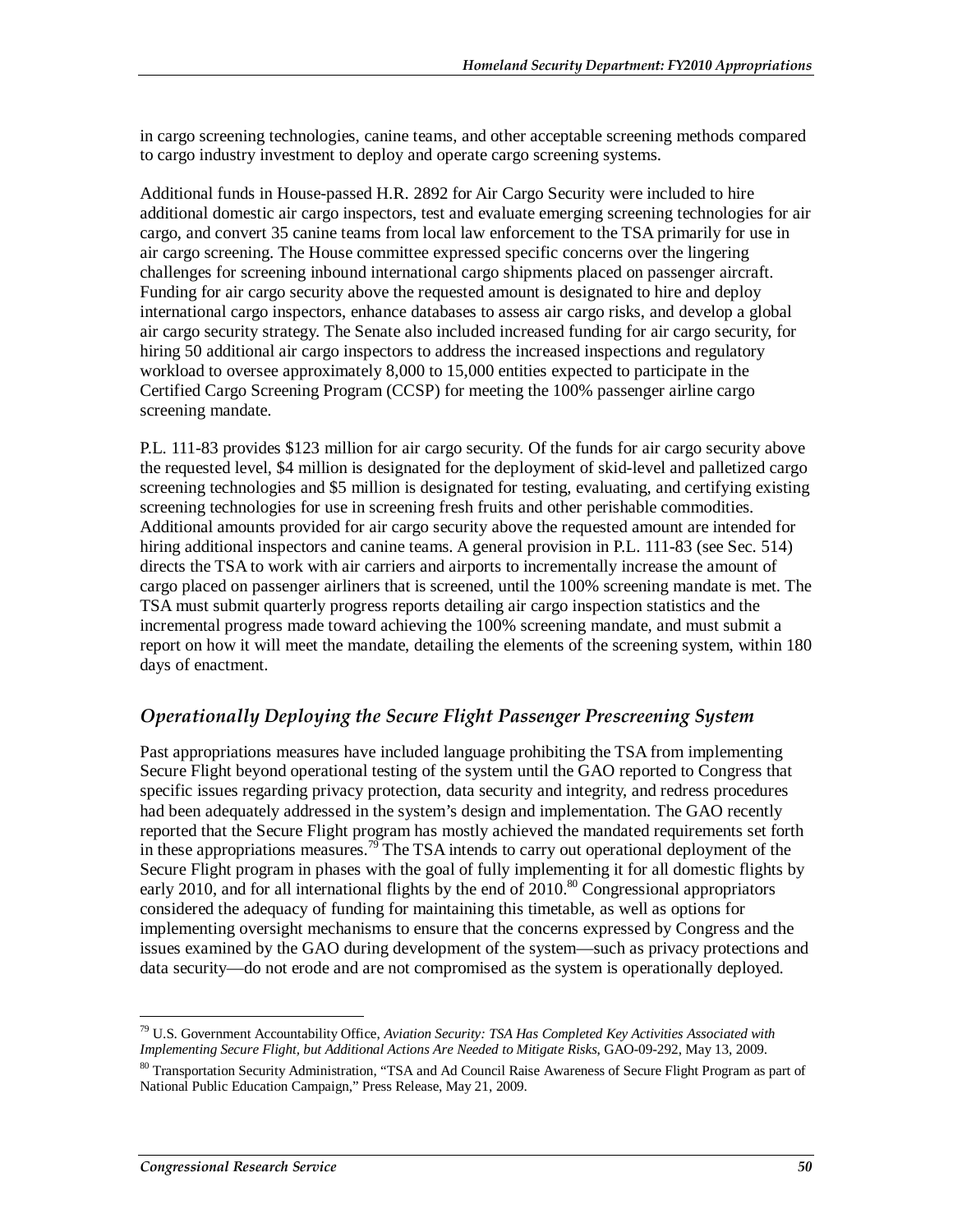in cargo screening technologies, canine teams, and other acceptable screening methods compared to cargo industry investment to deploy and operate cargo screening systems.

Additional funds in House-passed H.R. 2892 for Air Cargo Security were included to hire additional domestic air cargo inspectors, test and evaluate emerging screening technologies for air cargo, and convert 35 canine teams from local law enforcement to the TSA primarily for use in air cargo screening. The House committee expressed specific concerns over the lingering challenges for screening inbound international cargo shipments placed on passenger aircraft. Funding for air cargo security above the requested amount is designated to hire and deploy international cargo inspectors, enhance databases to assess air cargo risks, and develop a global air cargo security strategy. The Senate also included increased funding for air cargo security, for hiring 50 additional air cargo inspectors to address the increased inspections and regulatory workload to oversee approximately 8,000 to 15,000 entities expected to participate in the Certified Cargo Screening Program (CCSP) for meeting the 100% passenger airline cargo screening mandate.

P.L. 111-83 provides $123 million for air cargo security. Of the funds for air cargo security above the requested level, $4 million is designated for the deployment of skid-level and palletized cargo screening technologies and $5 million is designated for testing, evaluating, and certifying existing screening technologies for use in screening fresh fruits and other perishable commodities. Additional amounts provided for air cargo security above the requested amount are intended for hiring additional inspectors and canine teams. A general provision in P.L. 111-83 (see Sec. 514) directs the TSA to work with air carriers and airports to incrementally increase the amount of cargo placed on passenger airliners that is screened, until the 100% screening mandate is met. The TSA must submit quarterly progress reports detailing air cargo inspection statistics and the incremental progress made toward achieving the 100% screening mandate, and must submit a report on how it will meet the mandate, detailing the elements of the screening system, within 180 days of enactment.

### *Operationally Deploying the Secure Flight Passenger Prescreening System*

Past appropriations measures have included language prohibiting the TSA from implementing Secure Flight beyond operational testing of the system until the GAO reported to Congress that specific issues regarding privacy protection, data security and integrity, and redress procedures had been adequately addressed in the system's design and implementation. The GAO recently reported that the Secure Flight program has mostly achieved the mandated requirements set forth in these appropriations measures.[79] The TSA intends to carry out operational deployment of the Secure Flight program in phases with the goal of fully implementing it for all domestic flights by early 2010, and for all international flights by the end of 2010.[80] Congressional appropriators considered the adequacy of funding for maintaining this timetable, as well as options for implementing oversight mechanisms to ensure that the concerns expressed by Congress and the issues examined by the GAO during development of the system—such as privacy protections and data security—do not erode and are not compromised as the system is operationally deployed.

---

[79] U.S. Government Accountability Office, *Aviation Security: TSA Has Completed Key Activities Associated with Implementing Secure Flight, but Additional Actions Are Needed to Mitigate Risks*, GAO-09-292, May 13, 2009.

[80] Transportation Security Administration, "TSA and Ad Council Raise Awareness of Secure Flight Program as part of National Public Education Campaign," Press Release, May 21, 2009.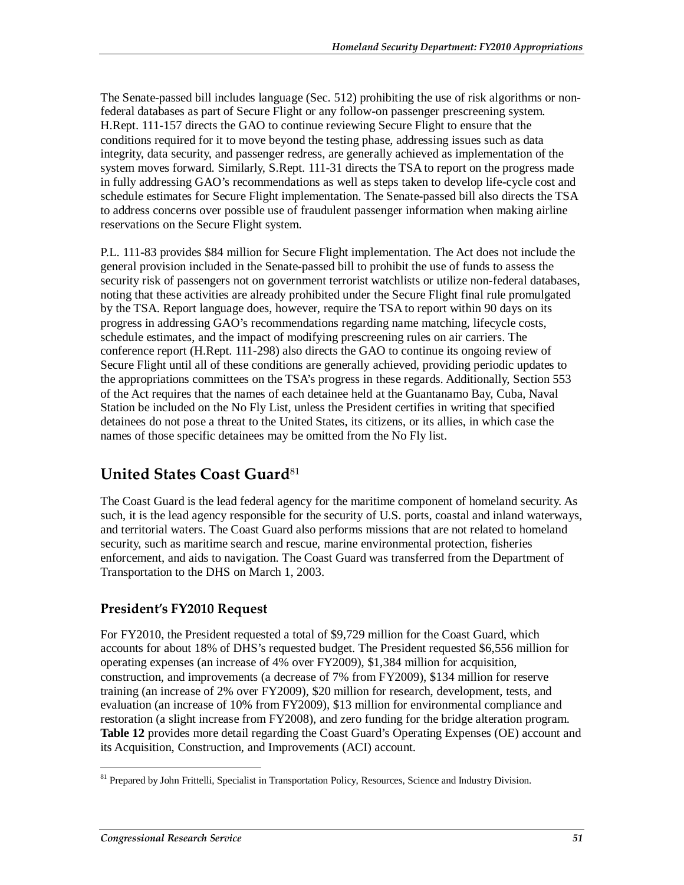The Senate-passed bill includes language (Sec. 512) prohibiting the use of risk algorithms or non-federal databases as part of Secure Flight or any follow-on passenger prescreening system. H.Rept. 111-157 directs the GAO to continue reviewing Secure Flight to ensure that the conditions required for it to move beyond the testing phase, addressing issues such as data integrity, data security, and passenger redress, are generally achieved as implementation of the system moves forward. Similarly, S.Rept. 111-31 directs the TSA to report on the progress made in fully addressing GAO's recommendations as well as steps taken to develop life-cycle cost and schedule estimates for Secure Flight implementation. The Senate-passed bill also directs the TSA to address concerns over possible use of fraudulent passenger information when making airline reservations on the Secure Flight system.

P.L. 111-83 provides $84 million for Secure Flight implementation. The Act does not include the general provision included in the Senate-passed bill to prohibit the use of funds to assess the security risk of passengers not on government terrorist watchlists or utilize non-federal databases, noting that these activities are already prohibited under the Secure Flight final rule promulgated by the TSA. Report language does, however, require the TSA to report within 90 days on its progress in addressing GAO's recommendations regarding name matching, lifecycle costs, schedule estimates, and the impact of modifying prescreening rules on air carriers. The conference report (H.Rept. 111-298) also directs the GAO to continue its ongoing review of Secure Flight until all of these conditions are generally achieved, providing periodic updates to the appropriations committees on the TSA's progress in these regards. Additionally, Section 553 of the Act requires that the names of each detainee held at the Guantanamo Bay, Cuba, Naval Station be included on the No Fly List, unless the President certifies in writing that specified detainees do not pose a threat to the United States, its citizens, or its allies, in which case the names of those specific detainees may be omitted from the No Fly list.

## United States Coast Guard[81]

The Coast Guard is the lead federal agency for the maritime component of homeland security. As such, it is the lead agency responsible for the security of U.S. ports, coastal and inland waterways, and territorial waters. The Coast Guard also performs missions that are not related to homeland security, such as maritime search and rescue, marine environmental protection, fisheries enforcement, and aids to navigation. The Coast Guard was transferred from the Department of Transportation to the DHS on March 1, 2003.

### President's FY2010 Request

For FY2010, the President requested a total of $9,729 million for the Coast Guard, which accounts for about 18% of DHS's requested budget. The President requested $6,556 million for operating expenses (an increase of 4% over FY2009), $1,384 million for acquisition, construction, and improvements (a decrease of 7% from FY2009), $134 million for reserve training (an increase of 2% over FY2009), $20 million for research, development, tests, and evaluation (an increase of 10% from FY2009), $13 million for environmental compliance and restoration (a slight increase from FY2008), and zero funding for the bridge alteration program. **Table 12** provides more detail regarding the Coast Guard's Operating Expenses (OE) account and its Acquisition, Construction, and Improvements (ACI) account.

[81] Prepared by John Frittelli, Specialist in Transportation Policy, Resources, Science and Industry Division.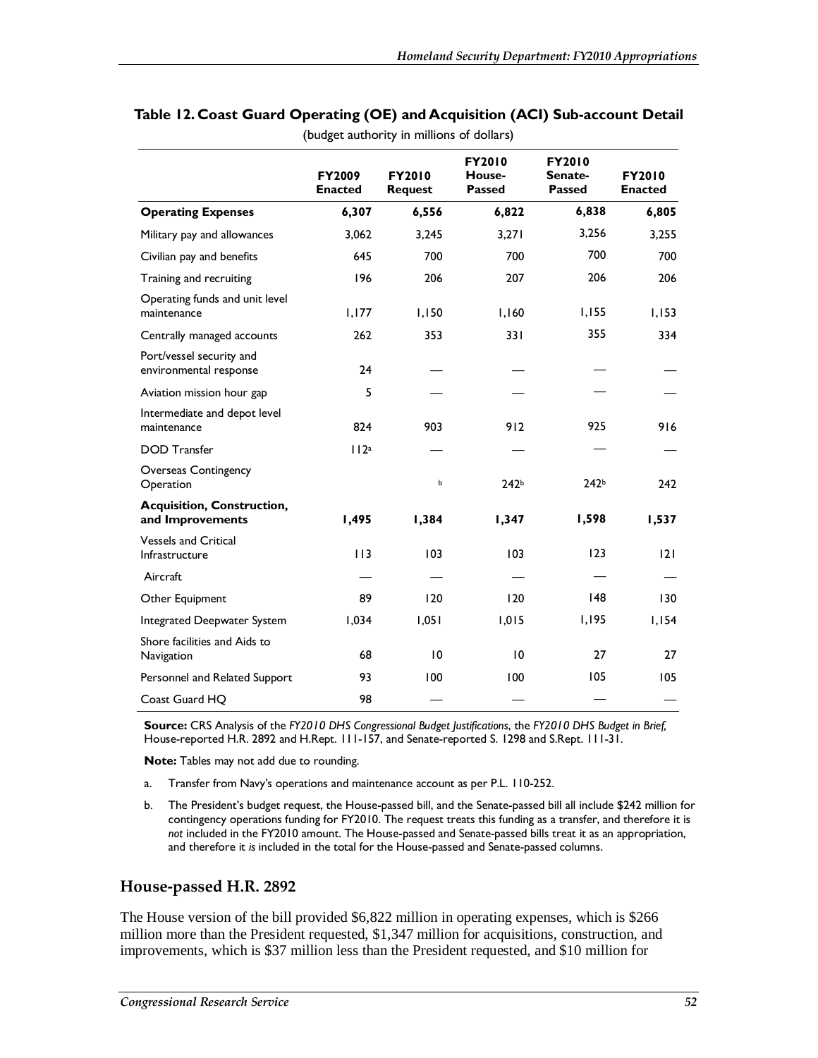**Table 12. Coast Guard Operating (OE) and Acquisition (ACI) Sub-account Detail**

(budget authority in millions of dollars)

| | FY2009 Enacted | FY2010 Request | FY2010 House-Passed | FY2010 Senate-Passed | FY2010 Enacted |
|---|---|---|---|---|---|
| **Operating Expenses** | **6,307** | **6,556** | **6,822** | **6,838** | **6,805** |
| Military pay and allowances | 3,062 | 3,245 | 3,271 | 3,256 | 3,255 |
| Civilian pay and benefits | 645 | 700 | 700 | 700 | 700 |
| Training and recruiting | 196 | 206 | 207 | 206 | 206 |
| Operating funds and unit level maintenance | 1,177 | 1,150 | 1,160 | 1,155 | 1,153 |
| Centrally managed accounts | 262 | 353 | 331 | 355 | 334 |
| Port/vessel security and environmental response | 24 | — | — | — | — |
| Aviation mission hour gap | 5 | — | — | — | — |
| Intermediate and depot level maintenance | 824 | 903 | 912 | 925 | 916 |
| DOD Transfer | 112[a] | — | — | — | — |
| Overseas Contingency Operation | | [b] | 242[b] | 242[b] | 242 |
| **Acquisition, Construction, and Improvements** | **1,495** | **1,384** | **1,347** | **1,598** | **1,537** |
| Vessels and Critical Infrastructure | 113 | 103 | 103 | 123 | 121 |
| Aircraft | — | — | — | — | — |
| Other Equipment | 89 | 120 | 120 | 148 | 130 |
| Integrated Deepwater System | 1,034 | 1,051 | 1,015 | 1,195 | 1,154 |
| Shore facilities and Aids to Navigation | 68 | 10 | 10 | 27 | 27 |
| Personnel and Related Support | 93 | 100 | 100 | 105 | 105 |
| Coast Guard HQ | 98 | — | — | — | — |

**Source:** CRS Analysis of the *FY2010 DHS Congressional Budget Justifications*, the *FY2010 DHS Budget in Brief,* House-reported H.R. 2892 and H.Rept. 111-157, and Senate-reported S. 1298 and S.Rept. 111-31.

**Note:** Tables may not add due to rounding.

a. Transfer from Navy's operations and maintenance account as per P.L. 110-252.

b. The President's budget request, the House-passed bill, and the Senate-passed bill all include $242 million for contingency operations funding for FY2010. The request treats this funding as a transfer, and therefore it is *not* included in the FY2010 amount. The House-passed and Senate-passed bills treat it as an appropriation, and therefore it *is* included in the total for the House-passed and Senate-passed columns.

## House-passed H.R. 2892

The House version of the bill provided $6,822 million in operating expenses, which is $266 million more than the President requested, $1,347 million for acquisitions, construction, and improvements, which is $37 million less than the President requested, and $10 million for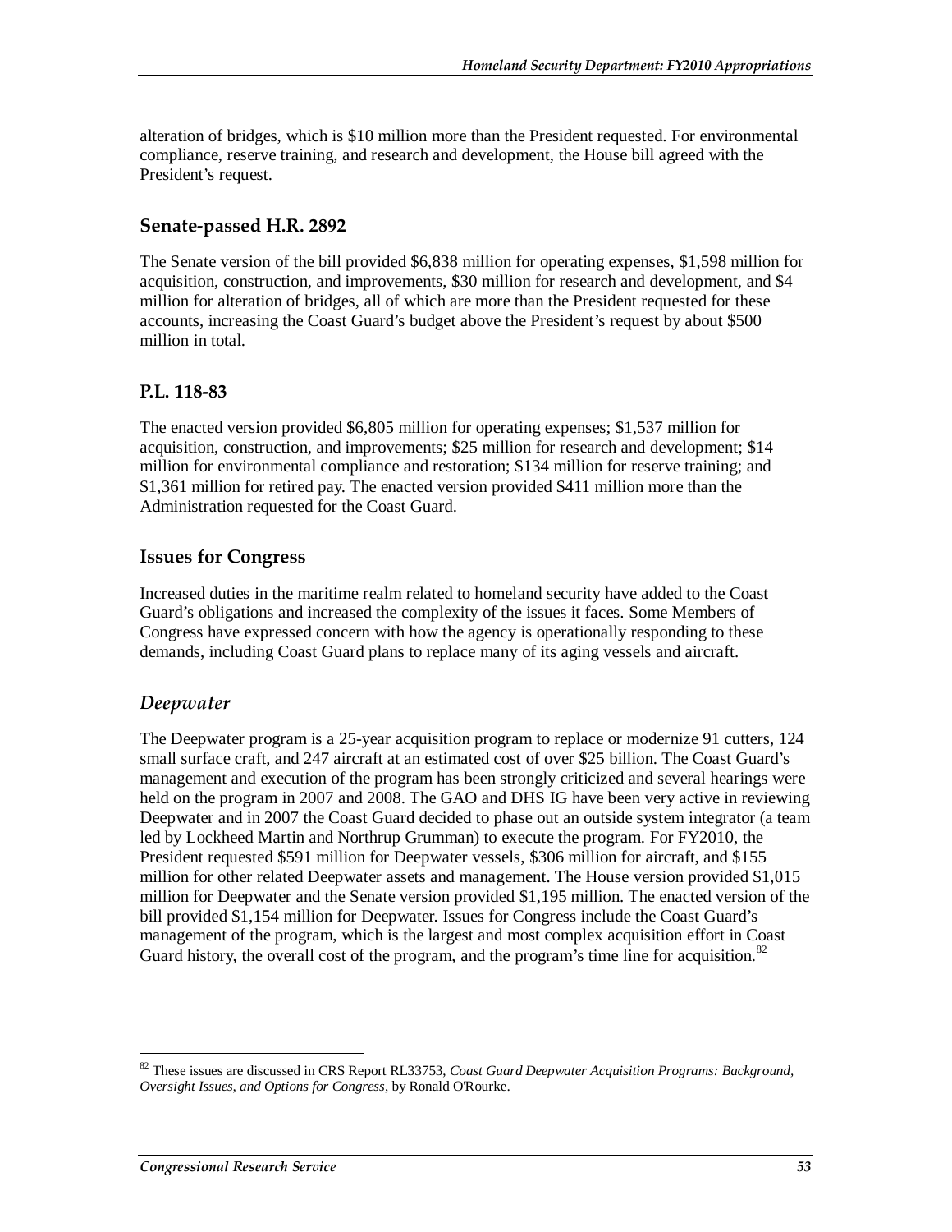alteration of bridges, which is $10 million more than the President requested. For environmental compliance, reserve training, and research and development, the House bill agreed with the President's request.

### Senate-passed H.R. 2892

The Senate version of the bill provided $6,838 million for operating expenses, $1,598 million for acquisition, construction, and improvements, $30 million for research and development, and $4 million for alteration of bridges, all of which are more than the President requested for these accounts, increasing the Coast Guard's budget above the President's request by about $500 million in total.

### P.L. 118-83

The enacted version provided $6,805 million for operating expenses; $1,537 million for acquisition, construction, and improvements; $25 million for research and development; $14 million for environmental compliance and restoration; $134 million for reserve training; and $1,361 million for retired pay. The enacted version provided $411 million more than the Administration requested for the Coast Guard.

## Issues for Congress

Increased duties in the maritime realm related to homeland security have added to the Coast Guard's obligations and increased the complexity of the issues it faces. Some Members of Congress have expressed concern with how the agency is operationally responding to these demands, including Coast Guard plans to replace many of its aging vessels and aircraft.

### *Deepwater*

The Deepwater program is a 25-year acquisition program to replace or modernize 91 cutters, 124 small surface craft, and 247 aircraft at an estimated cost of over $25 billion. The Coast Guard's management and execution of the program has been strongly criticized and several hearings were held on the program in 2007 and 2008. The GAO and DHS IG have been very active in reviewing Deepwater and in 2007 the Coast Guard decided to phase out an outside system integrator (a team led by Lockheed Martin and Northrup Grumman) to execute the program. For FY2010, the President requested $591 million for Deepwater vessels, $306 million for aircraft, and $155 million for other related Deepwater assets and management. The House version provided $1,015 million for Deepwater and the Senate version provided $1,195 million. The enacted version of the bill provided $1,154 million for Deepwater. Issues for Congress include the Coast Guard's management of the program, which is the largest and most complex acquisition effort in Coast Guard history, the overall cost of the program, and the program's time line for acquisition.[82]

[82] These issues are discussed in CRS Report RL33753, *Coast Guard Deepwater Acquisition Programs: Background, Oversight Issues, and Options for Congress*, by Ronald O'Rourke.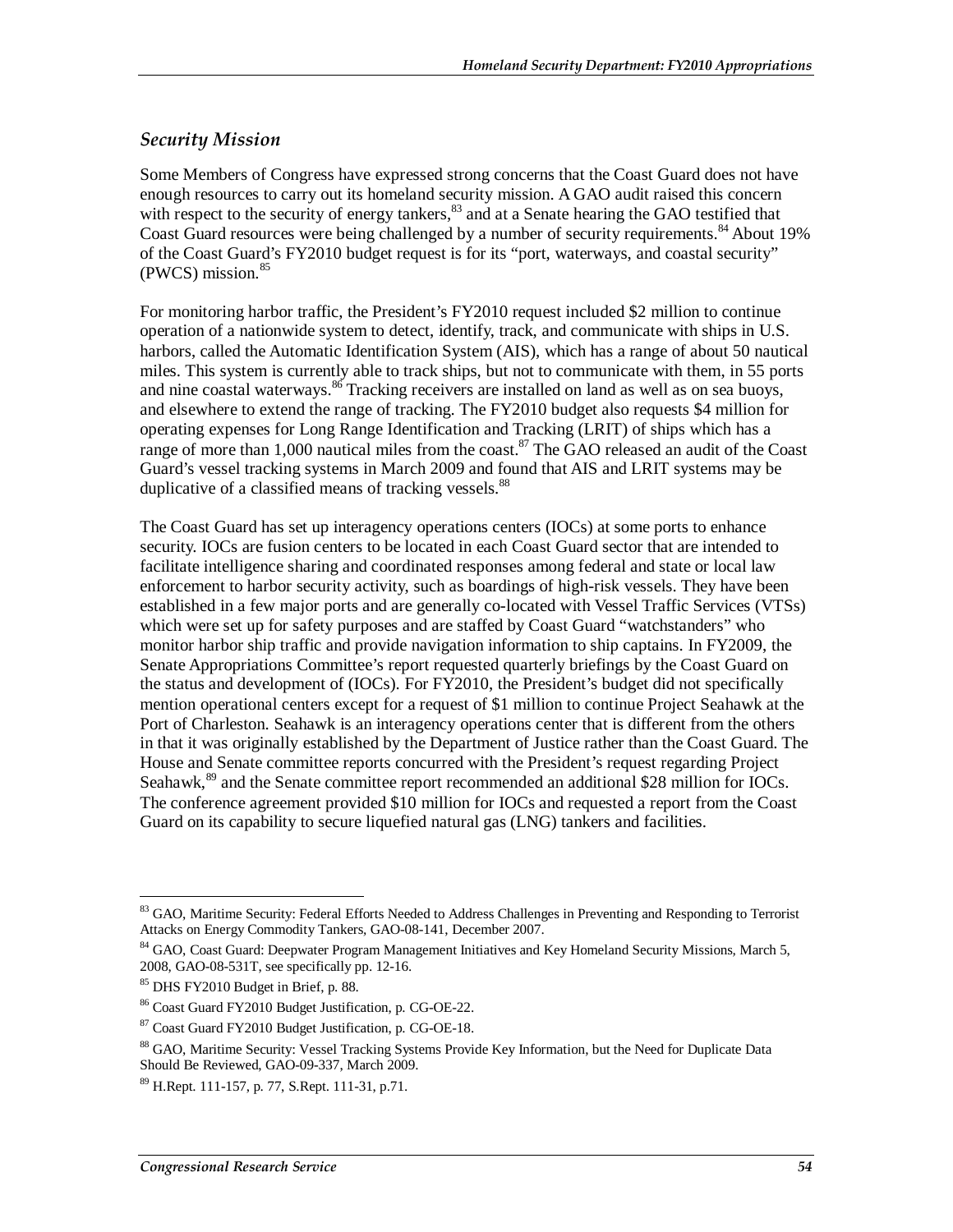### *Security Mission*

Some Members of Congress have expressed strong concerns that the Coast Guard does not have enough resources to carry out its homeland security mission. A GAO audit raised this concern with respect to the security of energy tankers,[83] and at a Senate hearing the GAO testified that Coast Guard resources were being challenged by a number of security requirements.[84] About 19% of the Coast Guard's FY2010 budget request is for its "port, waterways, and coastal security" (PWCS) mission.[85]

For monitoring harbor traffic, the President's FY2010 request included $2 million to continue operation of a nationwide system to detect, identify, track, and communicate with ships in U.S. harbors, called the Automatic Identification System (AIS), which has a range of about 50 nautical miles. This system is currently able to track ships, but not to communicate with them, in 55 ports and nine coastal waterways.[86] Tracking receivers are installed on land as well as on sea buoys, and elsewhere to extend the range of tracking. The FY2010 budget also requests $4 million for operating expenses for Long Range Identification and Tracking (LRIT) of ships which has a range of more than 1,000 nautical miles from the coast.[87] The GAO released an audit of the Coast Guard's vessel tracking systems in March 2009 and found that AIS and LRIT systems may be duplicative of a classified means of tracking vessels.[88]

The Coast Guard has set up interagency operations centers (IOCs) at some ports to enhance security. IOCs are fusion centers to be located in each Coast Guard sector that are intended to facilitate intelligence sharing and coordinated responses among federal and state or local law enforcement to harbor security activity, such as boardings of high-risk vessels. They have been established in a few major ports and are generally co-located with Vessel Traffic Services (VTSs) which were set up for safety purposes and are staffed by Coast Guard "watchstanders" who monitor harbor ship traffic and provide navigation information to ship captains. In FY2009, the Senate Appropriations Committee's report requested quarterly briefings by the Coast Guard on the status and development of (IOCs). For FY2010, the President's budget did not specifically mention operational centers except for a request of $1 million to continue Project Seahawk at the Port of Charleston. Seahawk is an interagency operations center that is different from the others in that it was originally established by the Department of Justice rather than the Coast Guard. The House and Senate committee reports concurred with the President's request regarding Project Seahawk,[89] and the Senate committee report recommended an additional $28 million for IOCs. The conference agreement provided $10 million for IOCs and requested a report from the Coast Guard on its capability to secure liquefied natural gas (LNG) tankers and facilities.

---

[83] GAO, Maritime Security: Federal Efforts Needed to Address Challenges in Preventing and Responding to Terrorist Attacks on Energy Commodity Tankers, GAO-08-141, December 2007.

[84] GAO, Coast Guard: Deepwater Program Management Initiatives and Key Homeland Security Missions, March 5, 2008, GAO-08-531T, see specifically pp. 12-16.

[85] DHS FY2010 Budget in Brief, p. 88.

[86] Coast Guard FY2010 Budget Justification, p. CG-OE-22.

[87] Coast Guard FY2010 Budget Justification, p. CG-OE-18.

[88] GAO, Maritime Security: Vessel Tracking Systems Provide Key Information, but the Need for Duplicate Data Should Be Reviewed, GAO-09-337, March 2009.

[89] H.Rept. 111-157, p. 77, S.Rept. 111-31, p.71.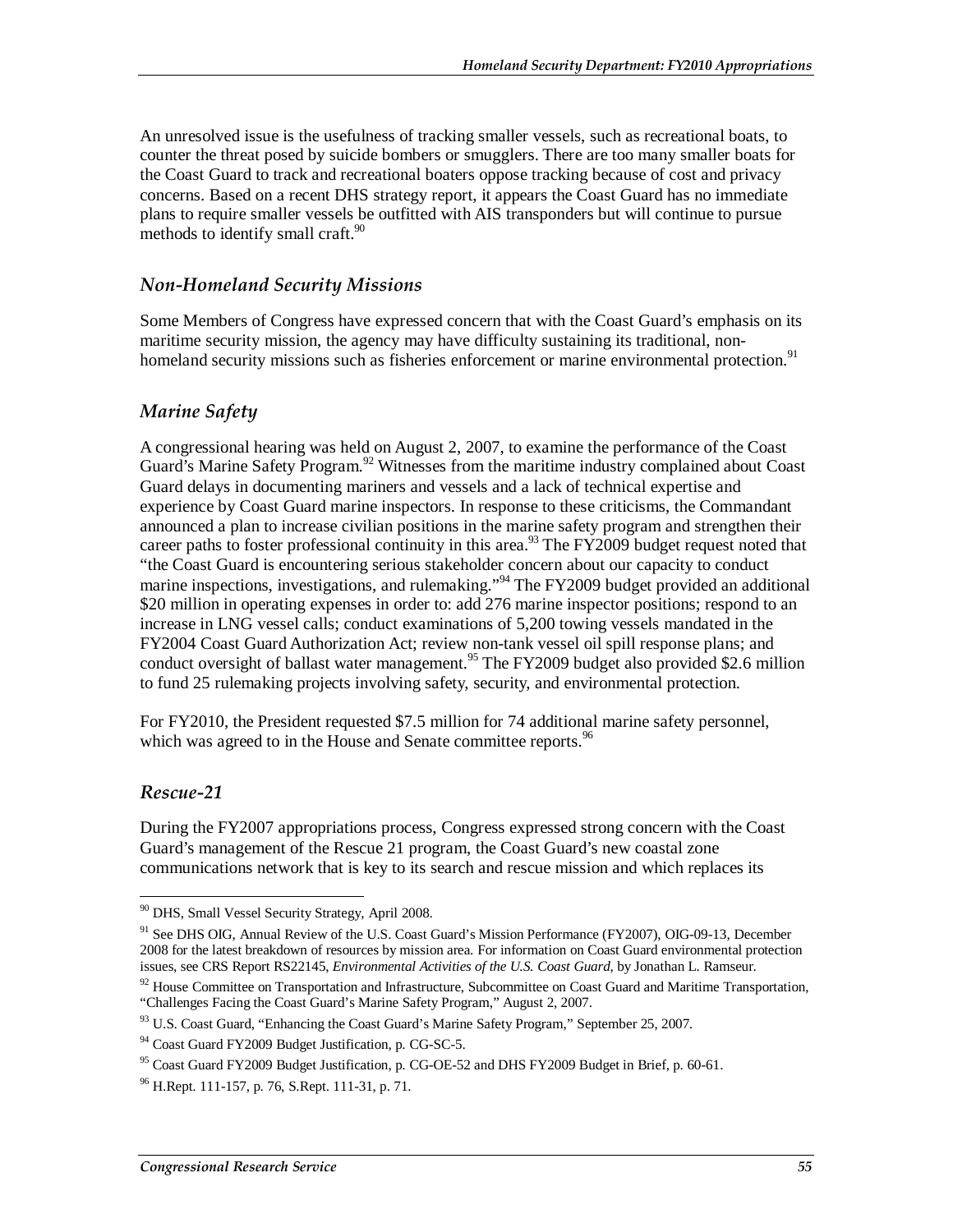An unresolved issue is the usefulness of tracking smaller vessels, such as recreational boats, to counter the threat posed by suicide bombers or smugglers. There are too many smaller boats for the Coast Guard to track and recreational boaters oppose tracking because of cost and privacy concerns. Based on a recent DHS strategy report, it appears the Coast Guard has no immediate plans to require smaller vessels be outfitted with AIS transponders but will continue to pursue methods to identify small craft.[90]

### *Non-Homeland Security Missions*

Some Members of Congress have expressed concern that with the Coast Guard's emphasis on its maritime security mission, the agency may have difficulty sustaining its traditional, non-homeland security missions such as fisheries enforcement or marine environmental protection.[91]

### *Marine Safety*

A congressional hearing was held on August 2, 2007, to examine the performance of the Coast Guard's Marine Safety Program.[92] Witnesses from the maritime industry complained about Coast Guard delays in documenting mariners and vessels and a lack of technical expertise and experience by Coast Guard marine inspectors. In response to these criticisms, the Commandant announced a plan to increase civilian positions in the marine safety program and strengthen their career paths to foster professional continuity in this area.[93] The FY2009 budget request noted that "the Coast Guard is encountering serious stakeholder concern about our capacity to conduct marine inspections, investigations, and rulemaking."[94] The FY2009 budget provided an additional \$20 million in operating expenses in order to: add 276 marine inspector positions; respond to an increase in LNG vessel calls; conduct examinations of 5,200 towing vessels mandated in the FY2004 Coast Guard Authorization Act; review non-tank vessel oil spill response plans; and conduct oversight of ballast water management.[95] The FY2009 budget also provided \$2.6 million to fund 25 rulemaking projects involving safety, security, and environmental protection.

For FY2010, the President requested \$7.5 million for 74 additional marine safety personnel, which was agreed to in the House and Senate committee reports.[96]

### *Rescue-21*

During the FY2007 appropriations process, Congress expressed strong concern with the Coast Guard's management of the Rescue 21 program, the Coast Guard's new coastal zone communications network that is key to its search and rescue mission and which replaces its

---

[90] DHS, Small Vessel Security Strategy, April 2008.

[91] See DHS OIG, Annual Review of the U.S. Coast Guard's Mission Performance (FY2007), OIG-09-13, December 2008 for the latest breakdown of resources by mission area. For information on Coast Guard environmental protection issues, see CRS Report RS22145, *Environmental Activities of the U.S. Coast Guard*, by Jonathan L. Ramseur.

[92] House Committee on Transportation and Infrastructure, Subcommittee on Coast Guard and Maritime Transportation, "Challenges Facing the Coast Guard's Marine Safety Program," August 2, 2007.

[93] U.S. Coast Guard, "Enhancing the Coast Guard's Marine Safety Program," September 25, 2007.

[94] Coast Guard FY2009 Budget Justification, p. CG-SC-5.

[95] Coast Guard FY2009 Budget Justification, p. CG-OE-52 and DHS FY2009 Budget in Brief, p. 60-61.

[96] H.Rept. 111-157, p. 76, S.Rept. 111-31, p. 71.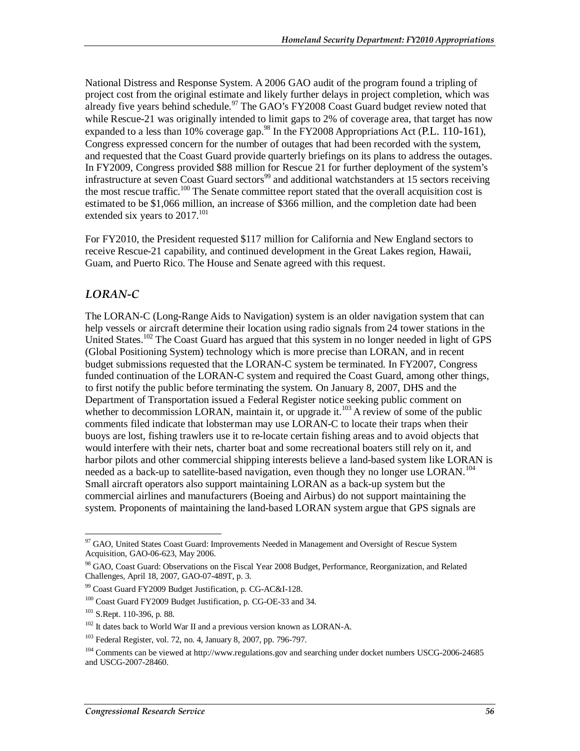National Distress and Response System. A 2006 GAO audit of the program found a tripling of project cost from the original estimate and likely further delays in project completion, which was already five years behind schedule.[97] The GAO's FY2008 Coast Guard budget review noted that while Rescue-21 was originally intended to limit gaps to 2% of coverage area, that target has now expanded to a less than 10% coverage gap.[98] In the FY2008 Appropriations Act (P.L. 110-161), Congress expressed concern for the number of outages that had been recorded with the system, and requested that the Coast Guard provide quarterly briefings on its plans to address the outages. In FY2009, Congress provided $88 million for Rescue 21 for further deployment of the system's infrastructure at seven Coast Guard sectors[99] and additional watchstanders at 15 sectors receiving the most rescue traffic.[100] The Senate committee report stated that the overall acquisition cost is estimated to be $1,066 million, an increase of $366 million, and the completion date had been extended six years to 2017.[101]

For FY2010, the President requested $117 million for California and New England sectors to receive Rescue-21 capability, and continued development in the Great Lakes region, Hawaii, Guam, and Puerto Rico. The House and Senate agreed with this request.

### *LORAN-C*

The LORAN-C (Long-Range Aids to Navigation) system is an older navigation system that can help vessels or aircraft determine their location using radio signals from 24 tower stations in the United States.[102] The Coast Guard has argued that this system in no longer needed in light of GPS (Global Positioning System) technology which is more precise than LORAN, and in recent budget submissions requested that the LORAN-C system be terminated. In FY2007, Congress funded continuation of the LORAN-C system and required the Coast Guard, among other things, to first notify the public before terminating the system. On January 8, 2007, DHS and the Department of Transportation issued a Federal Register notice seeking public comment on whether to decommission LORAN, maintain it, or upgrade it.[103] A review of some of the public comments filed indicate that lobsterman may use LORAN-C to locate their traps when their buoys are lost, fishing trawlers use it to re-locate certain fishing areas and to avoid objects that would interfere with their nets, charter boat and some recreational boaters still rely on it, and harbor pilots and other commercial shipping interests believe a land-based system like LORAN is needed as a back-up to satellite-based navigation, even though they no longer use LORAN.[104] Small aircraft operators also support maintaining LORAN as a back-up system but the commercial airlines and manufacturers (Boeing and Airbus) do not support maintaining the system. Proponents of maintaining the land-based LORAN system argue that GPS signals are

---

[97] GAO, United States Coast Guard: Improvements Needed in Management and Oversight of Rescue System Acquisition, GAO-06-623, May 2006.

[98] GAO, Coast Guard: Observations on the Fiscal Year 2008 Budget, Performance, Reorganization, and Related Challenges, April 18, 2007, GAO-07-489T, p. 3.

[99] Coast Guard FY2009 Budget Justification, p. CG-AC&I-128.

[100] Coast Guard FY2009 Budget Justification, p. CG-OE-33 and 34.

[101] S.Rept. 110-396, p. 88.

[102] It dates back to World War II and a previous version known as LORAN-A.

[103] Federal Register, vol. 72, no. 4, January 8, 2007, pp. 796-797.

[104] Comments can be viewed at http://www.regulations.gov and searching under docket numbers USCG-2006-24685 and USCG-2007-28460.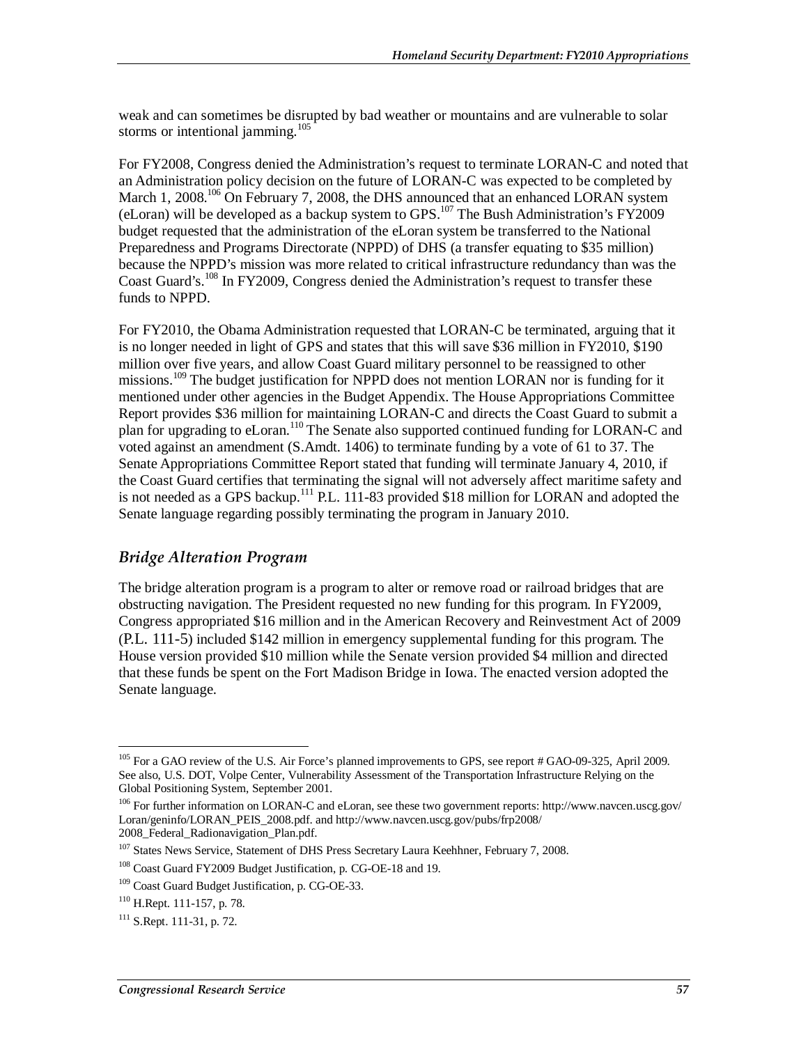weak and can sometimes be disrupted by bad weather or mountains and are vulnerable to solar storms or intentional jamming.[105]

For FY2008, Congress denied the Administration's request to terminate LORAN-C and noted that an Administration policy decision on the future of LORAN-C was expected to be completed by March 1, 2008.[106] On February 7, 2008, the DHS announced that an enhanced LORAN system (eLoran) will be developed as a backup system to GPS.[107] The Bush Administration's FY2009 budget requested that the administration of the eLoran system be transferred to the National Preparedness and Programs Directorate (NPPD) of DHS (a transfer equating to $35 million) because the NPPD's mission was more related to critical infrastructure redundancy than was the Coast Guard's.[108] In FY2009, Congress denied the Administration's request to transfer these funds to NPPD.

For FY2010, the Obama Administration requested that LORAN-C be terminated, arguing that it is no longer needed in light of GPS and states that this will save $36 million in FY2010, $190 million over five years, and allow Coast Guard military personnel to be reassigned to other missions.[109] The budget justification for NPPD does not mention LORAN nor is funding for it mentioned under other agencies in the Budget Appendix. The House Appropriations Committee Report provides $36 million for maintaining LORAN-C and directs the Coast Guard to submit a plan for upgrading to eLoran.[110] The Senate also supported continued funding for LORAN-C and voted against an amendment (S.Amdt. 1406) to terminate funding by a vote of 61 to 37. The Senate Appropriations Committee Report stated that funding will terminate January 4, 2010, if the Coast Guard certifies that terminating the signal will not adversely affect maritime safety and is not needed as a GPS backup.[111] P.L. 111-83 provided $18 million for LORAN and adopted the Senate language regarding possibly terminating the program in January 2010.

### *Bridge Alteration Program*

The bridge alteration program is a program to alter or remove road or railroad bridges that are obstructing navigation. The President requested no new funding for this program. In FY2009, Congress appropriated $16 million and in the American Recovery and Reinvestment Act of 2009 (P.L. 111-5) included $142 million in emergency supplemental funding for this program. The House version provided $10 million while the Senate version provided $4 million and directed that these funds be spent on the Fort Madison Bridge in Iowa. The enacted version adopted the Senate language.

---

[105] For a GAO review of the U.S. Air Force's planned improvements to GPS, see report # GAO-09-325, April 2009. See also, U.S. DOT, Volpe Center, Vulnerability Assessment of the Transportation Infrastructure Relying on the Global Positioning System, September 2001.

[106] For further information on LORAN-C and eLoran, see these two government reports: http://www.navcen.uscg.gov/Loran/geninfo/LORAN_PEIS_2008.pdf. and http://www.navcen.uscg.gov/pubs/frp2008/2008_Federal_Radionavigation_Plan.pdf.

[107] States News Service, Statement of DHS Press Secretary Laura Keehhner, February 7, 2008.

[108] Coast Guard FY2009 Budget Justification, p. CG-OE-18 and 19.

[109] Coast Guard Budget Justification, p. CG-OE-33.

[110] H.Rept. 111-157, p. 78.

[111] S.Rept. 111-31, p. 72.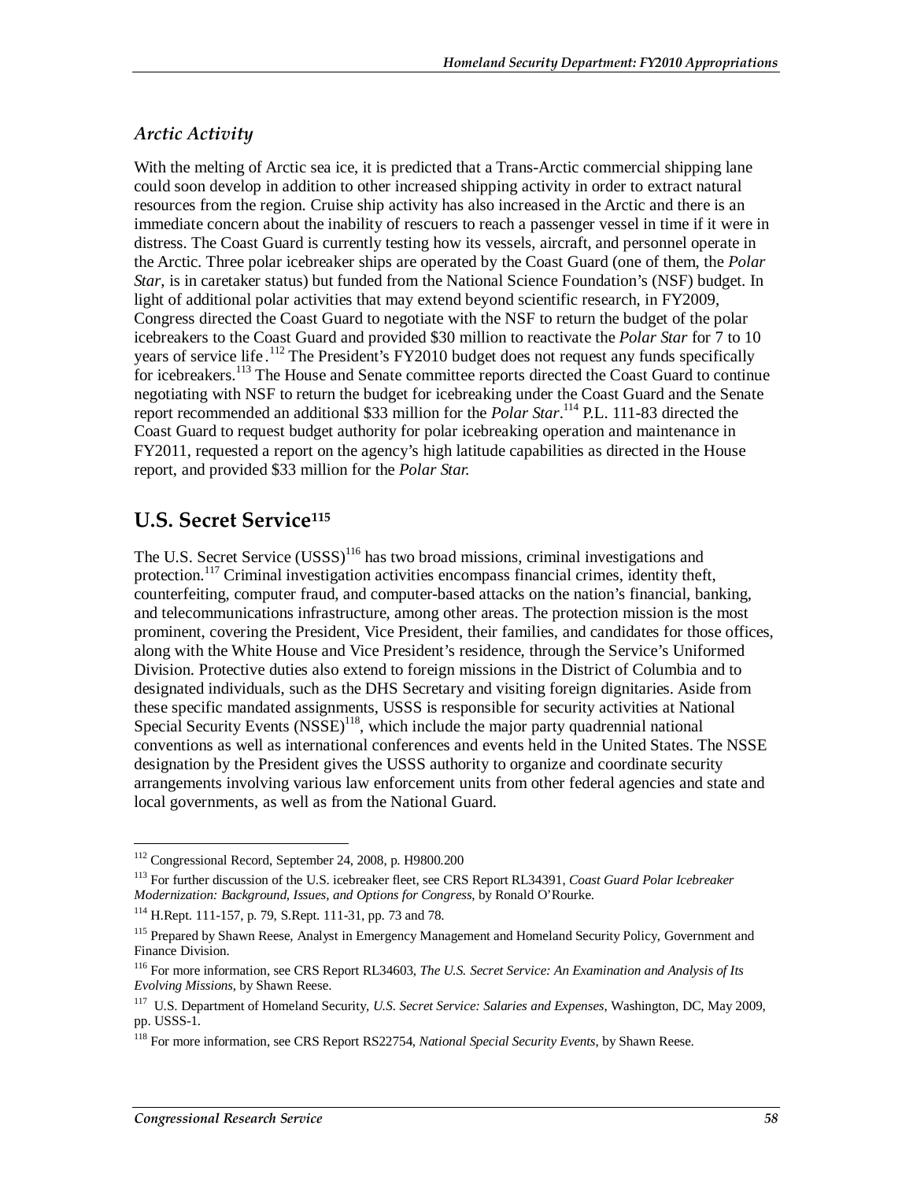### *Arctic Activity*

With the melting of Arctic sea ice, it is predicted that a Trans-Arctic commercial shipping lane could soon develop in addition to other increased shipping activity in order to extract natural resources from the region. Cruise ship activity has also increased in the Arctic and there is an immediate concern about the inability of rescuers to reach a passenger vessel in time if it were in distress. The Coast Guard is currently testing how its vessels, aircraft, and personnel operate in the Arctic. Three polar icebreaker ships are operated by the Coast Guard (one of them, the *Polar Star*, is in caretaker status) but funded from the National Science Foundation's (NSF) budget. In light of additional polar activities that may extend beyond scientific research, in FY2009, Congress directed the Coast Guard to negotiate with the NSF to return the budget of the polar icebreakers to the Coast Guard and provided $30 million to reactivate the *Polar Star* for 7 to 10 years of service life.[112] The President's FY2010 budget does not request any funds specifically for icebreakers.[113] The House and Senate committee reports directed the Coast Guard to continue negotiating with NSF to return the budget for icebreaking under the Coast Guard and the Senate report recommended an additional $33 million for the *Polar Star*.[114] P.L. 111-83 directed the Coast Guard to request budget authority for polar icebreaking operation and maintenance in FY2011, requested a report on the agency's high latitude capabilities as directed in the House report, and provided $33 million for the *Polar Star.*

## U.S. Secret Service[115]

The U.S. Secret Service (USSS)[116] has two broad missions, criminal investigations and protection.[117] Criminal investigation activities encompass financial crimes, identity theft, counterfeiting, computer fraud, and computer-based attacks on the nation's financial, banking, and telecommunications infrastructure, among other areas. The protection mission is the most prominent, covering the President, Vice President, their families, and candidates for those offices, along with the White House and Vice President's residence, through the Service's Uniformed Division. Protective duties also extend to foreign missions in the District of Columbia and to designated individuals, such as the DHS Secretary and visiting foreign dignitaries. Aside from these specific mandated assignments, USSS is responsible for security activities at National Special Security Events (NSSE)[118], which include the major party quadrennial national conventions as well as international conferences and events held in the United States. The NSSE designation by the President gives the USSS authority to organize and coordinate security arrangements involving various law enforcement units from other federal agencies and state and local governments, as well as from the National Guard.

---

[112] Congressional Record, September 24, 2008, p. H9800.200

[113] For further discussion of the U.S. icebreaker fleet, see CRS Report RL34391, *Coast Guard Polar Icebreaker Modernization: Background, Issues, and Options for Congress*, by Ronald O'Rourke.

[114] H.Rept. 111-157, p. 79, S.Rept. 111-31, pp. 73 and 78.

[115] Prepared by Shawn Reese, Analyst in Emergency Management and Homeland Security Policy, Government and Finance Division.

[116] For more information, see CRS Report RL34603, *The U.S. Secret Service: An Examination and Analysis of Its Evolving Missions*, by Shawn Reese.

[117] U.S. Department of Homeland Security, *U.S. Secret Service: Salaries and Expenses*, Washington, DC, May 2009, pp. USSS-1.

[118] For more information, see CRS Report RS22754, *National Special Security Events,* by Shawn Reese.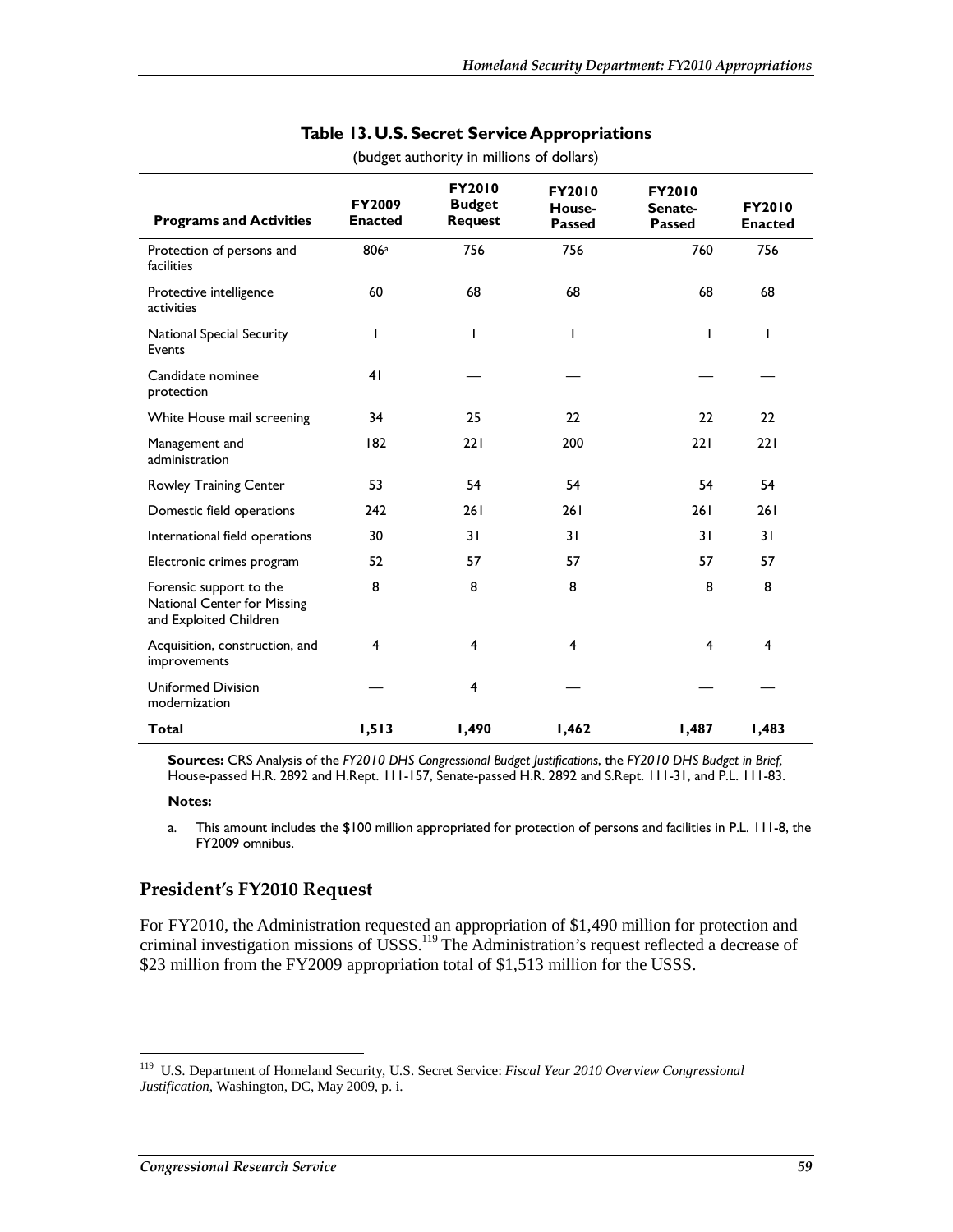### Table 13. U.S. Secret Service Appropriations

(budget authority in millions of dollars)

| Programs and Activities | FY2009 Enacted | FY2010 Budget Request | FY2010 House-Passed | FY2010 Senate-Passed | FY2010 Enacted |
|---|---|---|---|---|---|
| Protection of persons and facilities | 806[a] | 756 | 756 | 760 | 756 |
| Protective intelligence activities | 60 | 68 | 68 | 68 | 68 |
| National Special Security Events | 1 | 1 | 1 | 1 | 1 |
| Candidate nominee protection | 41 | — | — | — | — |
| White House mail screening | 34 | 25 | 22 | 22 | 22 |
| Management and administration | 182 | 221 | 200 | 221 | 221 |
| Rowley Training Center | 53 | 54 | 54 | 54 | 54 |
| Domestic field operations | 242 | 261 | 261 | 261 | 261 |
| International field operations | 30 | 31 | 31 | 31 | 31 |
| Electronic crimes program | 52 | 57 | 57 | 57 | 57 |
| Forensic support to the National Center for Missing and Exploited Children | 8 | 8 | 8 | 8 | 8 |
| Acquisition, construction, and improvements | 4 | 4 | 4 | 4 | 4 |
| Uniformed Division modernization | — | 4 | — | — | — |
| **Total** | **1,513** | **1,490** | **1,462** | **1,487** | **1,483** |

**Sources:** CRS Analysis of the *FY2010 DHS Congressional Budget Justifications*, the *FY2010 DHS Budget in Brief,* House-passed H.R. 2892 and H.Rept. 111-157, Senate-passed H.R. 2892 and S.Rept. 111-31, and P.L. 111-83.

**Notes:**

a. This amount includes the $100 million appropriated for protection of persons and facilities in P.L. 111-8, the FY2009 omnibus.

## President's FY2010 Request

For FY2010, the Administration requested an appropriation of $1,490 million for protection and criminal investigation missions of USSS.[119] The Administration's request reflected a decrease of $23 million from the FY2009 appropriation total of $1,513 million for the USSS.

[119] U.S. Department of Homeland Security, U.S. Secret Service: *Fiscal Year 2010 Overview Congressional Justification*, Washington, DC, May 2009, p. i.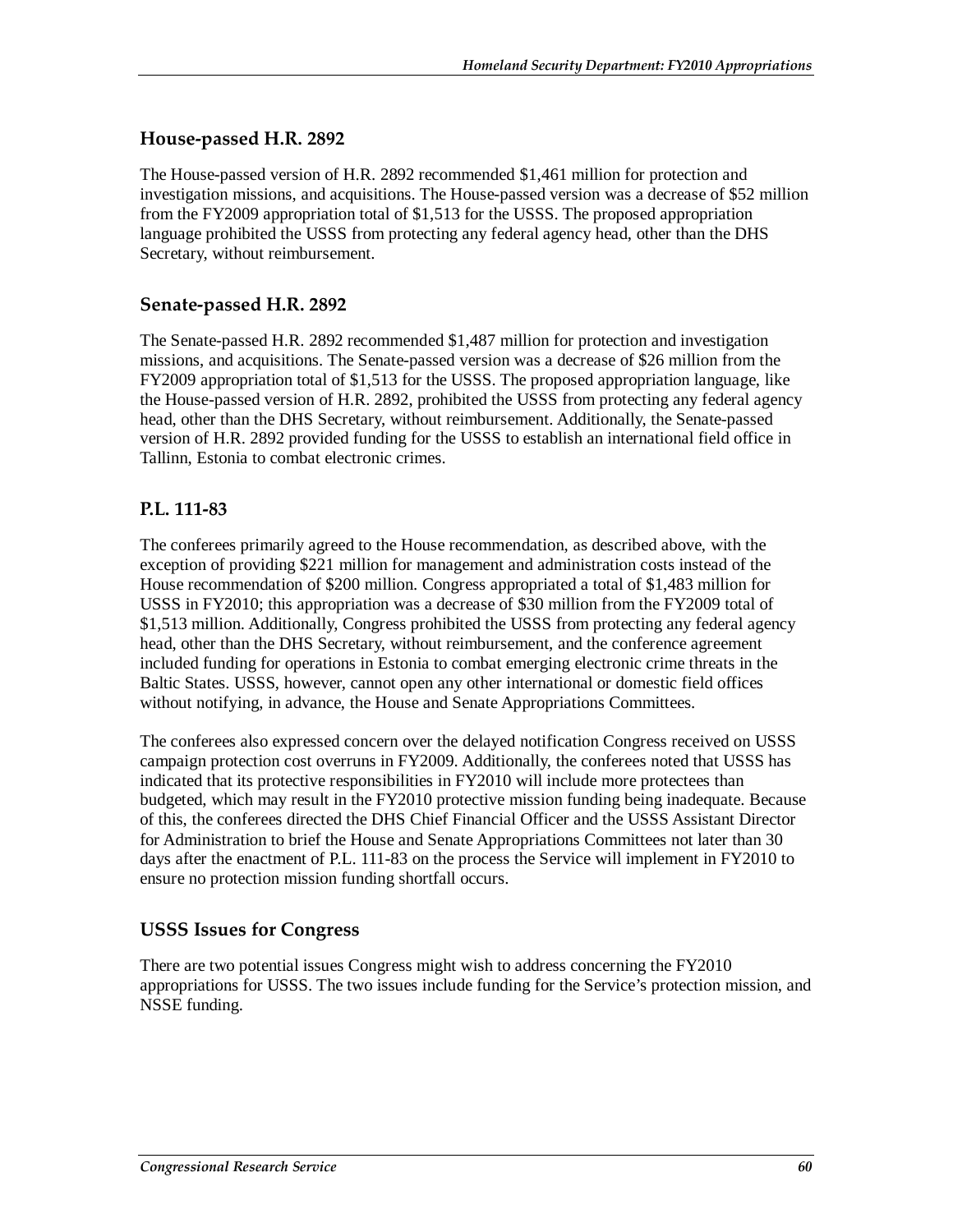### House-passed H.R. 2892

The House-passed version of H.R. 2892 recommended $1,461 million for protection and investigation missions, and acquisitions. The House-passed version was a decrease of $52 million from the FY2009 appropriation total of $1,513 for the USSS. The proposed appropriation language prohibited the USSS from protecting any federal agency head, other than the DHS Secretary, without reimbursement.

### Senate-passed H.R. 2892

The Senate-passed H.R. 2892 recommended $1,487 million for protection and investigation missions, and acquisitions. The Senate-passed version was a decrease of $26 million from the FY2009 appropriation total of $1,513 for the USSS. The proposed appropriation language, like the House-passed version of H.R. 2892, prohibited the USSS from protecting any federal agency head, other than the DHS Secretary, without reimbursement. Additionally, the Senate-passed version of H.R. 2892 provided funding for the USSS to establish an international field office in Tallinn, Estonia to combat electronic crimes.

### P.L. 111-83

The conferees primarily agreed to the House recommendation, as described above, with the exception of providing $221 million for management and administration costs instead of the House recommendation of $200 million. Congress appropriated a total of $1,483 million for USSS in FY2010; this appropriation was a decrease of $30 million from the FY2009 total of $1,513 million. Additionally, Congress prohibited the USSS from protecting any federal agency head, other than the DHS Secretary, without reimbursement, and the conference agreement included funding for operations in Estonia to combat emerging electronic crime threats in the Baltic States. USSS, however, cannot open any other international or domestic field offices without notifying, in advance, the House and Senate Appropriations Committees.

The conferees also expressed concern over the delayed notification Congress received on USSS campaign protection cost overruns in FY2009. Additionally, the conferees noted that USSS has indicated that its protective responsibilities in FY2010 will include more protectees than budgeted, which may result in the FY2010 protective mission funding being inadequate. Because of this, the conferees directed the DHS Chief Financial Officer and the USSS Assistant Director for Administration to brief the House and Senate Appropriations Committees not later than 30 days after the enactment of P.L. 111-83 on the process the Service will implement in FY2010 to ensure no protection mission funding shortfall occurs.

## USSS Issues for Congress

There are two potential issues Congress might wish to address concerning the FY2010 appropriations for USSS. The two issues include funding for the Service's protection mission, and NSSE funding.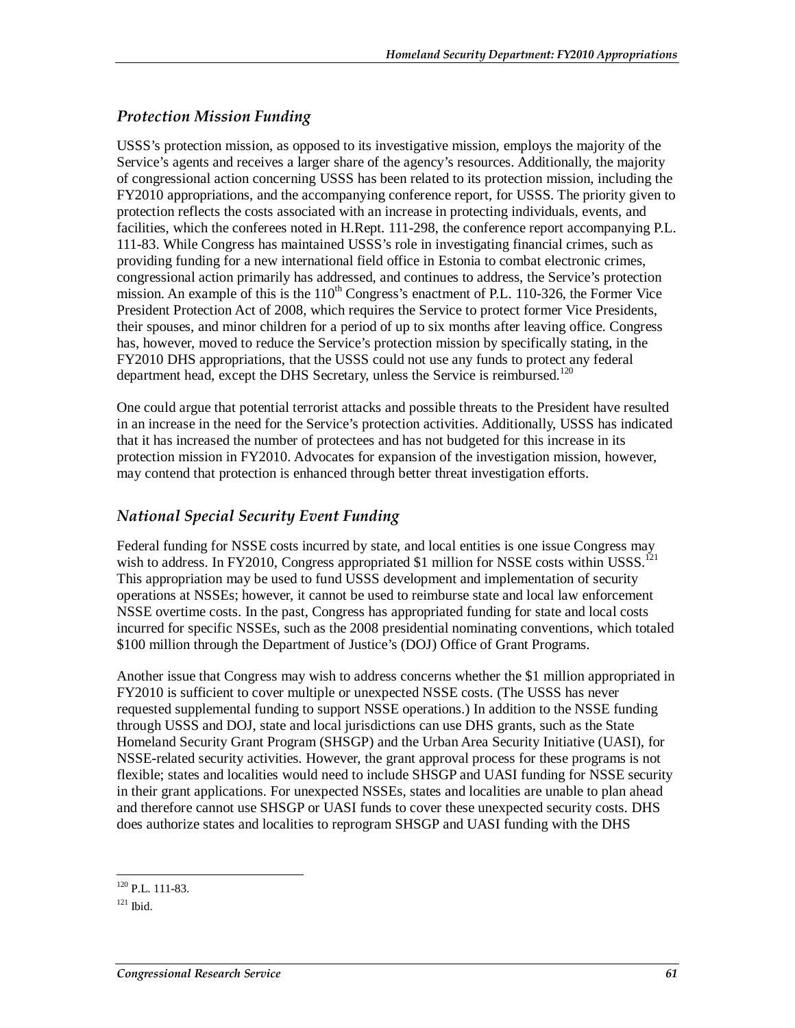### *Protection Mission Funding*

USSS's protection mission, as opposed to its investigative mission, employs the majority of the Service's agents and receives a larger share of the agency's resources. Additionally, the majority of congressional action concerning USSS has been related to its protection mission, including the FY2010 appropriations, and the accompanying conference report, for USSS. The priority given to protection reflects the costs associated with an increase in protecting individuals, events, and facilities, which the conferees noted in H.Rept. 111-298, the conference report accompanying P.L. 111-83. While Congress has maintained USSS's role in investigating financial crimes, such as providing funding for a new international field office in Estonia to combat electronic crimes, congressional action primarily has addressed, and continues to address, the Service's protection mission. An example of this is the 110th Congress's enactment of P.L. 110-326, the Former Vice President Protection Act of 2008, which requires the Service to protect former Vice Presidents, their spouses, and minor children for a period of up to six months after leaving office. Congress has, however, moved to reduce the Service's protection mission by specifically stating, in the FY2010 DHS appropriations, that the USSS could not use any funds to protect any federal department head, except the DHS Secretary, unless the Service is reimbursed.[120]

One could argue that potential terrorist attacks and possible threats to the President have resulted in an increase in the need for the Service's protection activities. Additionally, USSS has indicated that it has increased the number of protectees and has not budgeted for this increase in its protection mission in FY2010. Advocates for expansion of the investigation mission, however, may contend that protection is enhanced through better threat investigation efforts.

### *National Special Security Event Funding*

Federal funding for NSSE costs incurred by state, and local entities is one issue Congress may wish to address. In FY2010, Congress appropriated $1 million for NSSE costs within USSS.[121] This appropriation may be used to fund USSS development and implementation of security operations at NSSEs; however, it cannot be used to reimburse state and local law enforcement NSSE overtime costs. In the past, Congress has appropriated funding for state and local costs incurred for specific NSSEs, such as the 2008 presidential nominating conventions, which totaled $100 million through the Department of Justice's (DOJ) Office of Grant Programs.

Another issue that Congress may wish to address concerns whether the $1 million appropriated in FY2010 is sufficient to cover multiple or unexpected NSSE costs. (The USSS has never requested supplemental funding to support NSSE operations.) In addition to the NSSE funding through USSS and DOJ, state and local jurisdictions can use DHS grants, such as the State Homeland Security Grant Program (SHSGP) and the Urban Area Security Initiative (UASI), for NSSE-related security activities. However, the grant approval process for these programs is not flexible; states and localities would need to include SHSGP and UASI funding for NSSE security in their grant applications. For unexpected NSSEs, states and localities are unable to plan ahead and therefore cannot use SHSGP or UASI funds to cover these unexpected security costs. DHS does authorize states and localities to reprogram SHSGP and UASI funding with the DHS

---

[120] P.L. 111-83.

[121] Ibid.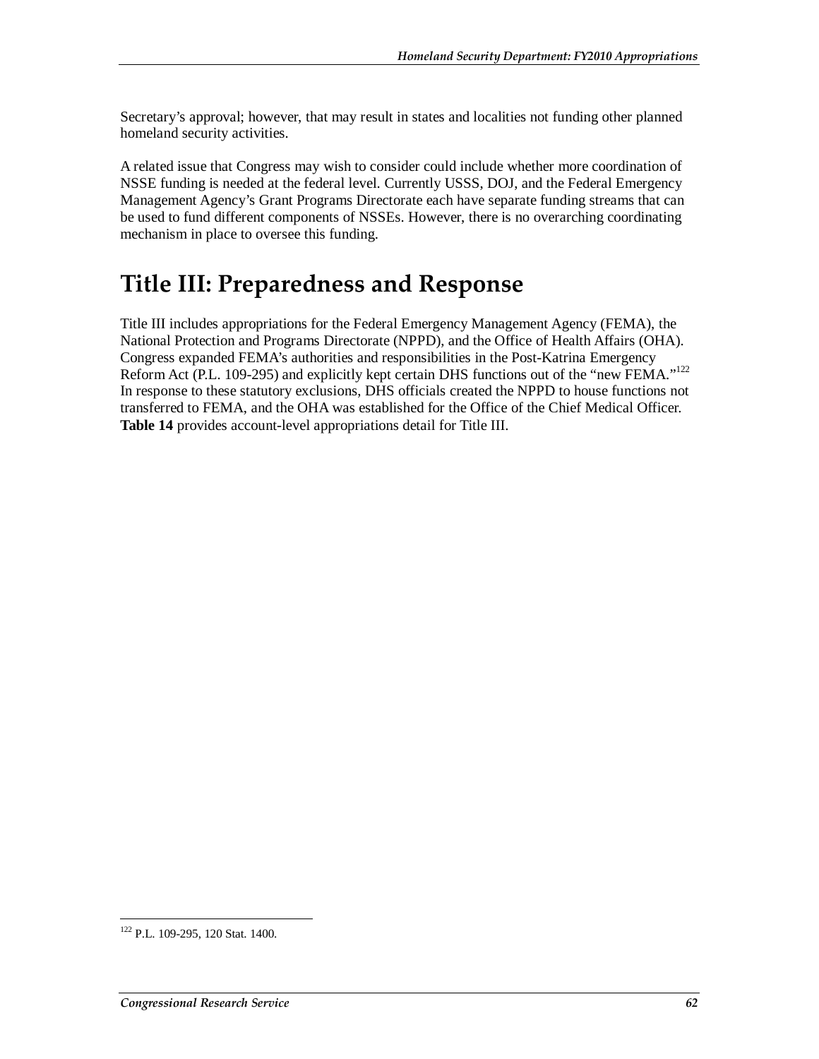Secretary's approval; however, that may result in states and localities not funding other planned homeland security activities.

A related issue that Congress may wish to consider could include whether more coordination of NSSE funding is needed at the federal level. Currently USSS, DOJ, and the Federal Emergency Management Agency's Grant Programs Directorate each have separate funding streams that can be used to fund different components of NSSEs. However, there is no overarching coordinating mechanism in place to oversee this funding.

# Title III: Preparedness and Response

Title III includes appropriations for the Federal Emergency Management Agency (FEMA), the National Protection and Programs Directorate (NPPD), and the Office of Health Affairs (OHA). Congress expanded FEMA's authorities and responsibilities in the Post-Katrina Emergency Reform Act (P.L. 109-295) and explicitly kept certain DHS functions out of the "new FEMA."[122] In response to these statutory exclusions, DHS officials created the NPPD to house functions not transferred to FEMA, and the OHA was established for the Office of the Chief Medical Officer. **Table 14** provides account-level appropriations detail for Title III.

[122] P.L. 109-295, 120 Stat. 1400.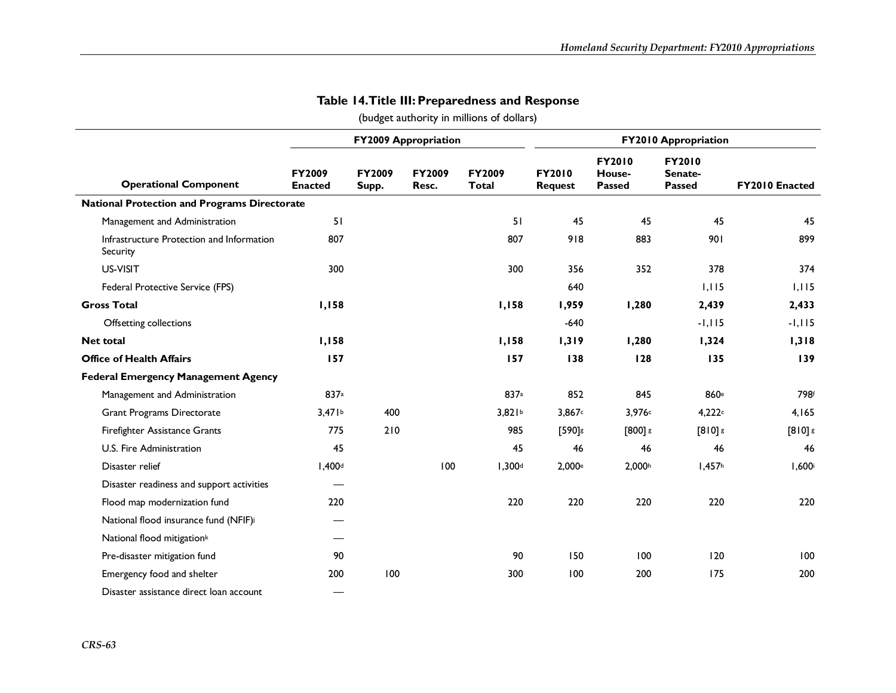## Table 14. Title III: Preparedness and Response

(budget authority in millions of dollars)

| Operational Component | FY2009 Appropriation | | | | FY2010 Appropriation | | | |
|---|---|---|---|---|---|---|---|---|
| | FY2009 Enacted | FY2009 Supp. | FY2009 Resc. | FY2009 Total | FY2010 Request | FY2010 House-Passed | FY2010 Senate-Passed | FY2010 Enacted |
| **National Protection and Programs Directorate** | | | | | | | | |
| Management and Administration | 51 | | | 51 | 45 | 45 | 45 | 45 |
| Infrastructure Protection and Information Security | 807 | | | 807 | 918 | 883 | 901 | 899 |
| US-VISIT | 300 | | | 300 | 356 | 352 | 378 | 374 |
| Federal Protective Service (FPS) | | | | | 640 | | 1,115 | 1,115 |
| **Gross Total** | **1,158** | | | **1,158** | **1,959** | **1,280** | **2,439** | **2,433** |
| Offsetting collections | | | | | -640 | | -1,115 | -1,115 |
| **Net total** | **1,158** | | | **1,158** | **1,319** | **1,280** | **1,324** | **1,318** |
| **Office of Health Affairs** | **157** | | | **157** | **138** | **128** | **135** | **139** |
| **Federal Emergency Management Agency** | | | | | | | | |
| Management and Administration | 837[a] | | | 837[a] | 852 | 845 | 860[e] | 798[f] |
| Grant Programs Directorate | 3,471[b] | 400 | | 3,821[b] | 3,867[c] | 3,976[c] | 4,222[c] | 4,165 |
| Firefighter Assistance Grants | 775 | 210 | | 985 | [590][g] | [800] [g] | [810] [g] | [810] [g] |
| U.S. Fire Administration | 45 | | | 45 | 46 | 46 | 46 | 46 |
| Disaster relief | 1,400[d] | | 100 | 1,300[d] | 2,000[e] | 2,000[h] | 1,457[h] | 1,600[i] |
| Disaster readiness and support activities | — | | | | | | | |
| Flood map modernization fund | 220 | | | 220 | 220 | 220 | 220 | 220 |
| National flood insurance fund (NFIF)[j] | — | | | | | | | |
| National flood mitigation[k] | — | | | | | | | |
| Pre-disaster mitigation fund | 90 | | | 90 | 150 | 100 | 120 | 100 |
| Emergency food and shelter | 200 | 100 | | 300 | 100 | 200 | 175 | 200 |
| Disaster assistance direct loan account | — | | | | | | | |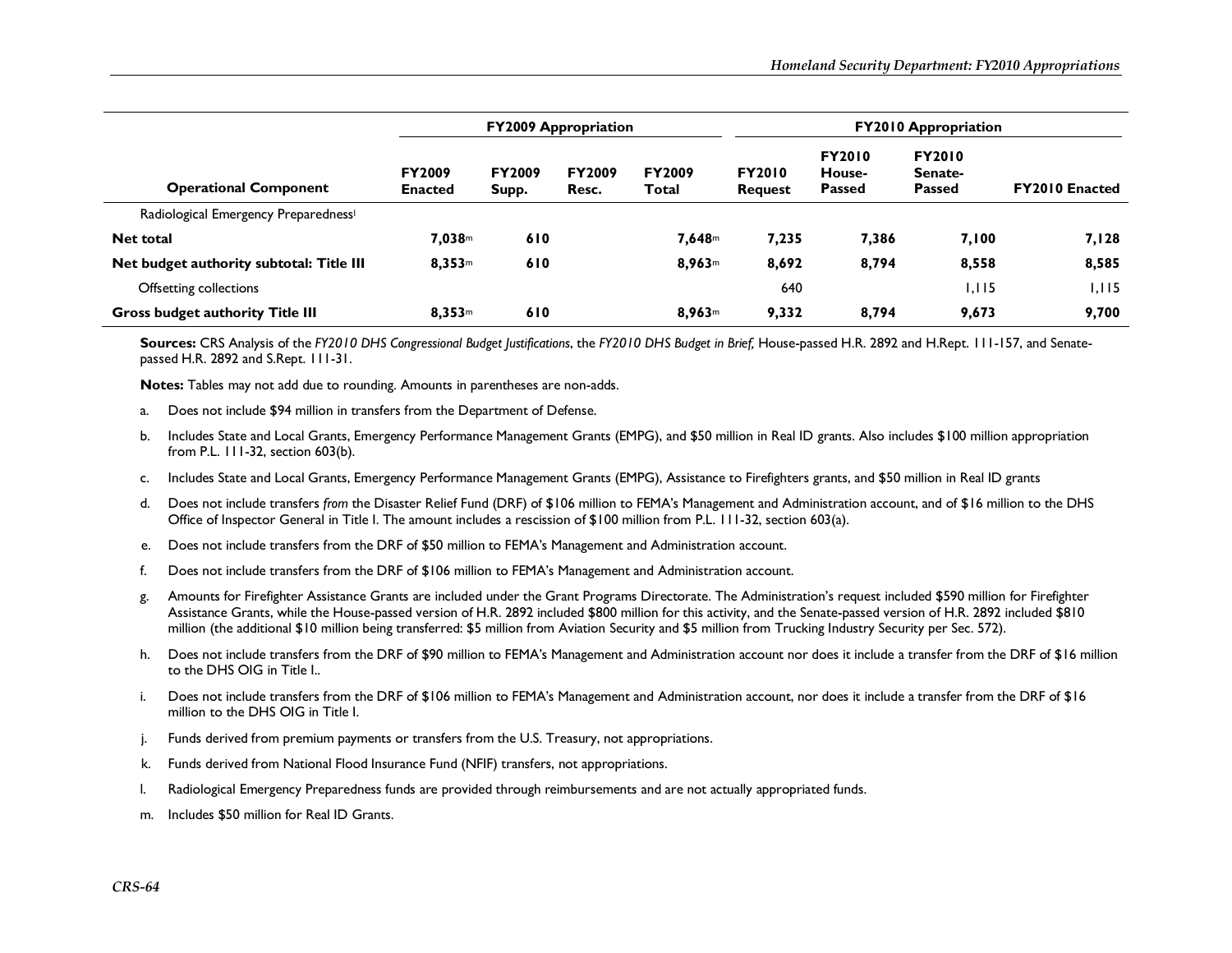| Operational Component | FY2009 Appropriation | | | | FY2010 Appropriation | | | |
|---|---|---|---|---|---|---|---|---|
| | FY2009 Enacted | FY2009 Supp. | FY2009 Resc. | FY2009 Total | FY2010 Request | FY2010 House-Passed | FY2010 Senate-Passed | FY2010 Enacted |
| Radiological Emergency Preparedness[l] | | | | | | | | |
| **Net total** | **7,038**[m] | **610** | | **7,648**[m] | **7,235** | **7,386** | **7,100** | **7,128** |
| **Net budget authority subtotal: Title III** | **8,353**[m] | **610** | | **8,963**[m] | **8,692** | **8,794** | **8,558** | **8,585** |
| Offsetting collections | | | | | 640 | | 1,115 | 1,115 |
| **Gross budget authority Title III** | **8,353**[m] | **610** | | **8,963**[m] | **9,332** | **8,794** | **9,673** | **9,700** |

**Sources:** CRS Analysis of the *FY2010 DHS Congressional Budget Justifications*, the *FY2010 DHS Budget in Brief,* House-passed H.R. 2892 and H.Rept. 111-157, and Senate-passed H.R. 2892 and S.Rept. 111-31.

**Notes:** Tables may not add due to rounding. Amounts in parentheses are non-adds.

a. Does not include $94 million in transfers from the Department of Defense.

b. Includes State and Local Grants, Emergency Performance Management Grants (EMPG), and $50 million in Real ID grants. Also includes $100 million appropriation from P.L. 111-32, section 603(b).

c. Includes State and Local Grants, Emergency Performance Management Grants (EMPG), Assistance to Firefighters grants, and $50 million in Real ID grants

d. Does not include transfers *from* the Disaster Relief Fund (DRF) of $106 million to FEMA's Management and Administration account, and of $16 million to the DHS Office of Inspector General in Title I. The amount includes a rescission of $100 million from P.L. 111-32, section 603(a).

e. Does not include transfers from the DRF of $50 million to FEMA's Management and Administration account.

f. Does not include transfers from the DRF of $106 million to FEMA's Management and Administration account.

g. Amounts for Firefighter Assistance Grants are included under the Grant Programs Directorate. The Administration's request included $590 million for Firefighter Assistance Grants, while the House-passed version of H.R. 2892 included $800 million for this activity, and the Senate-passed version of H.R. 2892 included $810 million (the additional $10 million being transferred: $5 million from Aviation Security and $5 million from Trucking Industry Security per Sec. 572).

h. Does not include transfers from the DRF of $90 million to FEMA's Management and Administration account nor does it include a transfer from the DRF of $16 million to the DHS OIG in Title I..

i. Does not include transfers from the DRF of $106 million to FEMA's Management and Administration account, nor does it include a transfer from the DRF of $16 million to the DHS OIG in Title I.

j. Funds derived from premium payments or transfers from the U.S. Treasury, not appropriations.

k. Funds derived from National Flood Insurance Fund (NFIF) transfers, not appropriations.

l. Radiological Emergency Preparedness funds are provided through reimbursements and are not actually appropriated funds.

m. Includes $50 million for Real ID Grants.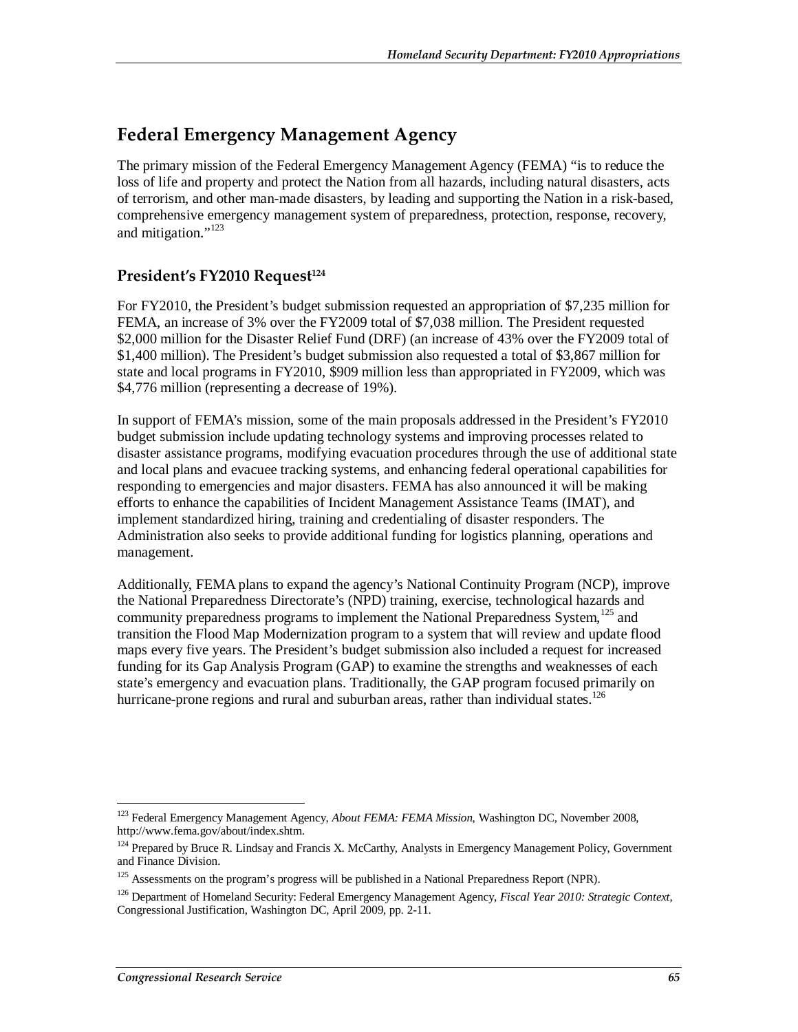## Federal Emergency Management Agency

The primary mission of the Federal Emergency Management Agency (FEMA) "is to reduce the loss of life and property and protect the Nation from all hazards, including natural disasters, acts of terrorism, and other man-made disasters, by leading and supporting the Nation in a risk-based, comprehensive emergency management system of preparedness, protection, response, recovery, and mitigation."[123]

### President's FY2010 Request[124]

For FY2010, the President's budget submission requested an appropriation of $7,235 million for FEMA, an increase of 3% over the FY2009 total of $7,038 million. The President requested $2,000 million for the Disaster Relief Fund (DRF) (an increase of 43% over the FY2009 total of $1,400 million). The President's budget submission also requested a total of $3,867 million for state and local programs in FY2010, $909 million less than appropriated in FY2009, which was $4,776 million (representing a decrease of 19%).

In support of FEMA's mission, some of the main proposals addressed in the President's FY2010 budget submission include updating technology systems and improving processes related to disaster assistance programs, modifying evacuation procedures through the use of additional state and local plans and evacuee tracking systems, and enhancing federal operational capabilities for responding to emergencies and major disasters. FEMA has also announced it will be making efforts to enhance the capabilities of Incident Management Assistance Teams (IMAT), and implement standardized hiring, training and credentialing of disaster responders. The Administration also seeks to provide additional funding for logistics planning, operations and management.

Additionally, FEMA plans to expand the agency's National Continuity Program (NCP), improve the National Preparedness Directorate's (NPD) training, exercise, technological hazards and community preparedness programs to implement the National Preparedness System,[125] and transition the Flood Map Modernization program to a system that will review and update flood maps every five years. The President's budget submission also included a request for increased funding for its Gap Analysis Program (GAP) to examine the strengths and weaknesses of each state's emergency and evacuation plans. Traditionally, the GAP program focused primarily on hurricane-prone regions and rural and suburban areas, rather than individual states.[126]

---

[123] Federal Emergency Management Agency, *About FEMA: FEMA Mission*, Washington DC, November 2008, http://www.fema.gov/about/index.shtm.

[124] Prepared by Bruce R. Lindsay and Francis X. McCarthy, Analysts in Emergency Management Policy, Government and Finance Division.

[125] Assessments on the program's progress will be published in a National Preparedness Report (NPR).

[126] Department of Homeland Security: Federal Emergency Management Agency, *Fiscal Year 2010: Strategic Context*, Congressional Justification, Washington DC, April 2009, pp. 2-11.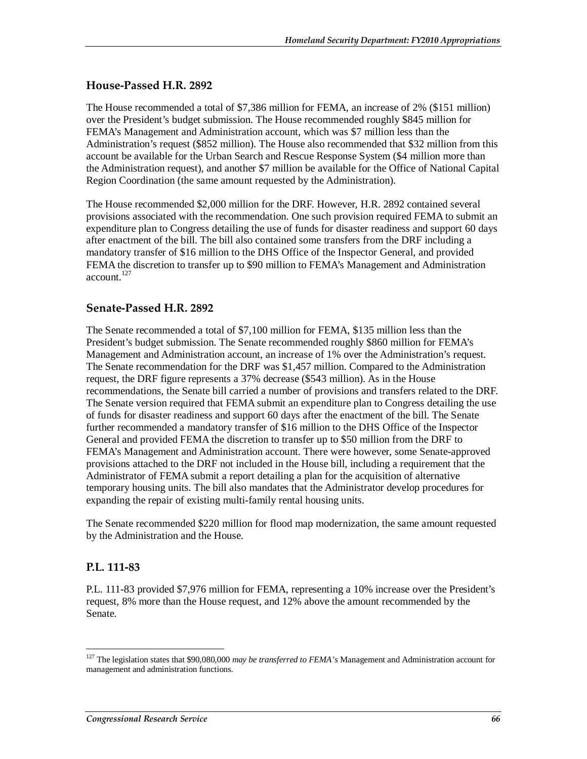### House-Passed H.R. 2892

The House recommended a total of $7,386 million for FEMA, an increase of 2% ($151 million) over the President's budget submission. The House recommended roughly $845 million for FEMA's Management and Administration account, which was $7 million less than the Administration's request ($852 million). The House also recommended that $32 million from this account be available for the Urban Search and Rescue Response System ($4 million more than the Administration request), and another $7 million be available for the Office of National Capital Region Coordination (the same amount requested by the Administration).

The House recommended $2,000 million for the DRF. However, H.R. 2892 contained several provisions associated with the recommendation. One such provision required FEMA to submit an expenditure plan to Congress detailing the use of funds for disaster readiness and support 60 days after enactment of the bill. The bill also contained some transfers from the DRF including a mandatory transfer of $16 million to the DHS Office of the Inspector General, and provided FEMA the discretion to transfer up to $90 million to FEMA's Management and Administration account.[127]

### Senate-Passed H.R. 2892

The Senate recommended a total of $7,100 million for FEMA, $135 million less than the President's budget submission. The Senate recommended roughly $860 million for FEMA's Management and Administration account, an increase of 1% over the Administration's request. The Senate recommendation for the DRF was $1,457 million. Compared to the Administration request, the DRF figure represents a 37% decrease ($543 million). As in the House recommendations, the Senate bill carried a number of provisions and transfers related to the DRF. The Senate version required that FEMA submit an expenditure plan to Congress detailing the use of funds for disaster readiness and support 60 days after the enactment of the bill. The Senate further recommended a mandatory transfer of $16 million to the DHS Office of the Inspector General and provided FEMA the discretion to transfer up to $50 million from the DRF to FEMA's Management and Administration account. There were however, some Senate-approved provisions attached to the DRF not included in the House bill, including a requirement that the Administrator of FEMA submit a report detailing a plan for the acquisition of alternative temporary housing units. The bill also mandates that the Administrator develop procedures for expanding the repair of existing multi-family rental housing units.

The Senate recommended $220 million for flood map modernization, the same amount requested by the Administration and the House.

### P.L. 111-83

P.L. 111-83 provided $7,976 million for FEMA, representing a 10% increase over the President's request, 8% more than the House request, and 12% above the amount recommended by the Senate.

---

[127] The legislation states that $90,080,000 *may be transferred to FEMA's* Management and Administration account for management and administration functions.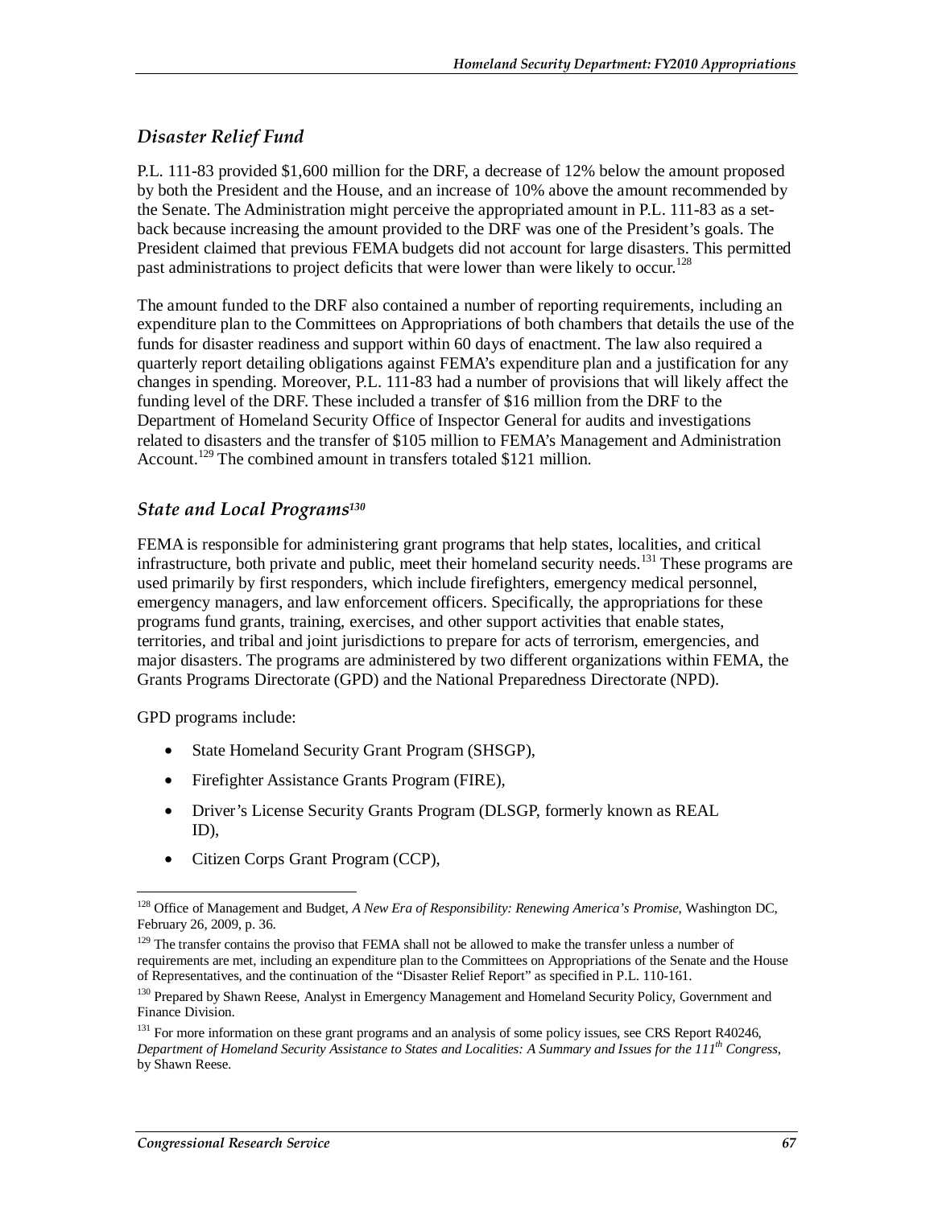## *Disaster Relief Fund*

P.L. 111-83 provided $1,600 million for the DRF, a decrease of 12% below the amount proposed by both the President and the House, and an increase of 10% above the amount recommended by the Senate. The Administration might perceive the appropriated amount in P.L. 111-83 as a setback because increasing the amount provided to the DRF was one of the President's goals. The President claimed that previous FEMA budgets did not account for large disasters. This permitted past administrations to project deficits that were lower than were likely to occur.[128]

The amount funded to the DRF also contained a number of reporting requirements, including an expenditure plan to the Committees on Appropriations of both chambers that details the use of the funds for disaster readiness and support within 60 days of enactment. The law also required a quarterly report detailing obligations against FEMA's expenditure plan and a justification for any changes in spending. Moreover, P.L. 111-83 had a number of provisions that will likely affect the funding level of the DRF. These included a transfer of $16 million from the DRF to the Department of Homeland Security Office of Inspector General for audits and investigations related to disasters and the transfer of $105 million to FEMA's Management and Administration Account.[129] The combined amount in transfers totaled $121 million.

## *State and Local Programs*[130]

FEMA is responsible for administering grant programs that help states, localities, and critical infrastructure, both private and public, meet their homeland security needs.[131] These programs are used primarily by first responders, which include firefighters, emergency medical personnel, emergency managers, and law enforcement officers. Specifically, the appropriations for these programs fund grants, training, exercises, and other support activities that enable states, territories, and tribal and joint jurisdictions to prepare for acts of terrorism, emergencies, and major disasters. The programs are administered by two different organizations within FEMA, the Grants Programs Directorate (GPD) and the National Preparedness Directorate (NPD).

GPD programs include:

- State Homeland Security Grant Program (SHSGP),
- Firefighter Assistance Grants Program (FIRE),
- Driver's License Security Grants Program (DLSGP, formerly known as REAL ID),
- Citizen Corps Grant Program (CCP),

---

[128] Office of Management and Budget, *A New Era of Responsibility: Renewing America's Promise*, Washington DC, February 26, 2009, p. 36.

[129] The transfer contains the proviso that FEMA shall not be allowed to make the transfer unless a number of requirements are met, including an expenditure plan to the Committees on Appropriations of the Senate and the House of Representatives, and the continuation of the "Disaster Relief Report" as specified in P.L. 110-161.

[130] Prepared by Shawn Reese, Analyst in Emergency Management and Homeland Security Policy, Government and Finance Division.

[131] For more information on these grant programs and an analysis of some policy issues, see CRS Report R40246, *Department of Homeland Security Assistance to States and Localities: A Summary and Issues for the 111th Congress*, by Shawn Reese.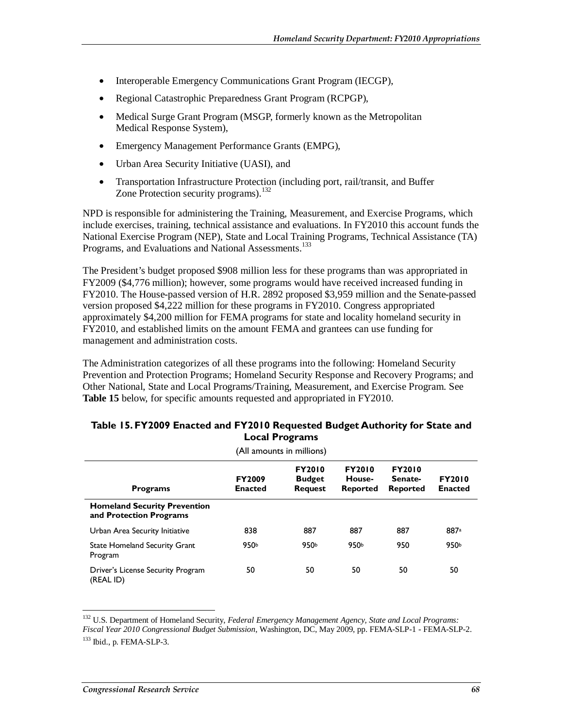- Interoperable Emergency Communications Grant Program (IECGP),
- Regional Catastrophic Preparedness Grant Program (RCPGP),
- Medical Surge Grant Program (MSGP, formerly known as the Metropolitan Medical Response System),
- Emergency Management Performance Grants (EMPG),
- Urban Area Security Initiative (UASI), and
- Transportation Infrastructure Protection (including port, rail/transit, and Buffer Zone Protection security programs).[132]

NPD is responsible for administering the Training, Measurement, and Exercise Programs, which include exercises, training, technical assistance and evaluations. In FY2010 this account funds the National Exercise Program (NEP), State and Local Training Programs, Technical Assistance (TA) Programs, and Evaluations and National Assessments.[133]

The President's budget proposed $908 million less for these programs than was appropriated in FY2009 ($4,776 million); however, some programs would have received increased funding in FY2010. The House-passed version of H.R. 2892 proposed $3,959 million and the Senate-passed version proposed $4,222 million for these programs in FY2010. Congress appropriated approximately $4,200 million for FEMA programs for state and locality homeland security in FY2010, and established limits on the amount FEMA and grantees can use funding for management and administration costs.

The Administration categorizes of all these programs into the following: Homeland Security Prevention and Protection Programs; Homeland Security Response and Recovery Programs; and Other National, State and Local Programs/Training, Measurement, and Exercise Program. See **Table 15** below, for specific amounts requested and appropriated in FY2010.

**Table 15. FY2009 Enacted and FY2010 Requested Budget Authority for State and Local Programs**

(All amounts in millions)

| Programs | FY2009 Enacted | FY2010 Budget Request | FY2010 House-Reported | FY2010 Senate-Reported | FY2010 Enacted |
|---|---|---|---|---|---|
| **Homeland Security Prevention and Protection Programs** | | | | | |
| Urban Area Security Initiative | 838 | 887 | 887 | 887 | 887[a] |
| State Homeland Security Grant Program | 950[b] | 950[b] | 950[b] | 950 | 950[b] |
| Driver's License Security Program (REAL ID) | 50 | 50 | 50 | 50 | 50 |

[132] U.S. Department of Homeland Security, *Federal Emergency Management Agency, State and Local Programs: Fiscal Year 2010 Congressional Budget Submission*, Washington, DC, May 2009, pp. FEMA-SLP-1 - FEMA-SLP-2.

[133] Ibid., p. FEMA-SLP-3.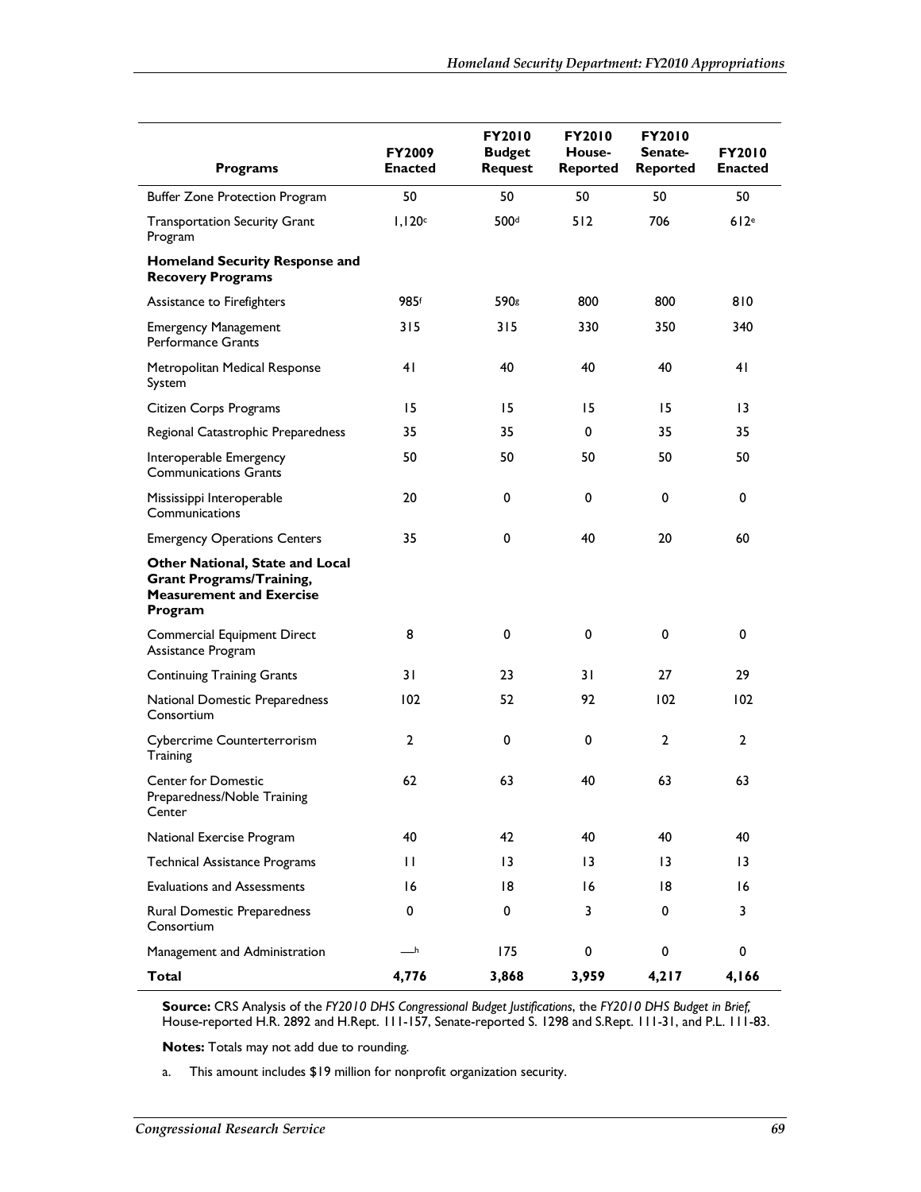| Programs | FY2009 Enacted | FY2010 Budget Request | FY2010 House-Reported | FY2010 Senate-Reported | FY2010 Enacted |
|---|---|---|---|---|---|
| Buffer Zone Protection Program | 50 | 50 | 50 | 50 | 50 |
| Transportation Security Grant Program | 1,120[c] | 500[d] | 512 | 706 | 612[e] |
| **Homeland Security Response and Recovery Programs** | | | | | |
| Assistance to Firefighters | 985[f] | 590[g] | 800 | 800 | 810 |
| Emergency Management Performance Grants | 315 | 315 | 330 | 350 | 340 |
| Metropolitan Medical Response System | 41 | 40 | 40 | 40 | 41 |
| Citizen Corps Programs | 15 | 15 | 15 | 15 | 13 |
| Regional Catastrophic Preparedness | 35 | 35 | 0 | 35 | 35 |
| Interoperable Emergency Communications Grants | 50 | 50 | 50 | 50 | 50 |
| Mississippi Interoperable Communications | 20 | 0 | 0 | 0 | 0 |
| Emergency Operations Centers | 35 | 0 | 40 | 20 | 60 |
| **Other National, State and Local Grant Programs/Training, Measurement and Exercise Program** | | | | | |
| Commercial Equipment Direct Assistance Program | 8 | 0 | 0 | 0 | 0 |
| Continuing Training Grants | 31 | 23 | 31 | 27 | 29 |
| National Domestic Preparedness Consortium | 102 | 52 | 92 | 102 | 102 |
| Cybercrime Counterterrorism Training | 2 | 0 | 0 | 2 | 2 |
| Center for Domestic Preparedness/Noble Training Center | 62 | 63 | 40 | 63 | 63 |
| National Exercise Program | 40 | 42 | 40 | 40 | 40 |
| Technical Assistance Programs | 11 | 13 | 13 | 13 | 13 |
| Evaluations and Assessments | 16 | 18 | 16 | 18 | 16 |
| Rural Domestic Preparedness Consortium | 0 | 0 | 3 | 0 | 3 |
| Management and Administration | —[h] | 175 | 0 | 0 | 0 |
| **Total** | **4,776** | **3,868** | **3,959** | **4,217** | **4,166** |

**Source:** CRS Analysis of the *FY2010 DHS Congressional Budget Justifications*, the *FY2010 DHS Budget in Brief,* House-reported H.R. 2892 and H.Rept. 111-157, Senate-reported S. 1298 and S.Rept. 111-31, and P.L. 111-83.

**Notes:** Totals may not add due to rounding.

a. This amount includes $19 million for nonprofit organization security.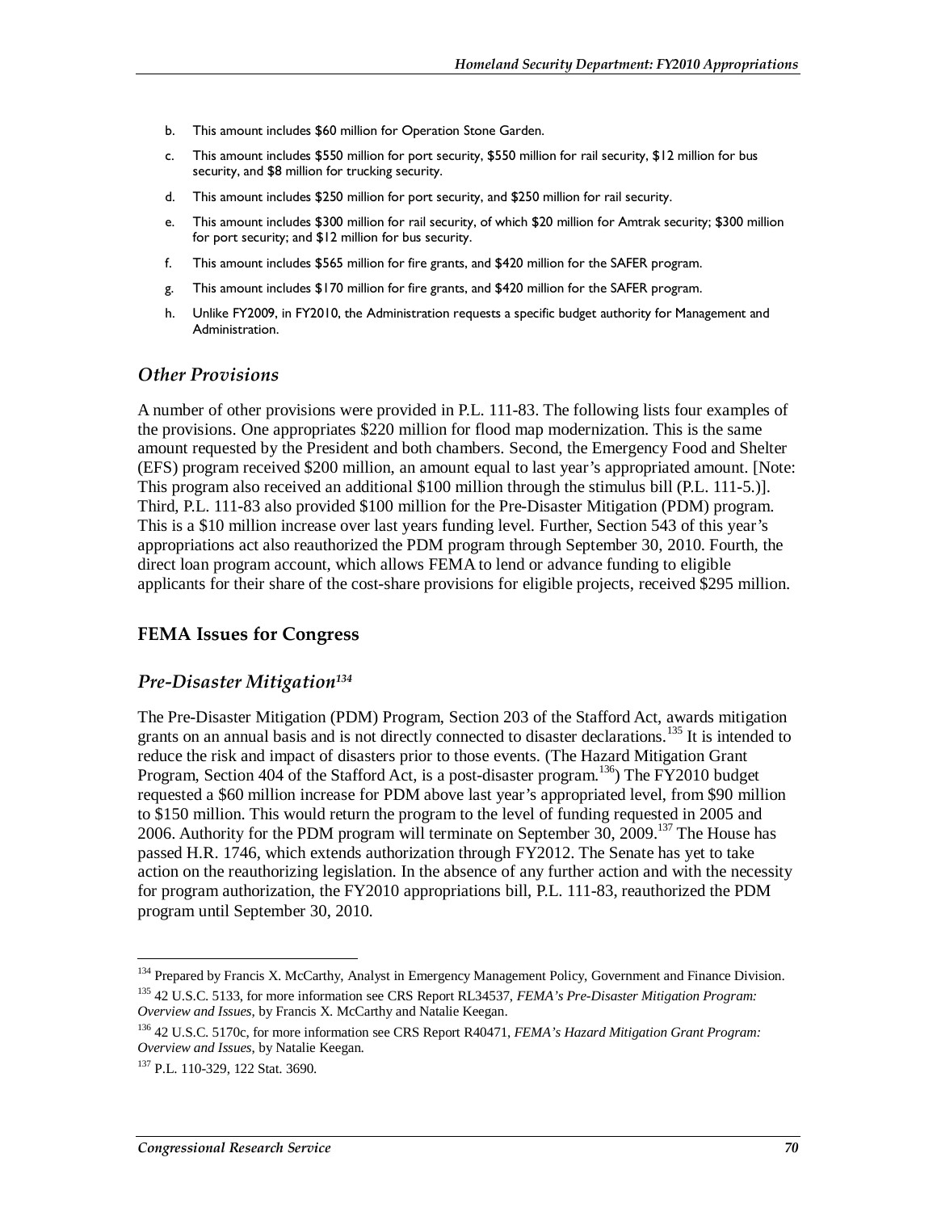b. This amount includes $60 million for Operation Stone Garden.

c. This amount includes $550 million for port security, $550 million for rail security, $12 million for bus security, and $8 million for trucking security.

d. This amount includes $250 million for port security, and $250 million for rail security.

e. This amount includes $300 million for rail security, of which $20 million for Amtrak security; $300 million for port security; and $12 million for bus security.

f. This amount includes $565 million for fire grants, and $420 million for the SAFER program.

g. This amount includes $170 million for fire grants, and $420 million for the SAFER program.

h. Unlike FY2009, in FY2010, the Administration requests a specific budget authority for Management and Administration.

### *Other Provisions*

A number of other provisions were provided in P.L. 111-83. The following lists four examples of the provisions. One appropriates $220 million for flood map modernization. This is the same amount requested by the President and both chambers. Second, the Emergency Food and Shelter (EFS) program received $200 million, an amount equal to last year's appropriated amount. [Note: This program also received an additional $100 million through the stimulus bill (P.L. 111-5.)]. Third, P.L. 111-83 also provided $100 million for the Pre-Disaster Mitigation (PDM) program. This is a $10 million increase over last years funding level. Further, Section 543 of this year's appropriations act also reauthorized the PDM program through September 30, 2010. Fourth, the direct loan program account, which allows FEMA to lend or advance funding to eligible applicants for their share of the cost-share provisions for eligible projects, received $295 million.

## FEMA Issues for Congress

### *Pre-Disaster Mitigation*[134]

The Pre-Disaster Mitigation (PDM) Program, Section 203 of the Stafford Act, awards mitigation grants on an annual basis and is not directly connected to disaster declarations.[135] It is intended to reduce the risk and impact of disasters prior to those events. (The Hazard Mitigation Grant Program, Section 404 of the Stafford Act, is a post-disaster program.[136]) The FY2010 budget requested a $60 million increase for PDM above last year's appropriated level, from $90 million to $150 million. This would return the program to the level of funding requested in 2005 and 2006. Authority for the PDM program will terminate on September 30, 2009.[137] The House has passed H.R. 1746, which extends authorization through FY2012. The Senate has yet to take action on the reauthorizing legislation. In the absence of any further action and with the necessity for program authorization, the FY2010 appropriations bill, P.L. 111-83, reauthorized the PDM program until September 30, 2010.

---

[134] Prepared by Francis X. McCarthy, Analyst in Emergency Management Policy, Government and Finance Division.

[135] 42 U.S.C. 5133, for more information see CRS Report RL34537, *FEMA's Pre-Disaster Mitigation Program: Overview and Issues*, by Francis X. McCarthy and Natalie Keegan.

[136] 42 U.S.C. 5170c, for more information see CRS Report R40471, *FEMA's Hazard Mitigation Grant Program: Overview and Issues*, by Natalie Keegan.

[137] P.L. 110-329, 122 Stat. 3690.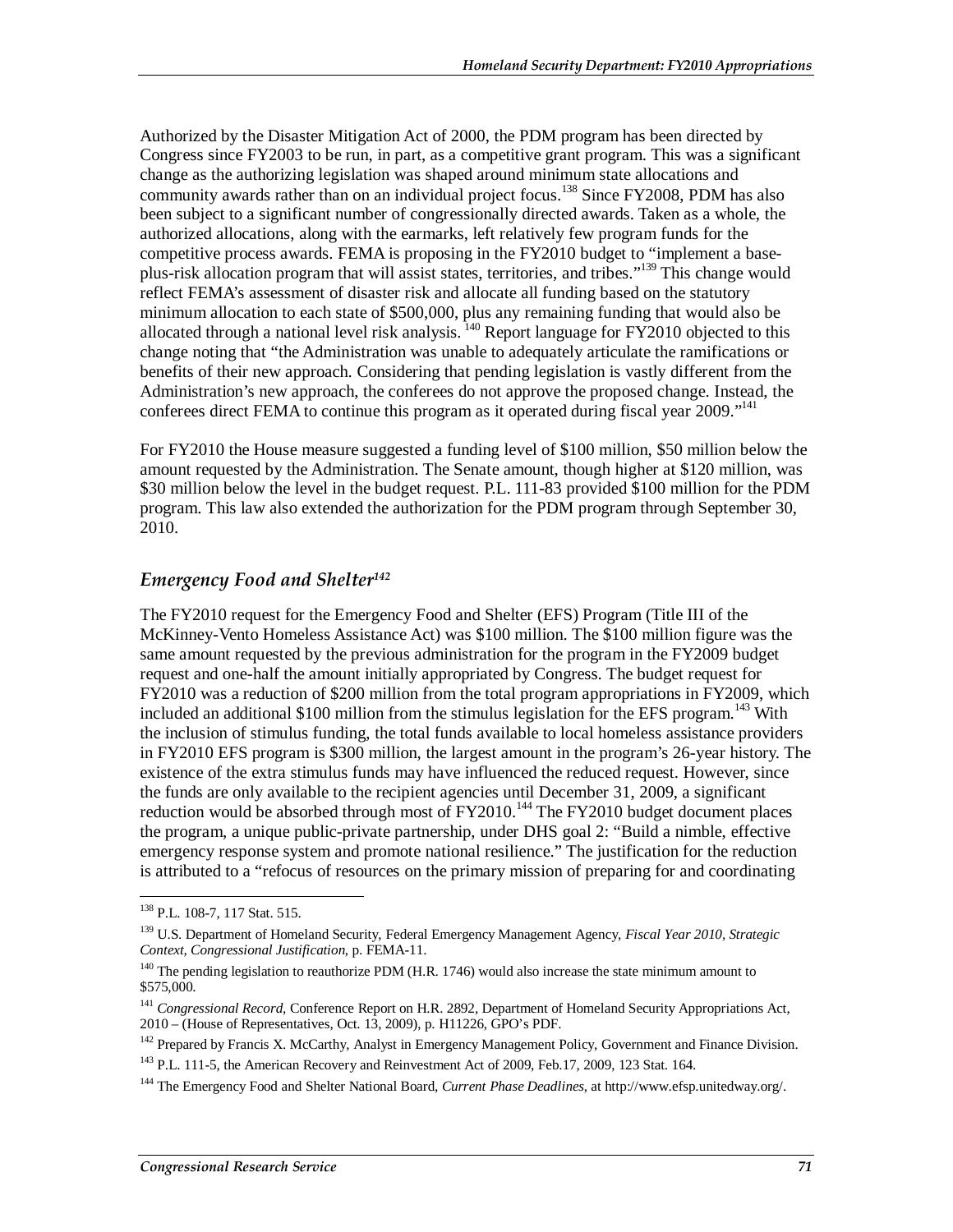Authorized by the Disaster Mitigation Act of 2000, the PDM program has been directed by Congress since FY2003 to be run, in part, as a competitive grant program. This was a significant change as the authorizing legislation was shaped around minimum state allocations and community awards rather than on an individual project focus.[138] Since FY2008, PDM has also been subject to a significant number of congressionally directed awards. Taken as a whole, the authorized allocations, along with the earmarks, left relatively few program funds for the competitive process awards. FEMA is proposing in the FY2010 budget to "implement a base-plus-risk allocation program that will assist states, territories, and tribes."[139] This change would reflect FEMA's assessment of disaster risk and allocate all funding based on the statutory minimum allocation to each state of $500,000, plus any remaining funding that would also be allocated through a national level risk analysis.[140] Report language for FY2010 objected to this change noting that "the Administration was unable to adequately articulate the ramifications or benefits of their new approach. Considering that pending legislation is vastly different from the Administration's new approach, the conferees do not approve the proposed change. Instead, the conferees direct FEMA to continue this program as it operated during fiscal year 2009."[141]

For FY2010 the House measure suggested a funding level of $100 million, $50 million below the amount requested by the Administration. The Senate amount, though higher at $120 million, was $30 million below the level in the budget request. P.L. 111-83 provided $100 million for the PDM program. This law also extended the authorization for the PDM program through September 30, 2010.

## *Emergency Food and Shelter*[142]

The FY2010 request for the Emergency Food and Shelter (EFS) Program (Title III of the McKinney-Vento Homeless Assistance Act) was $100 million. The $100 million figure was the same amount requested by the previous administration for the program in the FY2009 budget request and one-half the amount initially appropriated by Congress. The budget request for FY2010 was a reduction of $200 million from the total program appropriations in FY2009, which included an additional $100 million from the stimulus legislation for the EFS program.[143] With the inclusion of stimulus funding, the total funds available to local homeless assistance providers in FY2010 EFS program is $300 million, the largest amount in the program's 26-year history. The existence of the extra stimulus funds may have influenced the reduced request. However, since the funds are only available to the recipient agencies until December 31, 2009, a significant reduction would be absorbed through most of FY2010.[144] The FY2010 budget document places the program, a unique public-private partnership, under DHS goal 2: "Build a nimble, effective emergency response system and promote national resilience." The justification for the reduction is attributed to a "refocus of resources on the primary mission of preparing for and coordinating

---

[138] P.L. 108-7, 117 Stat. 515.

[139] U.S. Department of Homeland Security, Federal Emergency Management Agency, *Fiscal Year 2010, Strategic Context, Congressional Justification*, p. FEMA-11.

[140] The pending legislation to reauthorize PDM (H.R. 1746) would also increase the state minimum amount to $575,000.

[141] *Congressional Record*, Conference Report on H.R. 2892, Department of Homeland Security Appropriations Act, 2010 – (House of Representatives, Oct. 13, 2009), p. H11226, GPO's PDF.

[142] Prepared by Francis X. McCarthy, Analyst in Emergency Management Policy, Government and Finance Division.

[143] P.L. 111-5, the American Recovery and Reinvestment Act of 2009, Feb.17, 2009, 123 Stat. 164.

[144] The Emergency Food and Shelter National Board, *Current Phase Deadlines*, at http://www.efsp.unitedway.org/.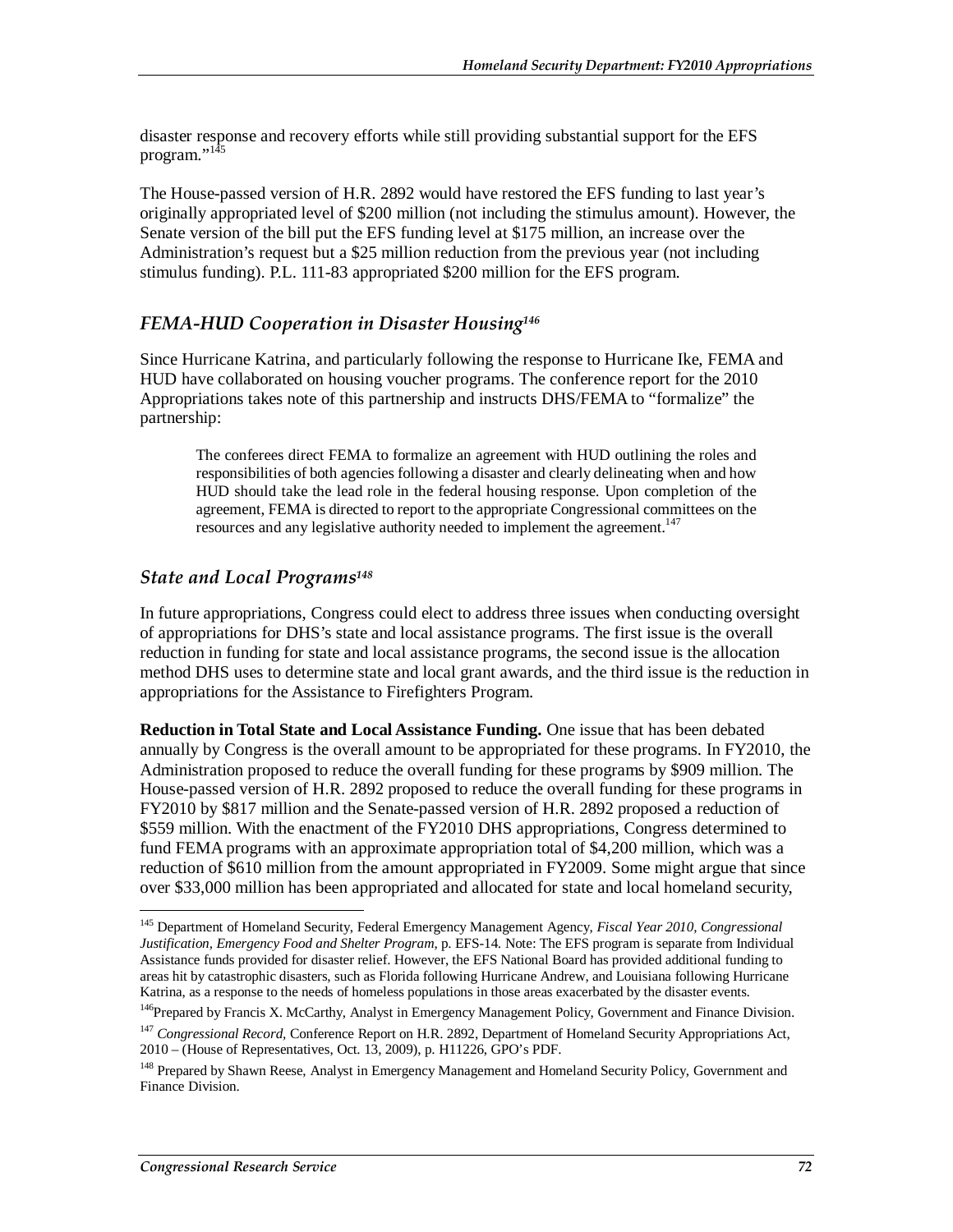disaster response and recovery efforts while still providing substantial support for the EFS program."[145]

The House-passed version of H.R. 2892 would have restored the EFS funding to last year's originally appropriated level of $200 million (not including the stimulus amount). However, the Senate version of the bill put the EFS funding level at $175 million, an increase over the Administration's request but a $25 million reduction from the previous year (not including stimulus funding). P.L. 111-83 appropriated $200 million for the EFS program.

### *FEMA-HUD Cooperation in Disaster Housing*[146]

Since Hurricane Katrina, and particularly following the response to Hurricane Ike, FEMA and HUD have collaborated on housing voucher programs. The conference report for the 2010 Appropriations takes note of this partnership and instructs DHS/FEMA to "formalize" the partnership:

> The conferees direct FEMA to formalize an agreement with HUD outlining the roles and responsibilities of both agencies following a disaster and clearly delineating when and how HUD should take the lead role in the federal housing response. Upon completion of the agreement, FEMA is directed to report to the appropriate Congressional committees on the resources and any legislative authority needed to implement the agreement.[147]

### *State and Local Programs*[148]

In future appropriations, Congress could elect to address three issues when conducting oversight of appropriations for DHS's state and local assistance programs. The first issue is the overall reduction in funding for state and local assistance programs, the second issue is the allocation method DHS uses to determine state and local grant awards, and the third issue is the reduction in appropriations for the Assistance to Firefighters Program.

**Reduction in Total State and Local Assistance Funding.** One issue that has been debated annually by Congress is the overall amount to be appropriated for these programs. In FY2010, the Administration proposed to reduce the overall funding for these programs by $909 million. The House-passed version of H.R. 2892 proposed to reduce the overall funding for these programs in FY2010 by $817 million and the Senate-passed version of H.R. 2892 proposed a reduction of $559 million. With the enactment of the FY2010 DHS appropriations, Congress determined to fund FEMA programs with an approximate appropriation total of $4,200 million, which was a reduction of $610 million from the amount appropriated in FY2009. Some might argue that since over $33,000 million has been appropriated and allocated for state and local homeland security,

---

[145] Department of Homeland Security, Federal Emergency Management Agency, *Fiscal Year 2010, Congressional Justification, Emergency Food and Shelter Program*, p. EFS-14. Note: The EFS program is separate from Individual Assistance funds provided for disaster relief. However, the EFS National Board has provided additional funding to areas hit by catastrophic disasters, such as Florida following Hurricane Andrew, and Louisiana following Hurricane Katrina, as a response to the needs of homeless populations in those areas exacerbated by the disaster events.

[146] Prepared by Francis X. McCarthy, Analyst in Emergency Management Policy, Government and Finance Division.

[147] *Congressional Record,* Conference Report on H.R. 2892, Department of Homeland Security Appropriations Act, 2010 – (House of Representatives, Oct. 13, 2009), p. H11226, GPO's PDF.

[148] Prepared by Shawn Reese, Analyst in Emergency Management and Homeland Security Policy, Government and Finance Division.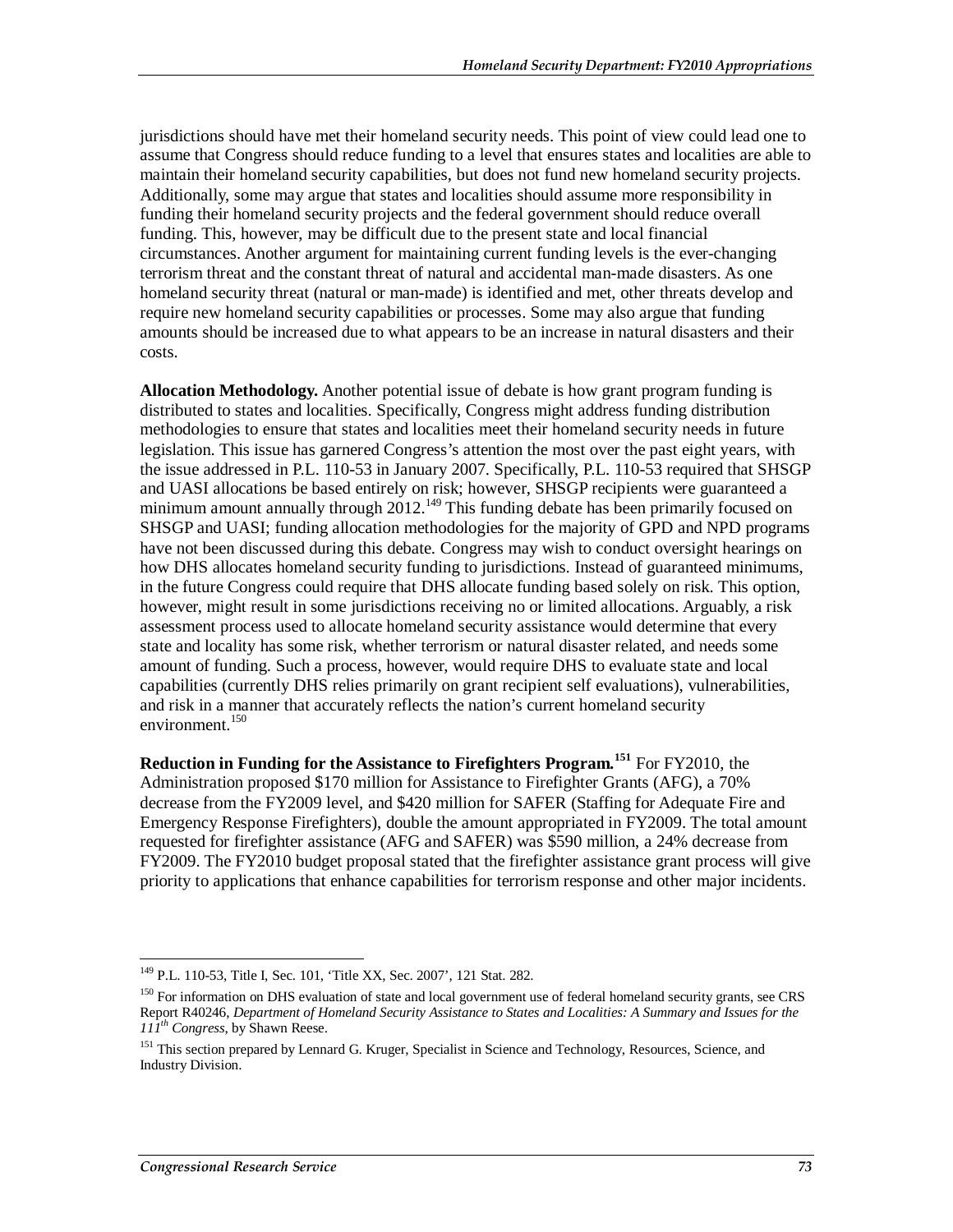jurisdictions should have met their homeland security needs. This point of view could lead one to assume that Congress should reduce funding to a level that ensures states and localities are able to maintain their homeland security capabilities, but does not fund new homeland security projects. Additionally, some may argue that states and localities should assume more responsibility in funding their homeland security projects and the federal government should reduce overall funding. This, however, may be difficult due to the present state and local financial circumstances. Another argument for maintaining current funding levels is the ever-changing terrorism threat and the constant threat of natural and accidental man-made disasters. As one homeland security threat (natural or man-made) is identified and met, other threats develop and require new homeland security capabilities or processes. Some may also argue that funding amounts should be increased due to what appears to be an increase in natural disasters and their costs.

**Allocation Methodology.** Another potential issue of debate is how grant program funding is distributed to states and localities. Specifically, Congress might address funding distribution methodologies to ensure that states and localities meet their homeland security needs in future legislation. This issue has garnered Congress's attention the most over the past eight years, with the issue addressed in P.L. 110-53 in January 2007. Specifically, P.L. 110-53 required that SHSGP and UASI allocations be based entirely on risk; however, SHSGP recipients were guaranteed a minimum amount annually through 2012.[149] This funding debate has been primarily focused on SHSGP and UASI; funding allocation methodologies for the majority of GPD and NPD programs have not been discussed during this debate. Congress may wish to conduct oversight hearings on how DHS allocates homeland security funding to jurisdictions. Instead of guaranteed minimums, in the future Congress could require that DHS allocate funding based solely on risk. This option, however, might result in some jurisdictions receiving no or limited allocations. Arguably, a risk assessment process used to allocate homeland security assistance would determine that every state and locality has some risk, whether terrorism or natural disaster related, and needs some amount of funding. Such a process, however, would require DHS to evaluate state and local capabilities (currently DHS relies primarily on grant recipient self evaluations), vulnerabilities, and risk in a manner that accurately reflects the nation's current homeland security environment.[150]

**Reduction in Funding for the Assistance to Firefighters Program.[151]** For FY2010, the Administration proposed $170 million for Assistance to Firefighter Grants (AFG), a 70% decrease from the FY2009 level, and $420 million for SAFER (Staffing for Adequate Fire and Emergency Response Firefighters), double the amount appropriated in FY2009. The total amount requested for firefighter assistance (AFG and SAFER) was $590 million, a 24% decrease from FY2009. The FY2010 budget proposal stated that the firefighter assistance grant process will give priority to applications that enhance capabilities for terrorism response and other major incidents.

---

[149] P.L. 110-53, Title I, Sec. 101, 'Title XX, Sec. 2007', 121 Stat. 282.

[150] For information on DHS evaluation of state and local government use of federal homeland security grants, see CRS Report R40246, *Department of Homeland Security Assistance to States and Localities: A Summary and Issues for the 111th Congress*, by Shawn Reese.

[151] This section prepared by Lennard G. Kruger, Specialist in Science and Technology, Resources, Science, and Industry Division.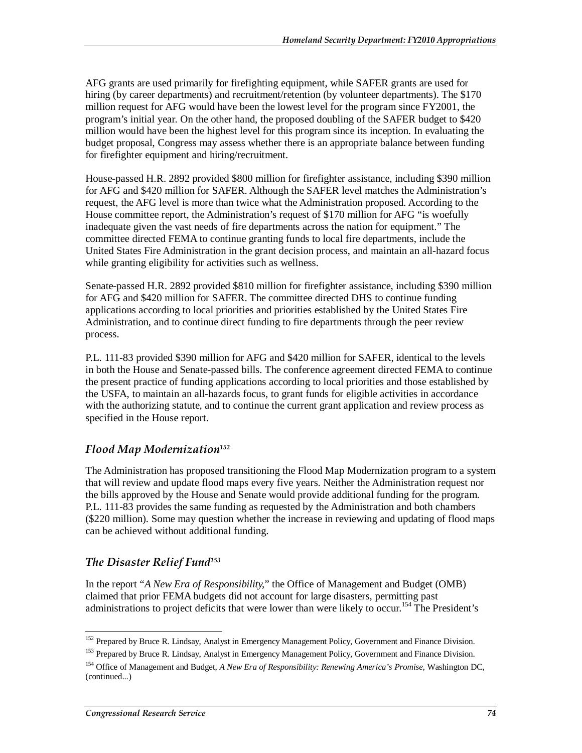AFG grants are used primarily for firefighting equipment, while SAFER grants are used for hiring (by career departments) and recruitment/retention (by volunteer departments). The $170 million request for AFG would have been the lowest level for the program since FY2001, the program's initial year. On the other hand, the proposed doubling of the SAFER budget to $420 million would have been the highest level for this program since its inception. In evaluating the budget proposal, Congress may assess whether there is an appropriate balance between funding for firefighter equipment and hiring/recruitment.

House-passed H.R. 2892 provided $800 million for firefighter assistance, including $390 million for AFG and $420 million for SAFER. Although the SAFER level matches the Administration's request, the AFG level is more than twice what the Administration proposed. According to the House committee report, the Administration's request of $170 million for AFG "is woefully inadequate given the vast needs of fire departments across the nation for equipment." The committee directed FEMA to continue granting funds to local fire departments, include the United States Fire Administration in the grant decision process, and maintain an all-hazard focus while granting eligibility for activities such as wellness.

Senate-passed H.R. 2892 provided $810 million for firefighter assistance, including $390 million for AFG and $420 million for SAFER. The committee directed DHS to continue funding applications according to local priorities and priorities established by the United States Fire Administration, and to continue direct funding to fire departments through the peer review process.

P.L. 111-83 provided $390 million for AFG and $420 million for SAFER, identical to the levels in both the House and Senate-passed bills. The conference agreement directed FEMA to continue the present practice of funding applications according to local priorities and those established by the USFA, to maintain an all-hazards focus, to grant funds for eligible activities in accordance with the authorizing statute, and to continue the current grant application and review process as specified in the House report.

### *Flood Map Modernization*[152]

The Administration has proposed transitioning the Flood Map Modernization program to a system that will review and update flood maps every five years. Neither the Administration request nor the bills approved by the House and Senate would provide additional funding for the program. P.L. 111-83 provides the same funding as requested by the Administration and both chambers ($220 million). Some may question whether the increase in reviewing and updating of flood maps can be achieved without additional funding.

### *The Disaster Relief Fund*[153]

In the report "*A New Era of Responsibility*," the Office of Management and Budget (OMB) claimed that prior FEMA budgets did not account for large disasters, permitting past administrations to project deficits that were lower than were likely to occur.[154] The President's

---

[152] Prepared by Bruce R. Lindsay, Analyst in Emergency Management Policy, Government and Finance Division.

[153] Prepared by Bruce R. Lindsay, Analyst in Emergency Management Policy, Government and Finance Division.

[154] Office of Management and Budget, *A New Era of Responsibility: Renewing America's Promise*, Washington DC, (continued...)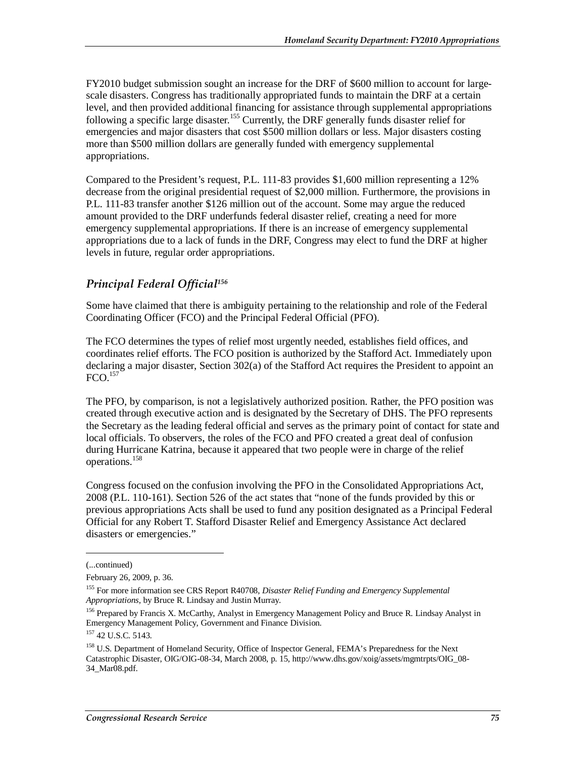FY2010 budget submission sought an increase for the DRF of $600 million to account for large-scale disasters. Congress has traditionally appropriated funds to maintain the DRF at a certain level, and then provided additional financing for assistance through supplemental appropriations following a specific large disaster.[155] Currently, the DRF generally funds disaster relief for emergencies and major disasters that cost $500 million dollars or less. Major disasters costing more than $500 million dollars are generally funded with emergency supplemental appropriations.

Compared to the President's request, P.L. 111-83 provides $1,600 million representing a 12% decrease from the original presidential request of $2,000 million. Furthermore, the provisions in P.L. 111-83 transfer another $126 million out of the account. Some may argue the reduced amount provided to the DRF underfunds federal disaster relief, creating a need for more emergency supplemental appropriations. If there is an increase of emergency supplemental appropriations due to a lack of funds in the DRF, Congress may elect to fund the DRF at higher levels in future, regular order appropriations.

### *Principal Federal Official[156]*

Some have claimed that there is ambiguity pertaining to the relationship and role of the Federal Coordinating Officer (FCO) and the Principal Federal Official (PFO).

The FCO determines the types of relief most urgently needed, establishes field offices, and coordinates relief efforts. The FCO position is authorized by the Stafford Act. Immediately upon declaring a major disaster, Section 302(a) of the Stafford Act requires the President to appoint an FCO.[157]

The PFO, by comparison, is not a legislatively authorized position. Rather, the PFO position was created through executive action and is designated by the Secretary of DHS. The PFO represents the Secretary as the leading federal official and serves as the primary point of contact for state and local officials. To observers, the roles of the FCO and PFO created a great deal of confusion during Hurricane Katrina, because it appeared that two people were in charge of the relief operations.[158]

Congress focused on the confusion involving the PFO in the Consolidated Appropriations Act, 2008 (P.L. 110-161). Section 526 of the act states that "none of the funds provided by this or previous appropriations Acts shall be used to fund any position designated as a Principal Federal Official for any Robert T. Stafford Disaster Relief and Emergency Assistance Act declared disasters or emergencies."

---

(...continued)

February 26, 2009, p. 36.

[155] For more information see CRS Report R40708, *Disaster Relief Funding and Emergency Supplemental Appropriations*, by Bruce R. Lindsay and Justin Murray.

[156] Prepared by Francis X. McCarthy, Analyst in Emergency Management Policy and Bruce R. Lindsay Analyst in Emergency Management Policy, Government and Finance Division.

[157] 42 U.S.C. 5143.

[158] U.S. Department of Homeland Security, Office of Inspector General, FEMA's Preparedness for the Next Catastrophic Disaster, OIG/OIG-08-34, March 2008, p. 15, http://www.dhs.gov/xoig/assets/mgmtrpts/OIG_08-34_Mar08.pdf.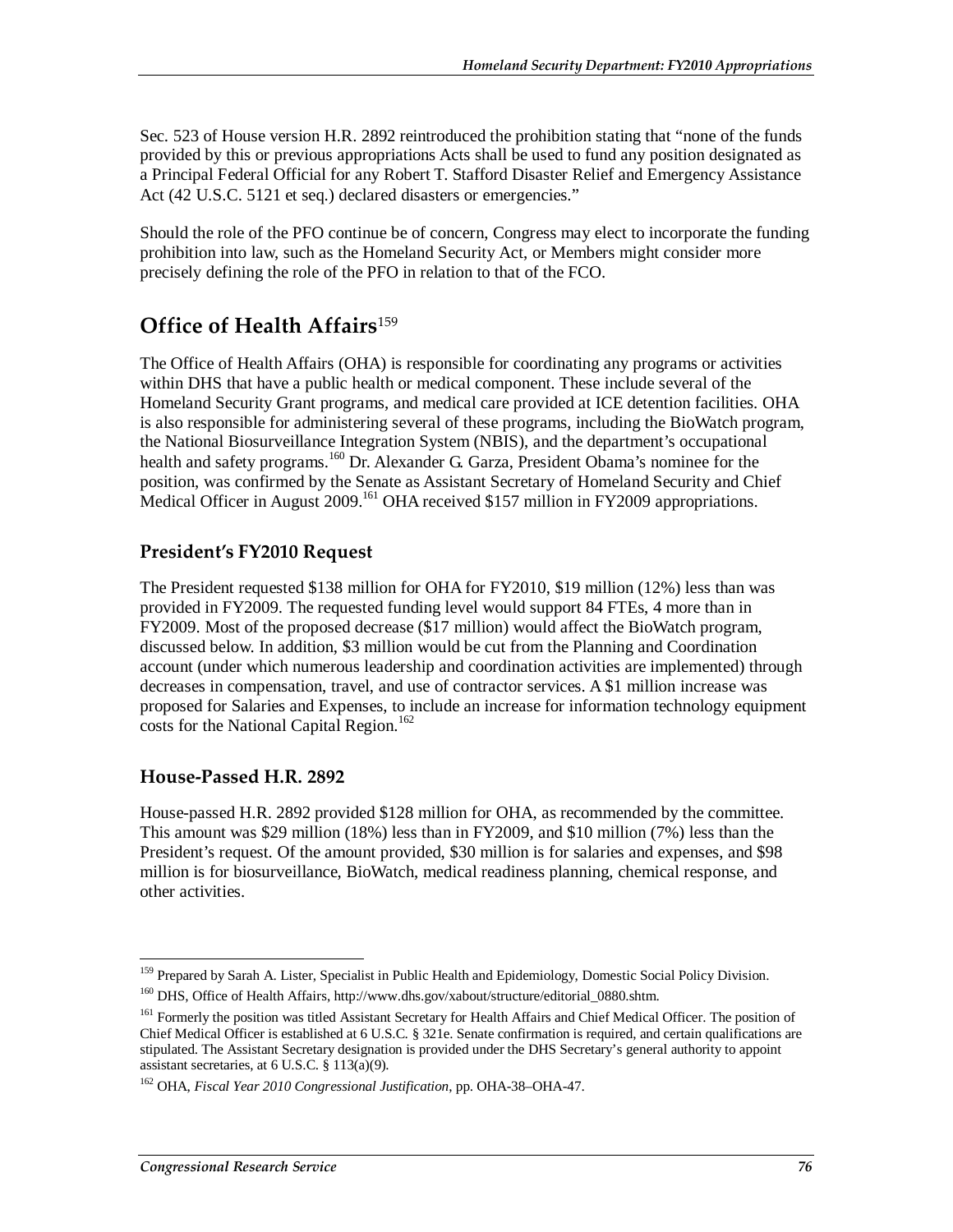Sec. 523 of House version H.R. 2892 reintroduced the prohibition stating that "none of the funds provided by this or previous appropriations Acts shall be used to fund any position designated as a Principal Federal Official for any Robert T. Stafford Disaster Relief and Emergency Assistance Act (42 U.S.C. 5121 et seq.) declared disasters or emergencies."

Should the role of the PFO continue be of concern, Congress may elect to incorporate the funding prohibition into law, such as the Homeland Security Act, or Members might consider more precisely defining the role of the PFO in relation to that of the FCO.

## Office of Health Affairs[159]

The Office of Health Affairs (OHA) is responsible for coordinating any programs or activities within DHS that have a public health or medical component. These include several of the Homeland Security Grant programs, and medical care provided at ICE detention facilities. OHA is also responsible for administering several of these programs, including the BioWatch program, the National Biosurveillance Integration System (NBIS), and the department's occupational health and safety programs.[160] Dr. Alexander G. Garza, President Obama's nominee for the position, was confirmed by the Senate as Assistant Secretary of Homeland Security and Chief Medical Officer in August 2009.[161] OHA received $157 million in FY2009 appropriations.

### President's FY2010 Request

The President requested $138 million for OHA for FY2010, $19 million (12%) less than was provided in FY2009. The requested funding level would support 84 FTEs, 4 more than in FY2009. Most of the proposed decrease ($17 million) would affect the BioWatch program, discussed below. In addition, $3 million would be cut from the Planning and Coordination account (under which numerous leadership and coordination activities are implemented) through decreases in compensation, travel, and use of contractor services. A $1 million increase was proposed for Salaries and Expenses, to include an increase for information technology equipment costs for the National Capital Region.[162]

### House-Passed H.R. 2892

House-passed H.R. 2892 provided $128 million for OHA, as recommended by the committee. This amount was $29 million (18%) less than in FY2009, and $10 million (7%) less than the President's request. Of the amount provided, $30 million is for salaries and expenses, and $98 million is for biosurveillance, BioWatch, medical readiness planning, chemical response, and other activities.

---

[159] Prepared by Sarah A. Lister, Specialist in Public Health and Epidemiology, Domestic Social Policy Division.

[160] DHS, Office of Health Affairs, http://www.dhs.gov/xabout/structure/editorial_0880.shtm.

[161] Formerly the position was titled Assistant Secretary for Health Affairs and Chief Medical Officer. The position of Chief Medical Officer is established at 6 U.S.C. § 321e. Senate confirmation is required, and certain qualifications are stipulated. The Assistant Secretary designation is provided under the DHS Secretary's general authority to appoint assistant secretaries, at 6 U.S.C. § 113(a)(9).

[162] OHA, *Fiscal Year 2010 Congressional Justification*, pp. OHA-38–OHA-47.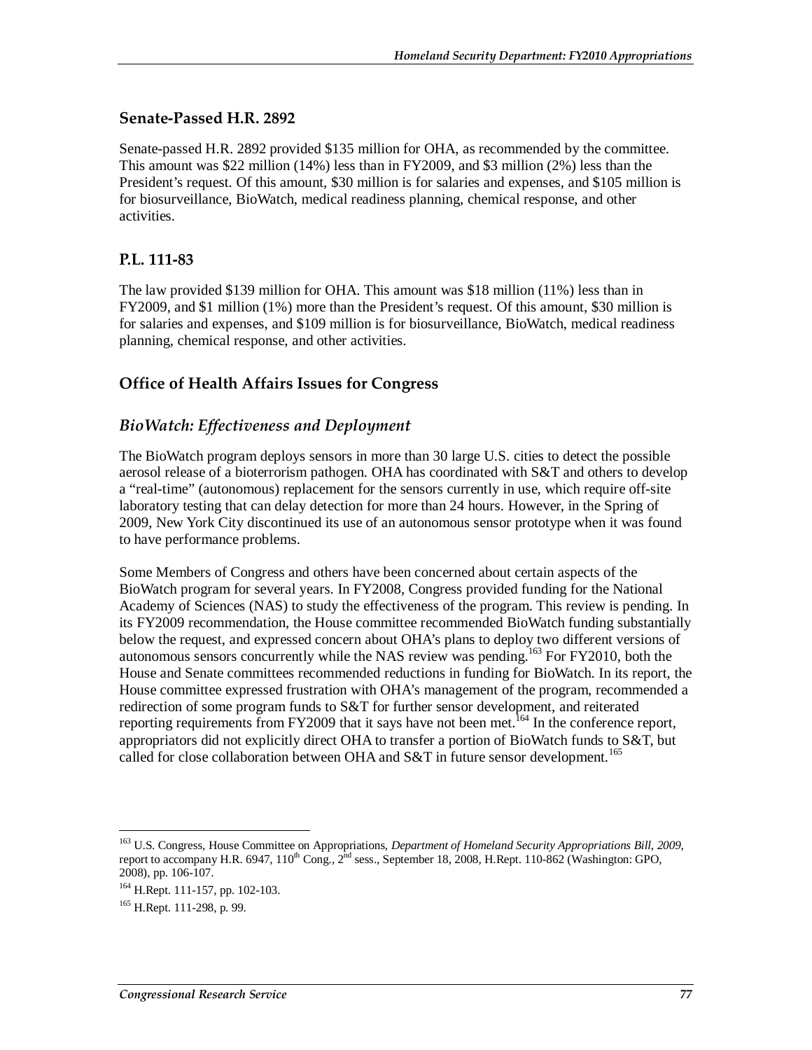### Senate-Passed H.R. 2892

Senate-passed H.R. 2892 provided $135 million for OHA, as recommended by the committee. This amount was $22 million (14%) less than in FY2009, and $3 million (2%) less than the President's request. Of this amount, $30 million is for salaries and expenses, and $105 million is for biosurveillance, BioWatch, medical readiness planning, chemical response, and other activities.

### P.L. 111-83

The law provided $139 million for OHA. This amount was $18 million (11%) less than in FY2009, and $1 million (1%) more than the President's request. Of this amount, $30 million is for salaries and expenses, and $109 million is for biosurveillance, BioWatch, medical readiness planning, chemical response, and other activities.

## Office of Health Affairs Issues for Congress

### *BioWatch: Effectiveness and Deployment*

The BioWatch program deploys sensors in more than 30 large U.S. cities to detect the possible aerosol release of a bioterrorism pathogen. OHA has coordinated with S&T and others to develop a "real-time" (autonomous) replacement for the sensors currently in use, which require off-site laboratory testing that can delay detection for more than 24 hours. However, in the Spring of 2009, New York City discontinued its use of an autonomous sensor prototype when it was found to have performance problems.

Some Members of Congress and others have been concerned about certain aspects of the BioWatch program for several years. In FY2008, Congress provided funding for the National Academy of Sciences (NAS) to study the effectiveness of the program. This review is pending. In its FY2009 recommendation, the House committee recommended BioWatch funding substantially below the request, and expressed concern about OHA's plans to deploy two different versions of autonomous sensors concurrently while the NAS review was pending.[163] For FY2010, both the House and Senate committees recommended reductions in funding for BioWatch. In its report, the House committee expressed frustration with OHA's management of the program, recommended a redirection of some program funds to S&T for further sensor development, and reiterated reporting requirements from FY2009 that it says have not been met.[164] In the conference report, appropriators did not explicitly direct OHA to transfer a portion of BioWatch funds to S&T, but called for close collaboration between OHA and S&T in future sensor development.[165]

---

[163] U.S. Congress, House Committee on Appropriations, *Department of Homeland Security Appropriations Bill, 2009*, report to accompany H.R. 6947, 110th Cong., 2nd sess., September 18, 2008, H.Rept. 110-862 (Washington: GPO, 2008), pp. 106-107.

[164] H.Rept. 111-157, pp. 102-103.

[165] H.Rept. 111-298, p. 99.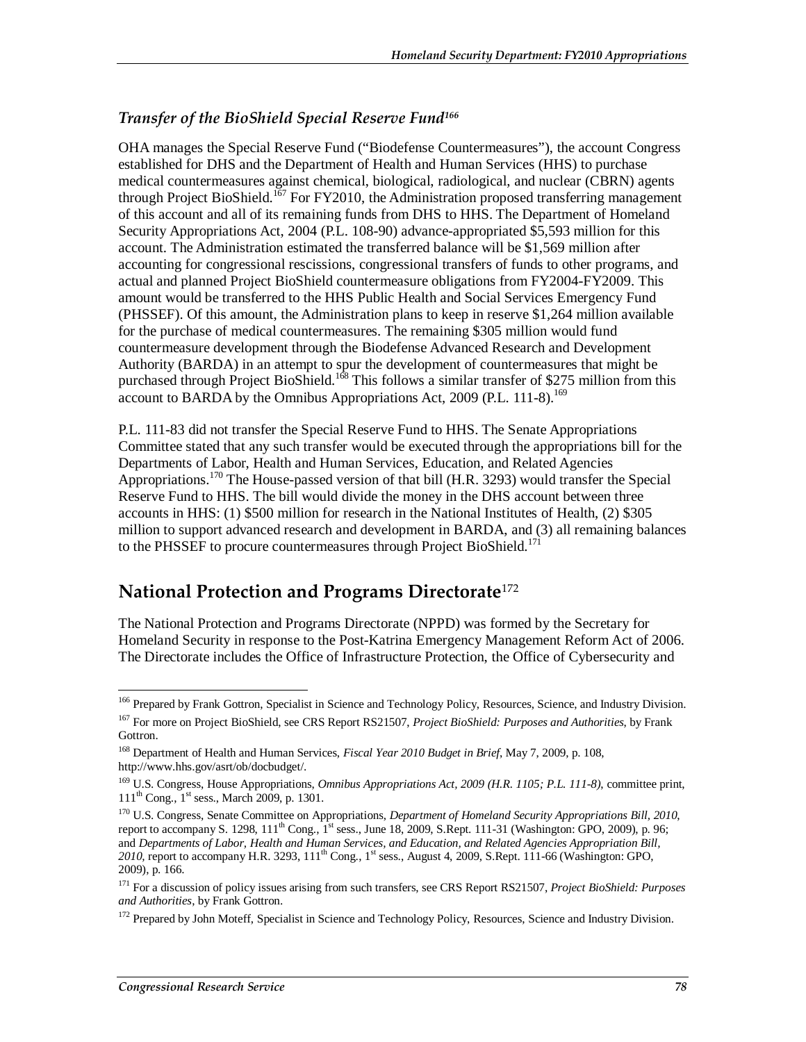### *Transfer of the BioShield Special Reserve Fund*[166]

OHA manages the Special Reserve Fund ("Biodefense Countermeasures"), the account Congress established for DHS and the Department of Health and Human Services (HHS) to purchase medical countermeasures against chemical, biological, radiological, and nuclear (CBRN) agents through Project BioShield.[167] For FY2010, the Administration proposed transferring management of this account and all of its remaining funds from DHS to HHS. The Department of Homeland Security Appropriations Act, 2004 (P.L. 108-90) advance-appropriated $5,593 million for this account. The Administration estimated the transferred balance will be $1,569 million after accounting for congressional rescissions, congressional transfers of funds to other programs, and actual and planned Project BioShield countermeasure obligations from FY2004-FY2009. This amount would be transferred to the HHS Public Health and Social Services Emergency Fund (PHSSEF). Of this amount, the Administration plans to keep in reserve $1,264 million available for the purchase of medical countermeasures. The remaining $305 million would fund countermeasure development through the Biodefense Advanced Research and Development Authority (BARDA) in an attempt to spur the development of countermeasures that might be purchased through Project BioShield.[168] This follows a similar transfer of $275 million from this account to BARDA by the Omnibus Appropriations Act, 2009 (P.L. 111-8).[169]

P.L. 111-83 did not transfer the Special Reserve Fund to HHS. The Senate Appropriations Committee stated that any such transfer would be executed through the appropriations bill for the Departments of Labor, Health and Human Services, Education, and Related Agencies Appropriations.[170] The House-passed version of that bill (H.R. 3293) would transfer the Special Reserve Fund to HHS. The bill would divide the money in the DHS account between three accounts in HHS: (1) $500 million for research in the National Institutes of Health, (2) $305 million to support advanced research and development in BARDA, and (3) all remaining balances to the PHSSEF to procure countermeasures through Project BioShield.[171]

## National Protection and Programs Directorate[172]

The National Protection and Programs Directorate (NPPD) was formed by the Secretary for Homeland Security in response to the Post-Katrina Emergency Management Reform Act of 2006. The Directorate includes the Office of Infrastructure Protection, the Office of Cybersecurity and

---

[166] Prepared by Frank Gottron, Specialist in Science and Technology Policy, Resources, Science, and Industry Division.

[167] For more on Project BioShield, see CRS Report RS21507, *Project BioShield: Purposes and Authorities*, by Frank Gottron.

[168] Department of Health and Human Services, *Fiscal Year 2010 Budget in Brief*, May 7, 2009, p. 108, http://www.hhs.gov/asrt/ob/docbudget/.

[169] U.S. Congress, House Appropriations, *Omnibus Appropriations Act, 2009 (H.R. 1105; P.L. 111-8)*, committee print, 111th Cong., 1st sess., March 2009, p. 1301.

[170] U.S. Congress, Senate Committee on Appropriations, *Department of Homeland Security Appropriations Bill, 2010*, report to accompany S. 1298, 111th Cong., 1st sess., June 18, 2009, S.Rept. 111-31 (Washington: GPO, 2009), p. 96; and *Departments of Labor, Health and Human Services, and Education, and Related Agencies Appropriation Bill, 2010*, report to accompany H.R. 3293, 111th Cong., 1st sess., August 4, 2009, S.Rept. 111-66 (Washington: GPO, 2009), p. 166.

[171] For a discussion of policy issues arising from such transfers, see CRS Report RS21507, *Project BioShield: Purposes and Authorities*, by Frank Gottron.

[172] Prepared by John Moteff, Specialist in Science and Technology Policy, Resources, Science and Industry Division.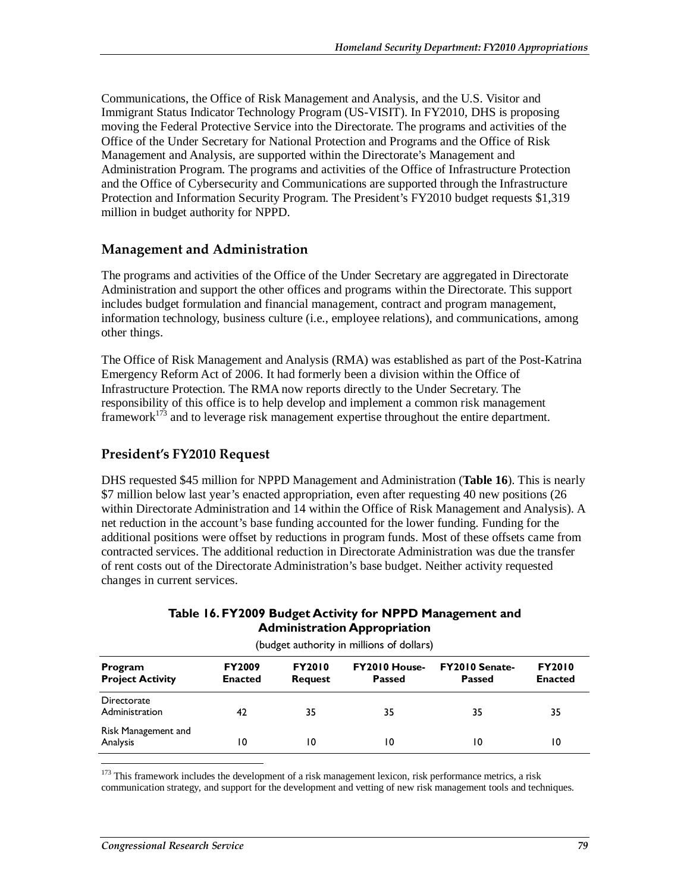Communications, the Office of Risk Management and Analysis, and the U.S. Visitor and Immigrant Status Indicator Technology Program (US-VISIT). In FY2010, DHS is proposing moving the Federal Protective Service into the Directorate. The programs and activities of the Office of the Under Secretary for National Protection and Programs and the Office of Risk Management and Analysis, are supported within the Directorate's Management and Administration Program. The programs and activities of the Office of Infrastructure Protection and the Office of Cybersecurity and Communications are supported through the Infrastructure Protection and Information Security Program. The President's FY2010 budget requests $1,319 million in budget authority for NPPD.

## Management and Administration

The programs and activities of the Office of the Under Secretary are aggregated in Directorate Administration and support the other offices and programs within the Directorate. This support includes budget formulation and financial management, contract and program management, information technology, business culture (i.e., employee relations), and communications, among other things.

The Office of Risk Management and Analysis (RMA) was established as part of the Post-Katrina Emergency Reform Act of 2006. It had formerly been a division within the Office of Infrastructure Protection. The RMA now reports directly to the Under Secretary. The responsibility of this office is to help develop and implement a common risk management framework[173] and to leverage risk management expertise throughout the entire department.

## President's FY2010 Request

DHS requested $45 million for NPPD Management and Administration (**Table 16**). This is nearly $7 million below last year's enacted appropriation, even after requesting 40 new positions (26 within Directorate Administration and 14 within the Office of Risk Management and Analysis). A net reduction in the account's base funding accounted for the lower funding. Funding for the additional positions were offset by reductions in program funds. Most of these offsets came from contracted services. The additional reduction in Directorate Administration was due the transfer of rent costs out of the Directorate Administration's base budget. Neither activity requested changes in current services.

**Table 16. FY2009 Budget Activity for NPPD Management and Administration Appropriation**

(budget authority in millions of dollars)

| Program Project Activity | FY2009 Enacted | FY2010 Request | FY2010 House-Passed | FY2010 Senate-Passed | FY2010 Enacted |
|---|---|---|---|---|---|
| Directorate Administration | 42 | 35 | 35 | 35 | 35 |
| Risk Management and Analysis | 10 | 10 | 10 | 10 | 10 |

[173] This framework includes the development of a risk management lexicon, risk performance metrics, a risk communication strategy, and support for the development and vetting of new risk management tools and techniques.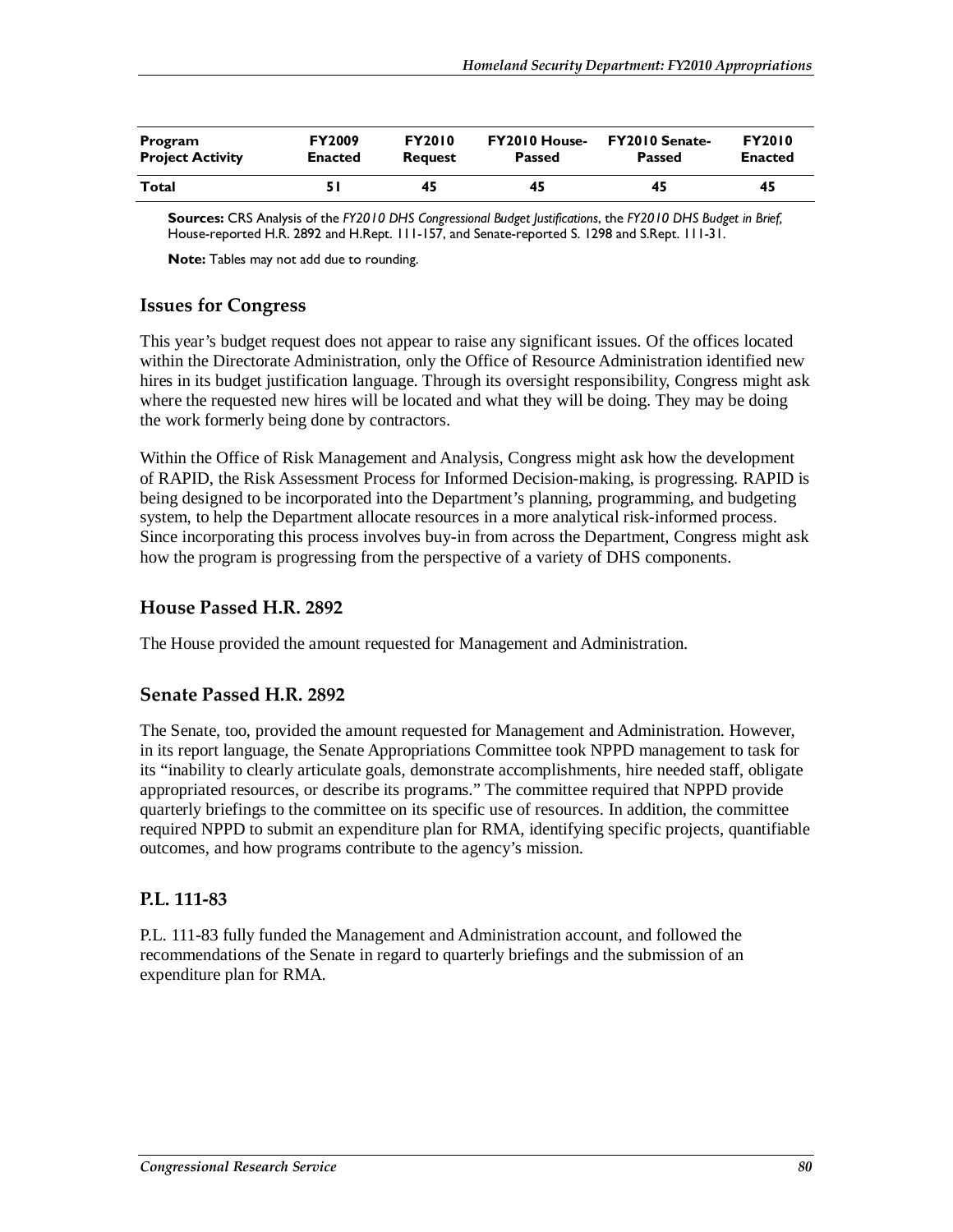| Program Project Activity | FY2009 Enacted | FY2010 Request | FY2010 House-Passed | FY2010 Senate-Passed | FY2010 Enacted |
|---|---|---|---|---|---|
| **Total** | **51** | **45** | **45** | **45** | **45** |

**Sources:** CRS Analysis of the *FY2010 DHS Congressional Budget Justifications*, the *FY2010 DHS Budget in Brief,* House-reported H.R. 2892 and H.Rept. 111-157, and Senate-reported S. 1298 and S.Rept. 111-31.

**Note:** Tables may not add due to rounding.

### Issues for Congress

This year's budget request does not appear to raise any significant issues. Of the offices located within the Directorate Administration, only the Office of Resource Administration identified new hires in its budget justification language. Through its oversight responsibility, Congress might ask where the requested new hires will be located and what they will be doing. They may be doing the work formerly being done by contractors.

Within the Office of Risk Management and Analysis, Congress might ask how the development of RAPID, the Risk Assessment Process for Informed Decision-making, is progressing. RAPID is being designed to be incorporated into the Department's planning, programming, and budgeting system, to help the Department allocate resources in a more analytical risk-informed process. Since incorporating this process involves buy-in from across the Department, Congress might ask how the program is progressing from the perspective of a variety of DHS components.

### House Passed H.R. 2892

The House provided the amount requested for Management and Administration.

### Senate Passed H.R. 2892

The Senate, too, provided the amount requested for Management and Administration. However, in its report language, the Senate Appropriations Committee took NPPD management to task for its "inability to clearly articulate goals, demonstrate accomplishments, hire needed staff, obligate appropriated resources, or describe its programs." The committee required that NPPD provide quarterly briefings to the committee on its specific use of resources. In addition, the committee required NPPD to submit an expenditure plan for RMA, identifying specific projects, quantifiable outcomes, and how programs contribute to the agency's mission.

### P.L. 111-83

P.L. 111-83 fully funded the Management and Administration account, and followed the recommendations of the Senate in regard to quarterly briefings and the submission of an expenditure plan for RMA.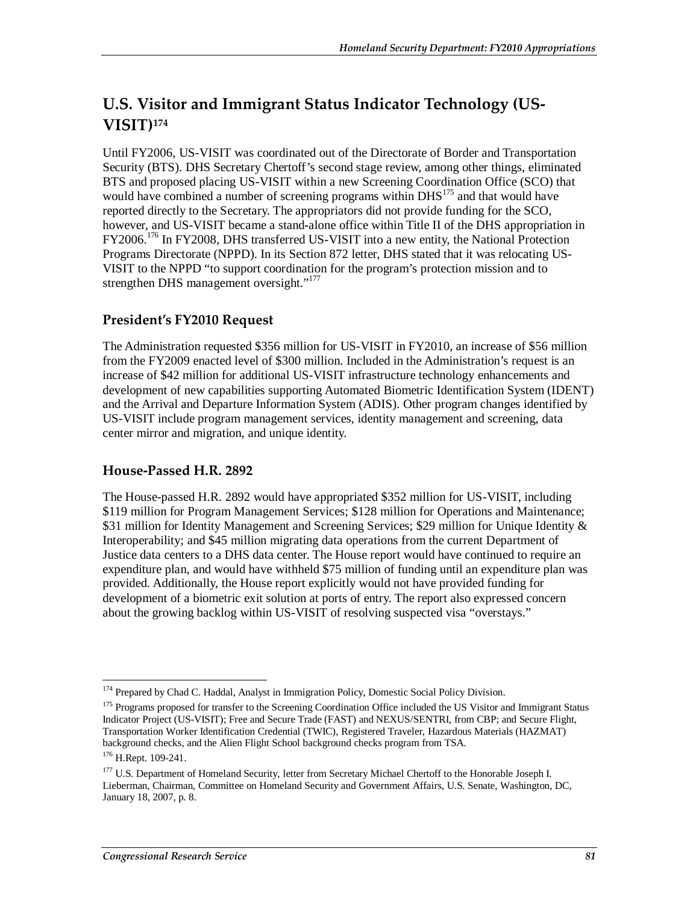## U.S. Visitor and Immigrant Status Indicator Technology (US-VISIT)[174]

Until FY2006, US-VISIT was coordinated out of the Directorate of Border and Transportation Security (BTS). DHS Secretary Chertoff's second stage review, among other things, eliminated BTS and proposed placing US-VISIT within a new Screening Coordination Office (SCO) that would have combined a number of screening programs within DHS[175] and that would have reported directly to the Secretary. The appropriators did not provide funding for the SCO, however, and US-VISIT became a stand-alone office within Title II of the DHS appropriation in FY2006.[176] In FY2008, DHS transferred US-VISIT into a new entity, the National Protection Programs Directorate (NPPD). In its Section 872 letter, DHS stated that it was relocating US-VISIT to the NPPD "to support coordination for the program's protection mission and to strengthen DHS management oversight."[177]

### President's FY2010 Request

The Administration requested $356 million for US-VISIT in FY2010, an increase of $56 million from the FY2009 enacted level of $300 million. Included in the Administration's request is an increase of $42 million for additional US-VISIT infrastructure technology enhancements and development of new capabilities supporting Automated Biometric Identification System (IDENT) and the Arrival and Departure Information System (ADIS). Other program changes identified by US-VISIT include program management services, identity management and screening, data center mirror and migration, and unique identity.

### House-Passed H.R. 2892

The House-passed H.R. 2892 would have appropriated $352 million for US-VISIT, including $119 million for Program Management Services; $128 million for Operations and Maintenance; $31 million for Identity Management and Screening Services; $29 million for Unique Identity & Interoperability; and $45 million migrating data operations from the current Department of Justice data centers to a DHS data center. The House report would have continued to require an expenditure plan, and would have withheld $75 million of funding until an expenditure plan was provided. Additionally, the House report explicitly would not have provided funding for development of a biometric exit solution at ports of entry. The report also expressed concern about the growing backlog within US-VISIT of resolving suspected visa "overstays."

---

[174] Prepared by Chad C. Haddal, Analyst in Immigration Policy, Domestic Social Policy Division.

[175] Programs proposed for transfer to the Screening Coordination Office included the US Visitor and Immigrant Status Indicator Project (US-VISIT); Free and Secure Trade (FAST) and NEXUS/SENTRI, from CBP; and Secure Flight, Transportation Worker Identification Credential (TWIC), Registered Traveler, Hazardous Materials (HAZMAT) background checks, and the Alien Flight School background checks program from TSA.

[176] H.Rept. 109-241.

[177] U.S. Department of Homeland Security, letter from Secretary Michael Chertoff to the Honorable Joseph I. Lieberman, Chairman, Committee on Homeland Security and Government Affairs, U.S. Senate, Washington, DC, January 18, 2007, p. 8.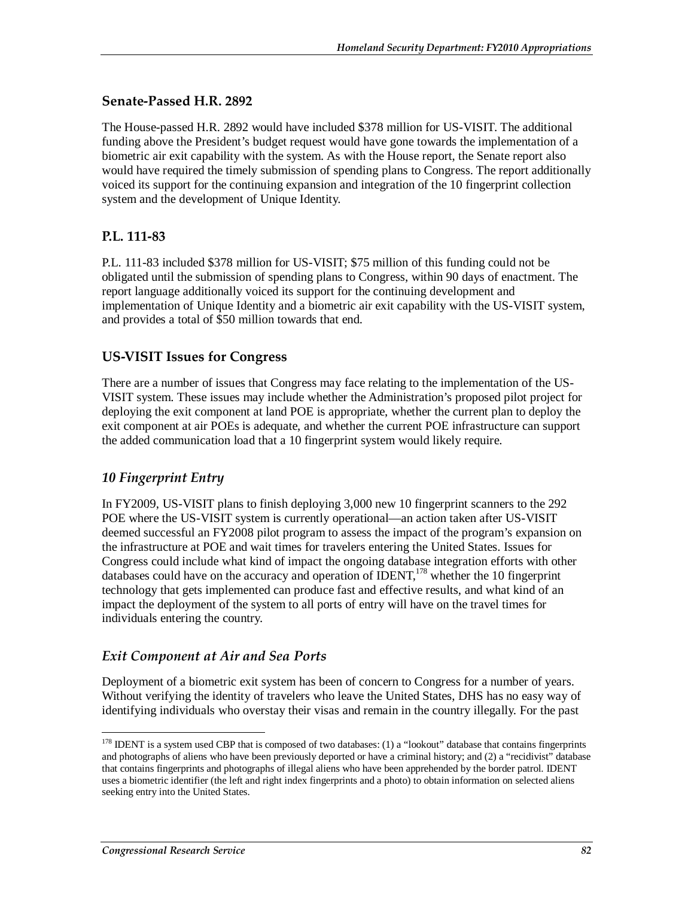### Senate-Passed H.R. 2892

The House-passed H.R. 2892 would have included $378 million for US-VISIT. The additional funding above the President's budget request would have gone towards the implementation of a biometric air exit capability with the system. As with the House report, the Senate report also would have required the timely submission of spending plans to Congress. The report additionally voiced its support for the continuing expansion and integration of the 10 fingerprint collection system and the development of Unique Identity.

### P.L. 111-83

P.L. 111-83 included $378 million for US-VISIT; $75 million of this funding could not be obligated until the submission of spending plans to Congress, within 90 days of enactment. The report language additionally voiced its support for the continuing development and implementation of Unique Identity and a biometric air exit capability with the US-VISIT system, and provides a total of $50 million towards that end.

### US-VISIT Issues for Congress

There are a number of issues that Congress may face relating to the implementation of the US-VISIT system. These issues may include whether the Administration's proposed pilot project for deploying the exit component at land POE is appropriate, whether the current plan to deploy the exit component at air POEs is adequate, and whether the current POE infrastructure can support the added communication load that a 10 fingerprint system would likely require.

### *10 Fingerprint Entry*

In FY2009, US-VISIT plans to finish deploying 3,000 new 10 fingerprint scanners to the 292 POE where the US-VISIT system is currently operational—an action taken after US-VISIT deemed successful an FY2008 pilot program to assess the impact of the program's expansion on the infrastructure at POE and wait times for travelers entering the United States. Issues for Congress could include what kind of impact the ongoing database integration efforts with other databases could have on the accuracy and operation of IDENT,[178] whether the 10 fingerprint technology that gets implemented can produce fast and effective results, and what kind of an impact the deployment of the system to all ports of entry will have on the travel times for individuals entering the country.

### *Exit Component at Air and Sea Ports*

Deployment of a biometric exit system has been of concern to Congress for a number of years. Without verifying the identity of travelers who leave the United States, DHS has no easy way of identifying individuals who overstay their visas and remain in the country illegally. For the past

---

[178] IDENT is a system used CBP that is composed of two databases: (1) a "lookout" database that contains fingerprints and photographs of aliens who have been previously deported or have a criminal history; and (2) a "recidivist" database that contains fingerprints and photographs of illegal aliens who have been apprehended by the border patrol. IDENT uses a biometric identifier (the left and right index fingerprints and a photo) to obtain information on selected aliens seeking entry into the United States.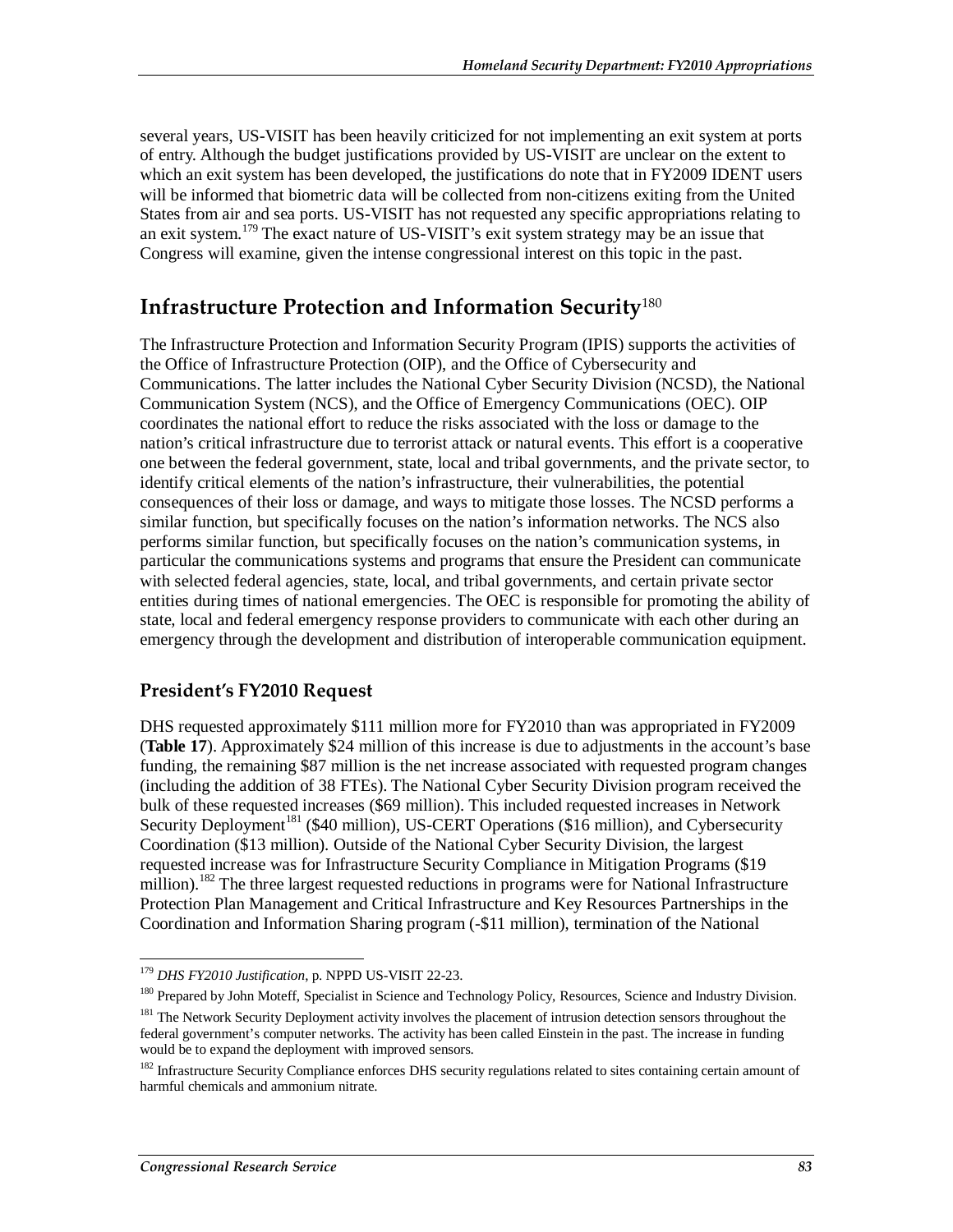several years, US-VISIT has been heavily criticized for not implementing an exit system at ports of entry. Although the budget justifications provided by US-VISIT are unclear on the extent to which an exit system has been developed, the justifications do note that in FY2009 IDENT users will be informed that biometric data will be collected from non-citizens exiting from the United States from air and sea ports. US-VISIT has not requested any specific appropriations relating to an exit system.[179] The exact nature of US-VISIT's exit system strategy may be an issue that Congress will examine, given the intense congressional interest on this topic in the past.

## Infrastructure Protection and Information Security[180]

The Infrastructure Protection and Information Security Program (IPIS) supports the activities of the Office of Infrastructure Protection (OIP), and the Office of Cybersecurity and Communications. The latter includes the National Cyber Security Division (NCSD), the National Communication System (NCS), and the Office of Emergency Communications (OEC). OIP coordinates the national effort to reduce the risks associated with the loss or damage to the nation's critical infrastructure due to terrorist attack or natural events. This effort is a cooperative one between the federal government, state, local and tribal governments, and the private sector, to identify critical elements of the nation's infrastructure, their vulnerabilities, the potential consequences of their loss or damage, and ways to mitigate those losses. The NCSD performs a similar function, but specifically focuses on the nation's information networks. The NCS also performs similar function, but specifically focuses on the nation's communication systems, in particular the communications systems and programs that ensure the President can communicate with selected federal agencies, state, local, and tribal governments, and certain private sector entities during times of national emergencies. The OEC is responsible for promoting the ability of state, local and federal emergency response providers to communicate with each other during an emergency through the development and distribution of interoperable communication equipment.

### President's FY2010 Request

DHS requested approximately $111 million more for FY2010 than was appropriated in FY2009 (**Table 17**). Approximately $24 million of this increase is due to adjustments in the account's base funding, the remaining $87 million is the net increase associated with requested program changes (including the addition of 38 FTEs). The National Cyber Security Division program received the bulk of these requested increases ($69 million). This included requested increases in Network Security Deployment[181] ($40 million), US-CERT Operations ($16 million), and Cybersecurity Coordination ($13 million). Outside of the National Cyber Security Division, the largest requested increase was for Infrastructure Security Compliance in Mitigation Programs ($19 million).[182] The three largest requested reductions in programs were for National Infrastructure Protection Plan Management and Critical Infrastructure and Key Resources Partnerships in the Coordination and Information Sharing program (-$11 million), termination of the National

---

[179] *DHS FY2010 Justification*, p. NPPD US-VISIT 22-23.

[180] Prepared by John Moteff, Specialist in Science and Technology Policy, Resources, Science and Industry Division.

[181] The Network Security Deployment activity involves the placement of intrusion detection sensors throughout the federal government's computer networks. The activity has been called Einstein in the past. The increase in funding would be to expand the deployment with improved sensors.

[182] Infrastructure Security Compliance enforces DHS security regulations related to sites containing certain amount of harmful chemicals and ammonium nitrate.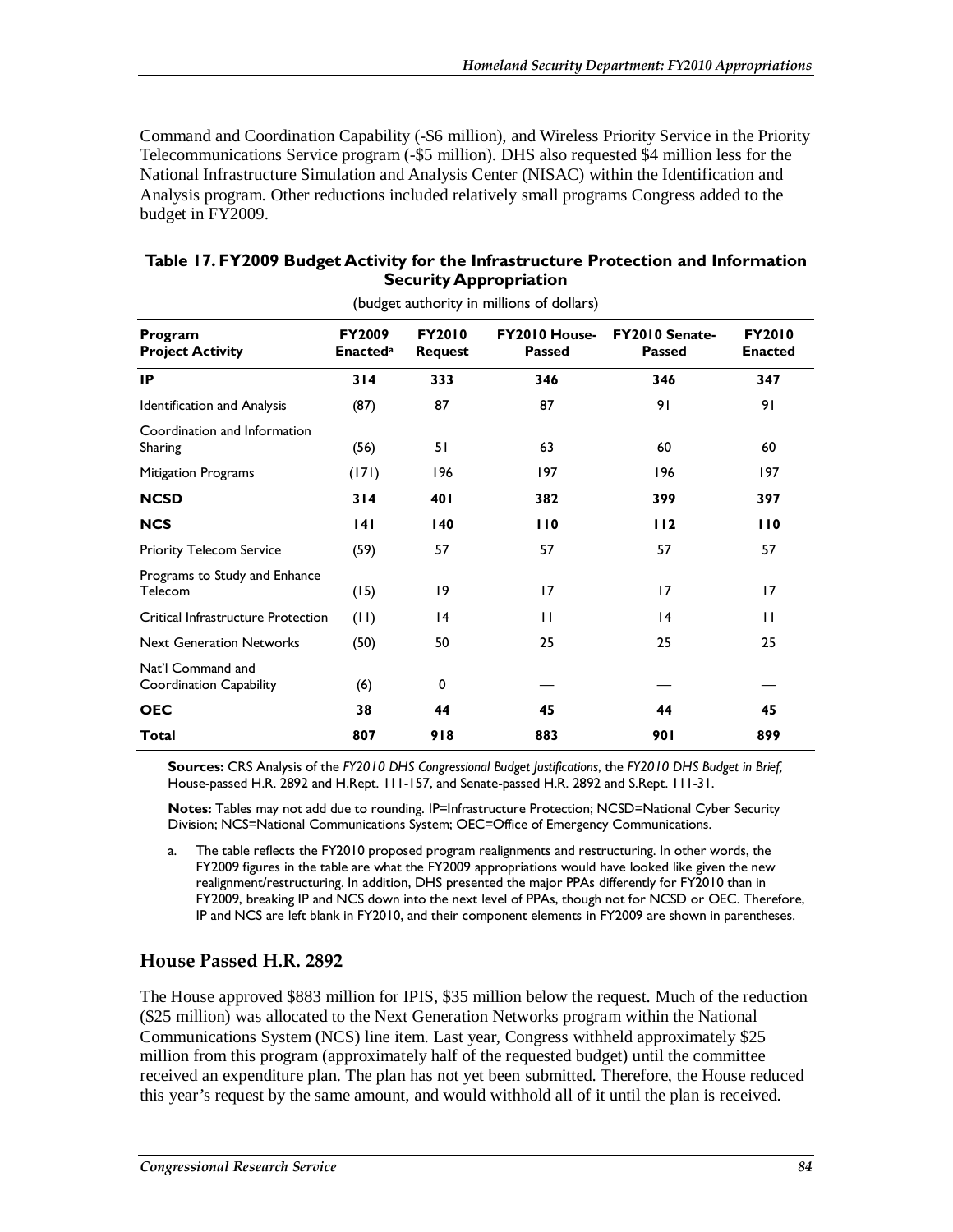Command and Coordination Capability (-$6 million), and Wireless Priority Service in the Priority Telecommunications Service program (-$5 million). DHS also requested $4 million less for the National Infrastructure Simulation and Analysis Center (NISAC) within the Identification and Analysis program. Other reductions included relatively small programs Congress added to the budget in FY2009.

**Table 17. FY2009 Budget Activity for the Infrastructure Protection and Information Security Appropriation**

(budget authority in millions of dollars)

| Program Project Activity | FY2009 Enacted[a] | FY2010 Request | FY2010 House-Passed | FY2010 Senate-Passed | FY2010 Enacted |
|---|---|---|---|---|---|
| **IP** | **314** | **333** | **346** | **346** | **347** |
| Identification and Analysis | (87) | 87 | 87 | 91 | 91 |
| Coordination and Information Sharing | (56) | 51 | 63 | 60 | 60 |
| Mitigation Programs | (171) | 196 | 197 | 196 | 197 |
| **NCSD** | **314** | **401** | **382** | **399** | **397** |
| **NCS** | **141** | **140** | **110** | **112** | **110** |
| Priority Telecom Service | (59) | 57 | 57 | 57 | 57 |
| Programs to Study and Enhance Telecom | (15) | 19 | 17 | 17 | 17 |
| Critical Infrastructure Protection | (11) | 14 | 11 | 14 | 11 |
| Next Generation Networks | (50) | 50 | 25 | 25 | 25 |
| Nat'l Command and Coordination Capability | (6) | 0 | — | — | — |
| **OEC** | **38** | **44** | **45** | **44** | **45** |
| **Total** | **807** | **918** | **883** | **901** | **899** |

**Sources:** CRS Analysis of the *FY2010 DHS Congressional Budget Justifications*, the *FY2010 DHS Budget in Brief,* House-passed H.R. 2892 and H.Rept. 111-157, and Senate-passed H.R. 2892 and S.Rept. 111-31.

**Notes:** Tables may not add due to rounding. IP=Infrastructure Protection; NCSD=National Cyber Security Division; NCS=National Communications System; OEC=Office of Emergency Communications.

a. The table reflects the FY2010 proposed program realignments and restructuring. In other words, the FY2009 figures in the table are what the FY2009 appropriations would have looked like given the new realignment/restructuring. In addition, DHS presented the major PPAs differently for FY2010 than in FY2009, breaking IP and NCS down into the next level of PPAs, though not for NCSD or OEC. Therefore, IP and NCS are left blank in FY2010, and their component elements in FY2009 are shown in parentheses.

## House Passed H.R. 2892

The House approved $883 million for IPIS, $35 million below the request. Much of the reduction ($25 million) was allocated to the Next Generation Networks program within the National Communications System (NCS) line item. Last year, Congress withheld approximately $25 million from this program (approximately half of the requested budget) until the committee received an expenditure plan. The plan has not yet been submitted. Therefore, the House reduced this year's request by the same amount, and would withhold all of it until the plan is received.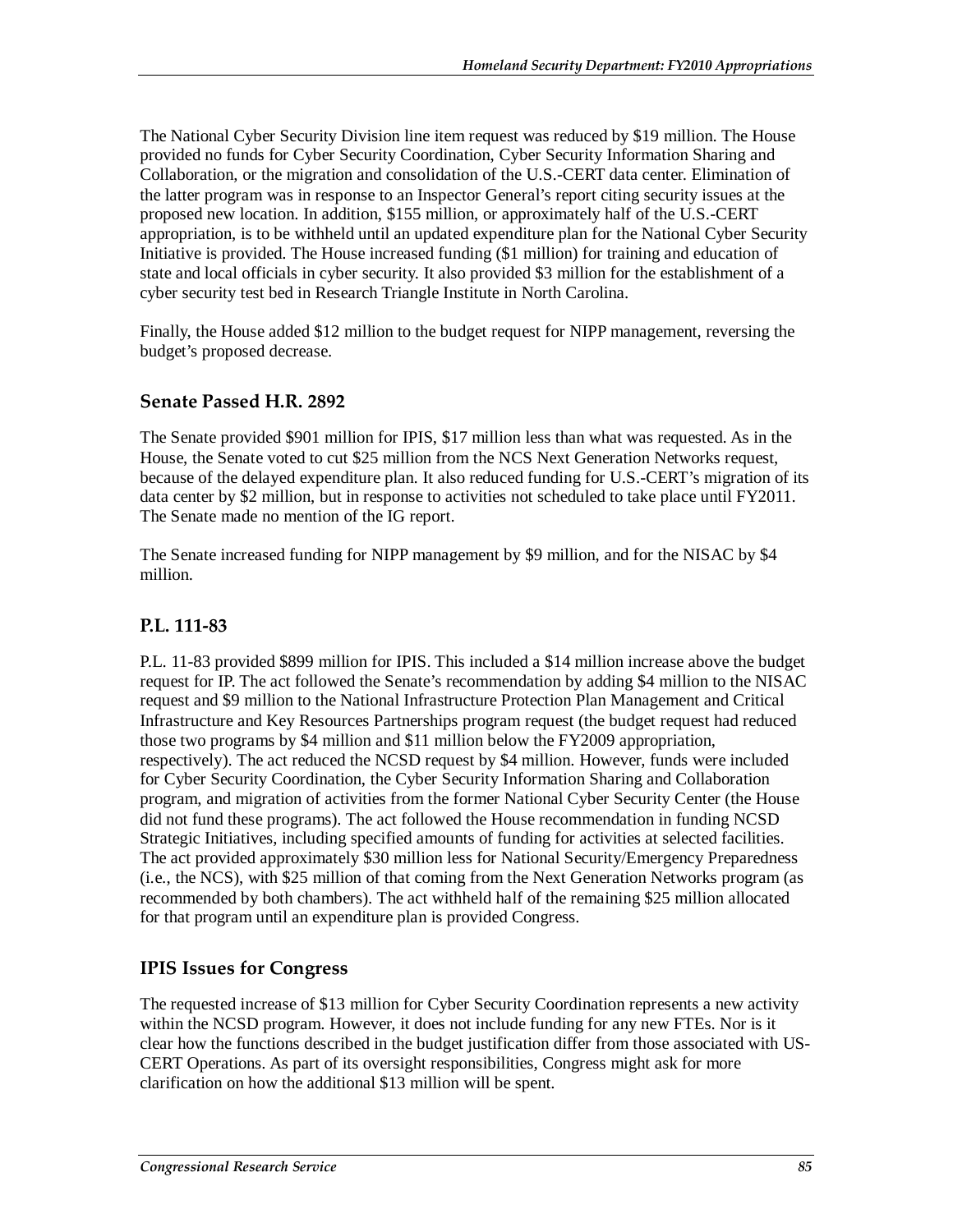The National Cyber Security Division line item request was reduced by $19 million. The House provided no funds for Cyber Security Coordination, Cyber Security Information Sharing and Collaboration, or the migration and consolidation of the U.S.-CERT data center. Elimination of the latter program was in response to an Inspector General's report citing security issues at the proposed new location. In addition, $155 million, or approximately half of the U.S.-CERT appropriation, is to be withheld until an updated expenditure plan for the National Cyber Security Initiative is provided. The House increased funding ($1 million) for training and education of state and local officials in cyber security. It also provided $3 million for the establishment of a cyber security test bed in Research Triangle Institute in North Carolina.

Finally, the House added $12 million to the budget request for NIPP management, reversing the budget's proposed decrease.

### Senate Passed H.R. 2892

The Senate provided $901 million for IPIS, $17 million less than what was requested. As in the House, the Senate voted to cut $25 million from the NCS Next Generation Networks request, because of the delayed expenditure plan. It also reduced funding for U.S.-CERT's migration of its data center by $2 million, but in response to activities not scheduled to take place until FY2011. The Senate made no mention of the IG report.

The Senate increased funding for NIPP management by $9 million, and for the NISAC by $4 million.

### P.L. 111-83

P.L. 11-83 provided $899 million for IPIS. This included a $14 million increase above the budget request for IP. The act followed the Senate's recommendation by adding $4 million to the NISAC request and $9 million to the National Infrastructure Protection Plan Management and Critical Infrastructure and Key Resources Partnerships program request (the budget request had reduced those two programs by $4 million and $11 million below the FY2009 appropriation, respectively). The act reduced the NCSD request by $4 million. However, funds were included for Cyber Security Coordination, the Cyber Security Information Sharing and Collaboration program, and migration of activities from the former National Cyber Security Center (the House did not fund these programs). The act followed the House recommendation in funding NCSD Strategic Initiatives, including specified amounts of funding for activities at selected facilities. The act provided approximately $30 million less for National Security/Emergency Preparedness (i.e., the NCS), with $25 million of that coming from the Next Generation Networks program (as recommended by both chambers). The act withheld half of the remaining $25 million allocated for that program until an expenditure plan is provided Congress.

### IPIS Issues for Congress

The requested increase of $13 million for Cyber Security Coordination represents a new activity within the NCSD program. However, it does not include funding for any new FTEs. Nor is it clear how the functions described in the budget justification differ from those associated with US-CERT Operations. As part of its oversight responsibilities, Congress might ask for more clarification on how the additional $13 million will be spent.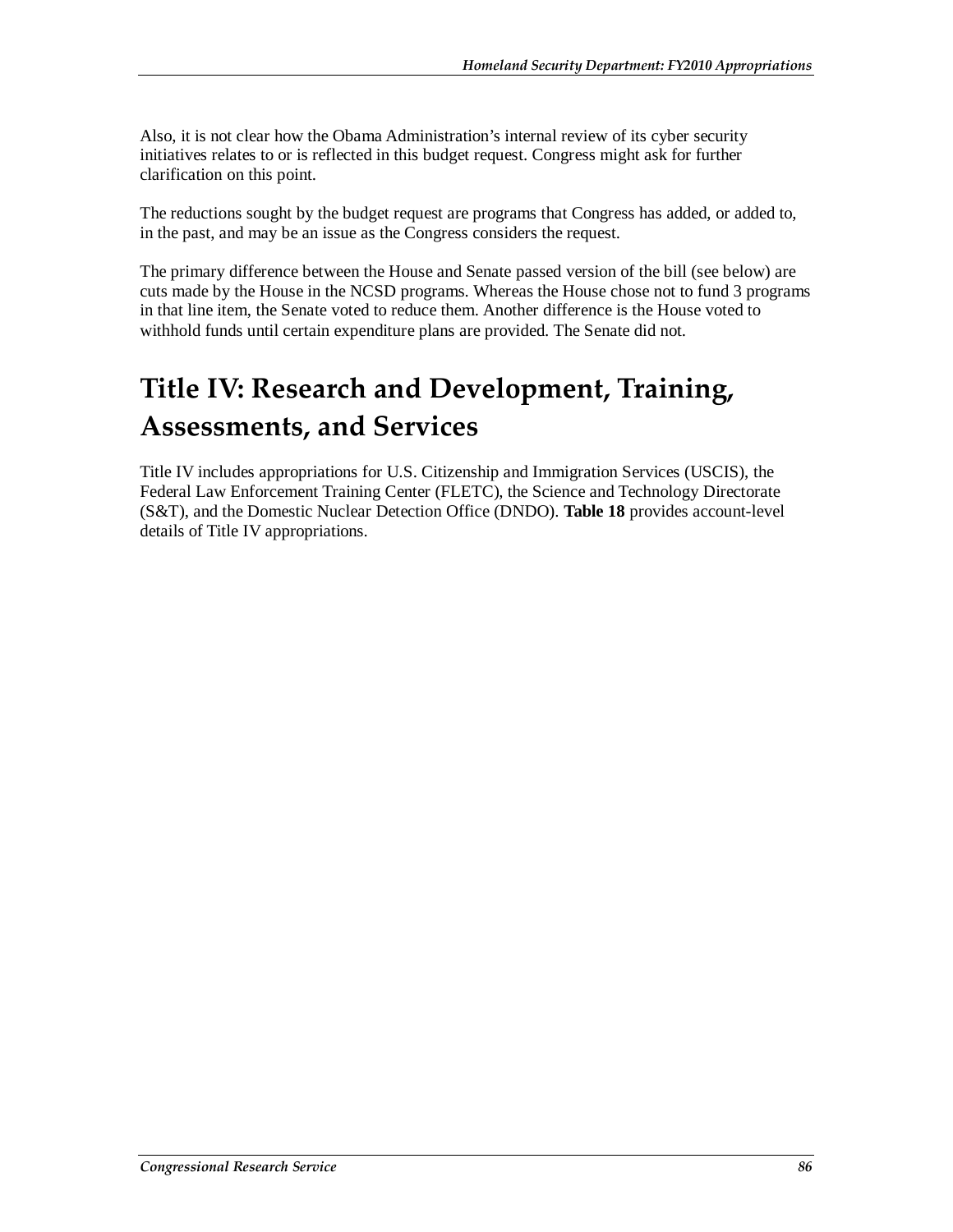Also, it is not clear how the Obama Administration's internal review of its cyber security initiatives relates to or is reflected in this budget request. Congress might ask for further clarification on this point.

The reductions sought by the budget request are programs that Congress has added, or added to, in the past, and may be an issue as the Congress considers the request.

The primary difference between the House and Senate passed version of the bill (see below) are cuts made by the House in the NCSD programs. Whereas the House chose not to fund 3 programs in that line item, the Senate voted to reduce them. Another difference is the House voted to withhold funds until certain expenditure plans are provided. The Senate did not.

# Title IV: Research and Development, Training, Assessments, and Services

Title IV includes appropriations for U.S. Citizenship and Immigration Services (USCIS), the Federal Law Enforcement Training Center (FLETC), the Science and Technology Directorate (S&T), and the Domestic Nuclear Detection Office (DNDO). **Table 18** provides account-level details of Title IV appropriations.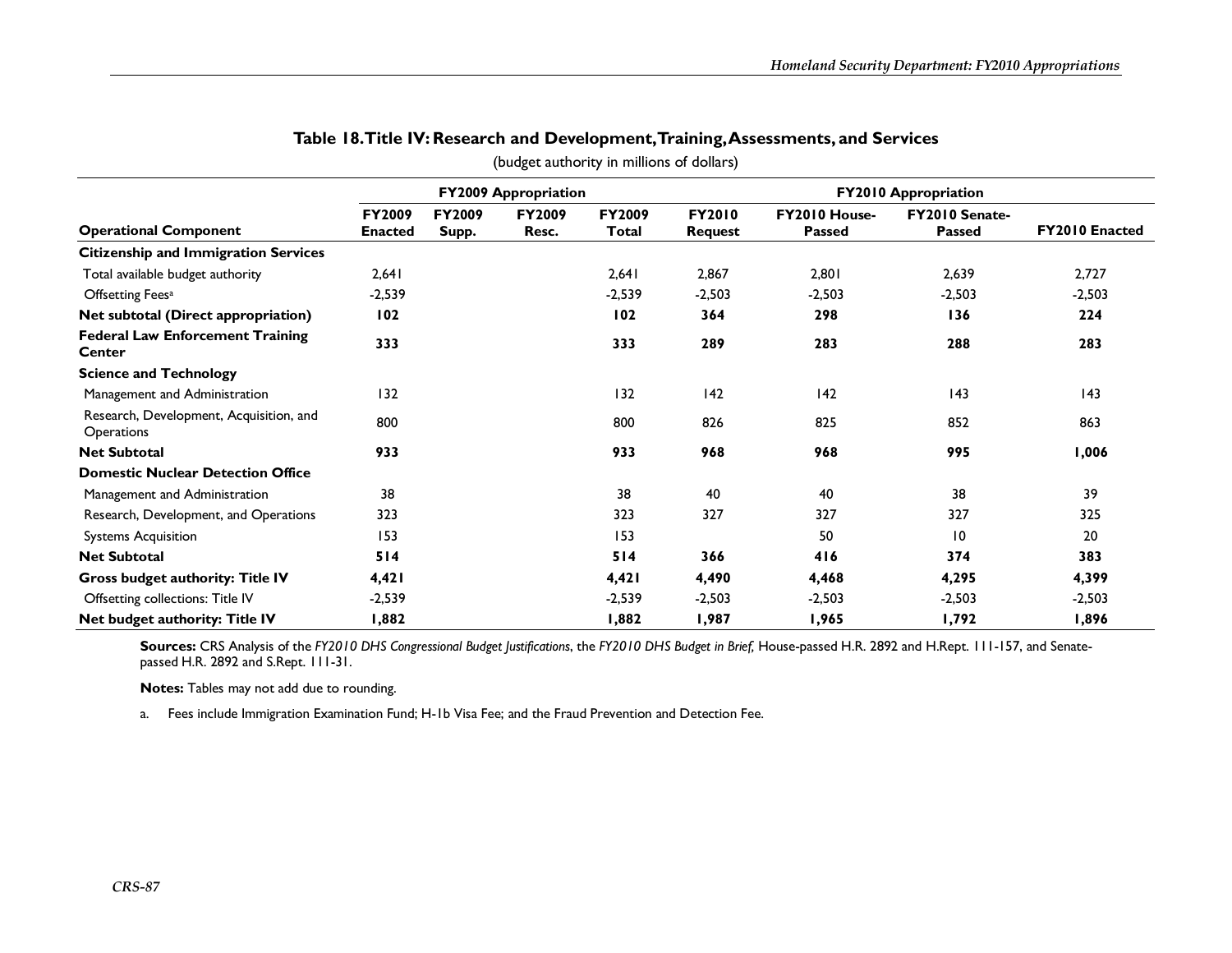## Table 18. Title IV: Research and Development, Training, Assessments, and Services

(budget authority in millions of dollars)

| | FY2009 Appropriation | | | | FY2010 Appropriation | | | |
|---|---|---|---|---|---|---|---|---|
| **Operational Component** | **FY2009 Enacted** | **FY2009 Supp.** | **FY2009 Resc.** | **FY2009 Total** | **FY2010 Request** | **FY2010 House-Passed** | **FY2010 Senate-Passed** | **FY2010 Enacted** |
| **Citizenship and Immigration Services** | | | | | | | | |
| Total available budget authority | 2,641 | | | 2,641 | 2,867 | 2,801 | 2,639 | 2,727 |
| Offsetting Fees[a] | -2,539 | | | -2,539 | -2,503 | -2,503 | -2,503 | -2,503 |
| **Net subtotal (Direct appropriation)** | **102** | | | **102** | **364** | **298** | **136** | **224** |
| **Federal Law Enforcement Training Center** | **333** | | | **333** | **289** | **283** | **288** | **283** |
| **Science and Technology** | | | | | | | | |
| Management and Administration | 132 | | | 132 | 142 | 142 | 143 | 143 |
| Research, Development, Acquisition, and Operations | 800 | | | 800 | 826 | 825 | 852 | 863 |
| **Net Subtotal** | **933** | | | **933** | **968** | **968** | **995** | **1,006** |
| **Domestic Nuclear Detection Office** | | | | | | | | |
| Management and Administration | 38 | | | 38 | 40 | 40 | 38 | 39 |
| Research, Development, and Operations | 323 | | | 323 | 327 | 327 | 327 | 325 |
| Systems Acquisition | 153 | | | 153 | | 50 | 10 | 20 |
| **Net Subtotal** | **514** | | | **514** | **366** | **416** | **374** | **383** |
| **Gross budget authority: Title IV** | **4,421** | | | **4,421** | **4,490** | **4,468** | **4,295** | **4,399** |
| Offsetting collections: Title IV | -2,539 | | | -2,539 | -2,503 | -2,503 | -2,503 | -2,503 |
| **Net budget authority: Title IV** | **1,882** | | | **1,882** | **1,987** | **1,965** | **1,792** | **1,896** |

**Sources:** CRS Analysis of the *FY2010 DHS Congressional Budget Justifications*, the *FY2010 DHS Budget in Brief,* House-passed H.R. 2892 and H.Rept. 111-157, and Senate-passed H.R. 2892 and S.Rept. 111-31.

**Notes:** Tables may not add due to rounding.

a. Fees include Immigration Examination Fund; H-1b Visa Fee; and the Fraud Prevention and Detection Fee.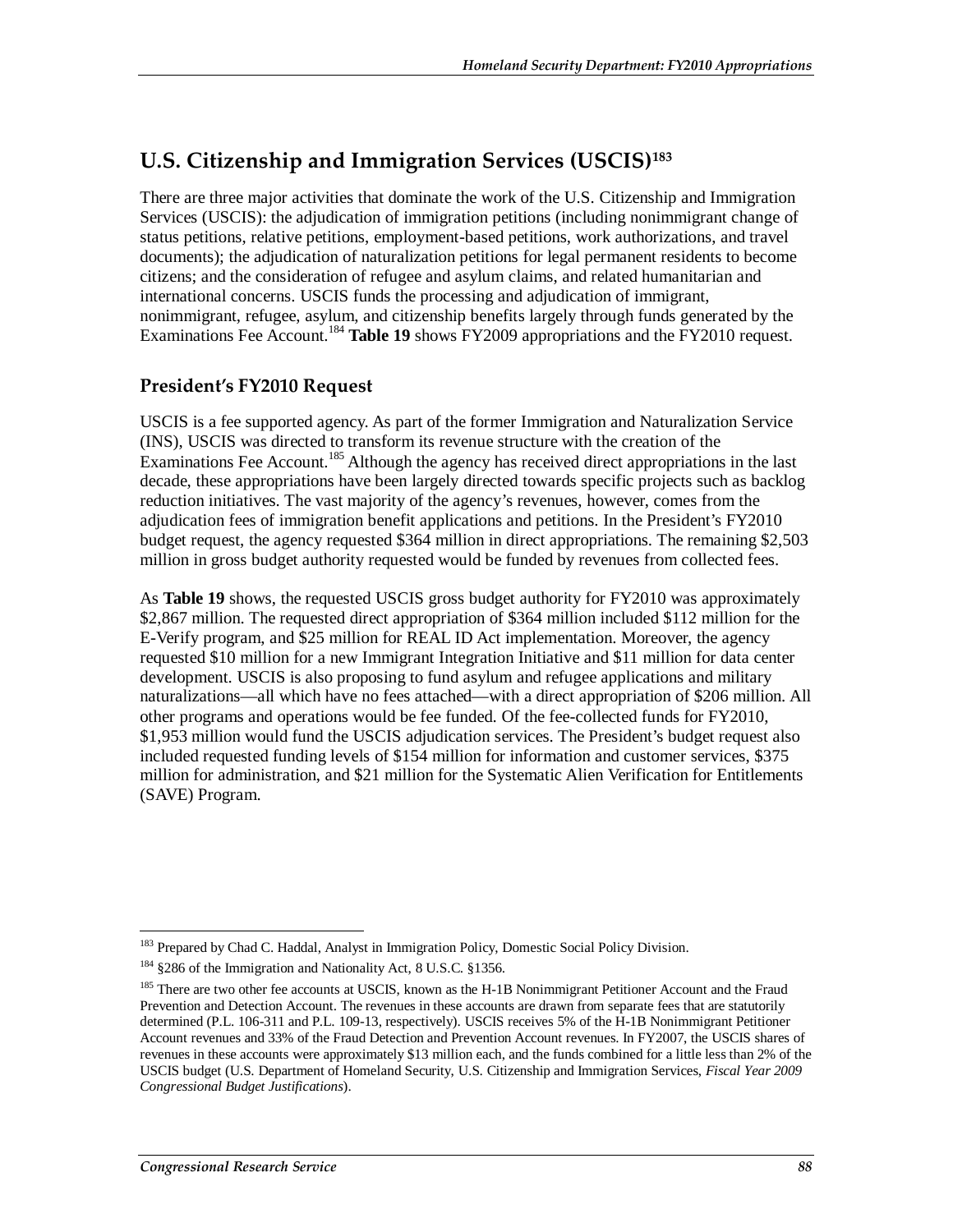## U.S. Citizenship and Immigration Services (USCIS)[183]

There are three major activities that dominate the work of the U.S. Citizenship and Immigration Services (USCIS): the adjudication of immigration petitions (including nonimmigrant change of status petitions, relative petitions, employment-based petitions, work authorizations, and travel documents); the adjudication of naturalization petitions for legal permanent residents to become citizens; and the consideration of refugee and asylum claims, and related humanitarian and international concerns. USCIS funds the processing and adjudication of immigrant, nonimmigrant, refugee, asylum, and citizenship benefits largely through funds generated by the Examinations Fee Account.[184] **Table 19** shows FY2009 appropriations and the FY2010 request.

### President's FY2010 Request

USCIS is a fee supported agency. As part of the former Immigration and Naturalization Service (INS), USCIS was directed to transform its revenue structure with the creation of the Examinations Fee Account.[185] Although the agency has received direct appropriations in the last decade, these appropriations have been largely directed towards specific projects such as backlog reduction initiatives. The vast majority of the agency's revenues, however, comes from the adjudication fees of immigration benefit applications and petitions. In the President's FY2010 budget request, the agency requested $364 million in direct appropriations. The remaining $2,503 million in gross budget authority requested would be funded by revenues from collected fees.

As **Table 19** shows, the requested USCIS gross budget authority for FY2010 was approximately $2,867 million. The requested direct appropriation of $364 million included $112 million for the E-Verify program, and $25 million for REAL ID Act implementation. Moreover, the agency requested $10 million for a new Immigrant Integration Initiative and $11 million for data center development. USCIS is also proposing to fund asylum and refugee applications and military naturalizations—all which have no fees attached—with a direct appropriation of $206 million. All other programs and operations would be fee funded. Of the fee-collected funds for FY2010, $1,953 million would fund the USCIS adjudication services. The President's budget request also included requested funding levels of $154 million for information and customer services, $375 million for administration, and $21 million for the Systematic Alien Verification for Entitlements (SAVE) Program.

---

[183] Prepared by Chad C. Haddal, Analyst in Immigration Policy, Domestic Social Policy Division.

[184] §286 of the Immigration and Nationality Act, 8 U.S.C. §1356.

[185] There are two other fee accounts at USCIS, known as the H-1B Nonimmigrant Petitioner Account and the Fraud Prevention and Detection Account. The revenues in these accounts are drawn from separate fees that are statutorily determined (P.L. 106-311 and P.L. 109-13, respectively). USCIS receives 5% of the H-1B Nonimmigrant Petitioner Account revenues and 33% of the Fraud Detection and Prevention Account revenues. In FY2007, the USCIS shares of revenues in these accounts were approximately $13 million each, and the funds combined for a little less than 2% of the USCIS budget (U.S. Department of Homeland Security, U.S. Citizenship and Immigration Services, *Fiscal Year 2009 Congressional Budget Justifications*).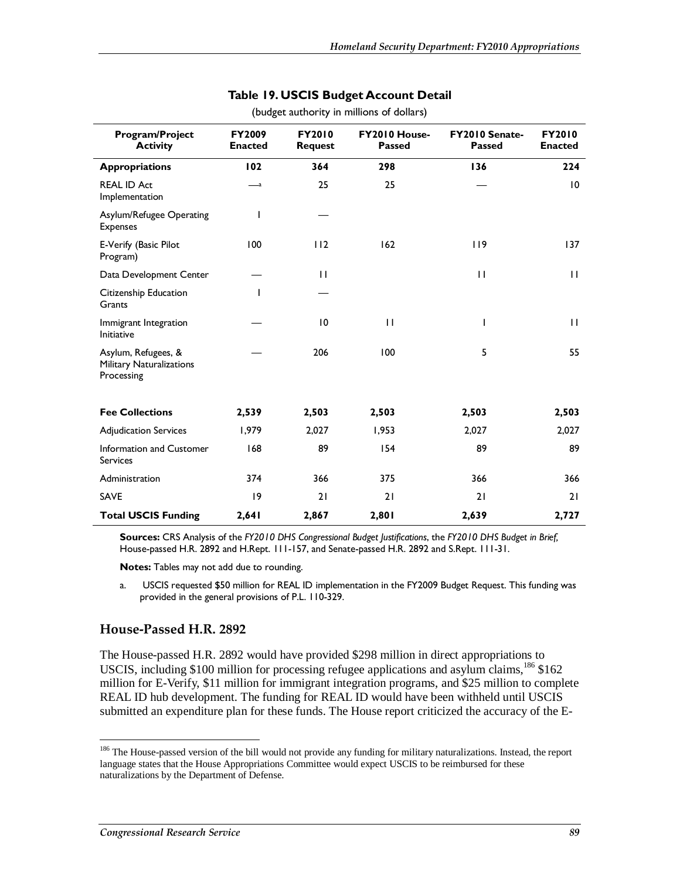**Table 19. USCIS Budget Account Detail**

(budget authority in millions of dollars)

| Program/Project Activity | FY2009 Enacted | FY2010 Request | FY2010 House-Passed | FY2010 Senate-Passed | FY2010 Enacted |
|---|---|---|---|---|---|
| **Appropriations** | **102** | **364** | **298** | **136** | **224** |
| REAL ID Act Implementation | —[a] | 25 | 25 | — | 10 |
| Asylum/Refugee Operating Expenses | 1 | — | | | |
| E-Verify (Basic Pilot Program) | 100 | 112 | 162 | 119 | 137 |
| Data Development Center | — | 11 | | 11 | 11 |
| Citizenship Education Grants | 1 | — | | | |
| Immigrant Integration Initiative | — | 10 | 11 | 1 | 11 |
| Asylum, Refugees, & Military Naturalizations Processing | — | 206 | 100 | 5 | 55 |
| **Fee Collections** | **2,539** | **2,503** | **2,503** | **2,503** | **2,503** |
| Adjudication Services | 1,979 | 2,027 | 1,953 | 2,027 | 2,027 |
| Information and Customer Services | 168 | 89 | 154 | 89 | 89 |
| Administration | 374 | 366 | 375 | 366 | 366 |
| SAVE | 19 | 21 | 21 | 21 | 21 |
| **Total USCIS Funding** | **2,641** | **2,867** | **2,801** | **2,639** | **2,727** |

**Sources:** CRS Analysis of the *FY2010 DHS Congressional Budget Justifications*, the *FY2010 DHS Budget in Brief*, House-passed H.R. 2892 and H.Rept. 111-157, and Senate-passed H.R. 2892 and S.Rept. 111-31.

**Notes:** Tables may not add due to rounding.

a. USCIS requested $50 million for REAL ID implementation in the FY2009 Budget Request. This funding was provided in the general provisions of P.L. 110-329.

## House-Passed H.R. 2892

The House-passed H.R. 2892 would have provided $298 million in direct appropriations to USCIS, including $100 million for processing refugee applications and asylum claims,[186] $162 million for E-Verify, $11 million for immigrant integration programs, and $25 million to complete REAL ID hub development. The funding for REAL ID would have been withheld until USCIS submitted an expenditure plan for these funds. The House report criticized the accuracy of the E-

[186] The House-passed version of the bill would not provide any funding for military naturalizations. Instead, the report language states that the House Appropriations Committee would expect USCIS to be reimbursed for these naturalizations by the Department of Defense.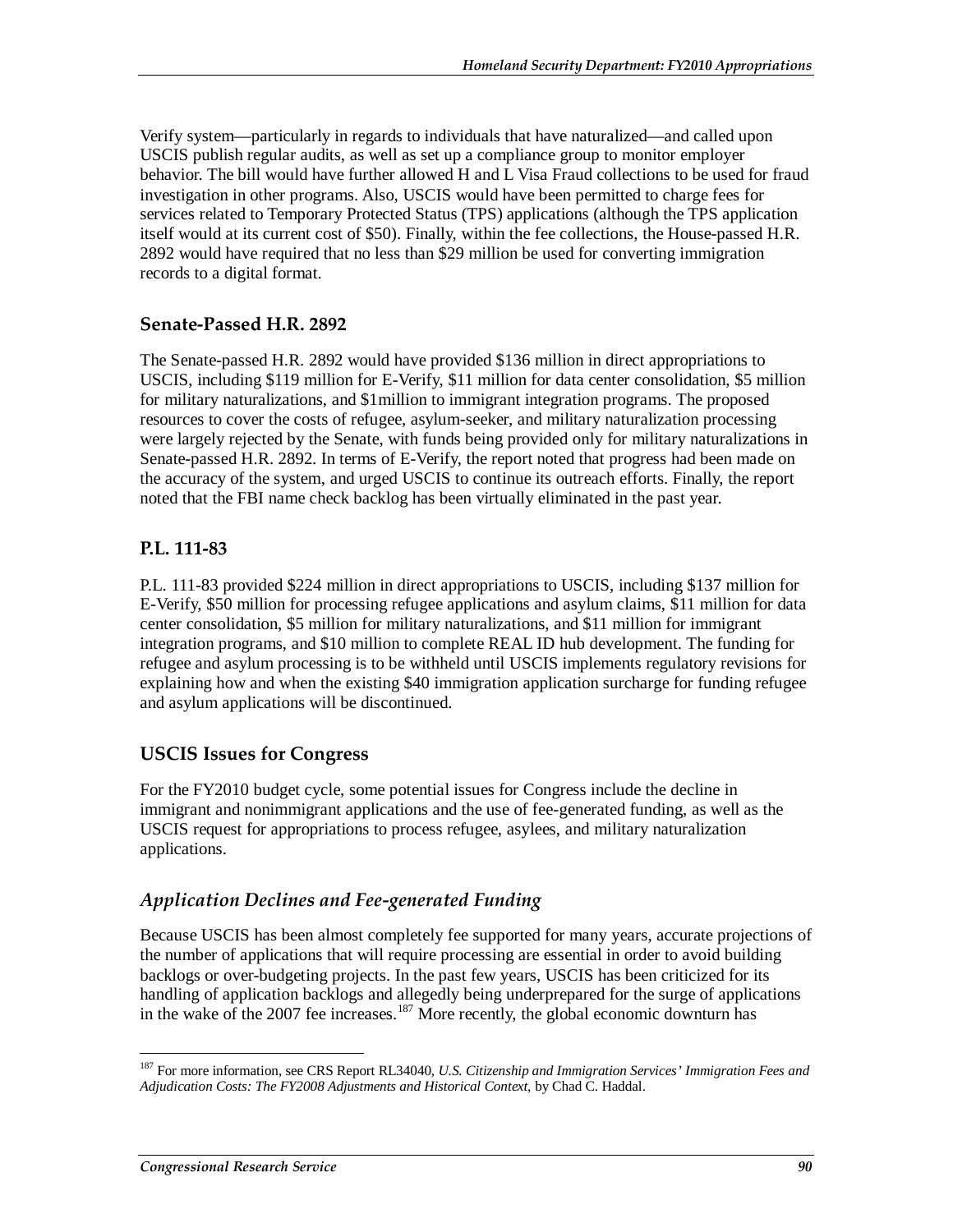Verify system—particularly in regards to individuals that have naturalized—and called upon USCIS publish regular audits, as well as set up a compliance group to monitor employer behavior. The bill would have further allowed H and L Visa Fraud collections to be used for fraud investigation in other programs. Also, USCIS would have been permitted to charge fees for services related to Temporary Protected Status (TPS) applications (although the TPS application itself would at its current cost of $50). Finally, within the fee collections, the House-passed H.R. 2892 would have required that no less than $29 million be used for converting immigration records to a digital format.

### Senate-Passed H.R. 2892

The Senate-passed H.R. 2892 would have provided $136 million in direct appropriations to USCIS, including $119 million for E-Verify, $11 million for data center consolidation, $5 million for military naturalizations, and $1million to immigrant integration programs. The proposed resources to cover the costs of refugee, asylum-seeker, and military naturalization processing were largely rejected by the Senate, with funds being provided only for military naturalizations in Senate-passed H.R. 2892. In terms of E-Verify, the report noted that progress had been made on the accuracy of the system, and urged USCIS to continue its outreach efforts. Finally, the report noted that the FBI name check backlog has been virtually eliminated in the past year.

### P.L. 111-83

P.L. 111-83 provided $224 million in direct appropriations to USCIS, including $137 million for E-Verify, $50 million for processing refugee applications and asylum claims, $11 million for data center consolidation, $5 million for military naturalizations, and $11 million for immigrant integration programs, and $10 million to complete REAL ID hub development. The funding for refugee and asylum processing is to be withheld until USCIS implements regulatory revisions for explaining how and when the existing $40 immigration application surcharge for funding refugee and asylum applications will be discontinued.

## USCIS Issues for Congress

For the FY2010 budget cycle, some potential issues for Congress include the decline in immigrant and nonimmigrant applications and the use of fee-generated funding, as well as the USCIS request for appropriations to process refugee, asylees, and military naturalization applications.

### *Application Declines and Fee-generated Funding*

Because USCIS has been almost completely fee supported for many years, accurate projections of the number of applications that will require processing are essential in order to avoid building backlogs or over-budgeting projects. In the past few years, USCIS has been criticized for its handling of application backlogs and allegedly being underprepared for the surge of applications in the wake of the 2007 fee increases.[187] More recently, the global economic downturn has

[187] For more information, see CRS Report RL34040, *U.S. Citizenship and Immigration Services' Immigration Fees and Adjudication Costs: The FY2008 Adjustments and Historical Context*, by Chad C. Haddal.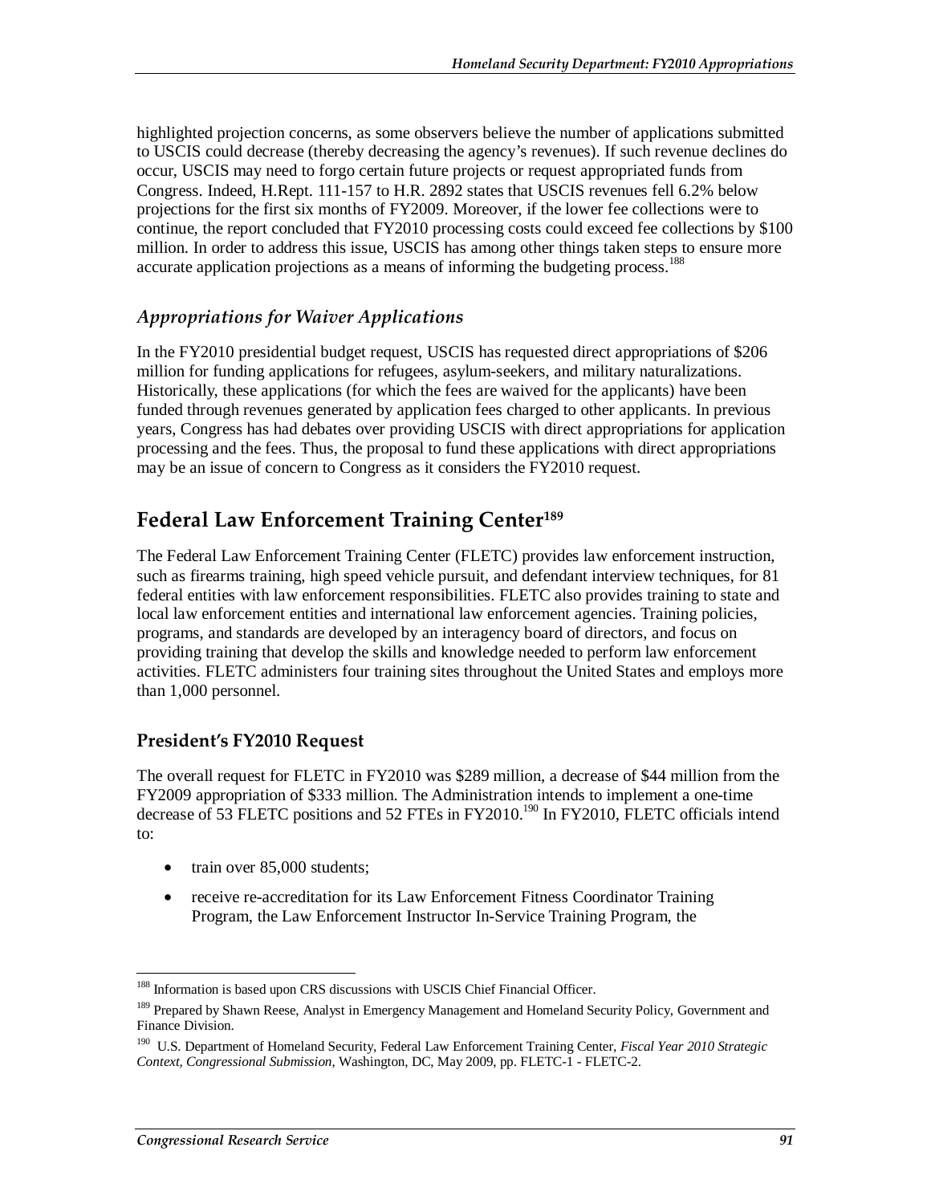highlighted projection concerns, as some observers believe the number of applications submitted to USCIS could decrease (thereby decreasing the agency's revenues). If such revenue declines do occur, USCIS may need to forgo certain future projects or request appropriated funds from Congress. Indeed, H.Rept. 111-157 to H.R. 2892 states that USCIS revenues fell 6.2% below projections for the first six months of FY2009. Moreover, if the lower fee collections were to continue, the report concluded that FY2010 processing costs could exceed fee collections by $100 million. In order to address this issue, USCIS has among other things taken steps to ensure more accurate application projections as a means of informing the budgeting process.[188]

### *Appropriations for Waiver Applications*

In the FY2010 presidential budget request, USCIS has requested direct appropriations of $206 million for funding applications for refugees, asylum-seekers, and military naturalizations. Historically, these applications (for which the fees are waived for the applicants) have been funded through revenues generated by application fees charged to other applicants. In previous years, Congress has had debates over providing USCIS with direct appropriations for application processing and the fees. Thus, the proposal to fund these applications with direct appropriations may be an issue of concern to Congress as it considers the FY2010 request.

## Federal Law Enforcement Training Center[189]

The Federal Law Enforcement Training Center (FLETC) provides law enforcement instruction, such as firearms training, high speed vehicle pursuit, and defendant interview techniques, for 81 federal entities with law enforcement responsibilities. FLETC also provides training to state and local law enforcement entities and international law enforcement agencies. Training policies, programs, and standards are developed by an interagency board of directors, and focus on providing training that develop the skills and knowledge needed to perform law enforcement activities. FLETC administers four training sites throughout the United States and employs more than 1,000 personnel.

### President's FY2010 Request

The overall request for FLETC in FY2010 was $289 million, a decrease of $44 million from the FY2009 appropriation of $333 million. The Administration intends to implement a one-time decrease of 53 FLETC positions and 52 FTEs in FY2010.[190] In FY2010, FLETC officials intend to:

- train over 85,000 students;
- receive re-accreditation for its Law Enforcement Fitness Coordinator Training Program, the Law Enforcement Instructor In-Service Training Program, the

---

[188] Information is based upon CRS discussions with USCIS Chief Financial Officer.

[189] Prepared by Shawn Reese, Analyst in Emergency Management and Homeland Security Policy, Government and Finance Division.

[190] U.S. Department of Homeland Security, Federal Law Enforcement Training Center, *Fiscal Year 2010 Strategic Context, Congressional Submission*, Washington, DC, May 2009, pp. FLETC-1 - FLETC-2.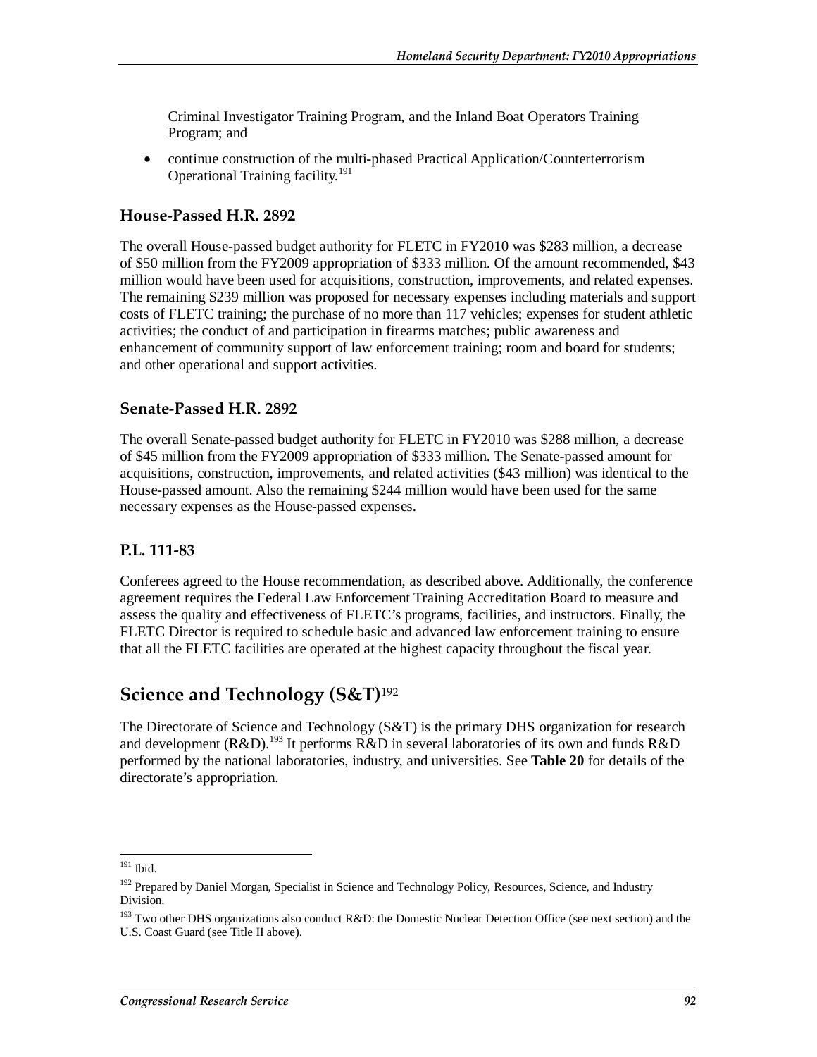Criminal Investigator Training Program, and the Inland Boat Operators Training Program; and

- continue construction of the multi-phased Practical Application/Counterterrorism Operational Training facility.[191]

### House-Passed H.R. 2892

The overall House-passed budget authority for FLETC in FY2010 was $283 million, a decrease of $50 million from the FY2009 appropriation of $333 million. Of the amount recommended, $43 million would have been used for acquisitions, construction, improvements, and related expenses. The remaining $239 million was proposed for necessary expenses including materials and support costs of FLETC training; the purchase of no more than 117 vehicles; expenses for student athletic activities; the conduct of and participation in firearms matches; public awareness and enhancement of community support of law enforcement training; room and board for students; and other operational and support activities.

### Senate-Passed H.R. 2892

The overall Senate-passed budget authority for FLETC in FY2010 was $288 million, a decrease of $45 million from the FY2009 appropriation of $333 million. The Senate-passed amount for acquisitions, construction, improvements, and related activities ($43 million) was identical to the House-passed amount. Also the remaining $244 million would have been used for the same necessary expenses as the House-passed expenses.

### P.L. 111-83

Conferees agreed to the House recommendation, as described above. Additionally, the conference agreement requires the Federal Law Enforcement Training Accreditation Board to measure and assess the quality and effectiveness of FLETC's programs, facilities, and instructors. Finally, the FLETC Director is required to schedule basic and advanced law enforcement training to ensure that all the FLETC facilities are operated at the highest capacity throughout the fiscal year.

## Science and Technology (S&T)[192]

The Directorate of Science and Technology (S&T) is the primary DHS organization for research and development (R&D).[193] It performs R&D in several laboratories of its own and funds R&D performed by the national laboratories, industry, and universities. See **Table 20** for details of the directorate's appropriation.

---

[191] Ibid.

[192] Prepared by Daniel Morgan, Specialist in Science and Technology Policy, Resources, Science, and Industry Division.

[193] Two other DHS organizations also conduct R&D: the Domestic Nuclear Detection Office (see next section) and the U.S. Coast Guard (see Title II above).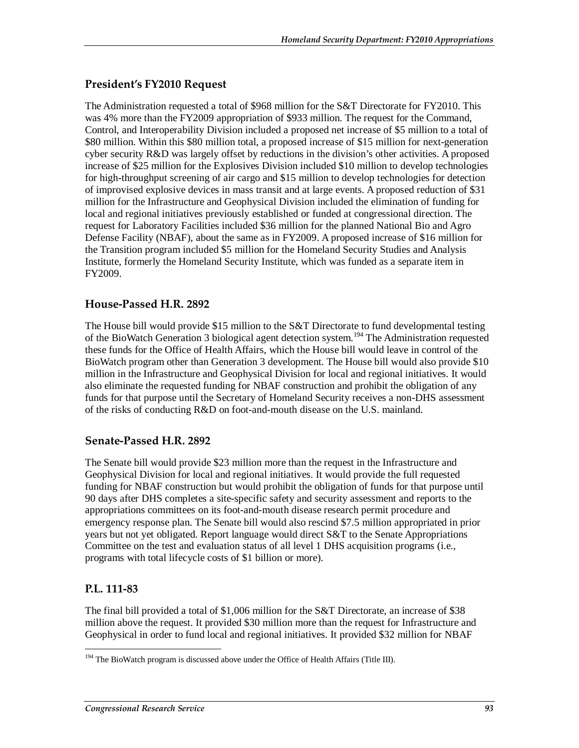## President's FY2010 Request

The Administration requested a total of $968 million for the S&T Directorate for FY2010. This was 4% more than the FY2009 appropriation of $933 million. The request for the Command, Control, and Interoperability Division included a proposed net increase of $5 million to a total of $80 million. Within this $80 million total, a proposed increase of $15 million for next-generation cyber security R&D was largely offset by reductions in the division's other activities. A proposed increase of $25 million for the Explosives Division included $10 million to develop technologies for high-throughput screening of air cargo and $15 million to develop technologies for detection of improvised explosive devices in mass transit and at large events. A proposed reduction of $31 million for the Infrastructure and Geophysical Division included the elimination of funding for local and regional initiatives previously established or funded at congressional direction. The request for Laboratory Facilities included $36 million for the planned National Bio and Agro Defense Facility (NBAF), about the same as in FY2009. A proposed increase of $16 million for the Transition program included $5 million for the Homeland Security Studies and Analysis Institute, formerly the Homeland Security Institute, which was funded as a separate item in FY2009.

## House-Passed H.R. 2892

The House bill would provide $15 million to the S&T Directorate to fund developmental testing of the BioWatch Generation 3 biological agent detection system.[194] The Administration requested these funds for the Office of Health Affairs, which the House bill would leave in control of the BioWatch program other than Generation 3 development. The House bill would also provide $10 million in the Infrastructure and Geophysical Division for local and regional initiatives. It would also eliminate the requested funding for NBAF construction and prohibit the obligation of any funds for that purpose until the Secretary of Homeland Security receives a non-DHS assessment of the risks of conducting R&D on foot-and-mouth disease on the U.S. mainland.

## Senate-Passed H.R. 2892

The Senate bill would provide $23 million more than the request in the Infrastructure and Geophysical Division for local and regional initiatives. It would provide the full requested funding for NBAF construction but would prohibit the obligation of funds for that purpose until 90 days after DHS completes a site-specific safety and security assessment and reports to the appropriations committees on its foot-and-mouth disease research permit procedure and emergency response plan. The Senate bill would also rescind $7.5 million appropriated in prior years but not yet obligated. Report language would direct S&T to the Senate Appropriations Committee on the test and evaluation status of all level 1 DHS acquisition programs (i.e., programs with total lifecycle costs of $1 billion or more).

## P.L. 111-83

The final bill provided a total of $1,006 million for the S&T Directorate, an increase of $38 million above the request. It provided $30 million more than the request for Infrastructure and Geophysical in order to fund local and regional initiatives. It provided $32 million for NBAF

[194] The BioWatch program is discussed above under the Office of Health Affairs (Title III).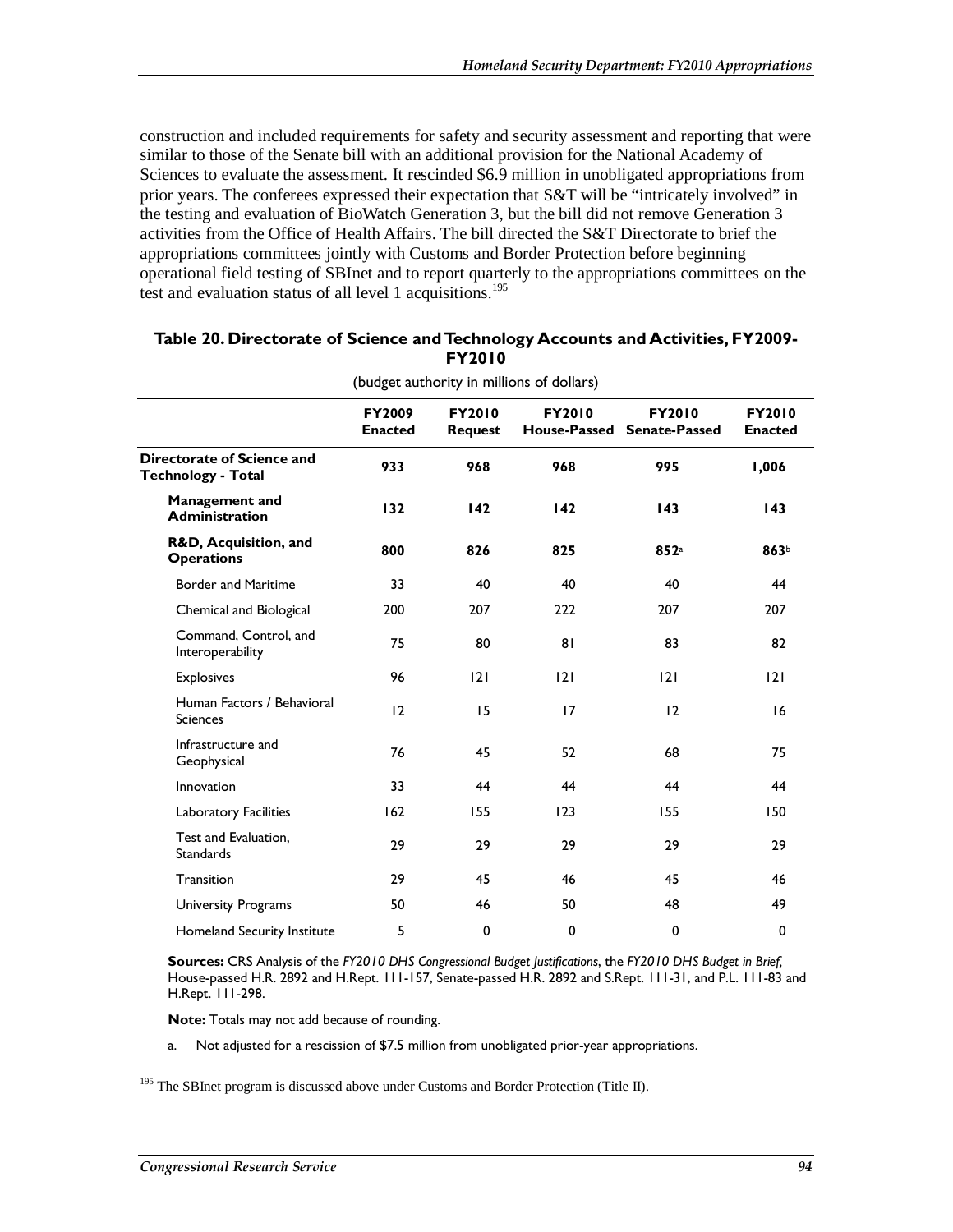construction and included requirements for safety and security assessment and reporting that were similar to those of the Senate bill with an additional provision for the National Academy of Sciences to evaluate the assessment. It rescinded $6.9 million in unobligated appropriations from prior years. The conferees expressed their expectation that S&T will be "intricately involved" in the testing and evaluation of BioWatch Generation 3, but the bill did not remove Generation 3 activities from the Office of Health Affairs. The bill directed the S&T Directorate to brief the appropriations committees jointly with Customs and Border Protection before beginning operational field testing of SBInet and to report quarterly to the appropriations committees on the test and evaluation status of all level 1 acquisitions.[195]

**Table 20. Directorate of Science and Technology Accounts and Activities, FY2009-FY2010**

(budget authority in millions of dollars)

| | FY2009 Enacted | FY2010 Request | FY2010 House-Passed | FY2010 Senate-Passed | FY2010 Enacted |
|---|---|---|---|---|---|
| **Directorate of Science and Technology - Total** | **933** | **968** | **968** | **995** | **1,006** |
| **Management and Administration** | **132** | **142** | **142** | **143** | **143** |
| **R&D, Acquisition, and Operations** | **800** | **826** | **825** | **852**[a] | **863**[b] |
| Border and Maritime | 33 | 40 | 40 | 40 | 44 |
| Chemical and Biological | 200 | 207 | 222 | 207 | 207 |
| Command, Control, and Interoperability | 75 | 80 | 81 | 83 | 82 |
| Explosives | 96 | 121 | 121 | 121 | 121 |
| Human Factors / Behavioral Sciences | 12 | 15 | 17 | 12 | 16 |
| Infrastructure and Geophysical | 76 | 45 | 52 | 68 | 75 |
| Innovation | 33 | 44 | 44 | 44 | 44 |
| Laboratory Facilities | 162 | 155 | 123 | 155 | 150 |
| Test and Evaluation, Standards | 29 | 29 | 29 | 29 | 29 |
| Transition | 29 | 45 | 46 | 45 | 46 |
| University Programs | 50 | 46 | 50 | 48 | 49 |
| Homeland Security Institute | 5 | 0 | 0 | 0 | 0 |

**Sources:** CRS Analysis of the *FY2010 DHS Congressional Budget Justifications*, the *FY2010 DHS Budget in Brief*, House-passed H.R. 2892 and H.Rept. 111-157, Senate-passed H.R. 2892 and S.Rept. 111-31, and P.L. 111-83 and H.Rept. 111-298.

**Note:** Totals may not add because of rounding.

a. Not adjusted for a rescission of $7.5 million from unobligated prior-year appropriations.

[195] The SBInet program is discussed above under Customs and Border Protection (Title II).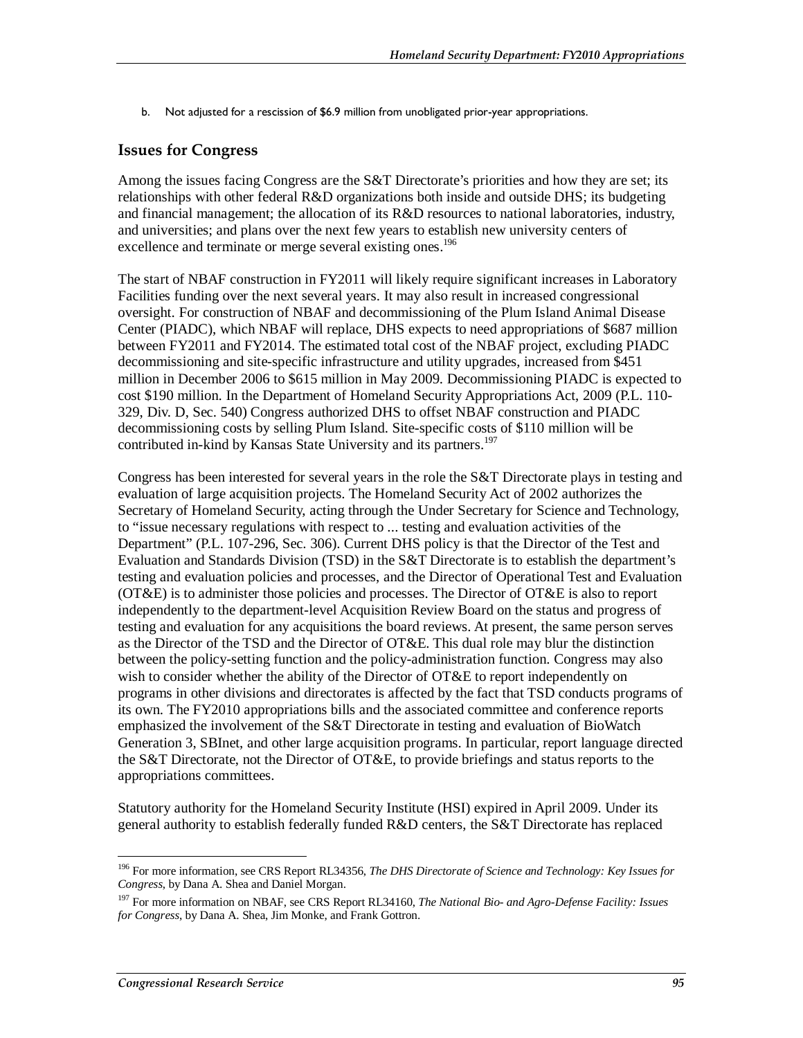b. Not adjusted for a rescission of $6.9 million from unobligated prior-year appropriations.

## Issues for Congress

Among the issues facing Congress are the S&T Directorate's priorities and how they are set; its relationships with other federal R&D organizations both inside and outside DHS; its budgeting and financial management; the allocation of its R&D resources to national laboratories, industry, and universities; and plans over the next few years to establish new university centers of excellence and terminate or merge several existing ones.[196]

The start of NBAF construction in FY2011 will likely require significant increases in Laboratory Facilities funding over the next several years. It may also result in increased congressional oversight. For construction of NBAF and decommissioning of the Plum Island Animal Disease Center (PIADC), which NBAF will replace, DHS expects to need appropriations of $687 million between FY2011 and FY2014. The estimated total cost of the NBAF project, excluding PIADC decommissioning and site-specific infrastructure and utility upgrades, increased from $451 million in December 2006 to $615 million in May 2009. Decommissioning PIADC is expected to cost $190 million. In the Department of Homeland Security Appropriations Act, 2009 (P.L. 110-329, Div. D, Sec. 540) Congress authorized DHS to offset NBAF construction and PIADC decommissioning costs by selling Plum Island. Site-specific costs of $110 million will be contributed in-kind by Kansas State University and its partners.[197]

Congress has been interested for several years in the role the S&T Directorate plays in testing and evaluation of large acquisition projects. The Homeland Security Act of 2002 authorizes the Secretary of Homeland Security, acting through the Under Secretary for Science and Technology, to "issue necessary regulations with respect to ... testing and evaluation activities of the Department" (P.L. 107-296, Sec. 306). Current DHS policy is that the Director of the Test and Evaluation and Standards Division (TSD) in the S&T Directorate is to establish the department's testing and evaluation policies and processes, and the Director of Operational Test and Evaluation (OT&E) is to administer those policies and processes. The Director of OT&E is also to report independently to the department-level Acquisition Review Board on the status and progress of testing and evaluation for any acquisitions the board reviews. At present, the same person serves as the Director of the TSD and the Director of OT&E. This dual role may blur the distinction between the policy-setting function and the policy-administration function. Congress may also wish to consider whether the ability of the Director of OT&E to report independently on programs in other divisions and directorates is affected by the fact that TSD conducts programs of its own. The FY2010 appropriations bills and the associated committee and conference reports emphasized the involvement of the S&T Directorate in testing and evaluation of BioWatch Generation 3, SBInet, and other large acquisition programs. In particular, report language directed the S&T Directorate, not the Director of OT&E, to provide briefings and status reports to the appropriations committees.

Statutory authority for the Homeland Security Institute (HSI) expired in April 2009. Under its general authority to establish federally funded R&D centers, the S&T Directorate has replaced

[196] For more information, see CRS Report RL34356, *The DHS Directorate of Science and Technology: Key Issues for Congress*, by Dana A. Shea and Daniel Morgan.

[197] For more information on NBAF, see CRS Report RL34160, *The National Bio- and Agro-Defense Facility: Issues for Congress*, by Dana A. Shea, Jim Monke, and Frank Gottron.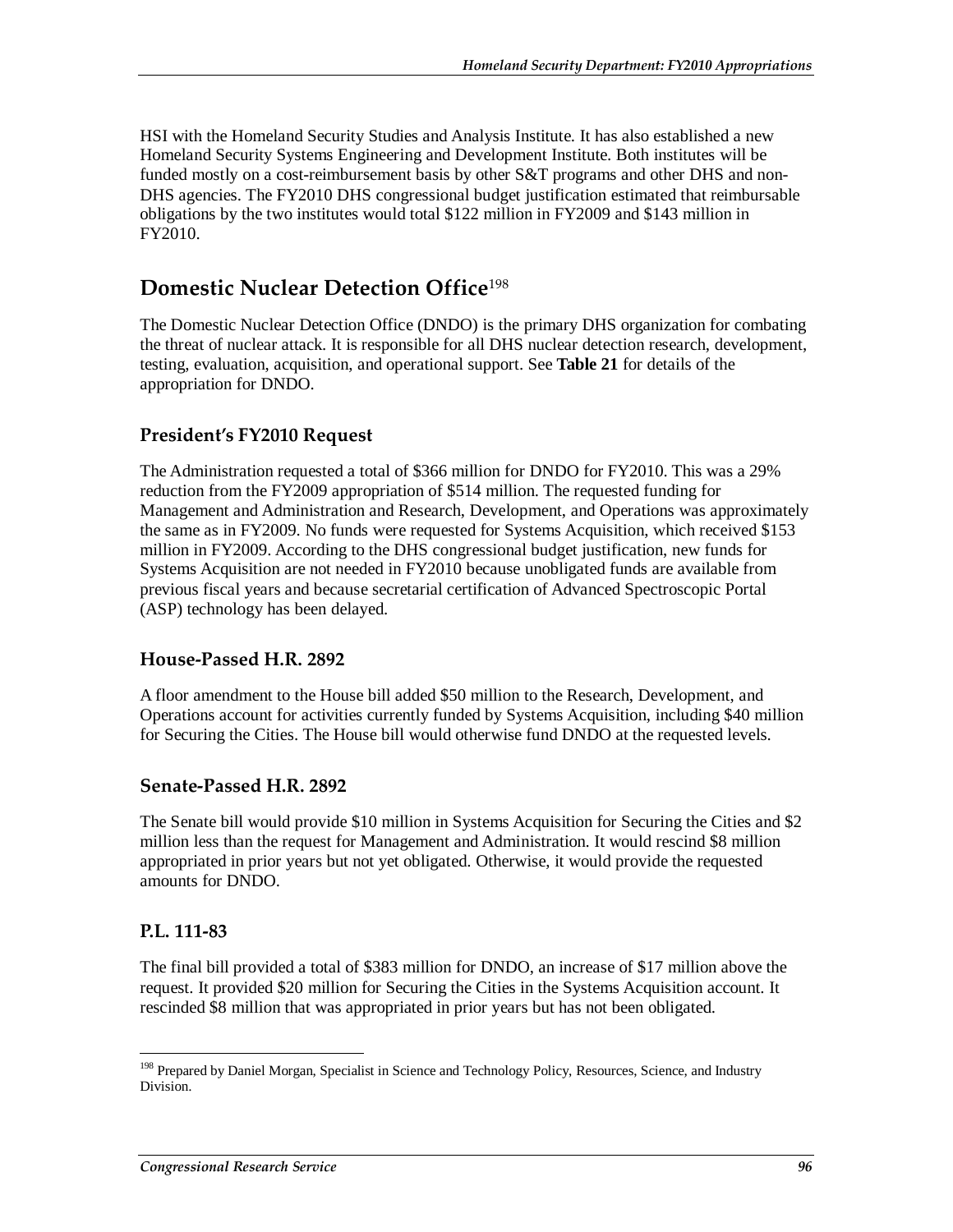HSI with the Homeland Security Studies and Analysis Institute. It has also established a new Homeland Security Systems Engineering and Development Institute. Both institutes will be funded mostly on a cost-reimbursement basis by other S&T programs and other DHS and non-DHS agencies. The FY2010 DHS congressional budget justification estimated that reimbursable obligations by the two institutes would total $122 million in FY2009 and $143 million in FY2010.

## Domestic Nuclear Detection Office[198]

The Domestic Nuclear Detection Office (DNDO) is the primary DHS organization for combating the threat of nuclear attack. It is responsible for all DHS nuclear detection research, development, testing, evaluation, acquisition, and operational support. See **Table 21** for details of the appropriation for DNDO.

### President's FY2010 Request

The Administration requested a total of $366 million for DNDO for FY2010. This was a 29% reduction from the FY2009 appropriation of $514 million. The requested funding for Management and Administration and Research, Development, and Operations was approximately the same as in FY2009. No funds were requested for Systems Acquisition, which received $153 million in FY2009. According to the DHS congressional budget justification, new funds for Systems Acquisition are not needed in FY2010 because unobligated funds are available from previous fiscal years and because secretarial certification of Advanced Spectroscopic Portal (ASP) technology has been delayed.

### House-Passed H.R. 2892

A floor amendment to the House bill added $50 million to the Research, Development, and Operations account for activities currently funded by Systems Acquisition, including $40 million for Securing the Cities. The House bill would otherwise fund DNDO at the requested levels.

### Senate-Passed H.R. 2892

The Senate bill would provide $10 million in Systems Acquisition for Securing the Cities and $2 million less than the request for Management and Administration. It would rescind $8 million appropriated in prior years but not yet obligated. Otherwise, it would provide the requested amounts for DNDO.

### P.L. 111-83

The final bill provided a total of $383 million for DNDO, an increase of $17 million above the request. It provided $20 million for Securing the Cities in the Systems Acquisition account. It rescinded $8 million that was appropriated in prior years but has not been obligated.

---

[198] Prepared by Daniel Morgan, Specialist in Science and Technology Policy, Resources, Science, and Industry Division.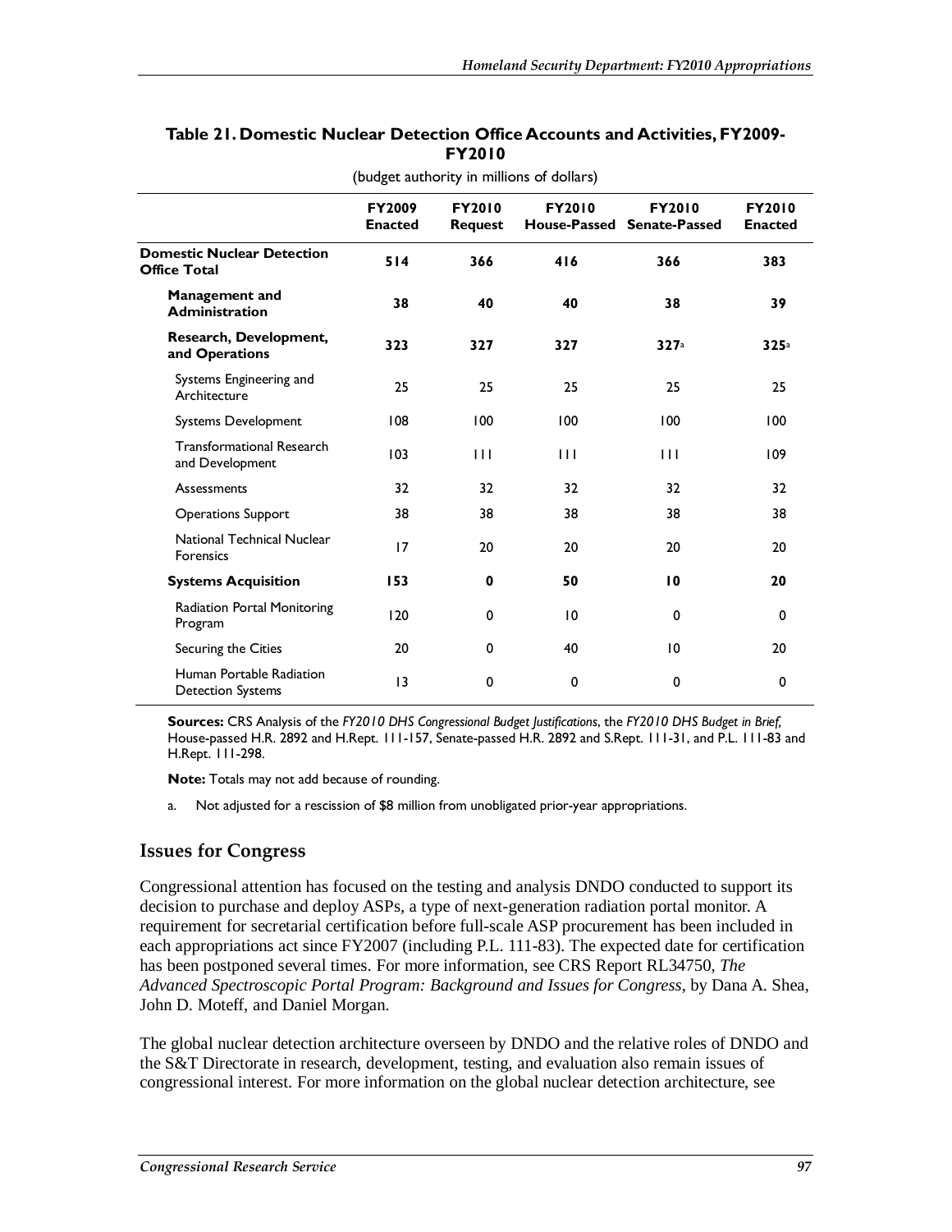**Table 21. Domestic Nuclear Detection Office Accounts and Activities, FY2009-FY2010**

(budget authority in millions of dollars)

| | FY2009 Enacted | FY2010 Request | FY2010 House-Passed | FY2010 Senate-Passed | FY2010 Enacted |
|---|---|---|---|---|---|
| **Domestic Nuclear Detection Office Total** | **514** | **366** | **416** | **366** | **383** |
| **Management and Administration** | **38** | **40** | **40** | **38** | **39** |
| **Research, Development, and Operations** | **323** | **327** | **327** | **327**[a] | **325**[a] |
| Systems Engineering and Architecture | 25 | 25 | 25 | 25 | 25 |
| Systems Development | 108 | 100 | 100 | 100 | 100 |
| Transformational Research and Development | 103 | 111 | 111 | 111 | 109 |
| Assessments | 32 | 32 | 32 | 32 | 32 |
| Operations Support | 38 | 38 | 38 | 38 | 38 |
| National Technical Nuclear Forensics | 17 | 20 | 20 | 20 | 20 |
| **Systems Acquisition** | **153** | **0** | **50** | **10** | **20** |
| Radiation Portal Monitoring Program | 120 | 0 | 10 | 0 | 0 |
| Securing the Cities | 20 | 0 | 40 | 10 | 20 |
| Human Portable Radiation Detection Systems | 13 | 0 | 0 | 0 | 0 |

**Sources:** CRS Analysis of the *FY2010 DHS Congressional Budget Justifications*, the *FY2010 DHS Budget in Brief*, House-passed H.R. 2892 and H.Rept. 111-157, Senate-passed H.R. 2892 and S.Rept. 111-31, and P.L. 111-83 and H.Rept. 111-298.

**Note:** Totals may not add because of rounding.

a. Not adjusted for a rescission of $8 million from unobligated prior-year appropriations.

## Issues for Congress

Congressional attention has focused on the testing and analysis DNDO conducted to support its decision to purchase and deploy ASPs, a type of next-generation radiation portal monitor. A requirement for secretarial certification before full-scale ASP procurement has been included in each appropriations act since FY2007 (including P.L. 111-83). The expected date for certification has been postponed several times. For more information, see CRS Report RL34750, *The Advanced Spectroscopic Portal Program: Background and Issues for Congress*, by Dana A. Shea, John D. Moteff, and Daniel Morgan.

The global nuclear detection architecture overseen by DNDO and the relative roles of DNDO and the S&T Directorate in research, development, testing, and evaluation also remain issues of congressional interest. For more information on the global nuclear detection architecture, see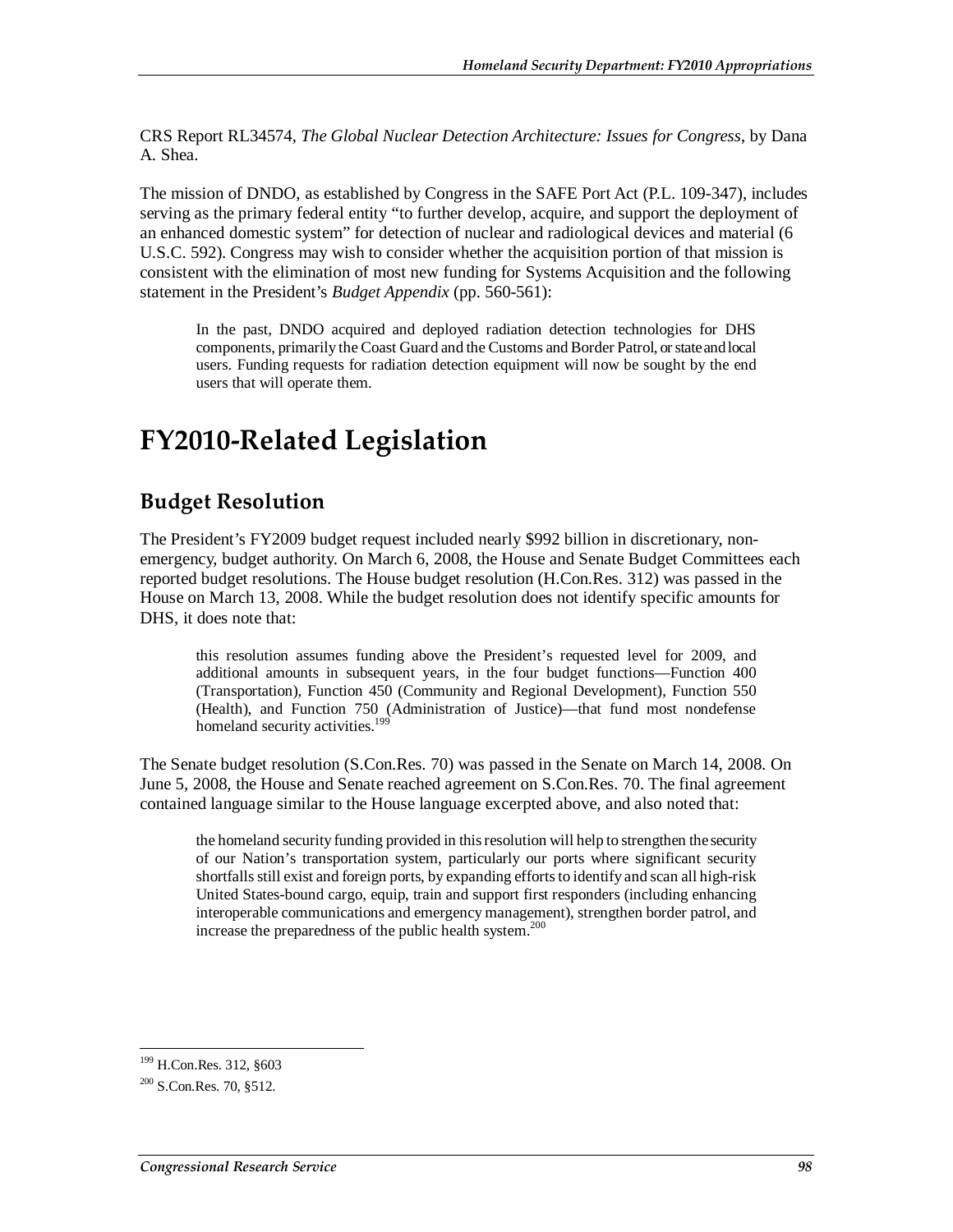CRS Report RL34574, *The Global Nuclear Detection Architecture: Issues for Congress*, by Dana A. Shea.

The mission of DNDO, as established by Congress in the SAFE Port Act (P.L. 109-347), includes serving as the primary federal entity "to further develop, acquire, and support the deployment of an enhanced domestic system" for detection of nuclear and radiological devices and material (6 U.S.C. 592). Congress may wish to consider whether the acquisition portion of that mission is consistent with the elimination of most new funding for Systems Acquisition and the following statement in the President's *Budget Appendix* (pp. 560-561):

> In the past, DNDO acquired and deployed radiation detection technologies for DHS components, primarily the Coast Guard and the Customs and Border Patrol, or state and local users. Funding requests for radiation detection equipment will now be sought by the end users that will operate them.

# FY2010-Related Legislation

## Budget Resolution

The President's FY2009 budget request included nearly $992 billion in discretionary, non-emergency, budget authority. On March 6, 2008, the House and Senate Budget Committees each reported budget resolutions. The House budget resolution (H.Con.Res. 312) was passed in the House on March 13, 2008. While the budget resolution does not identify specific amounts for DHS, it does note that:

> this resolution assumes funding above the President's requested level for 2009, and additional amounts in subsequent years, in the four budget functions—Function 400 (Transportation), Function 450 (Community and Regional Development), Function 550 (Health), and Function 750 (Administration of Justice)—that fund most nondefense homeland security activities.[199]

The Senate budget resolution (S.Con.Res. 70) was passed in the Senate on March 14, 2008. On June 5, 2008, the House and Senate reached agreement on S.Con.Res. 70. The final agreement contained language similar to the House language excerpted above, and also noted that:

> the homeland security funding provided in this resolution will help to strengthen the security of our Nation's transportation system, particularly our ports where significant security shortfalls still exist and foreign ports, by expanding efforts to identify and scan all high-risk United States-bound cargo, equip, train and support first responders (including enhancing interoperable communications and emergency management), strengthen border patrol, and increase the preparedness of the public health system.[200]

---

[199] H.Con.Res. 312, §603

[200] S.Con.Res. 70, §512.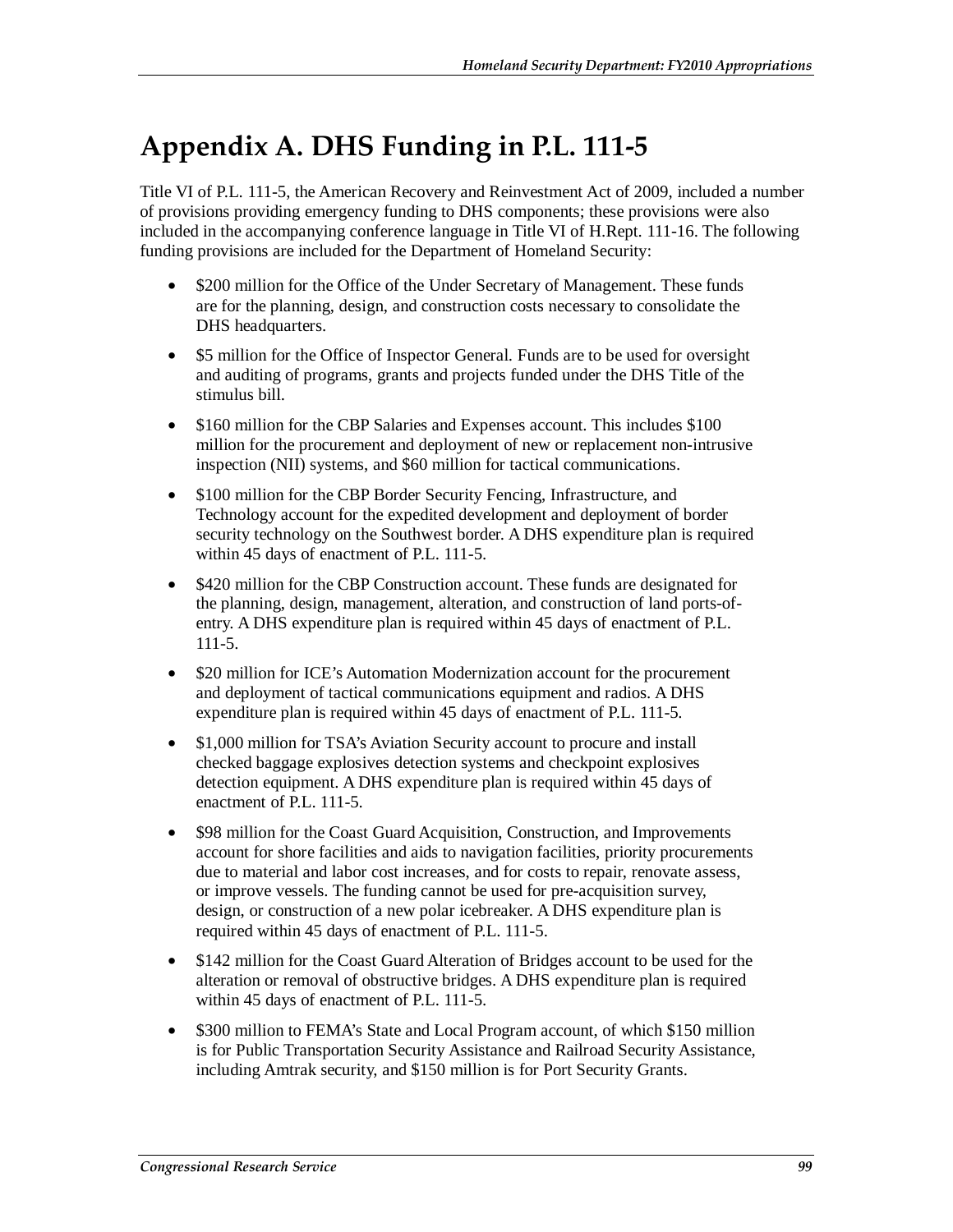# Appendix A. DHS Funding in P.L. 111-5

Title VI of P.L. 111-5, the American Recovery and Reinvestment Act of 2009, included a number of provisions providing emergency funding to DHS components; these provisions were also included in the accompanying conference language in Title VI of H.Rept. 111-16. The following funding provisions are included for the Department of Homeland Security:

- $200 million for the Office of the Under Secretary of Management. These funds are for the planning, design, and construction costs necessary to consolidate the DHS headquarters.
- $5 million for the Office of Inspector General. Funds are to be used for oversight and auditing of programs, grants and projects funded under the DHS Title of the stimulus bill.
- $160 million for the CBP Salaries and Expenses account. This includes $100 million for the procurement and deployment of new or replacement non-intrusive inspection (NII) systems, and $60 million for tactical communications.
- $100 million for the CBP Border Security Fencing, Infrastructure, and Technology account for the expedited development and deployment of border security technology on the Southwest border. A DHS expenditure plan is required within 45 days of enactment of P.L. 111-5.
- $420 million for the CBP Construction account. These funds are designated for the planning, design, management, alteration, and construction of land ports-of-entry. A DHS expenditure plan is required within 45 days of enactment of P.L. 111-5.
- $20 million for ICE's Automation Modernization account for the procurement and deployment of tactical communications equipment and radios. A DHS expenditure plan is required within 45 days of enactment of P.L. 111-5.
- $1,000 million for TSA's Aviation Security account to procure and install checked baggage explosives detection systems and checkpoint explosives detection equipment. A DHS expenditure plan is required within 45 days of enactment of P.L. 111-5.
- $98 million for the Coast Guard Acquisition, Construction, and Improvements account for shore facilities and aids to navigation facilities, priority procurements due to material and labor cost increases, and for costs to repair, renovate assess, or improve vessels. The funding cannot be used for pre-acquisition survey, design, or construction of a new polar icebreaker. A DHS expenditure plan is required within 45 days of enactment of P.L. 111-5.
- $142 million for the Coast Guard Alteration of Bridges account to be used for the alteration or removal of obstructive bridges. A DHS expenditure plan is required within 45 days of enactment of P.L. 111-5.
- $300 million to FEMA's State and Local Program account, of which $150 million is for Public Transportation Security Assistance and Railroad Security Assistance, including Amtrak security, and $150 million is for Port Security Grants.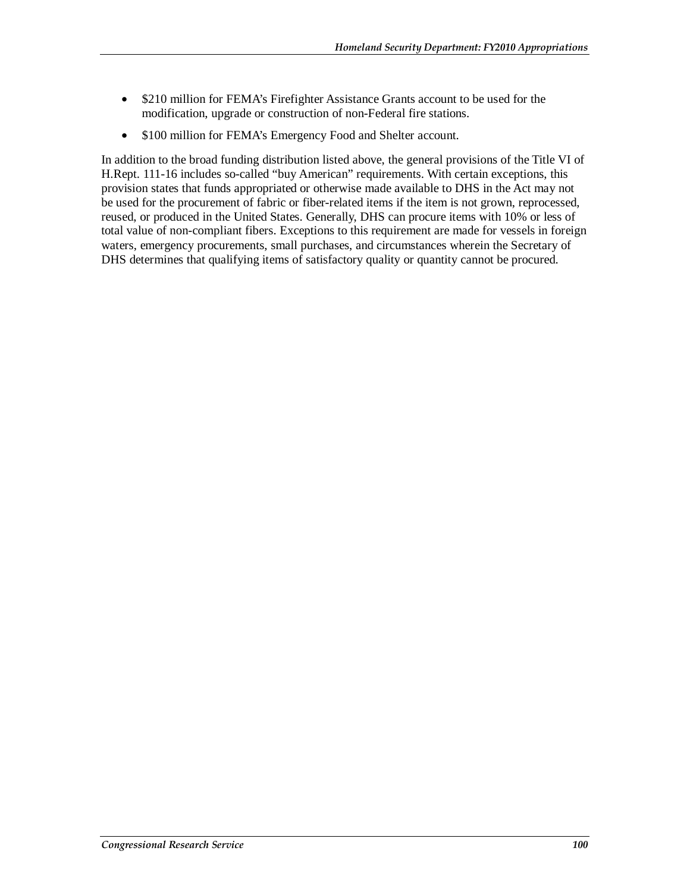- $210 million for FEMA's Firefighter Assistance Grants account to be used for the modification, upgrade or construction of non-Federal fire stations.
- $100 million for FEMA's Emergency Food and Shelter account.

In addition to the broad funding distribution listed above, the general provisions of the Title VI of H.Rept. 111-16 includes so-called "buy American" requirements. With certain exceptions, this provision states that funds appropriated or otherwise made available to DHS in the Act may not be used for the procurement of fabric or fiber-related items if the item is not grown, reprocessed, reused, or produced in the United States. Generally, DHS can procure items with 10% or less of total value of non-compliant fibers. Exceptions to this requirement are made for vessels in foreign waters, emergency procurements, small purchases, and circumstances wherein the Secretary of DHS determines that qualifying items of satisfactory quality or quantity cannot be procured.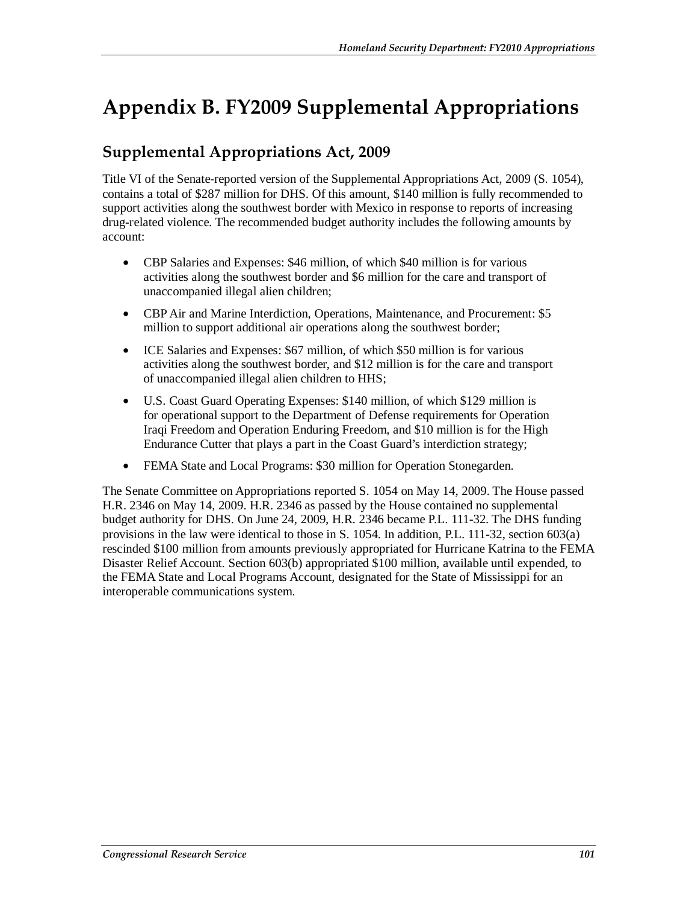# Appendix B. FY2009 Supplemental Appropriations

## Supplemental Appropriations Act, 2009

Title VI of the Senate-reported version of the Supplemental Appropriations Act, 2009 (S. 1054), contains a total of $287 million for DHS. Of this amount, $140 million is fully recommended to support activities along the southwest border with Mexico in response to reports of increasing drug-related violence. The recommended budget authority includes the following amounts by account:

- CBP Salaries and Expenses: $46 million, of which $40 million is for various activities along the southwest border and $6 million for the care and transport of unaccompanied illegal alien children;
- CBP Air and Marine Interdiction, Operations, Maintenance, and Procurement: $5 million to support additional air operations along the southwest border;
- ICE Salaries and Expenses: $67 million, of which $50 million is for various activities along the southwest border, and $12 million is for the care and transport of unaccompanied illegal alien children to HHS;
- U.S. Coast Guard Operating Expenses: $140 million, of which $129 million is for operational support to the Department of Defense requirements for Operation Iraqi Freedom and Operation Enduring Freedom, and $10 million is for the High Endurance Cutter that plays a part in the Coast Guard's interdiction strategy;
- FEMA State and Local Programs: $30 million for Operation Stonegarden.

The Senate Committee on Appropriations reported S. 1054 on May 14, 2009. The House passed H.R. 2346 on May 14, 2009. H.R. 2346 as passed by the House contained no supplemental budget authority for DHS. On June 24, 2009, H.R. 2346 became P.L. 111-32. The DHS funding provisions in the law were identical to those in S. 1054. In addition, P.L. 111-32, section 603(a) rescinded $100 million from amounts previously appropriated for Hurricane Katrina to the FEMA Disaster Relief Account. Section 603(b) appropriated $100 million, available until expended, to the FEMA State and Local Programs Account, designated for the State of Mississippi for an interoperable communications system.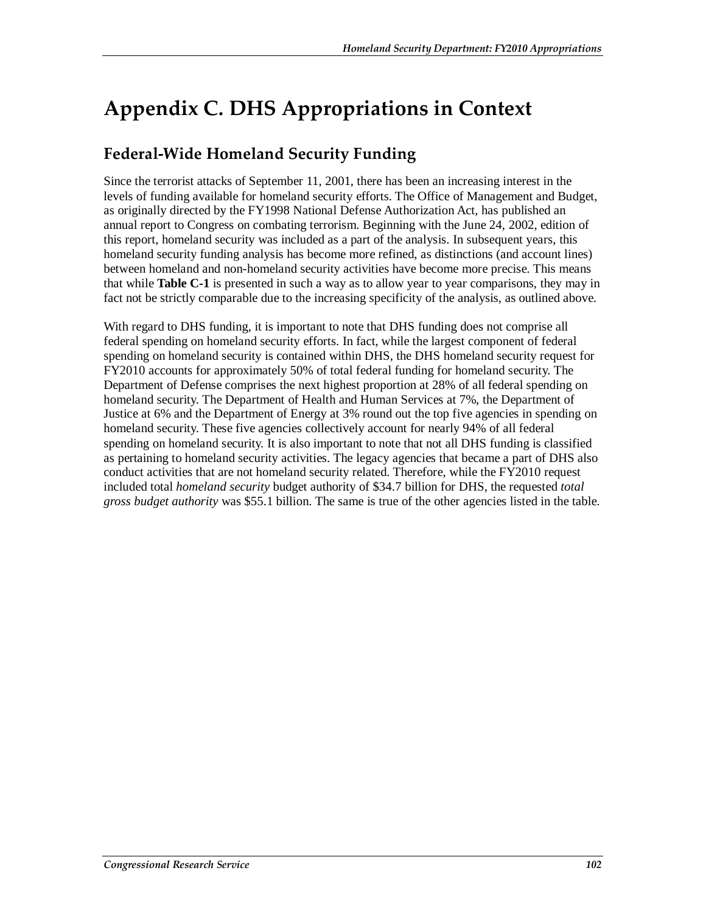# Appendix C. DHS Appropriations in Context

## Federal-Wide Homeland Security Funding

Since the terrorist attacks of September 11, 2001, there has been an increasing interest in the levels of funding available for homeland security efforts. The Office of Management and Budget, as originally directed by the FY1998 National Defense Authorization Act, has published an annual report to Congress on combating terrorism. Beginning with the June 24, 2002, edition of this report, homeland security was included as a part of the analysis. In subsequent years, this homeland security funding analysis has become more refined, as distinctions (and account lines) between homeland and non-homeland security activities have become more precise. This means that while **Table C-1** is presented in such a way as to allow year to year comparisons, they may in fact not be strictly comparable due to the increasing specificity of the analysis, as outlined above.

With regard to DHS funding, it is important to note that DHS funding does not comprise all federal spending on homeland security efforts. In fact, while the largest component of federal spending on homeland security is contained within DHS, the DHS homeland security request for FY2010 accounts for approximately 50% of total federal funding for homeland security. The Department of Defense comprises the next highest proportion at 28% of all federal spending on homeland security. The Department of Health and Human Services at 7%, the Department of Justice at 6% and the Department of Energy at 3% round out the top five agencies in spending on homeland security. These five agencies collectively account for nearly 94% of all federal spending on homeland security. It is also important to note that not all DHS funding is classified as pertaining to homeland security activities. The legacy agencies that became a part of DHS also conduct activities that are not homeland security related. Therefore, while the FY2010 request included total *homeland security* budget authority of $34.7 billion for DHS, the requested *total gross budget authority* was $55.1 billion. The same is true of the other agencies listed in the table.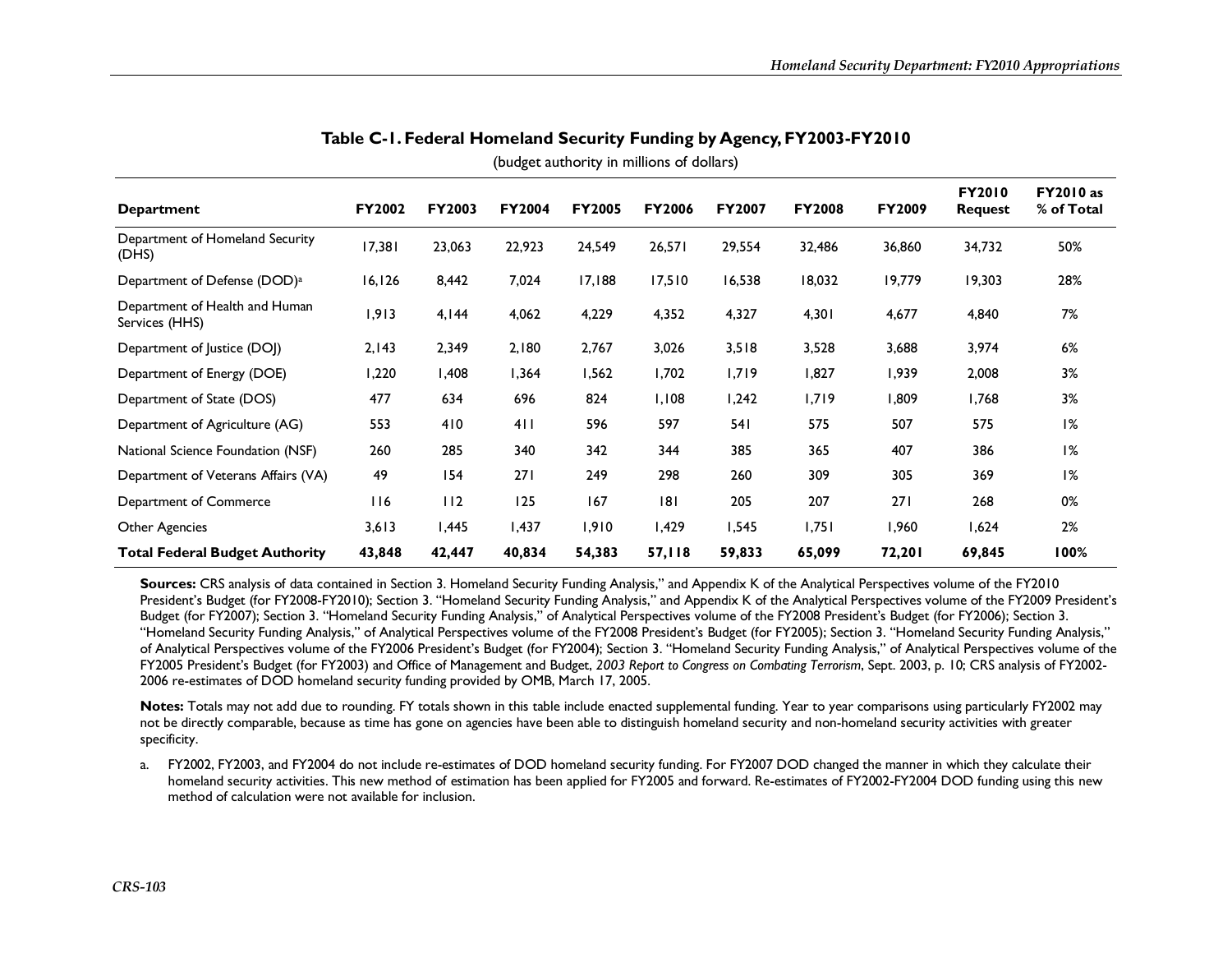**Table C-1. Federal Homeland Security Funding by Agency, FY2003-FY2010**

(budget authority in millions of dollars)

| Department | FY2002 | FY2003 | FY2004 | FY2005 | FY2006 | FY2007 | FY2008 | FY2009 | FY2010 Request | FY2010 as % of Total |
|---|---|---|---|---|---|---|---|---|---|---|
| Department of Homeland Security (DHS) | 17,381 | 23,063 | 22,923 | 24,549 | 26,571 | 29,554 | 32,486 | 36,860 | 34,732 | 50% |
| Department of Defense (DOD)[a] | 16,126 | 8,442 | 7,024 | 17,188 | 17,510 | 16,538 | 18,032 | 19,779 | 19,303 | 28% |
| Department of Health and Human Services (HHS) | 1,913 | 4,144 | 4,062 | 4,229 | 4,352 | 4,327 | 4,301 | 4,677 | 4,840 | 7% |
| Department of Justice (DOJ) | 2,143 | 2,349 | 2,180 | 2,767 | 3,026 | 3,518 | 3,528 | 3,688 | 3,974 | 6% |
| Department of Energy (DOE) | 1,220 | 1,408 | 1,364 | 1,562 | 1,702 | 1,719 | 1,827 | 1,939 | 2,008 | 3% |
| Department of State (DOS) | 477 | 634 | 696 | 824 | 1,108 | 1,242 | 1,719 | 1,809 | 1,768 | 3% |
| Department of Agriculture (AG) | 553 | 410 | 411 | 596 | 597 | 541 | 575 | 507 | 575 | 1% |
| National Science Foundation (NSF) | 260 | 285 | 340 | 342 | 344 | 385 | 365 | 407 | 386 | 1% |
| Department of Veterans Affairs (VA) | 49 | 154 | 271 | 249 | 298 | 260 | 309 | 305 | 369 | 1% |
| Department of Commerce | 116 | 112 | 125 | 167 | 181 | 205 | 207 | 271 | 268 | 0% |
| Other Agencies | 3,613 | 1,445 | 1,437 | 1,910 | 1,429 | 1,545 | 1,751 | 1,960 | 1,624 | 2% |
| **Total Federal Budget Authority** | **43,848** | **42,447** | **40,834** | **54,383** | **57,118** | **59,833** | **65,099** | **72,201** | **69,845** | **100%** |

**Sources:** CRS analysis of data contained in Section 3. Homeland Security Funding Analysis," and Appendix K of the Analytical Perspectives volume of the FY2010 President's Budget (for FY2008-FY2010); Section 3. "Homeland Security Funding Analysis," and Appendix K of the Analytical Perspectives volume of the FY2009 President's Budget (for FY2007); Section 3. "Homeland Security Funding Analysis," of Analytical Perspectives volume of the FY2008 President's Budget (for FY2006); Section 3. "Homeland Security Funding Analysis," of Analytical Perspectives volume of the FY2008 President's Budget (for FY2005); Section 3. "Homeland Security Funding Analysis," of Analytical Perspectives volume of the FY2006 President's Budget (for FY2004); Section 3. "Homeland Security Funding Analysis," of Analytical Perspectives volume of the FY2005 President's Budget (for FY2003) and Office of Management and Budget, *2003 Report to Congress on Combating Terrorism*, Sept. 2003, p. 10; CRS analysis of FY2002-2006 re-estimates of DOD homeland security funding provided by OMB, March 17, 2005.

**Notes:** Totals may not add due to rounding. FY totals shown in this table include enacted supplemental funding. Year to year comparisons using particularly FY2002 may not be directly comparable, because as time has gone on agencies have been able to distinguish homeland security and non-homeland security activities with greater specificity.

a. FY2002, FY2003, and FY2004 do not include re-estimates of DOD homeland security funding. For FY2007 DOD changed the manner in which they calculate their homeland security activities. This new method of estimation has been applied for FY2005 and forward. Re-estimates of FY2002-FY2004 DOD funding using this new method of calculation were not available for inclusion.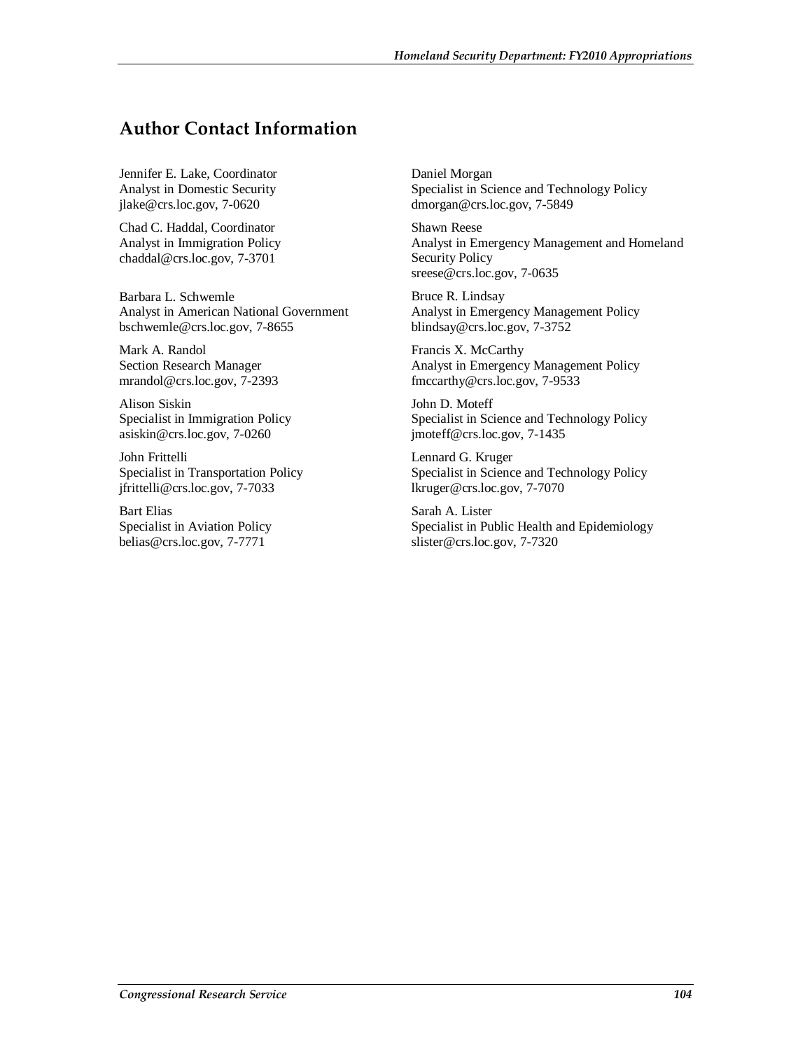## Author Contact Information

Jennifer E. Lake, Coordinator
Analyst in Domestic Security
jlake@crs.loc.gov, 7-0620

Chad C. Haddal, Coordinator
Analyst in Immigration Policy
chaddal@crs.loc.gov, 7-3701

Barbara L. Schwemle
Analyst in American National Government
bschwemle@crs.loc.gov, 7-8655

Mark A. Randol
Section Research Manager
mrandol@crs.loc.gov, 7-2393

Alison Siskin
Specialist in Immigration Policy
asiskin@crs.loc.gov, 7-0260

John Frittelli
Specialist in Transportation Policy
jfrittelli@crs.loc.gov, 7-7033

Bart Elias
Specialist in Aviation Policy
belias@crs.loc.gov, 7-7771

Daniel Morgan
Specialist in Science and Technology Policy
dmorgan@crs.loc.gov, 7-5849

Shawn Reese
Analyst in Emergency Management and Homeland Security Policy
sreese@crs.loc.gov, 7-0635

Bruce R. Lindsay
Analyst in Emergency Management Policy
blindsay@crs.loc.gov, 7-3752

Francis X. McCarthy
Analyst in Emergency Management Policy
fmccarthy@crs.loc.gov, 7-9533

John D. Moteff
Specialist in Science and Technology Policy
jmoteff@crs.loc.gov, 7-1435

Lennard G. Kruger
Specialist in Science and Technology Policy
lkruger@crs.loc.gov, 7-7070

Sarah A. Lister
Specialist in Public Health and Epidemiology
slister@crs.loc.gov, 7-7320